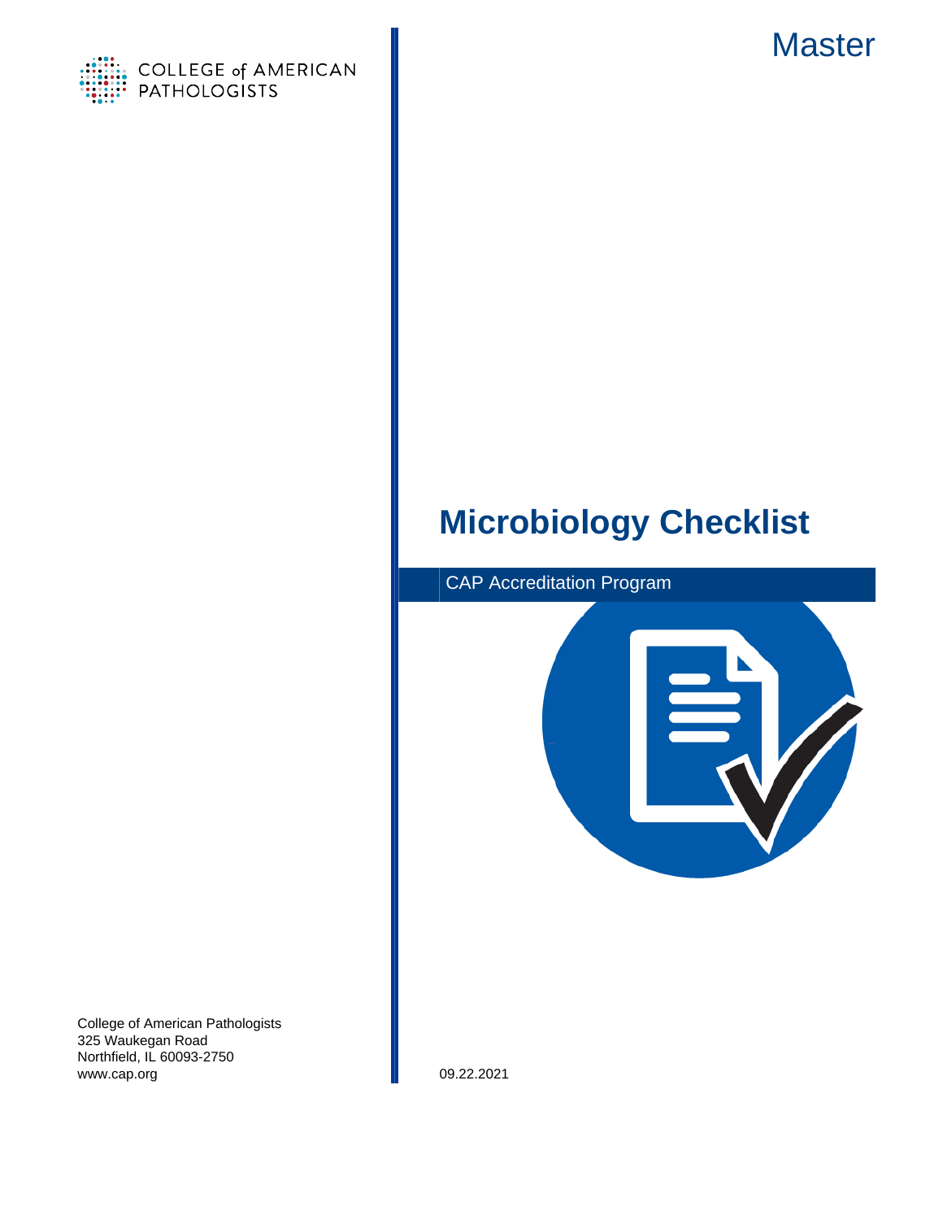COLLEGE of AMERICAN PATHOLOGISTS

Master

# Microbiology Checklist

CAP Accreditation Program

College of American Pathologists
325 Waukegan Road
Northfield, IL 60093-2750
www.cap.org

09.22.2021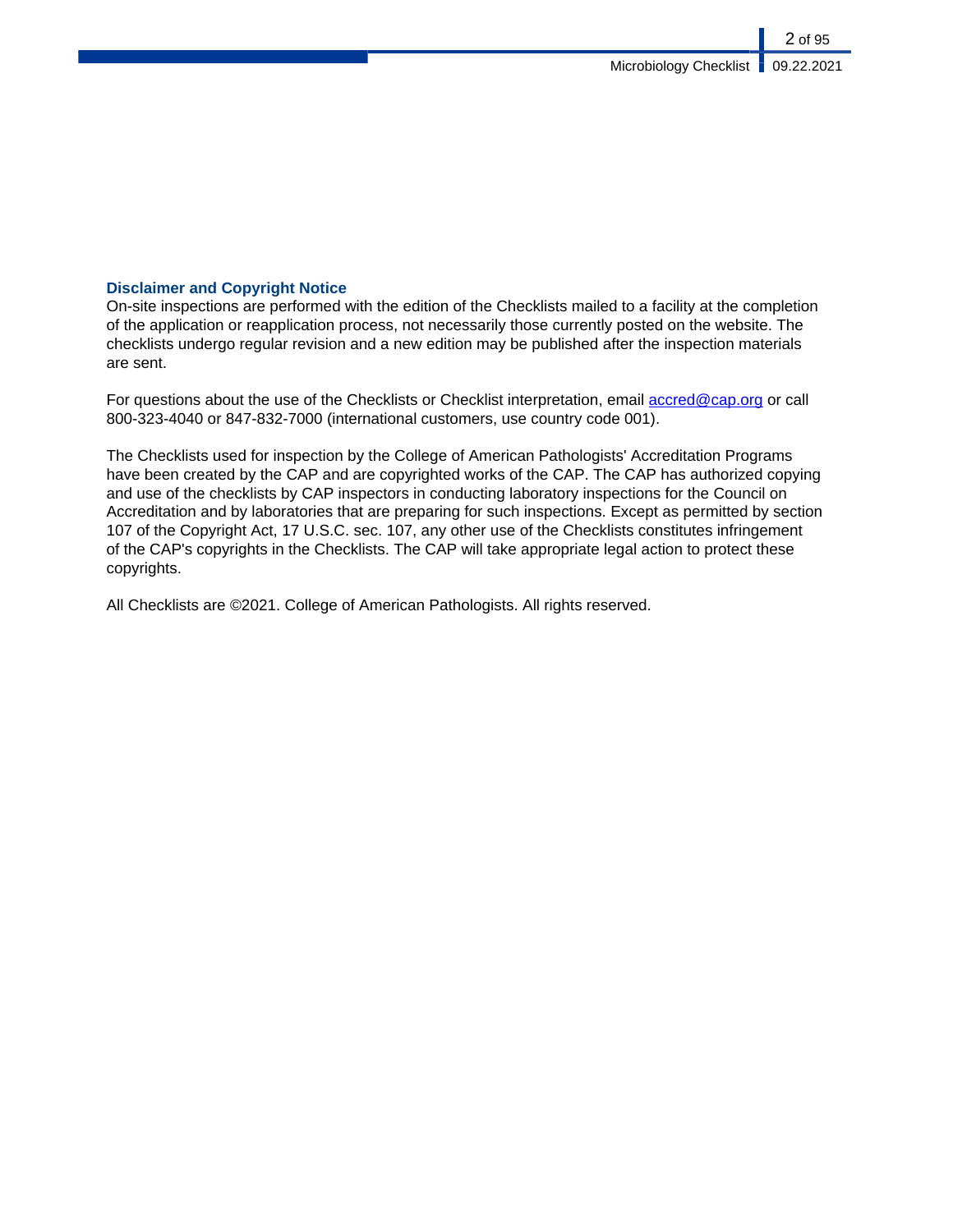**Disclaimer and Copyright Notice**

On-site inspections are performed with the edition of the Checklists mailed to a facility at the completion of the application or reapplication process, not necessarily those currently posted on the website. The checklists undergo regular revision and a new edition may be published after the inspection materials are sent.

For questions about the use of the Checklists or Checklist interpretation, email accred@cap.org or call 800-323-4040 or 847-832-7000 (international customers, use country code 001).

The Checklists used for inspection by the College of American Pathologists' Accreditation Programs have been created by the CAP and are copyrighted works of the CAP. The CAP has authorized copying and use of the checklists by CAP inspectors in conducting laboratory inspections for the Council on Accreditation and by laboratories that are preparing for such inspections. Except as permitted by section 107 of the Copyright Act, 17 U.S.C. sec. 107, any other use of the Checklists constitutes infringement of the CAP's copyrights in the Checklists. The CAP will take appropriate legal action to protect these copyrights.

All Checklists are ©2021. College of American Pathologists. All rights reserved.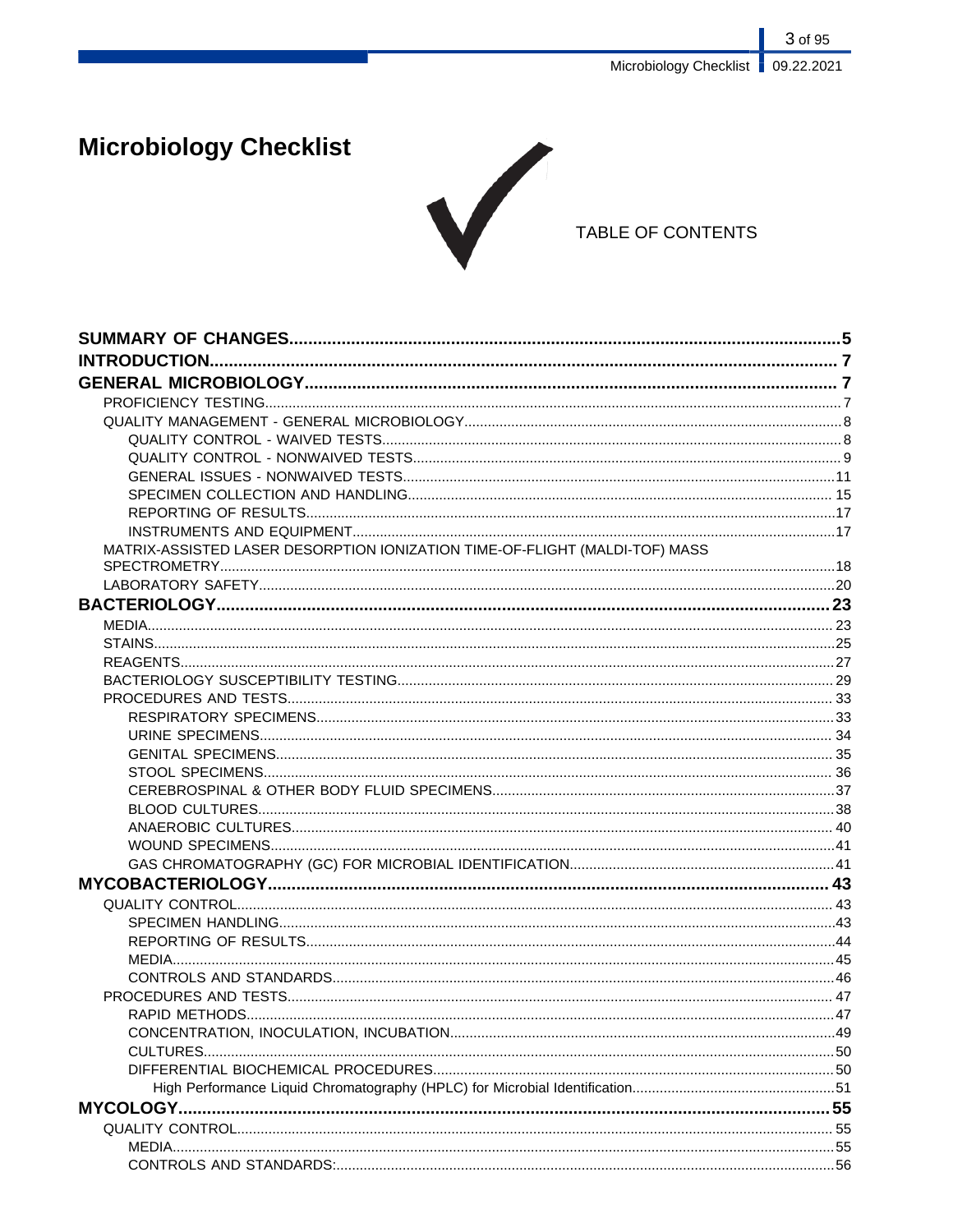# Microbiology Checklist

TABLE OF CONTENTS

**SUMMARY OF CHANGES** ........ 5
**INTRODUCTION** ........ 7
**GENERAL MICROBIOLOGY** ........ 7
- PROFICIENCY TESTING ........ 7
- QUALITY MANAGEMENT - GENERAL MICROBIOLOGY ........ 8
  - QUALITY CONTROL - WAIVED TESTS ........ 8
  - QUALITY CONTROL - NONWAIVED TESTS ........ 9
  - GENERAL ISSUES - NONWAIVED TESTS ........ 11
  - SPECIMEN COLLECTION AND HANDLING ........ 15
  - REPORTING OF RESULTS ........ 17
  - INSTRUMENTS AND EQUIPMENT ........ 17
- MATRIX-ASSISTED LASER DESORPTION IONIZATION TIME-OF-FLIGHT (MALDI-TOF) MASS SPECTROMETRY ........ 18
- LABORATORY SAFETY ........ 20

**BACTERIOLOGY** ........ 23
- MEDIA ........ 23
- STAINS ........ 25
- REAGENTS ........ 27
- BACTERIOLOGY SUSCEPTIBILITY TESTING ........ 29
- PROCEDURES AND TESTS ........ 33
  - RESPIRATORY SPECIMENS ........ 33
  - URINE SPECIMENS ........ 34
  - GENITAL SPECIMENS ........ 35
  - STOOL SPECIMENS ........ 36
  - CEREBROSPINAL & OTHER BODY FLUID SPECIMENS ........ 37
  - BLOOD CULTURES ........ 38
  - ANAEROBIC CULTURES ........ 40
  - WOUND SPECIMENS ........ 41
  - GAS CHROMATOGRAPHY (GC) FOR MICROBIAL IDENTIFICATION ........ 41

**MYCOBACTERIOLOGY** ........ 43
- QUALITY CONTROL ........ 43
  - SPECIMEN HANDLING ........ 43
  - REPORTING OF RESULTS ........ 44
  - MEDIA ........ 45
  - CONTROLS AND STANDARDS ........ 46
- PROCEDURES AND TESTS ........ 47
  - RAPID METHODS ........ 47
  - CONCENTRATION, INOCULATION, INCUBATION ........ 49
  - CULTURES ........ 50
  - DIFFERENTIAL BIOCHEMICAL PROCEDURES ........ 50
    - High Performance Liquid Chromatography (HPLC) for Microbial Identification ........ 51

**MYCOLOGY** ........ 55
- QUALITY CONTROL ........ 55
  - MEDIA ........ 55
  - CONTROLS AND STANDARDS: ........ 56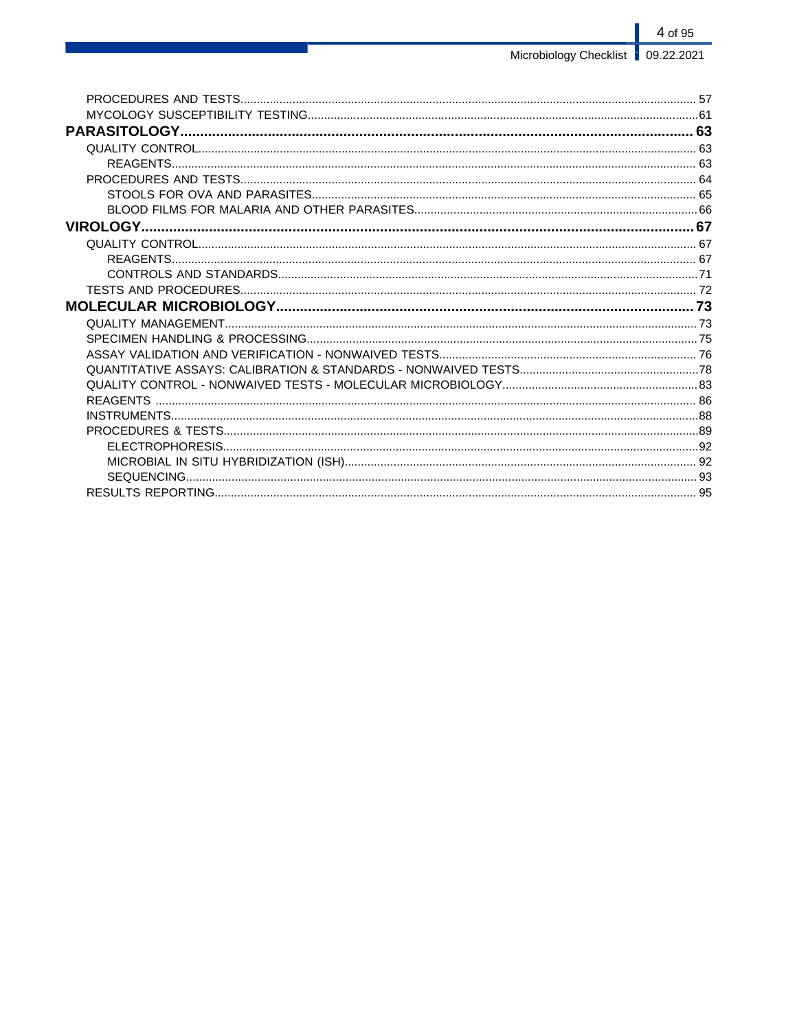PROCEDURES AND TESTS........................................................................................................................... 57
MYCOLOGY SUSCEPTIBILITY TESTING......................................................................................................61

**PARASITOLOGY.................................................................................................................................. 63**

QUALITY CONTROL....................................................................................................................................... 63
REAGENTS.................................................................................................................................................. 63
PROCEDURES AND TESTS........................................................................................................................... 64
STOOLS FOR OVA AND PARASITES..................................................................................................... 65
BLOOD FILMS FOR MALARIA AND OTHER PARASITES...................................................................... 66

**VIROLOGY............................................................................................................................................ 67**

QUALITY CONTROL....................................................................................................................................... 67
REAGENTS.................................................................................................................................................. 67
CONTROLS AND STANDARDS............................................................................................................... 71
TESTS AND PROCEDURES........................................................................................................................... 72

**MOLECULAR MICROBIOLOGY........................................................................................................ 73**

QUALITY MANAGEMENT............................................................................................................................... 73
SPECIMEN HANDLING & PROCESSING....................................................................................................... 75
ASSAY VALIDATION AND VERIFICATION - NONWAIVED TESTS............................................................... 76
QUANTITATIVE ASSAYS: CALIBRATION & STANDARDS - NONWAIVED TESTS....................................... 78
QUALITY CONTROL - NONWAIVED TESTS - MOLECULAR MICROBIOLOGY............................................ 83
REAGENTS .................................................................................................................................................... 86
INSTRUMENTS................................................................................................................................................88
PROCEDURES & TESTS................................................................................................................................89
ELECTROPHORESIS................................................................................................................................92
MICROBIAL IN SITU HYBRIDIZATION (ISH)........................................................................................... 92
SEQUENCING........................................................................................................................................... 93
RESULTS REPORTING.................................................................................................................................. 95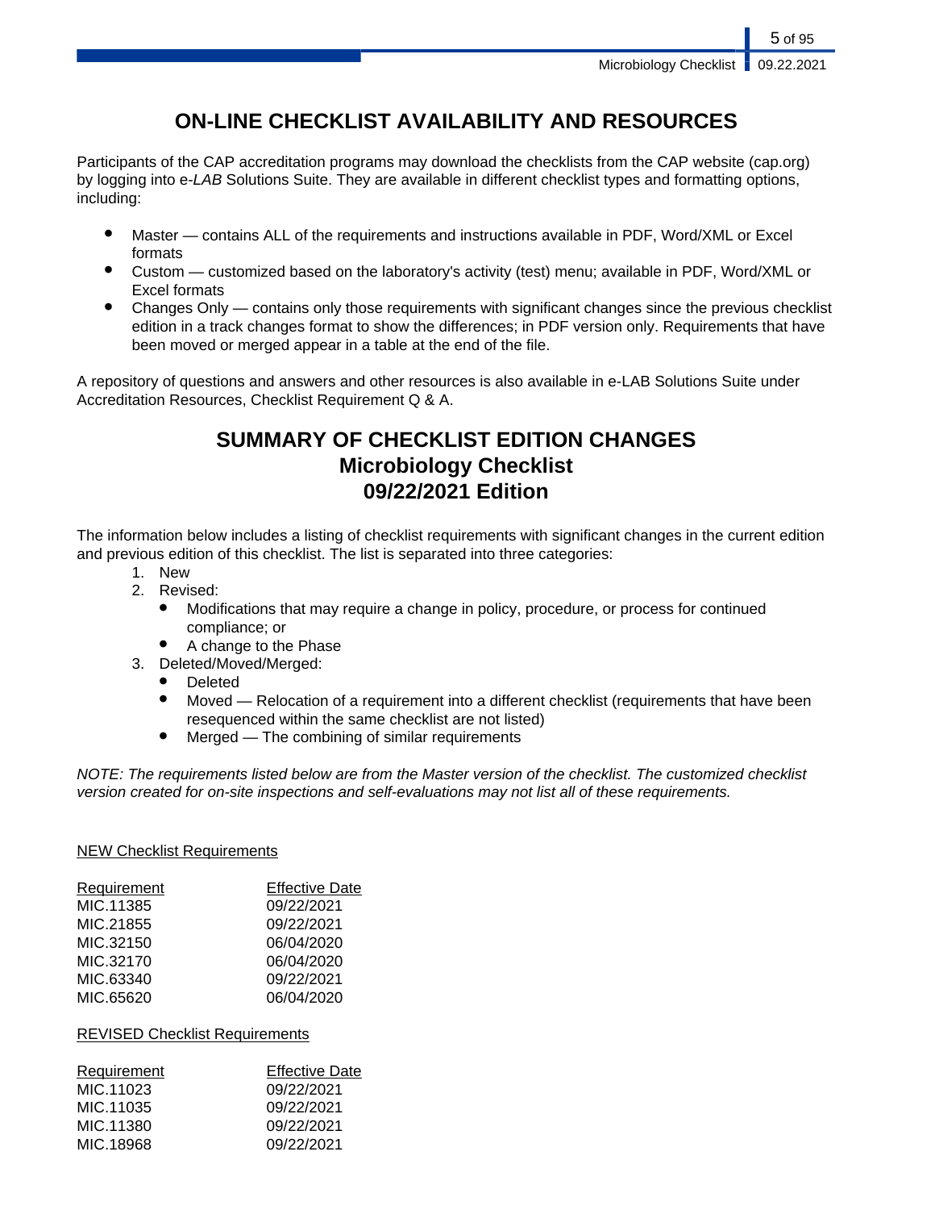# ON-LINE CHECKLIST AVAILABILITY AND RESOURCES

Participants of the CAP accreditation programs may download the checklists from the CAP website (cap.org) by logging into e-*LAB* Solutions Suite. They are available in different checklist types and formatting options, including:

- Master — contains ALL of the requirements and instructions available in PDF, Word/XML or Excel formats
- Custom — customized based on the laboratory's activity (test) menu; available in PDF, Word/XML or Excel formats
- Changes Only — contains only those requirements with significant changes since the previous checklist edition in a track changes format to show the differences; in PDF version only. Requirements that have been moved or merged appear in a table at the end of the file.

A repository of questions and answers and other resources is also available in e-LAB Solutions Suite under Accreditation Resources, Checklist Requirement Q & A.

# SUMMARY OF CHECKLIST EDITION CHANGES
# Microbiology Checklist
# 09/22/2021 Edition

The information below includes a listing of checklist requirements with significant changes in the current edition and previous edition of this checklist. The list is separated into three categories:

1. New
2. Revised:
   - Modifications that may require a change in policy, procedure, or process for continued compliance; or
   - A change to the Phase
3. Deleted/Moved/Merged:
   - Deleted
   - Moved — Relocation of a requirement into a different checklist (requirements that have been resequenced within the same checklist are not listed)
   - Merged — The combining of similar requirements

*NOTE: The requirements listed below are from the Master version of the checklist. The customized checklist version created for on-site inspections and self-evaluations may not list all of these requirements.*

NEW Checklist Requirements

| Requirement | Effective Date |
|---|---|
| MIC.11385 | 09/22/2021 |
| MIC.21855 | 09/22/2021 |
| MIC.32150 | 06/04/2020 |
| MIC.32170 | 06/04/2020 |
| MIC.63340 | 09/22/2021 |
| MIC.65620 | 06/04/2020 |

REVISED Checklist Requirements

| Requirement | Effective Date |
|---|---|
| MIC.11023 | 09/22/2021 |
| MIC.11035 | 09/22/2021 |
| MIC.11380 | 09/22/2021 |
| MIC.18968 | 09/22/2021 |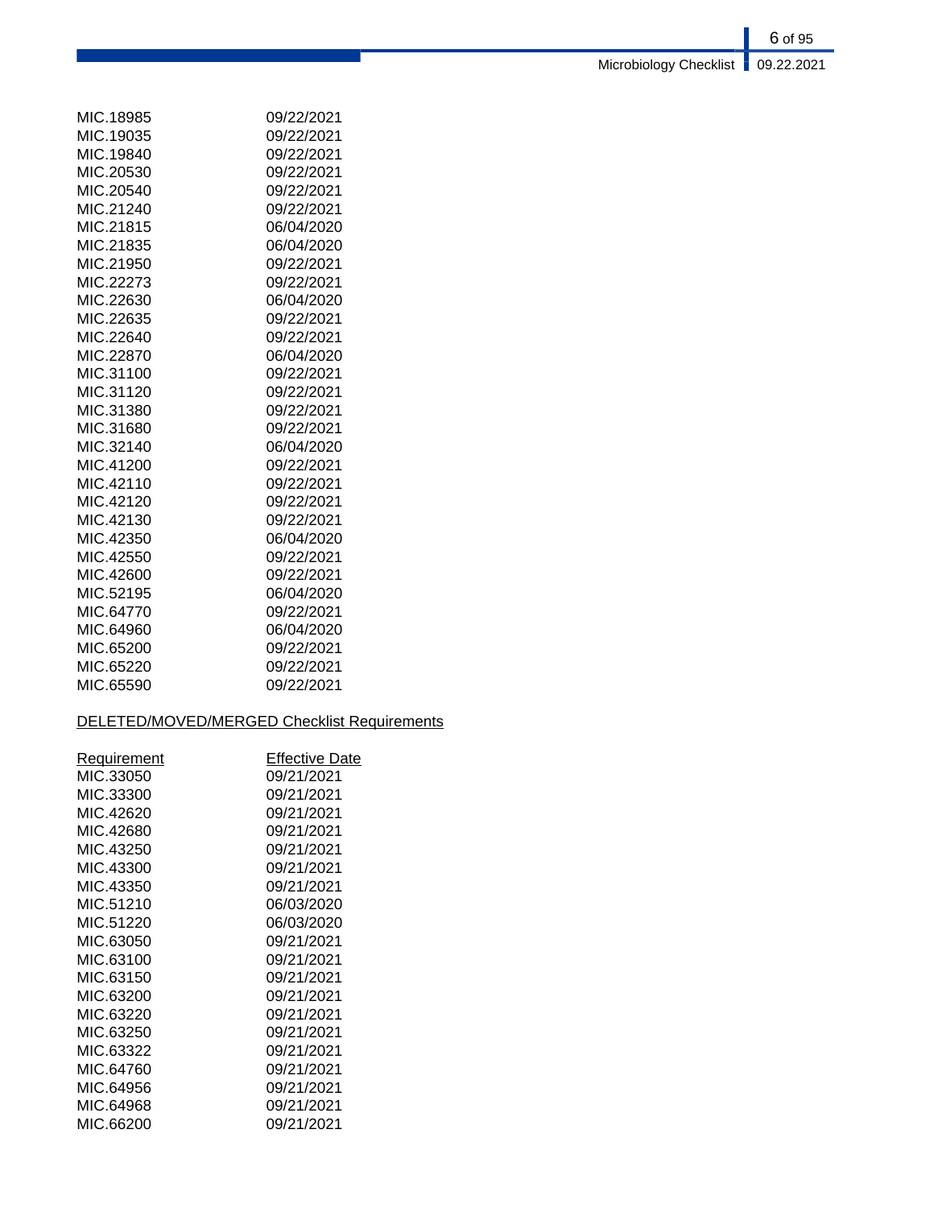| | |
|---|---|
| MIC.18985 | 09/22/2021 |
| MIC.19035 | 09/22/2021 |
| MIC.19840 | 09/22/2021 |
| MIC.20530 | 09/22/2021 |
| MIC.20540 | 09/22/2021 |
| MIC.21240 | 09/22/2021 |
| MIC.21815 | 06/04/2020 |
| MIC.21835 | 06/04/2020 |
| MIC.21950 | 09/22/2021 |
| MIC.22273 | 09/22/2021 |
| MIC.22630 | 06/04/2020 |
| MIC.22635 | 09/22/2021 |
| MIC.22640 | 09/22/2021 |
| MIC.22870 | 06/04/2020 |
| MIC.31100 | 09/22/2021 |
| MIC.31120 | 09/22/2021 |
| MIC.31380 | 09/22/2021 |
| MIC.31680 | 09/22/2021 |
| MIC.32140 | 06/04/2020 |
| MIC.41200 | 09/22/2021 |
| MIC.42110 | 09/22/2021 |
| MIC.42120 | 09/22/2021 |
| MIC.42130 | 09/22/2021 |
| MIC.42350 | 06/04/2020 |
| MIC.42550 | 09/22/2021 |
| MIC.42600 | 09/22/2021 |
| MIC.52195 | 06/04/2020 |
| MIC.64770 | 09/22/2021 |
| MIC.64960 | 06/04/2020 |
| MIC.65200 | 09/22/2021 |
| MIC.65220 | 09/22/2021 |
| MIC.65590 | 09/22/2021 |

DELETED/MOVED/MERGED Checklist Requirements

| Requirement | Effective Date |
|---|---|
| MIC.33050 | 09/21/2021 |
| MIC.33300 | 09/21/2021 |
| MIC.42620 | 09/21/2021 |
| MIC.42680 | 09/21/2021 |
| MIC.43250 | 09/21/2021 |
| MIC.43300 | 09/21/2021 |
| MIC.43350 | 09/21/2021 |
| MIC.51210 | 06/03/2020 |
| MIC.51220 | 06/03/2020 |
| MIC.63050 | 09/21/2021 |
| MIC.63100 | 09/21/2021 |
| MIC.63150 | 09/21/2021 |
| MIC.63200 | 09/21/2021 |
| MIC.63220 | 09/21/2021 |
| MIC.63250 | 09/21/2021 |
| MIC.63322 | 09/21/2021 |
| MIC.64760 | 09/21/2021 |
| MIC.64956 | 09/21/2021 |
| MIC.64968 | 09/21/2021 |
| MIC.66200 | 09/21/2021 |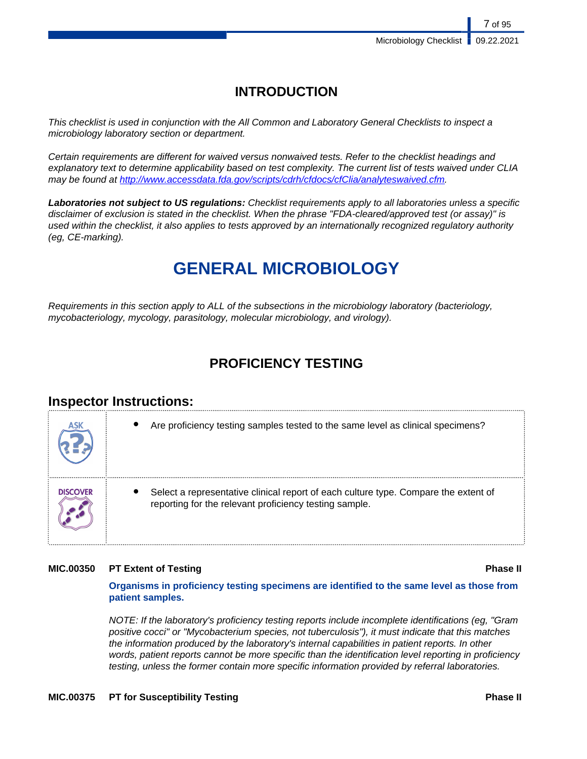# INTRODUCTION

*This checklist is used in conjunction with the All Common and Laboratory General Checklists to inspect a microbiology laboratory section or department.*

*Certain requirements are different for waived versus nonwaived tests. Refer to the checklist headings and explanatory text to determine applicability based on test complexity. The current list of tests waived under CLIA may be found at [http://www.accessdata.fda.gov/scripts/cdrh/cfdocs/cfClia/analyteswaived.cfm](http://www.accessdata.fda.gov/scripts/cdrh/cfdocs/cfClia/analyteswaived.cfm).*

***Laboratories not subject to US regulations:** Checklist requirements apply to all laboratories unless a specific disclaimer of exclusion is stated in the checklist. When the phrase "FDA-cleared/approved test (or assay)" is used within the checklist, it also applies to tests approved by an internationally recognized regulatory authority (eg, CE-marking).*

# GENERAL MICROBIOLOGY

*Requirements in this section apply to ALL of the subsections in the microbiology laboratory (bacteriology, mycobacteriology, mycology, parasitology, molecular microbiology, and virology).*

## PROFICIENCY TESTING

### Inspector Instructions:

| | |
|---|---|
| ASK | • Are proficiency testing samples tested to the same level as clinical specimens? |
| DISCOVER | • Select a representative clinical report of each culture type. Compare the extent of reporting for the relevant proficiency testing sample. |

**MIC.00350 PT Extent of Testing** **Phase II**

**Organisms in proficiency testing specimens are identified to the same level as those from patient samples.**

*NOTE: If the laboratory's proficiency testing reports include incomplete identifications (eg, "Gram positive cocci" or "Mycobacterium species, not tuberculosis"), it must indicate that this matches the information produced by the laboratory's internal capabilities in patient reports. In other words, patient reports cannot be more specific than the identification level reporting in proficiency testing, unless the former contain more specific information provided by referral laboratories.*

**MIC.00375 PT for Susceptibility Testing** **Phase II**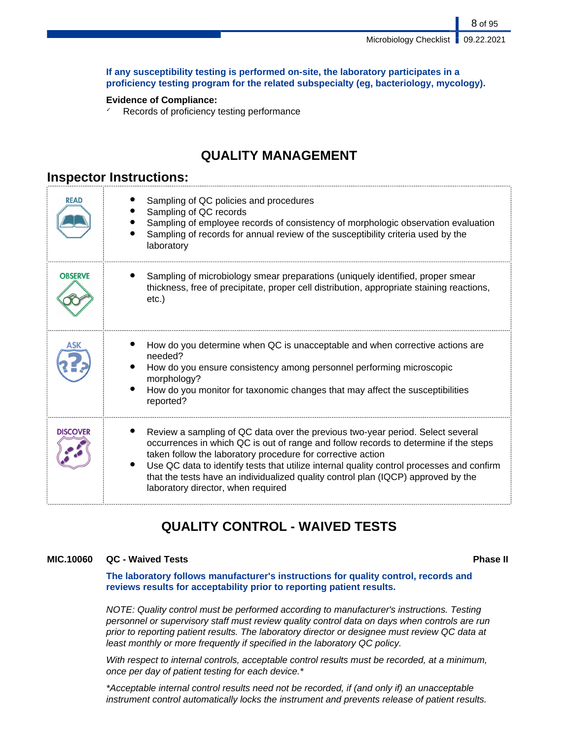**If any susceptibility testing is performed on-site, the laboratory participates in a proficiency testing program for the related subspecialty (eg, bacteriology, mycology).**

**Evidence of Compliance:**

- Records of proficiency testing performance

# QUALITY MANAGEMENT

## Inspector Instructions:

| | |
|---|---|
| READ | • Sampling of QC policies and procedures<br>• Sampling of QC records<br>• Sampling of employee records of consistency of morphologic observation evaluation<br>• Sampling of records for annual review of the susceptibility criteria used by the laboratory |
| OBSERVE | • Sampling of microbiology smear preparations (uniquely identified, proper smear thickness, free of precipitate, proper cell distribution, appropriate staining reactions, etc.) |
| ASK | • How do you determine when QC is unacceptable and when corrective actions are needed?<br>• How do you ensure consistency among personnel performing microscopic morphology?<br>• How do you monitor for taxonomic changes that may affect the susceptibilities reported? |
| DISCOVER | • Review a sampling of QC data over the previous two-year period. Select several occurrences in which QC is out of range and follow records to determine if the steps taken follow the laboratory procedure for corrective action<br>• Use QC data to identify tests that utilize internal quality control processes and confirm that the tests have an individualized quality control plan (IQCP) approved by the laboratory director, when required |

# QUALITY CONTROL - WAIVED TESTS

**MIC.10060 QC - Waived Tests** **Phase II**

**The laboratory follows manufacturer's instructions for quality control, records and reviews results for acceptability prior to reporting patient results.**

*NOTE: Quality control must be performed according to manufacturer's instructions. Testing personnel or supervisory staff must review quality control data on days when controls are run prior to reporting patient results. The laboratory director or designee must review QC data at least monthly or more frequently if specified in the laboratory QC policy.*

*With respect to internal controls, acceptable control results must be recorded, at a minimum, once per day of patient testing for each device.**

**Acceptable internal control results need not be recorded, if (and only if) an unacceptable instrument control automatically locks the instrument and prevents release of patient results.*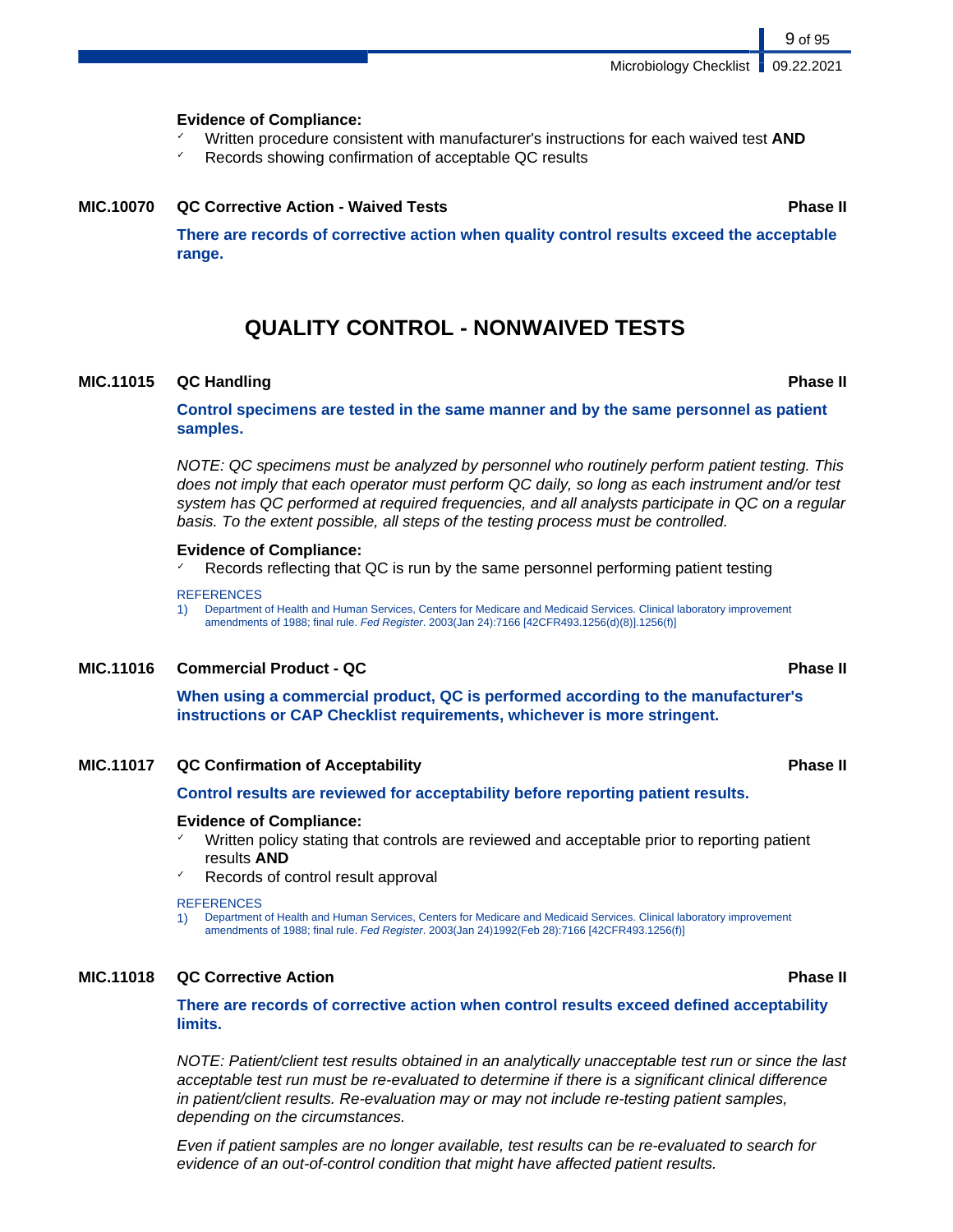**Evidence of Compliance:**

- ✓ Written procedure consistent with manufacturer's instructions for each waived test **AND**
- ✓ Records showing confirmation of acceptable QC results

**MIC.10070 QC Corrective Action - Waived Tests** **Phase II**

**There are records of corrective action when quality control results exceed the acceptable range.**

## QUALITY CONTROL - NONWAIVED TESTS

**MIC.11015 QC Handling** **Phase II**

**Control specimens are tested in the same manner and by the same personnel as patient samples.**

*NOTE: QC specimens must be analyzed by personnel who routinely perform patient testing. This does not imply that each operator must perform QC daily, so long as each instrument and/or test system has QC performed at required frequencies, and all analysts participate in QC on a regular basis. To the extent possible, all steps of the testing process must be controlled.*

**Evidence of Compliance:**

- ✓ Records reflecting that QC is run by the same personnel performing patient testing

REFERENCES

1) Department of Health and Human Services, Centers for Medicare and Medicaid Services. Clinical laboratory improvement amendments of 1988; final rule. *Fed Register*. 2003(Jan 24):7166 [42CFR493.1256(d)(8)].1256(f)]

**MIC.11016 Commercial Product - QC** **Phase II**

**When using a commercial product, QC is performed according to the manufacturer's instructions or CAP Checklist requirements, whichever is more stringent.**

**MIC.11017 QC Confirmation of Acceptability** **Phase II**

**Control results are reviewed for acceptability before reporting patient results.**

**Evidence of Compliance:**

- ✓ Written policy stating that controls are reviewed and acceptable prior to reporting patient results **AND**
- ✓ Records of control result approval

REFERENCES

1) Department of Health and Human Services, Centers for Medicare and Medicaid Services. Clinical laboratory improvement amendments of 1988; final rule. *Fed Register*. 2003(Jan 24)1992(Feb 28):7166 [42CFR493.1256(f)]

**MIC.11018 QC Corrective Action** **Phase II**

**There are records of corrective action when control results exceed defined acceptability limits.**

*NOTE: Patient/client test results obtained in an analytically unacceptable test run or since the last acceptable test run must be re-evaluated to determine if there is a significant clinical difference in patient/client results. Re-evaluation may or may not include re-testing patient samples, depending on the circumstances.*

*Even if patient samples are no longer available, test results can be re-evaluated to search for evidence of an out-of-control condition that might have affected patient results.*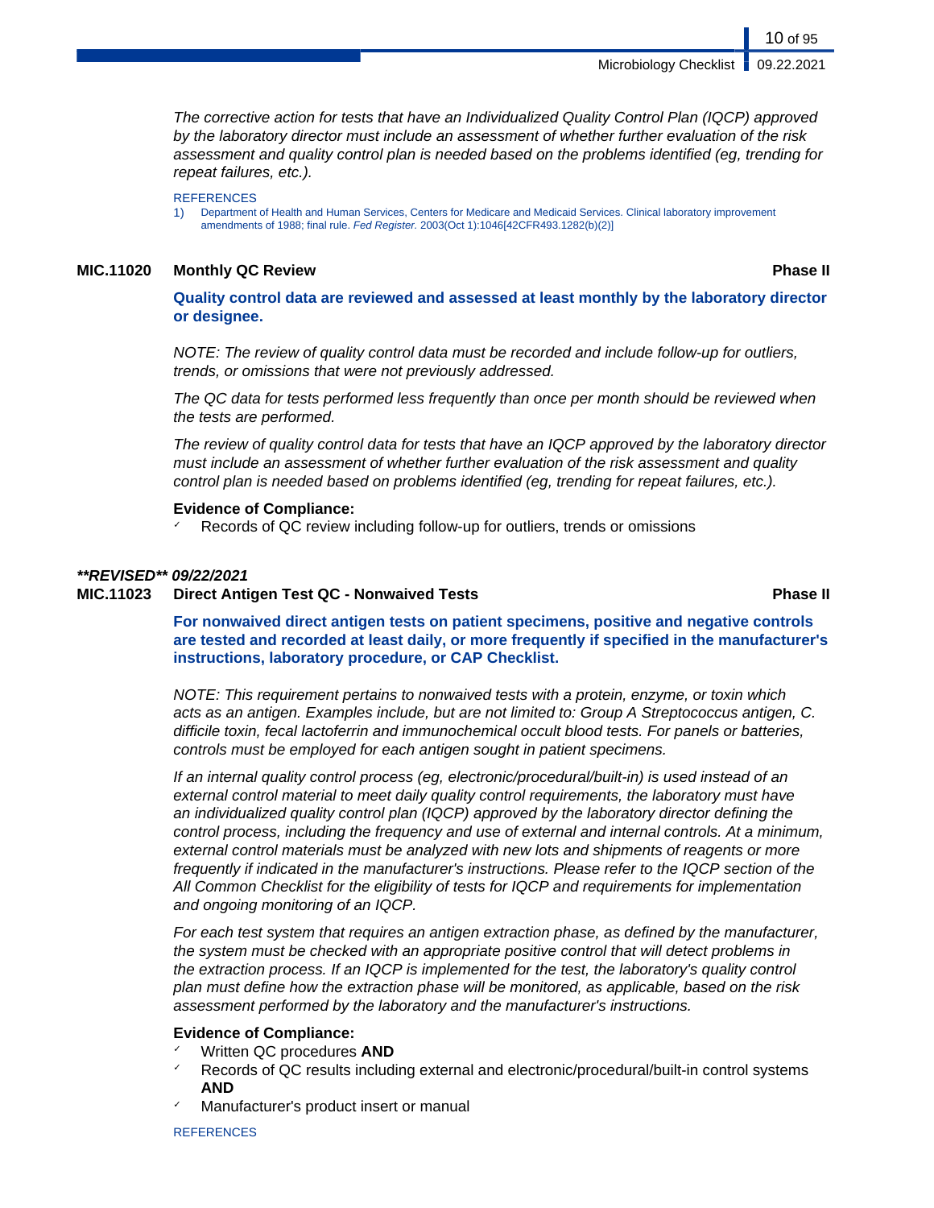*The corrective action for tests that have an Individualized Quality Control Plan (IQCP) approved by the laboratory director must include an assessment of whether further evaluation of the risk assessment and quality control plan is needed based on the problems identified (eg, trending for repeat failures, etc.).*

REFERENCES

1) Department of Health and Human Services, Centers for Medicare and Medicaid Services. Clinical laboratory improvement amendments of 1988; final rule. *Fed Register.* 2003(Oct 1):1046[42CFR493.1282(b)(2)]

### MIC.11020 Monthly QC Review — Phase II

**Quality control data are reviewed and assessed at least monthly by the laboratory director or designee.**

*NOTE: The review of quality control data must be recorded and include follow-up for outliers, trends, or omissions that were not previously addressed.*

*The QC data for tests performed less frequently than once per month should be reviewed when the tests are performed.*

*The review of quality control data for tests that have an IQCP approved by the laboratory director must include an assessment of whether further evaluation of the risk assessment and quality control plan is needed based on problems identified (eg, trending for repeat failures, etc.).*

**Evidence of Compliance:**

- Records of QC review including follow-up for outliers, trends or omissions

***\*\*REVISED\*\* 09/22/2021***

### MIC.11023 Direct Antigen Test QC - Nonwaived Tests — Phase II

**For nonwaived direct antigen tests on patient specimens, positive and negative controls are tested and recorded at least daily, or more frequently if specified in the manufacturer's instructions, laboratory procedure, or CAP Checklist.**

*NOTE: This requirement pertains to nonwaived tests with a protein, enzyme, or toxin which acts as an antigen. Examples include, but are not limited to: Group A Streptococcus antigen, C. difficile toxin, fecal lactoferrin and immunochemical occult blood tests. For panels or batteries, controls must be employed for each antigen sought in patient specimens.*

*If an internal quality control process (eg, electronic/procedural/built-in) is used instead of an external control material to meet daily quality control requirements, the laboratory must have an individualized quality control plan (IQCP) approved by the laboratory director defining the control process, including the frequency and use of external and internal controls. At a minimum, external control materials must be analyzed with new lots and shipments of reagents or more frequently if indicated in the manufacturer's instructions. Please refer to the IQCP section of the All Common Checklist for the eligibility of tests for IQCP and requirements for implementation and ongoing monitoring of an IQCP.*

*For each test system that requires an antigen extraction phase, as defined by the manufacturer, the system must be checked with an appropriate positive control that will detect problems in the extraction process. If an IQCP is implemented for the test, the laboratory's quality control plan must define how the extraction phase will be monitored, as applicable, based on the risk assessment performed by the laboratory and the manufacturer's instructions.*

**Evidence of Compliance:**

- Written QC procedures **AND**
- Records of QC results including external and electronic/procedural/built-in control systems **AND**
- Manufacturer's product insert or manual

REFERENCES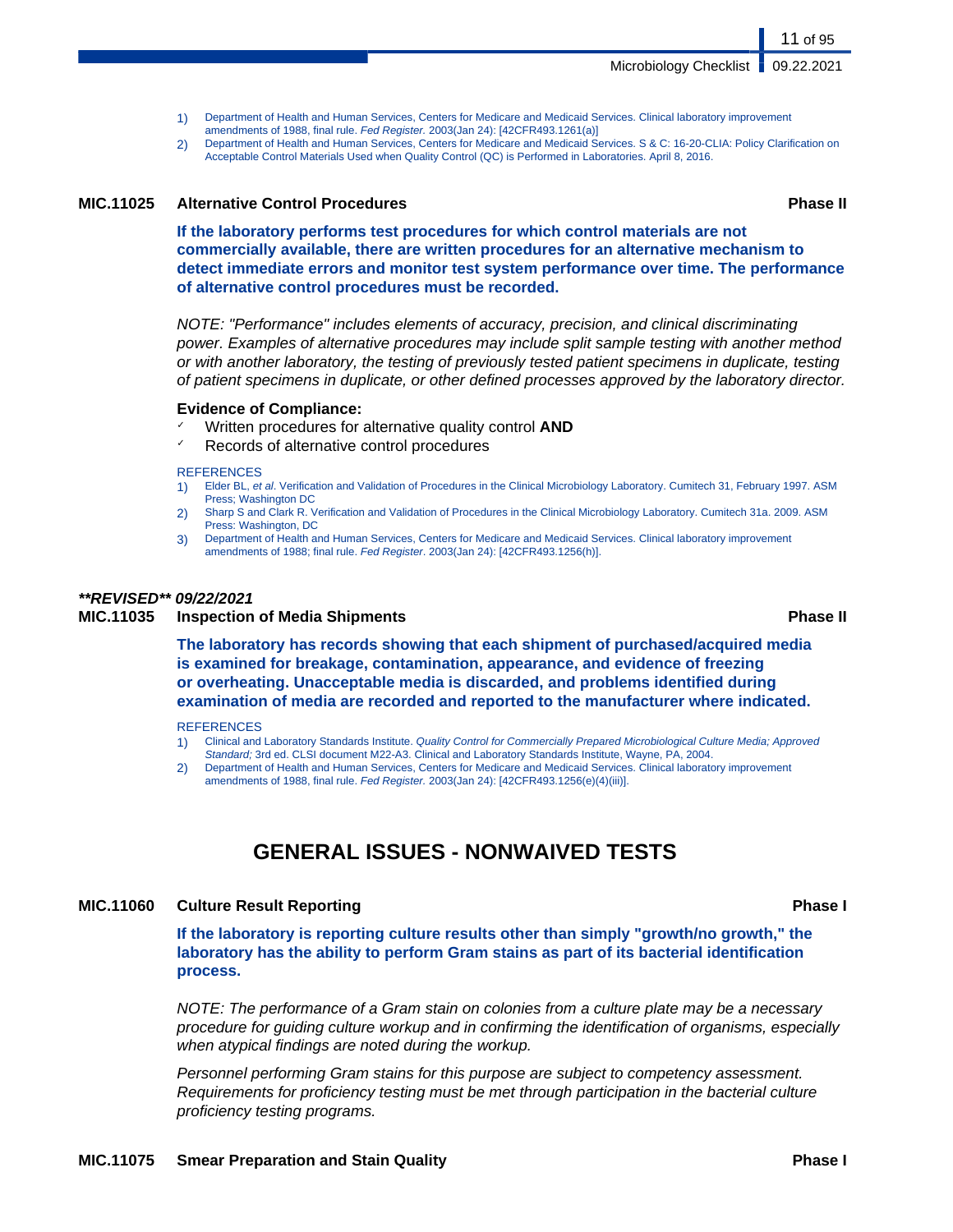1) Department of Health and Human Services, Centers for Medicare and Medicaid Services. Clinical laboratory improvement amendments of 1988, final rule. *Fed Register.* 2003(Jan 24): [42CFR493.1261(a)]
2) Department of Health and Human Services, Centers for Medicare and Medicaid Services. S & C: 16-20-CLIA: Policy Clarification on Acceptable Control Materials Used when Quality Control (QC) is Performed in Laboratories. April 8, 2016.

### MIC.11025 Alternative Control Procedures — Phase II

**If the laboratory performs test procedures for which control materials are not commercially available, there are written procedures for an alternative mechanism to detect immediate errors and monitor test system performance over time. The performance of alternative control procedures must be recorded.**

*NOTE: "Performance" includes elements of accuracy, precision, and clinical discriminating power. Examples of alternative procedures may include split sample testing with another method or with another laboratory, the testing of previously tested patient specimens in duplicate, testing of patient specimens in duplicate, or other defined processes approved by the laboratory director.*

**Evidence of Compliance:**

- ✓ Written procedures for alternative quality control **AND**
- ✓ Records of alternative control procedures

REFERENCES

1) Elder BL, *et al*. Verification and Validation of Procedures in the Clinical Microbiology Laboratory. Cumitech 31, February 1997. ASM Press; Washington DC
2) Sharp S and Clark R. Verification and Validation of Procedures in the Clinical Microbiology Laboratory. Cumitech 31a. 2009. ASM Press: Washington, DC
3) Department of Health and Human Services, Centers for Medicare and Medicaid Services. Clinical laboratory improvement amendments of 1988; final rule. *Fed Register*. 2003(Jan 24): [42CFR493.1256(h)].

***\*\*REVISED\*\* 09/22/2021***

### MIC.11035 Inspection of Media Shipments — Phase II

**The laboratory has records showing that each shipment of purchased/acquired media is examined for breakage, contamination, appearance, and evidence of freezing or overheating. Unacceptable media is discarded, and problems identified during examination of media are recorded and reported to the manufacturer where indicated.**

REFERENCES

1) Clinical and Laboratory Standards Institute. *Quality Control for Commercially Prepared Microbiological Culture Media; Approved Standard;* 3rd ed. CLSI document M22-A3. Clinical and Laboratory Standards Institute, Wayne, PA, 2004.
2) Department of Health and Human Services, Centers for Medicare and Medicaid Services. Clinical laboratory improvement amendments of 1988, final rule. *Fed Register.* 2003(Jan 24): [42CFR493.1256(e)(4)(iii)].

## GENERAL ISSUES - NONWAIVED TESTS

### MIC.11060 Culture Result Reporting — Phase I

**If the laboratory is reporting culture results other than simply "growth/no growth," the laboratory has the ability to perform Gram stains as part of its bacterial identification process.**

*NOTE: The performance of a Gram stain on colonies from a culture plate may be a necessary procedure for guiding culture workup and in confirming the identification of organisms, especially when atypical findings are noted during the workup.*

*Personnel performing Gram stains for this purpose are subject to competency assessment. Requirements for proficiency testing must be met through participation in the bacterial culture proficiency testing programs.*

### MIC.11075 Smear Preparation and Stain Quality — Phase I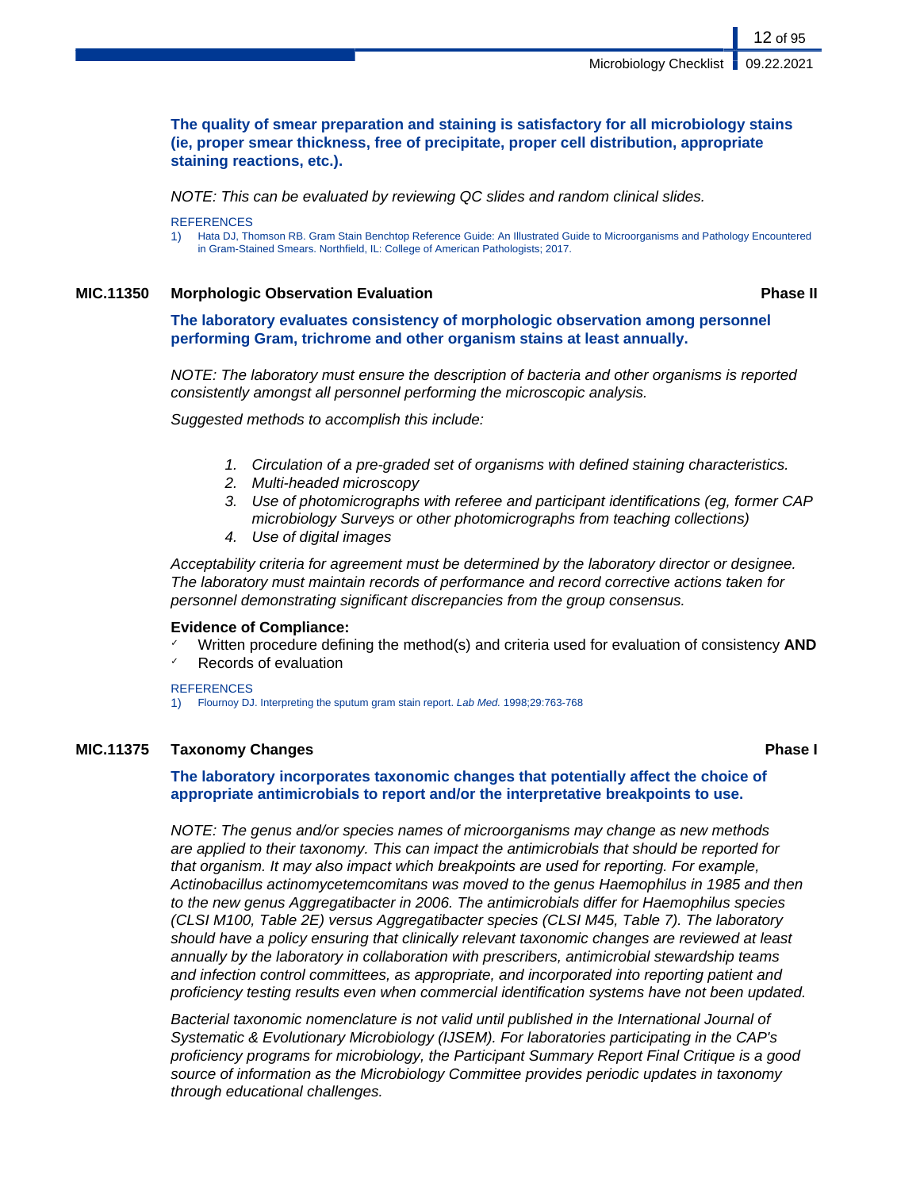**The quality of smear preparation and staining is satisfactory for all microbiology stains (ie, proper smear thickness, free of precipitate, proper cell distribution, appropriate staining reactions, etc.).**

*NOTE: This can be evaluated by reviewing QC slides and random clinical slides.*

REFERENCES

1) Hata DJ, Thomson RB. Gram Stain Benchtop Reference Guide: An Illustrated Guide to Microorganisms and Pathology Encountered in Gram-Stained Smears. Northfield, IL: College of American Pathologists; 2017.

### MIC.11350 Morphologic Observation Evaluation — Phase II

**The laboratory evaluates consistency of morphologic observation among personnel performing Gram, trichrome and other organism stains at least annually.**

*NOTE: The laboratory must ensure the description of bacteria and other organisms is reported consistently amongst all personnel performing the microscopic analysis.*

*Suggested methods to accomplish this include:*

1. *Circulation of a pre-graded set of organisms with defined staining characteristics.*
2. *Multi-headed microscopy*
3. *Use of photomicrographs with referee and participant identifications (eg, former CAP microbiology Surveys or other photomicrographs from teaching collections)*
4. *Use of digital images*

*Acceptability criteria for agreement must be determined by the laboratory director or designee. The laboratory must maintain records of performance and record corrective actions taken for personnel demonstrating significant discrepancies from the group consensus.*

**Evidence of Compliance:**

- ✓ Written procedure defining the method(s) and criteria used for evaluation of consistency **AND**
- ✓ Records of evaluation

REFERENCES

1) Flournoy DJ. Interpreting the sputum gram stain report. *Lab Med.* 1998;29:763-768

### MIC.11375 Taxonomy Changes — Phase I

**The laboratory incorporates taxonomic changes that potentially affect the choice of appropriate antimicrobials to report and/or the interpretative breakpoints to use.**

*NOTE: The genus and/or species names of microorganisms may change as new methods are applied to their taxonomy. This can impact the antimicrobials that should be reported for that organism. It may also impact which breakpoints are used for reporting. For example, Actinobacillus actinomycetemcomitans was moved to the genus Haemophilus in 1985 and then to the new genus Aggregatibacter in 2006. The antimicrobials differ for Haemophilus species (CLSI M100, Table 2E) versus Aggregatibacter species (CLSI M45, Table 7). The laboratory should have a policy ensuring that clinically relevant taxonomic changes are reviewed at least annually by the laboratory in collaboration with prescribers, antimicrobial stewardship teams and infection control committees, as appropriate, and incorporated into reporting patient and proficiency testing results even when commercial identification systems have not been updated.*

*Bacterial taxonomic nomenclature is not valid until published in the International Journal of Systematic & Evolutionary Microbiology (IJSEM). For laboratories participating in the CAP's proficiency programs for microbiology, the Participant Summary Report Final Critique is a good source of information as the Microbiology Committee provides periodic updates in taxonomy through educational challenges.*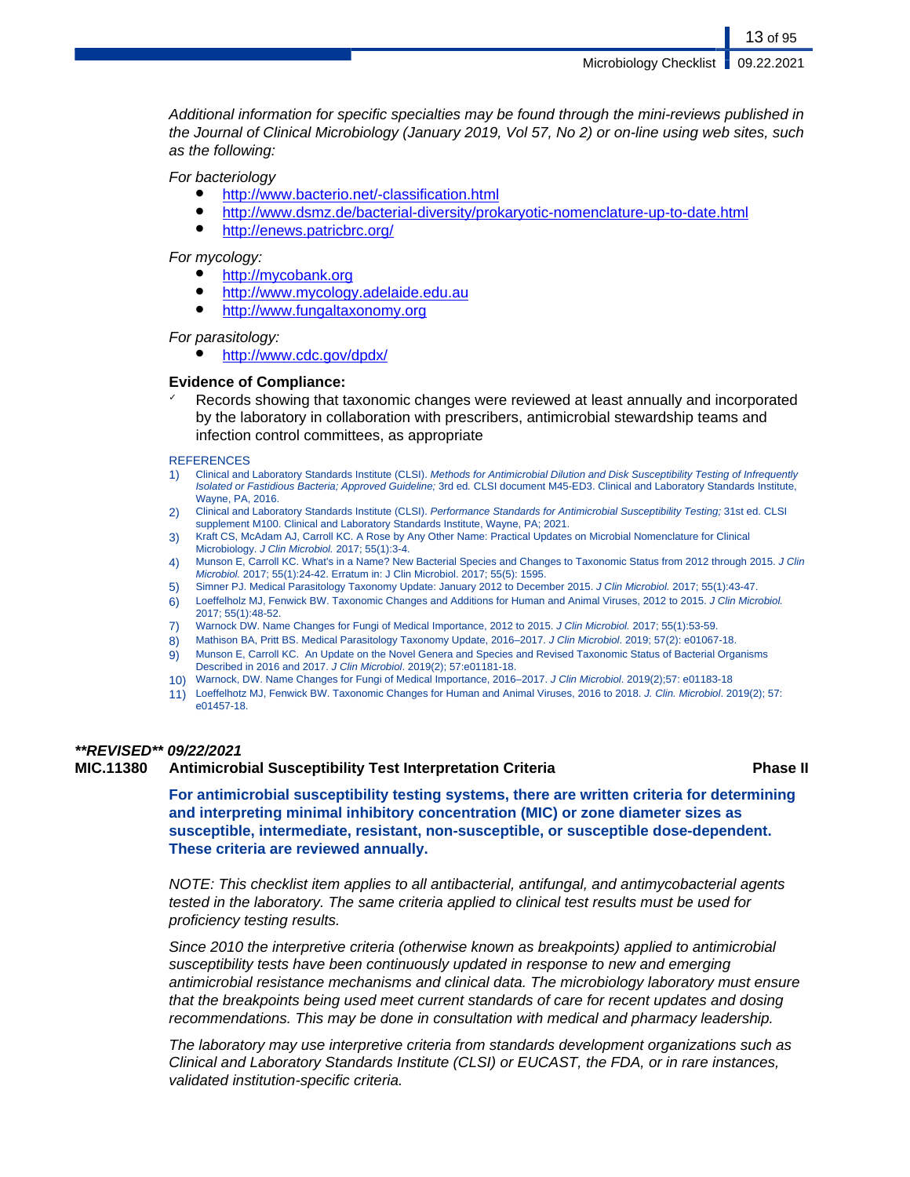*Additional information for specific specialties may be found through the mini-reviews published in the Journal of Clinical Microbiology (January 2019, Vol 57, No 2) or on-line using web sites, such as the following:*

*For bacteriology*

- http://www.bacterio.net/-classification.html
- http://www.dsmz.de/bacterial-diversity/prokaryotic-nomenclature-up-to-date.html
- http://enews.patricbrc.org/

*For mycology:*

- http://mycobank.org
- http://www.mycology.adelaide.edu.au
- http://www.fungaltaxonomy.org

*For parasitology:*

- http://www.cdc.gov/dpdx/

**Evidence of Compliance:**

- ✓ Records showing that taxonomic changes were reviewed at least annually and incorporated by the laboratory in collaboration with prescribers, antimicrobial stewardship teams and infection control committees, as appropriate

REFERENCES

1) Clinical and Laboratory Standards Institute (CLSI). *Methods for Antimicrobial Dilution and Disk Susceptibility Testing of Infrequently Isolated or Fastidious Bacteria; Approved Guideline;* 3rd ed. CLSI document M45-ED3. Clinical and Laboratory Standards Institute, Wayne, PA, 2016.
2) Clinical and Laboratory Standards Institute (CLSI). *Performance Standards for Antimicrobial Susceptibility Testing;* 31st ed. CLSI supplement M100. Clinical and Laboratory Standards Institute, Wayne, PA; 2021.
3) Kraft CS, McAdam AJ, Carroll KC. A Rose by Any Other Name: Practical Updates on Microbial Nomenclature for Clinical Microbiology. *J Clin Microbiol.* 2017; 55(1):3-4.
4) Munson E, Carroll KC. What's in a Name? New Bacterial Species and Changes to Taxonomic Status from 2012 through 2015. *J Clin Microbiol.* 2017; 55(1):24-42. Erratum in: J Clin Microbiol. 2017; 55(5): 1595.
5) Simner PJ. Medical Parasitology Taxonomy Update: January 2012 to December 2015. *J Clin Microbiol.* 2017; 55(1):43-47.
6) Loeffelholz MJ, Fenwick BW. Taxonomic Changes and Additions for Human and Animal Viruses, 2012 to 2015. *J Clin Microbiol.* 2017; 55(1):48-52.
7) Warnock DW. Name Changes for Fungi of Medical Importance, 2012 to 2015. *J Clin Microbiol.* 2017; 55(1):53-59.
8) Mathison BA, Pritt BS. Medical Parasitology Taxonomy Update, 2016–2017. *J Clin Microbiol*. 2019; 57(2): e01067-18.
9) Munson E, Carroll KC. An Update on the Novel Genera and Species and Revised Taxonomic Status of Bacterial Organisms Described in 2016 and 2017. *J Clin Microbiol*. 2019(2); 57:e01181-18.
10) Warnock, DW. Name Changes for Fungi of Medical Importance, 2016–2017. *J Clin Microbiol*. 2019(2);57: e01183-18
11) Loeffelholz MJ, Fenwick BW. Taxonomic Changes for Human and Animal Viruses, 2016 to 2018. *J. Clin. Microbiol*. 2019(2); 57: e01457-18.

***\*\*REVISED\*\* 09/22/2021***

**MIC.11380 Antimicrobial Susceptibility Test Interpretation Criteria — Phase II**

**For antimicrobial susceptibility testing systems, there are written criteria for determining and interpreting minimal inhibitory concentration (MIC) or zone diameter sizes as susceptible, intermediate, resistant, non-susceptible, or susceptible dose-dependent. These criteria are reviewed annually.**

*NOTE: This checklist item applies to all antibacterial, antifungal, and antimycobacterial agents tested in the laboratory. The same criteria applied to clinical test results must be used for proficiency testing results.*

*Since 2010 the interpretive criteria (otherwise known as breakpoints) applied to antimicrobial susceptibility tests have been continuously updated in response to new and emerging antimicrobial resistance mechanisms and clinical data. The microbiology laboratory must ensure that the breakpoints being used meet current standards of care for recent updates and dosing recommendations. This may be done in consultation with medical and pharmacy leadership.*

*The laboratory may use interpretive criteria from standards development organizations such as Clinical and Laboratory Standards Institute (CLSI) or EUCAST, the FDA, or in rare instances, validated institution-specific criteria.*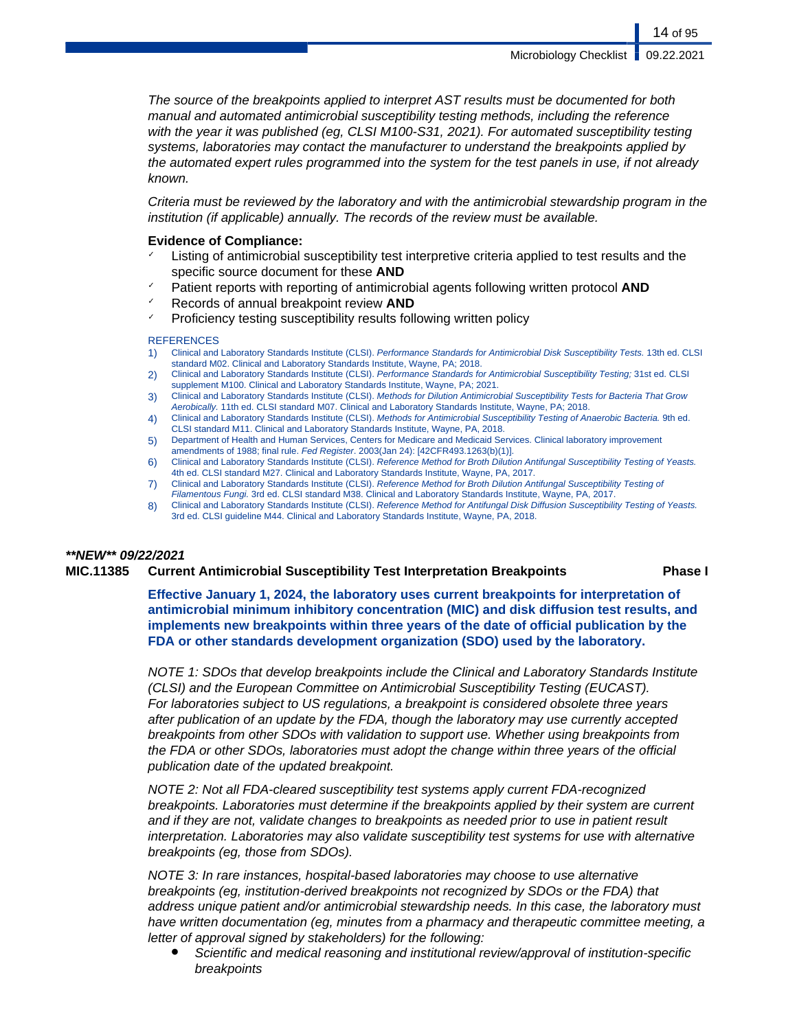*The source of the breakpoints applied to interpret AST results must be documented for both manual and automated antimicrobial susceptibility testing methods, including the reference with the year it was published (eg, CLSI M100-S31, 2021). For automated susceptibility testing systems, laboratories may contact the manufacturer to understand the breakpoints applied by the automated expert rules programmed into the system for the test panels in use, if not already known.*

*Criteria must be reviewed by the laboratory and with the antimicrobial stewardship program in the institution (if applicable) annually. The records of the review must be available.*

**Evidence of Compliance:**

- ✓ Listing of antimicrobial susceptibility test interpretive criteria applied to test results and the specific source document for these **AND**
- ✓ Patient reports with reporting of antimicrobial agents following written protocol **AND**
- ✓ Records of annual breakpoint review **AND**
- ✓ Proficiency testing susceptibility results following written policy

REFERENCES

1) Clinical and Laboratory Standards Institute (CLSI). *Performance Standards for Antimicrobial Disk Susceptibility Tests.* 13th ed. CLSI standard M02. Clinical and Laboratory Standards Institute, Wayne, PA; 2018.
2) Clinical and Laboratory Standards Institute (CLSI). *Performance Standards for Antimicrobial Susceptibility Testing;* 31st ed. CLSI supplement M100. Clinical and Laboratory Standards Institute, Wayne, PA; 2021.
3) Clinical and Laboratory Standards Institute (CLSI). *Methods for Dilution Antimicrobial Susceptibility Tests for Bacteria That Grow Aerobically.* 11th ed. CLSI standard M07. Clinical and Laboratory Standards Institute, Wayne, PA; 2018.
4) Clinical and Laboratory Standards Institute (CLSI). *Methods for Antimicrobial Susceptibility Testing of Anaerobic Bacteria.* 9th ed. CLSI standard M11. Clinical and Laboratory Standards Institute, Wayne, PA, 2018.
5) Department of Health and Human Services, Centers for Medicare and Medicaid Services. Clinical laboratory improvement amendments of 1988; final rule. *Fed Register*. 2003(Jan 24): [42CFR493.1263(b)(1)].
6) Clinical and Laboratory Standards Institute (CLSI). *Reference Method for Broth Dilution Antifungal Susceptibility Testing of Yeasts.* 4th ed. CLSI standard M27. Clinical and Laboratory Standards Institute, Wayne, PA, 2017.
7) Clinical and Laboratory Standards Institute (CLSI). *Reference Method for Broth Dilution Antifungal Susceptibility Testing of Filamentous Fungi.* 3rd ed. CLSI standard M38. Clinical and Laboratory Standards Institute, Wayne, PA, 2017.
8) Clinical and Laboratory Standards Institute (CLSI). *Reference Method for Antifungal Disk Diffusion Susceptibility Testing of Yeasts.* 3rd ed. CLSI guideline M44. Clinical and Laboratory Standards Institute, Wayne, PA, 2018.

***\*\*NEW\*\* 09/22/2021***

**MIC.11385 Current Antimicrobial Susceptibility Test Interpretation Breakpoints — Phase I**

**Effective January 1, 2024, the laboratory uses current breakpoints for interpretation of antimicrobial minimum inhibitory concentration (MIC) and disk diffusion test results, and implements new breakpoints within three years of the date of official publication by the FDA or other standards development organization (SDO) used by the laboratory.**

*NOTE 1: SDOs that develop breakpoints include the Clinical and Laboratory Standards Institute (CLSI) and the European Committee on Antimicrobial Susceptibility Testing (EUCAST). For laboratories subject to US regulations, a breakpoint is considered obsolete three years after publication of an update by the FDA, though the laboratory may use currently accepted breakpoints from other SDOs with validation to support use. Whether using breakpoints from the FDA or other SDOs, laboratories must adopt the change within three years of the official publication date of the updated breakpoint.*

*NOTE 2: Not all FDA-cleared susceptibility test systems apply current FDA-recognized breakpoints. Laboratories must determine if the breakpoints applied by their system are current and if they are not, validate changes to breakpoints as needed prior to use in patient result interpretation. Laboratories may also validate susceptibility test systems for use with alternative breakpoints (eg, those from SDOs).*

*NOTE 3: In rare instances, hospital-based laboratories may choose to use alternative breakpoints (eg, institution-derived breakpoints not recognized by SDOs or the FDA) that address unique patient and/or antimicrobial stewardship needs. In this case, the laboratory must have written documentation (eg, minutes from a pharmacy and therapeutic committee meeting, a letter of approval signed by stakeholders) for the following:*

- *Scientific and medical reasoning and institutional review/approval of institution-specific breakpoints*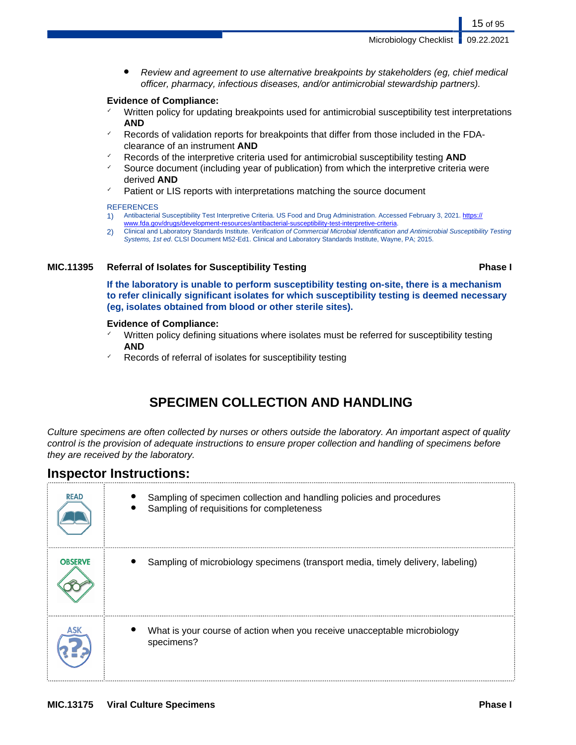- *Review and agreement to use alternative breakpoints by stakeholders (eg, chief medical officer, pharmacy, infectious diseases, and/or antimicrobial stewardship partners).*

**Evidence of Compliance:**

- ✓ Written policy for updating breakpoints used for antimicrobial susceptibility test interpretations **AND**
- ✓ Records of validation reports for breakpoints that differ from those included in the FDA-clearance of an instrument **AND**
- ✓ Records of the interpretive criteria used for antimicrobial susceptibility testing **AND**
- ✓ Source document (including year of publication) from which the interpretive criteria were derived **AND**
- ✓ Patient or LIS reports with interpretations matching the source document

REFERENCES

1) Antibacterial Susceptibility Test Interpretive Criteria. US Food and Drug Administration. Accessed February 3, 2021. https://www.fda.gov/drugs/development-resources/antibacterial-susceptibility-test-interpretive-criteria.
2) Clinical and Laboratory Standards Institute. *Verification of Commercial Microbial Identification and Antimicrobial Susceptibility Testing Systems, 1st ed*. CLSI Document M52-Ed1. Clinical and Laboratory Standards Institute, Wayne, PA; 2015.

**MIC.11395 Referral of Isolates for Susceptibility Testing** **Phase I**

**If the laboratory is unable to perform susceptibility testing on-site, there is a mechanism to refer clinically significant isolates for which susceptibility testing is deemed necessary (eg, isolates obtained from blood or other sterile sites).**

**Evidence of Compliance:**

- ✓ Written policy defining situations where isolates must be referred for susceptibility testing **AND**
- ✓ Records of referral of isolates for susceptibility testing

## SPECIMEN COLLECTION AND HANDLING

*Culture specimens are often collected by nurses or others outside the laboratory. An important aspect of quality control is the provision of adequate instructions to ensure proper collection and handling of specimens before they are received by the laboratory.*

## Inspector Instructions:

| | |
|---|---|
| READ | • Sampling of specimen collection and handling policies and procedures<br>• Sampling of requisitions for completeness |
| OBSERVE | • Sampling of microbiology specimens (transport media, timely delivery, labeling) |
| ASK | • What is your course of action when you receive unacceptable microbiology specimens? |

**MIC.13175 Viral Culture Specimens** **Phase I**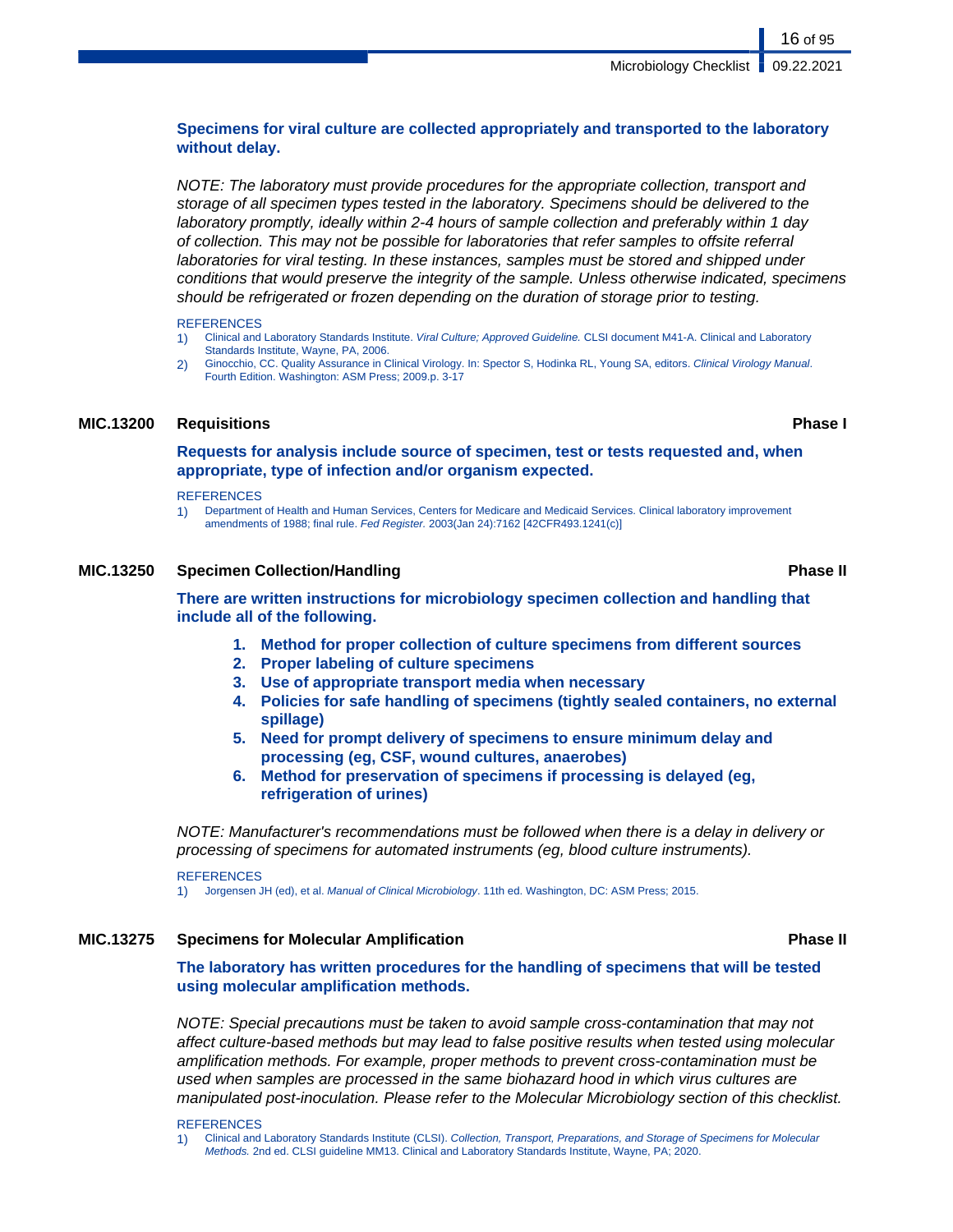**Specimens for viral culture are collected appropriately and transported to the laboratory without delay.**

*NOTE: The laboratory must provide procedures for the appropriate collection, transport and storage of all specimen types tested in the laboratory. Specimens should be delivered to the laboratory promptly, ideally within 2-4 hours of sample collection and preferably within 1 day of collection. This may not be possible for laboratories that refer samples to offsite referral laboratories for viral testing. In these instances, samples must be stored and shipped under conditions that would preserve the integrity of the sample. Unless otherwise indicated, specimens should be refrigerated or frozen depending on the duration of storage prior to testing.*

REFERENCES

1) Clinical and Laboratory Standards Institute. *Viral Culture; Approved Guideline.* CLSI document M41-A. Clinical and Laboratory Standards Institute, Wayne, PA, 2006.
2) Ginocchio, CC. Quality Assurance in Clinical Virology. In: Spector S, Hodinka RL, Young SA, editors. *Clinical Virology Manual*. Fourth Edition. Washington: ASM Press; 2009.p. 3-17

## MIC.13200 Requisitions — Phase I

**Requests for analysis include source of specimen, test or tests requested and, when appropriate, type of infection and/or organism expected.**

REFERENCES

1) Department of Health and Human Services, Centers for Medicare and Medicaid Services. Clinical laboratory improvement amendments of 1988; final rule. *Fed Register.* 2003(Jan 24):7162 [42CFR493.1241(c)]

## MIC.13250 Specimen Collection/Handling — Phase II

**There are written instructions for microbiology specimen collection and handling that include all of the following.**

1. **Method for proper collection of culture specimens from different sources**
2. **Proper labeling of culture specimens**
3. **Use of appropriate transport media when necessary**
4. **Policies for safe handling of specimens (tightly sealed containers, no external spillage)**
5. **Need for prompt delivery of specimens to ensure minimum delay and processing (eg, CSF, wound cultures, anaerobes)**
6. **Method for preservation of specimens if processing is delayed (eg, refrigeration of urines)**

*NOTE: Manufacturer's recommendations must be followed when there is a delay in delivery or processing of specimens for automated instruments (eg, blood culture instruments).*

REFERENCES

1) Jorgensen JH (ed), et al. *Manual of Clinical Microbiology*. 11th ed. Washington, DC: ASM Press; 2015.

## MIC.13275 Specimens for Molecular Amplification — Phase II

**The laboratory has written procedures for the handling of specimens that will be tested using molecular amplification methods.**

*NOTE: Special precautions must be taken to avoid sample cross-contamination that may not affect culture-based methods but may lead to false positive results when tested using molecular amplification methods. For example, proper methods to prevent cross-contamination must be used when samples are processed in the same biohazard hood in which virus cultures are manipulated post-inoculation. Please refer to the Molecular Microbiology section of this checklist.*

REFERENCES

1) Clinical and Laboratory Standards Institute (CLSI). *Collection, Transport, Preparations, and Storage of Specimens for Molecular Methods.* 2nd ed. CLSI guideline MM13. Clinical and Laboratory Standards Institute, Wayne, PA; 2020.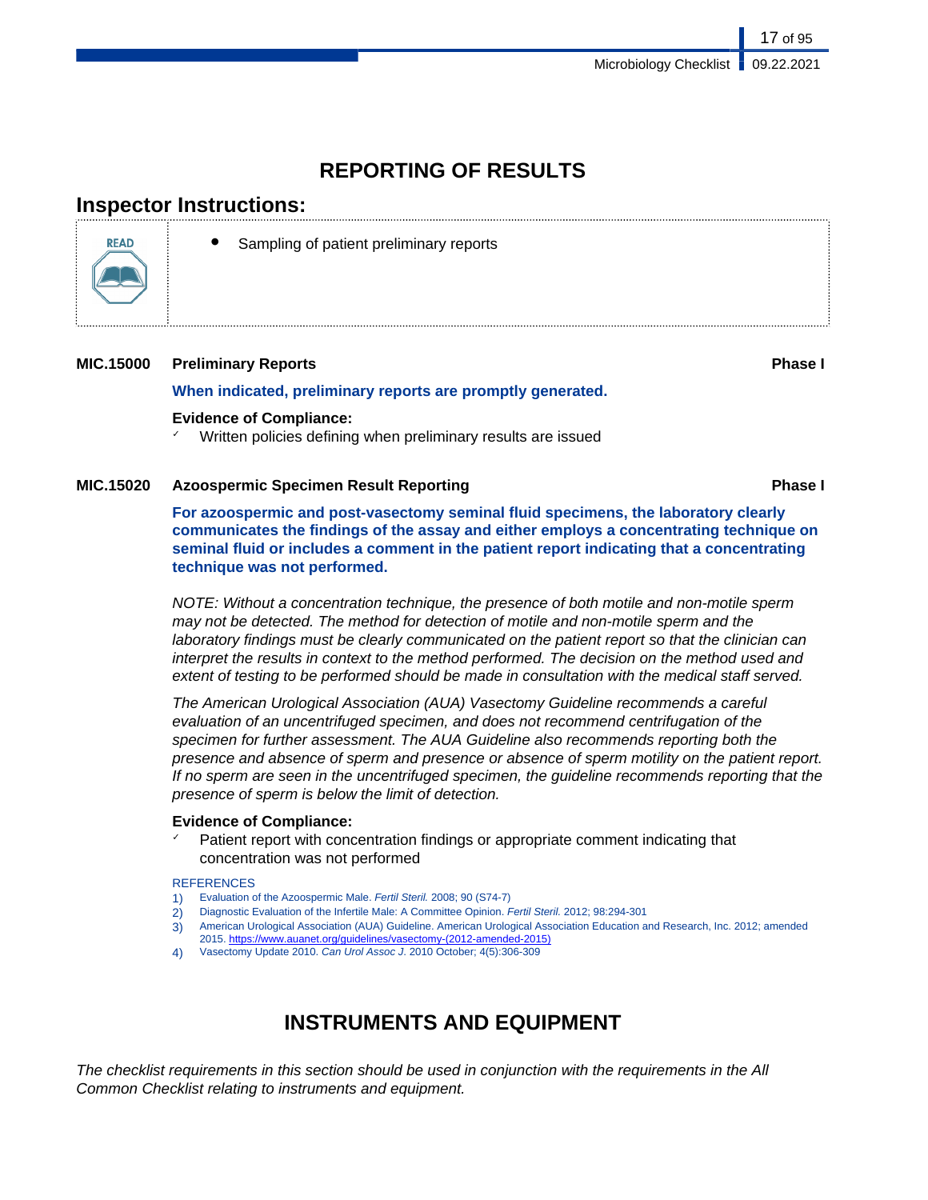## REPORTING OF RESULTS

### Inspector Instructions:

READ

- Sampling of patient preliminary reports

**MIC.15000 Preliminary Reports** **Phase I**

**When indicated, preliminary reports are promptly generated.**

**Evidence of Compliance:**

- ✓ Written policies defining when preliminary results are issued

**MIC.15020 Azoospermic Specimen Result Reporting** **Phase I**

**For azoospermic and post-vasectomy seminal fluid specimens, the laboratory clearly communicates the findings of the assay and either employs a concentrating technique on seminal fluid or includes a comment in the patient report indicating that a concentrating technique was not performed.**

*NOTE: Without a concentration technique, the presence of both motile and non-motile sperm may not be detected. The method for detection of motile and non-motile sperm and the laboratory findings must be clearly communicated on the patient report so that the clinician can interpret the results in context to the method performed. The decision on the method used and extent of testing to be performed should be made in consultation with the medical staff served.*

*The American Urological Association (AUA) Vasectomy Guideline recommends a careful evaluation of an uncentrifuged specimen, and does not recommend centrifugation of the specimen for further assessment. The AUA Guideline also recommends reporting both the presence and absence of sperm and presence or absence of sperm motility on the patient report. If no sperm are seen in the uncentrifuged specimen, the guideline recommends reporting that the presence of sperm is below the limit of detection.*

**Evidence of Compliance:**

- ✓ Patient report with concentration findings or appropriate comment indicating that concentration was not performed

REFERENCES

1) Evaluation of the Azoospermic Male. *Fertil Steril.* 2008; 90 (S74-7)
2) Diagnostic Evaluation of the Infertile Male: A Committee Opinion. *Fertil Steril.* 2012; 98:294-301
3) American Urological Association (AUA) Guideline. American Urological Association Education and Research, Inc. 2012; amended 2015. https://www.auanet.org/guidelines/vasectomy-(2012-amended-2015)
4) Vasectomy Update 2010. *Can Urol Assoc J.* 2010 October; 4(5):306-309

## INSTRUMENTS AND EQUIPMENT

*The checklist requirements in this section should be used in conjunction with the requirements in the All Common Checklist relating to instruments and equipment.*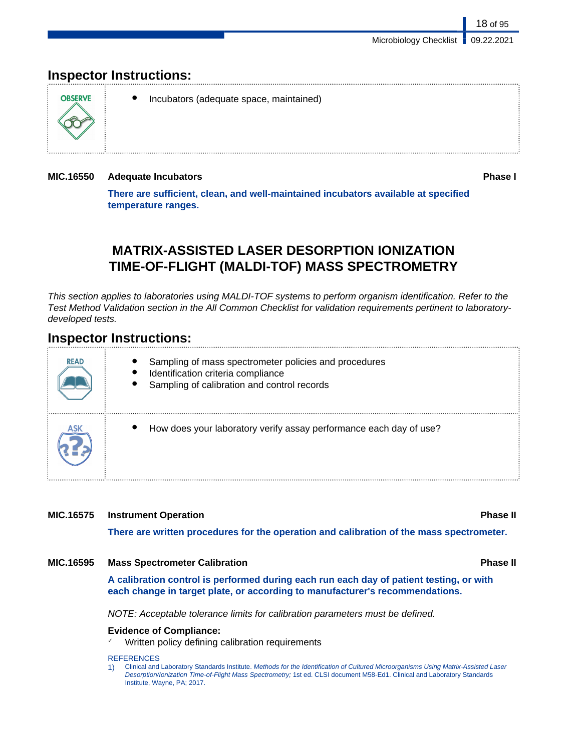## Inspector Instructions:

| OBSERVE | |
|---|---|
| | • Incubators (adequate space, maintained) |

**MIC.16550 Adequate Incubators** **Phase I**

**There are sufficient, clean, and well-maintained incubators available at specified temperature ranges.**

# MATRIX-ASSISTED LASER DESORPTION IONIZATION TIME-OF-FLIGHT (MALDI-TOF) MASS SPECTROMETRY

*This section applies to laboratories using MALDI-TOF systems to perform organism identification. Refer to the Test Method Validation section in the All Common Checklist for validation requirements pertinent to laboratory-developed tests.*

## Inspector Instructions:

| READ | • Sampling of mass spectrometer policies and procedures<br>• Identification criteria compliance<br>• Sampling of calibration and control records |
|---|---|
| ASK | • How does your laboratory verify assay performance each day of use? |

**MIC.16575 Instrument Operation** **Phase II**

**There are written procedures for the operation and calibration of the mass spectrometer.**

**MIC.16595 Mass Spectrometer Calibration** **Phase II**

**A calibration control is performed during each run each day of patient testing, or with each change in target plate, or according to manufacturer's recommendations.**

*NOTE: Acceptable tolerance limits for calibration parameters must be defined.*

**Evidence of Compliance:**

- ✓ Written policy defining calibration requirements

REFERENCES

1) Clinical and Laboratory Standards Institute. *Methods for the Identification of Cultured Microorganisms Using Matrix-Assisted Laser Desorption/Ionization Time-of-Flight Mass Spectrometry;* 1st ed. CLSI document M58-Ed1. Clinical and Laboratory Standards Institute, Wayne, PA; 2017.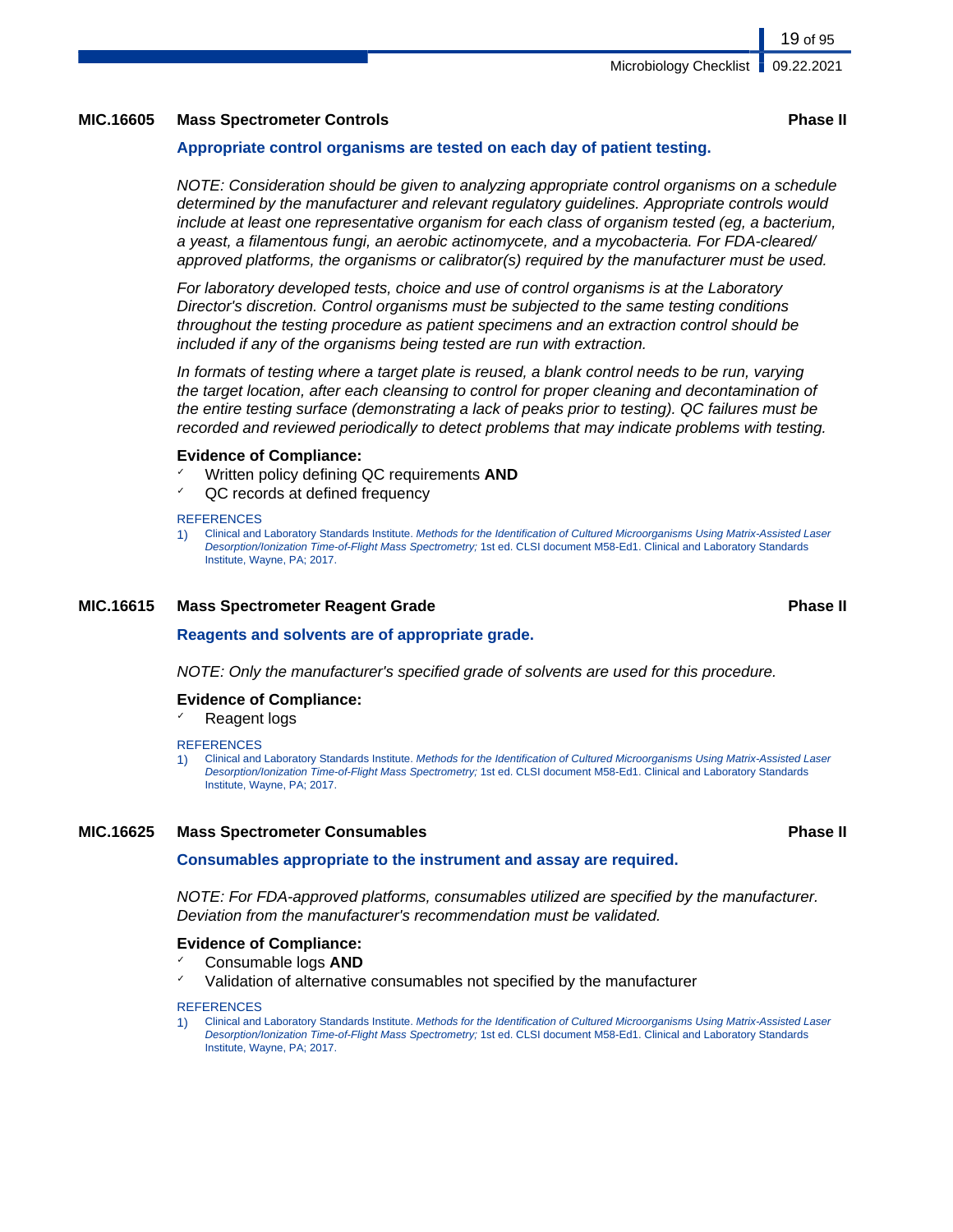### MIC.16605 Mass Spectrometer Controls — Phase II

**Appropriate control organisms are tested on each day of patient testing.**

*NOTE: Consideration should be given to analyzing appropriate control organisms on a schedule determined by the manufacturer and relevant regulatory guidelines. Appropriate controls would include at least one representative organism for each class of organism tested (eg, a bacterium, a yeast, a filamentous fungi, an aerobic actinomycete, and a mycobacteria. For FDA-cleared/approved platforms, the organisms or calibrator(s) required by the manufacturer must be used.*

*For laboratory developed tests, choice and use of control organisms is at the Laboratory Director's discretion. Control organisms must be subjected to the same testing conditions throughout the testing procedure as patient specimens and an extraction control should be included if any of the organisms being tested are run with extraction.*

*In formats of testing where a target plate is reused, a blank control needs to be run, varying the target location, after each cleansing to control for proper cleaning and decontamination of the entire testing surface (demonstrating a lack of peaks prior to testing). QC failures must be recorded and reviewed periodically to detect problems that may indicate problems with testing.*

**Evidence of Compliance:**

- ✓ Written policy defining QC requirements **AND**
- ✓ QC records at defined frequency

REFERENCES

1) Clinical and Laboratory Standards Institute. *Methods for the Identification of Cultured Microorganisms Using Matrix-Assisted Laser Desorption/Ionization Time-of-Flight Mass Spectrometry;* 1st ed. CLSI document M58-Ed1. Clinical and Laboratory Standards Institute, Wayne, PA; 2017.

### MIC.16615 Mass Spectrometer Reagent Grade — Phase II

**Reagents and solvents are of appropriate grade.**

*NOTE: Only the manufacturer's specified grade of solvents are used for this procedure.*

**Evidence of Compliance:**

- ✓ Reagent logs

REFERENCES

1) Clinical and Laboratory Standards Institute. *Methods for the Identification of Cultured Microorganisms Using Matrix-Assisted Laser Desorption/Ionization Time-of-Flight Mass Spectrometry;* 1st ed. CLSI document M58-Ed1. Clinical and Laboratory Standards Institute, Wayne, PA; 2017.

### MIC.16625 Mass Spectrometer Consumables — Phase II

**Consumables appropriate to the instrument and assay are required.**

*NOTE: For FDA-approved platforms, consumables utilized are specified by the manufacturer. Deviation from the manufacturer's recommendation must be validated.*

**Evidence of Compliance:**

- ✓ Consumable logs **AND**
- ✓ Validation of alternative consumables not specified by the manufacturer

REFERENCES

1) Clinical and Laboratory Standards Institute. *Methods for the Identification of Cultured Microorganisms Using Matrix-Assisted Laser Desorption/Ionization Time-of-Flight Mass Spectrometry;* 1st ed. CLSI document M58-Ed1. Clinical and Laboratory Standards Institute, Wayne, PA; 2017.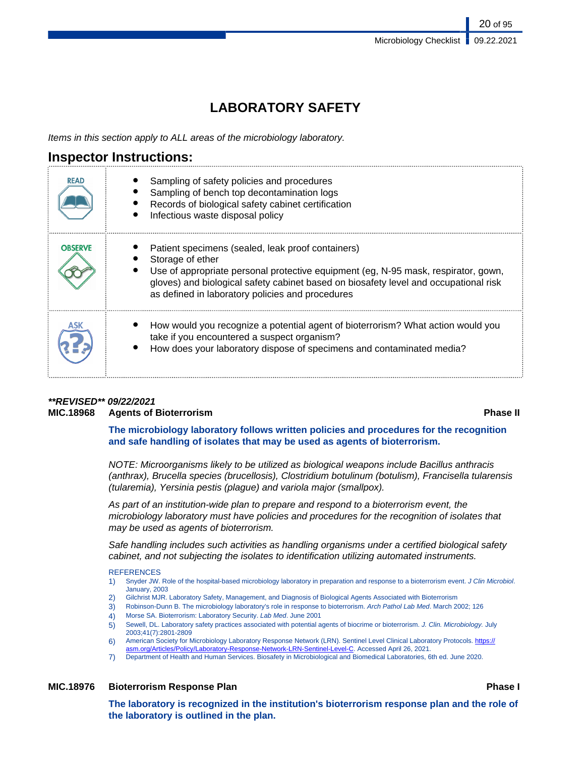# LABORATORY SAFETY

*Items in this section apply to ALL areas of the microbiology laboratory.*

## Inspector Instructions:

| | |
|---|---|
| READ | • Sampling of safety policies and procedures<br>• Sampling of bench top decontamination logs<br>• Records of biological safety cabinet certification<br>• Infectious waste disposal policy |
| OBSERVE | • Patient specimens (sealed, leak proof containers)<br>• Storage of ether<br>• Use of appropriate personal protective equipment (eg, N-95 mask, respirator, gown, gloves) and biological safety cabinet based on biosafety level and occupational risk as defined in laboratory policies and procedures |
| ASK | • How would you recognize a potential agent of bioterrorism? What action would you take if you encountered a suspect organism?<br>• How does your laboratory dispose of specimens and contaminated media? |

***REVISED** 09/22/2021*

**MIC.18968 Agents of Bioterrorism Phase II**

**The microbiology laboratory follows written policies and procedures for the recognition and safe handling of isolates that may be used as agents of bioterrorism.**

*NOTE: Microorganisms likely to be utilized as biological weapons include Bacillus anthracis (anthrax), Brucella species (brucellosis), Clostridium botulinum (botulism), Francisella tularensis (tularemia), Yersinia pestis (plague) and variola major (smallpox).*

*As part of an institution-wide plan to prepare and respond to a bioterrorism event, the microbiology laboratory must have policies and procedures for the recognition of isolates that may be used as agents of bioterrorism.*

*Safe handling includes such activities as handling organisms under a certified biological safety cabinet, and not subjecting the isolates to identification utilizing automated instruments.*

REFERENCES

1) Snyder JW. Role of the hospital-based microbiology laboratory in preparation and response to a bioterrorism event. *J Clin Microbiol*. January, 2003
2) Gilchrist MJR. Laboratory Safety, Management, and Diagnosis of Biological Agents Associated with Bioterrorism
3) Robinson-Dunn B. The microbiology laboratory's role in response to bioterrorism. *Arch Pathol Lab Med*. March 2002; 126
4) Morse SA. Bioterrorism: Laboratory Security. *Lab Med*. June 2001
5) Sewell, DL. Laboratory safety practices associated with potential agents of biocrime or bioterrorism. *J. Clin. Microbiology.* July 2003;41(7):2801-2809
6) American Society for Microbiology Laboratory Response Network (LRN). Sentinel Level Clinical Laboratory Protocols. https://asm.org/Articles/Policy/Laboratory-Response-Network-LRN-Sentinel-Level-C. Accessed April 26, 2021.
7) Department of Health and Human Services. Biosafety in Microbiological and Biomedical Laboratories, 6th ed. June 2020.

**MIC.18976 Bioterrorism Response Plan Phase I**

**The laboratory is recognized in the institution's bioterrorism response plan and the role of the laboratory is outlined in the plan.**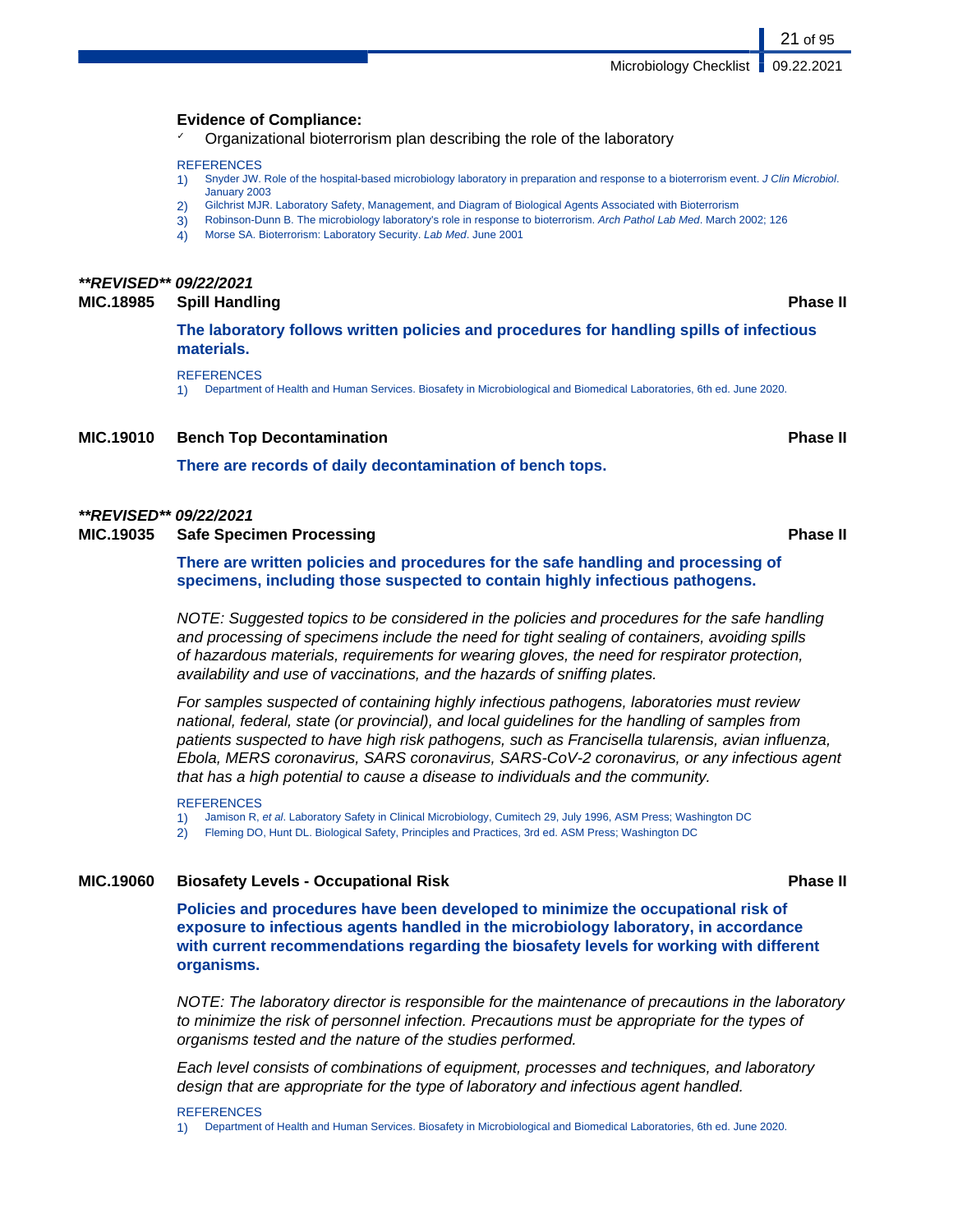**Evidence of Compliance:**

- ✓ Organizational bioterrorism plan describing the role of the laboratory

REFERENCES

1) Snyder JW. Role of the hospital-based microbiology laboratory in preparation and response to a bioterrorism event. *J Clin Microbiol*. January 2003
2) Gilchrist MJR. Laboratory Safety, Management, and Diagram of Biological Agents Associated with Bioterrorism
3) Robinson-Dunn B. The microbiology laboratory's role in response to bioterrorism. *Arch Pathol Lab Med*. March 2002; 126
4) Morse SA. Bioterrorism: Laboratory Security. *Lab Med*. June 2001

***\*\*REVISED\*\* 09/22/2021***

### MIC.18985 Spill Handling — Phase II

**The laboratory follows written policies and procedures for handling spills of infectious materials.**

REFERENCES

1) Department of Health and Human Services. Biosafety in Microbiological and Biomedical Laboratories, 6th ed. June 2020.

### MIC.19010 Bench Top Decontamination — Phase II

**There are records of daily decontamination of bench tops.**

***\*\*REVISED\*\* 09/22/2021***

### MIC.19035 Safe Specimen Processing — Phase II

**There are written policies and procedures for the safe handling and processing of specimens, including those suspected to contain highly infectious pathogens.**

*NOTE: Suggested topics to be considered in the policies and procedures for the safe handling and processing of specimens include the need for tight sealing of containers, avoiding spills of hazardous materials, requirements for wearing gloves, the need for respirator protection, availability and use of vaccinations, and the hazards of sniffing plates.*

*For samples suspected of containing highly infectious pathogens, laboratories must review national, federal, state (or provincial), and local guidelines for the handling of samples from patients suspected to have high risk pathogens, such as Francisella tularensis, avian influenza, Ebola, MERS coronavirus, SARS coronavirus, SARS-CoV-2 coronavirus, or any infectious agent that has a high potential to cause a disease to individuals and the community.*

REFERENCES

1) Jamison R, *et al*. Laboratory Safety in Clinical Microbiology, Cumitech 29, July 1996, ASM Press; Washington DC
2) Fleming DO, Hunt DL. Biological Safety, Principles and Practices, 3rd ed. ASM Press; Washington DC

### MIC.19060 Biosafety Levels - Occupational Risk — Phase II

**Policies and procedures have been developed to minimize the occupational risk of exposure to infectious agents handled in the microbiology laboratory, in accordance with current recommendations regarding the biosafety levels for working with different organisms.**

*NOTE: The laboratory director is responsible for the maintenance of precautions in the laboratory to minimize the risk of personnel infection. Precautions must be appropriate for the types of organisms tested and the nature of the studies performed.*

*Each level consists of combinations of equipment, processes and techniques, and laboratory design that are appropriate for the type of laboratory and infectious agent handled.*

REFERENCES

1) Department of Health and Human Services. Biosafety in Microbiological and Biomedical Laboratories, 6th ed. June 2020.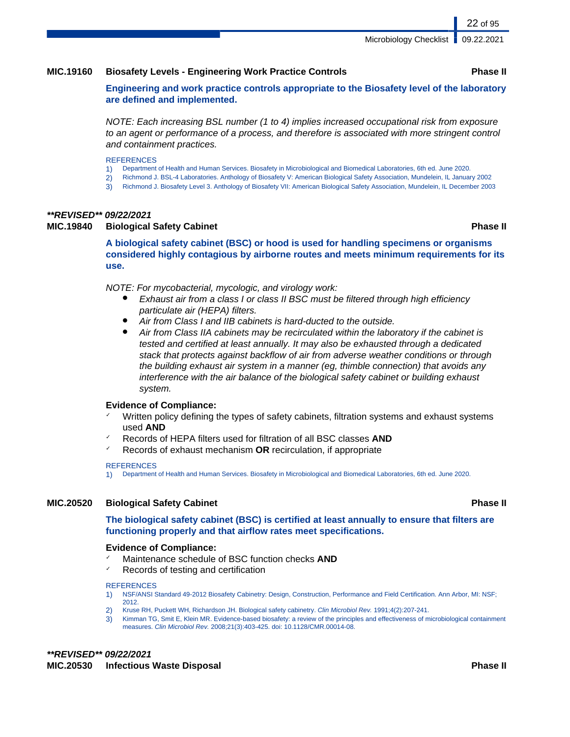### MIC.19160 Biosafety Levels - Engineering Work Practice Controls — Phase II

**Engineering and work practice controls appropriate to the Biosafety level of the laboratory are defined and implemented.**

*NOTE: Each increasing BSL number (1 to 4) implies increased occupational risk from exposure to an agent or performance of a process, and therefore is associated with more stringent control and containment practices.*

REFERENCES
1) Department of Health and Human Services. Biosafety in Microbiological and Biomedical Laboratories, 6th ed. June 2020.
2) Richmond J. BSL-4 Laboratories. Anthology of Biosafety V: American Biological Safety Association, Mundelein, IL January 2002
3) Richmond J. Biosafety Level 3. Anthology of Biosafety VII: American Biological Safety Association, Mundelein, IL December 2003

***\*\*REVISED\*\* 09/22/2021***

### MIC.19840 Biological Safety Cabinet — Phase II

**A biological safety cabinet (BSC) or hood is used for handling specimens or organisms considered highly contagious by airborne routes and meets minimum requirements for its use.**

*NOTE: For mycobacterial, mycologic, and virology work:*

- *Exhaust air from a class I or class II BSC must be filtered through high efficiency particulate air (HEPA) filters.*
- *Air from Class I and IIB cabinets is hard-ducted to the outside.*
- *Air from Class IIA cabinets may be recirculated within the laboratory if the cabinet is tested and certified at least annually. It may also be exhausted through a dedicated stack that protects against backflow of air from adverse weather conditions or through the building exhaust air system in a manner (eg, thimble connection) that avoids any interference with the air balance of the biological safety cabinet or building exhaust system.*

**Evidence of Compliance:**
- ✓ Written policy defining the types of safety cabinets, filtration systems and exhaust systems used **AND**
- ✓ Records of HEPA filters used for filtration of all BSC classes **AND**
- ✓ Records of exhaust mechanism **OR** recirculation, if appropriate

REFERENCES
1) Department of Health and Human Services. Biosafety in Microbiological and Biomedical Laboratories, 6th ed. June 2020.

### MIC.20520 Biological Safety Cabinet — Phase II

**The biological safety cabinet (BSC) is certified at least annually to ensure that filters are functioning properly and that airflow rates meet specifications.**

**Evidence of Compliance:**
- ✓ Maintenance schedule of BSC function checks **AND**
- ✓ Records of testing and certification

REFERENCES
1) NSF/ANSI Standard 49-2012 Biosafety Cabinetry: Design, Construction, Performance and Field Certification. Ann Arbor, MI: NSF; 2012.
2) Kruse RH, Puckett WH, Richardson JH. Biological safety cabinetry. *Clin Microbiol Rev.* 1991;4(2):207-241.
3) Kimman TG, Smit E, Klein MR. Evidence-based biosafety: a review of the principles and effectiveness of microbiological containment measures. *Clin Microbiol Rev.* 2008;21(3):403-425. doi: 10.1128/CMR.00014-08.

***\*\*REVISED\*\* 09/22/2021***

### MIC.20530 Infectious Waste Disposal — Phase II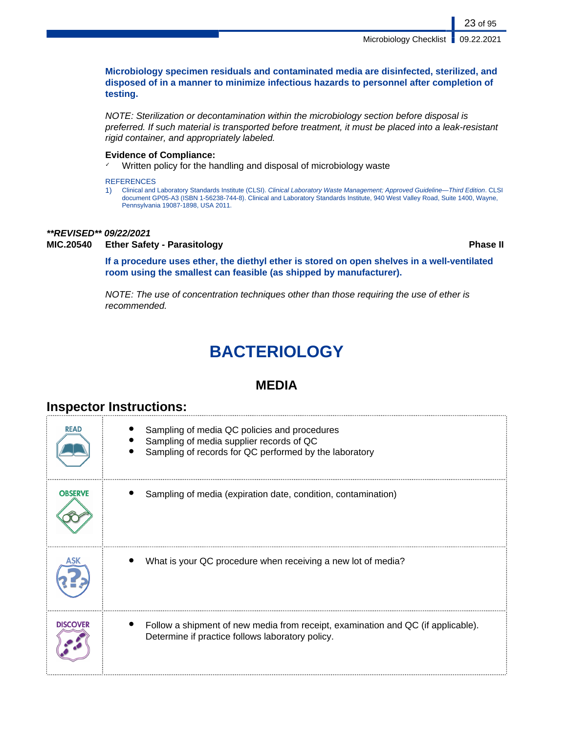**Microbiology specimen residuals and contaminated media are disinfected, sterilized, and disposed of in a manner to minimize infectious hazards to personnel after completion of testing.**

*NOTE: Sterilization or decontamination within the microbiology section before disposal is preferred. If such material is transported before treatment, it must be placed into a leak-resistant rigid container, and appropriately labeled.*

**Evidence of Compliance:**

- ✓ Written policy for the handling and disposal of microbiology waste

REFERENCES

1) Clinical and Laboratory Standards Institute (CLSI). *Clinical Laboratory Waste Management; Approved Guideline—Third Edition*. CLSI document GP05-A3 (ISBN 1-56238-744-8). Clinical and Laboratory Standards Institute, 940 West Valley Road, Suite 1400, Wayne, Pennsylvania 19087-1898, USA 2011.

***REVISED** 09/22/2021*

**MIC.20540 Ether Safety - Parasitology** **Phase II**

**If a procedure uses ether, the diethyl ether is stored on open shelves in a well-ventilated room using the smallest can feasible (as shipped by manufacturer).**

*NOTE: The use of concentration techniques other than those requiring the use of ether is recommended.*

# BACTERIOLOGY

## MEDIA

### Inspector Instructions:

| | |
|---|---|
| READ | • Sampling of media QC policies and procedures<br>• Sampling of media supplier records of QC<br>• Sampling of records for QC performed by the laboratory |
| OBSERVE | • Sampling of media (expiration date, condition, contamination) |
| ASK | • What is your QC procedure when receiving a new lot of media? |
| DISCOVER | • Follow a shipment of new media from receipt, examination and QC (if applicable). Determine if practice follows laboratory policy. |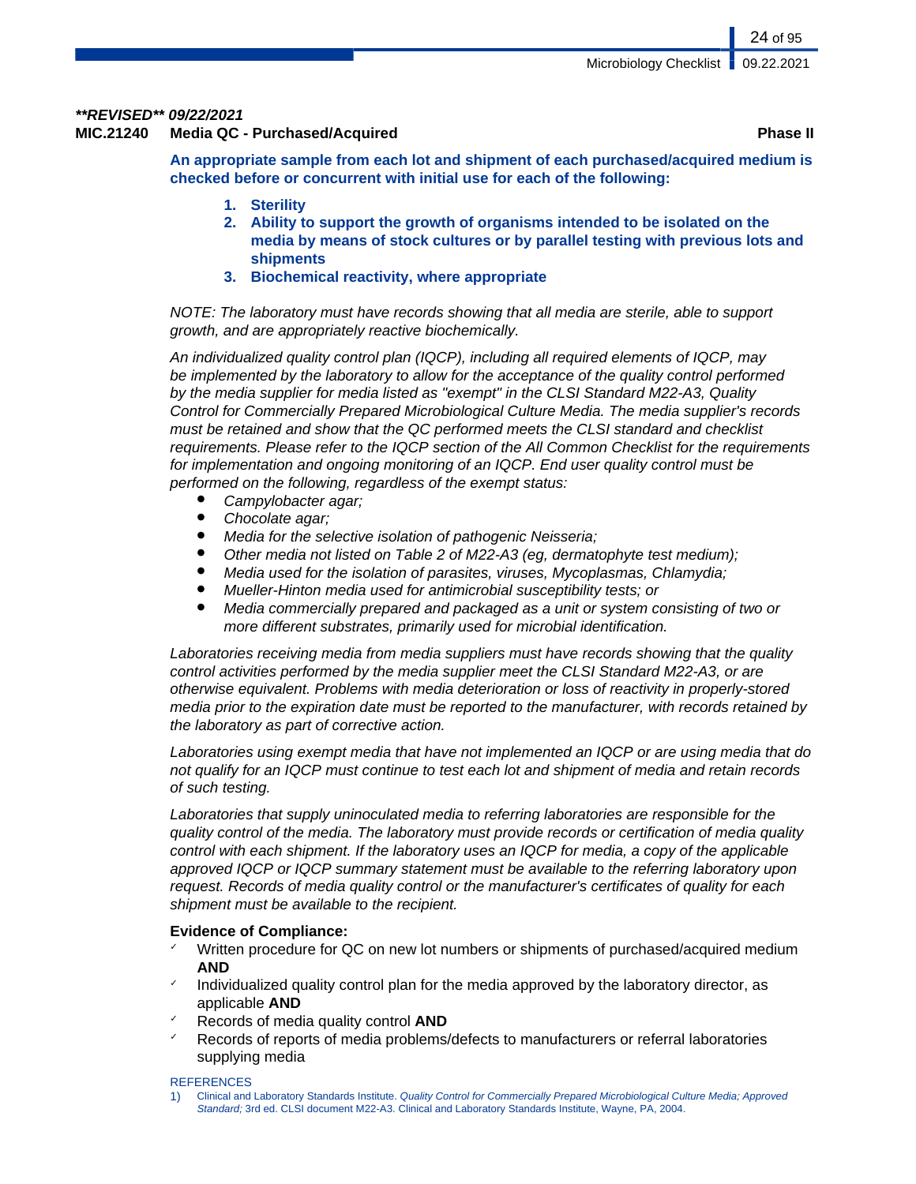***REVISED** 09/22/2021***

**MIC.21240 Media QC - Purchased/Acquired** **Phase II**

**An appropriate sample from each lot and shipment of each purchased/acquired medium is checked before or concurrent with initial use for each of the following:**

1. **Sterility**
2. **Ability to support the growth of organisms intended to be isolated on the media by means of stock cultures or by parallel testing with previous lots and shipments**
3. **Biochemical reactivity, where appropriate**

*NOTE: The laboratory must have records showing that all media are sterile, able to support growth, and are appropriately reactive biochemically.*

*An individualized quality control plan (IQCP), including all required elements of IQCP, may be implemented by the laboratory to allow for the acceptance of the quality control performed by the media supplier for media listed as "exempt" in the CLSI Standard M22-A3, Quality Control for Commercially Prepared Microbiological Culture Media. The media supplier's records must be retained and show that the QC performed meets the CLSI standard and checklist requirements. Please refer to the IQCP section of the All Common Checklist for the requirements for implementation and ongoing monitoring of an IQCP. End user quality control must be performed on the following, regardless of the exempt status:*

- *Campylobacter agar;*
- *Chocolate agar;*
- *Media for the selective isolation of pathogenic Neisseria;*
- *Other media not listed on Table 2 of M22-A3 (eg, dermatophyte test medium);*
- *Media used for the isolation of parasites, viruses, Mycoplasmas, Chlamydia;*
- *Mueller-Hinton media used for antimicrobial susceptibility tests; or*
- *Media commercially prepared and packaged as a unit or system consisting of two or more different substrates, primarily used for microbial identification.*

*Laboratories receiving media from media suppliers must have records showing that the quality control activities performed by the media supplier meet the CLSI Standard M22-A3, or are otherwise equivalent. Problems with media deterioration or loss of reactivity in properly-stored media prior to the expiration date must be reported to the manufacturer, with records retained by the laboratory as part of corrective action.*

*Laboratories using exempt media that have not implemented an IQCP or are using media that do not qualify for an IQCP must continue to test each lot and shipment of media and retain records of such testing.*

*Laboratories that supply uninoculated media to referring laboratories are responsible for the quality control of the media. The laboratory must provide records or certification of media quality control with each shipment. If the laboratory uses an IQCP for media, a copy of the applicable approved IQCP or IQCP summary statement must be available to the referring laboratory upon request. Records of media quality control or the manufacturer's certificates of quality for each shipment must be available to the recipient.*

**Evidence of Compliance:**

- ✓ Written procedure for QC on new lot numbers or shipments of purchased/acquired medium **AND**
- ✓ Individualized quality control plan for the media approved by the laboratory director, as applicable **AND**
- ✓ Records of media quality control **AND**
- ✓ Records of reports of media problems/defects to manufacturers or referral laboratories supplying media

REFERENCES

1) Clinical and Laboratory Standards Institute. *Quality Control for Commercially Prepared Microbiological Culture Media; Approved Standard;* 3rd ed. CLSI document M22-A3. Clinical and Laboratory Standards Institute, Wayne, PA, 2004.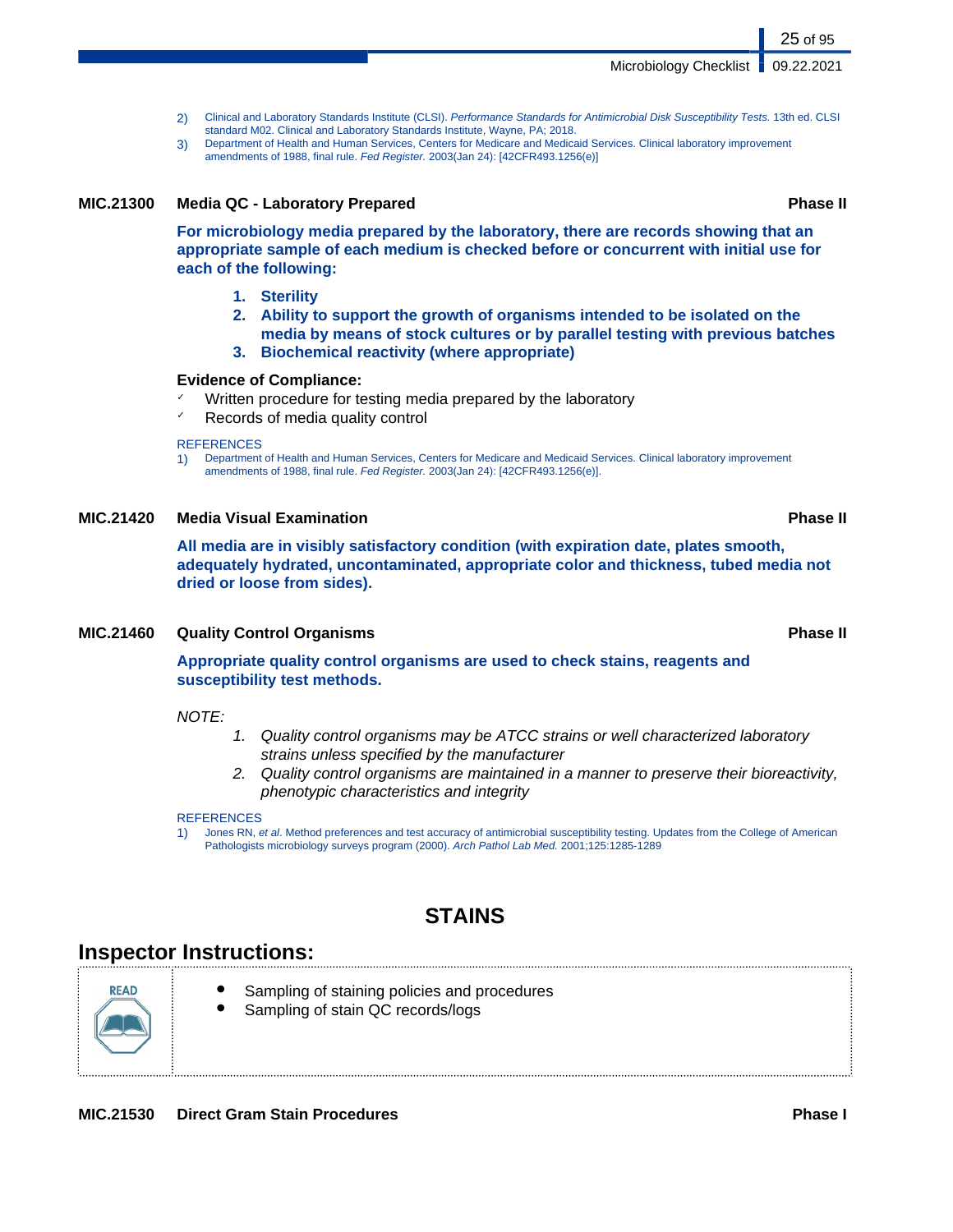2) Clinical and Laboratory Standards Institute (CLSI). *Performance Standards for Antimicrobial Disk Susceptibility Tests.* 13th ed. CLSI standard M02. Clinical and Laboratory Standards Institute, Wayne, PA; 2018.
3) Department of Health and Human Services, Centers for Medicare and Medicaid Services. Clinical laboratory improvement amendments of 1988, final rule. *Fed Register.* 2003(Jan 24): [42CFR493.1256(e)]

### MIC.21300 Media QC - Laboratory Prepared — Phase II

**For microbiology media prepared by the laboratory, there are records showing that an appropriate sample of each medium is checked before or concurrent with initial use for each of the following:**

1. **Sterility**
2. **Ability to support the growth of organisms intended to be isolated on the media by means of stock cultures or by parallel testing with previous batches**
3. **Biochemical reactivity (where appropriate)**

**Evidence of Compliance:**

- ✓ Written procedure for testing media prepared by the laboratory
- ✓ Records of media quality control

REFERENCES

1) Department of Health and Human Services, Centers for Medicare and Medicaid Services. Clinical laboratory improvement amendments of 1988, final rule. *Fed Register.* 2003(Jan 24): [42CFR493.1256(e)].

### MIC.21420 Media Visual Examination — Phase II

**All media are in visibly satisfactory condition (with expiration date, plates smooth, adequately hydrated, uncontaminated, appropriate color and thickness, tubed media not dried or loose from sides).**

### MIC.21460 Quality Control Organisms — Phase II

**Appropriate quality control organisms are used to check stains, reagents and susceptibility test methods.**

*NOTE:*

1. *Quality control organisms may be ATCC strains or well characterized laboratory strains unless specified by the manufacturer*
2. *Quality control organisms are maintained in a manner to preserve their bioreactivity, phenotypic characteristics and integrity*

REFERENCES

1) Jones RN, *et al*. Method preferences and test accuracy of antimicrobial susceptibility testing. Updates from the College of American Pathologists microbiology surveys program (2000). *Arch Pathol Lab Med.* 2001;125:1285-1289

# STAINS

## Inspector Instructions:

READ

- Sampling of staining policies and procedures
- Sampling of stain QC records/logs

### MIC.21530 Direct Gram Stain Procedures — Phase I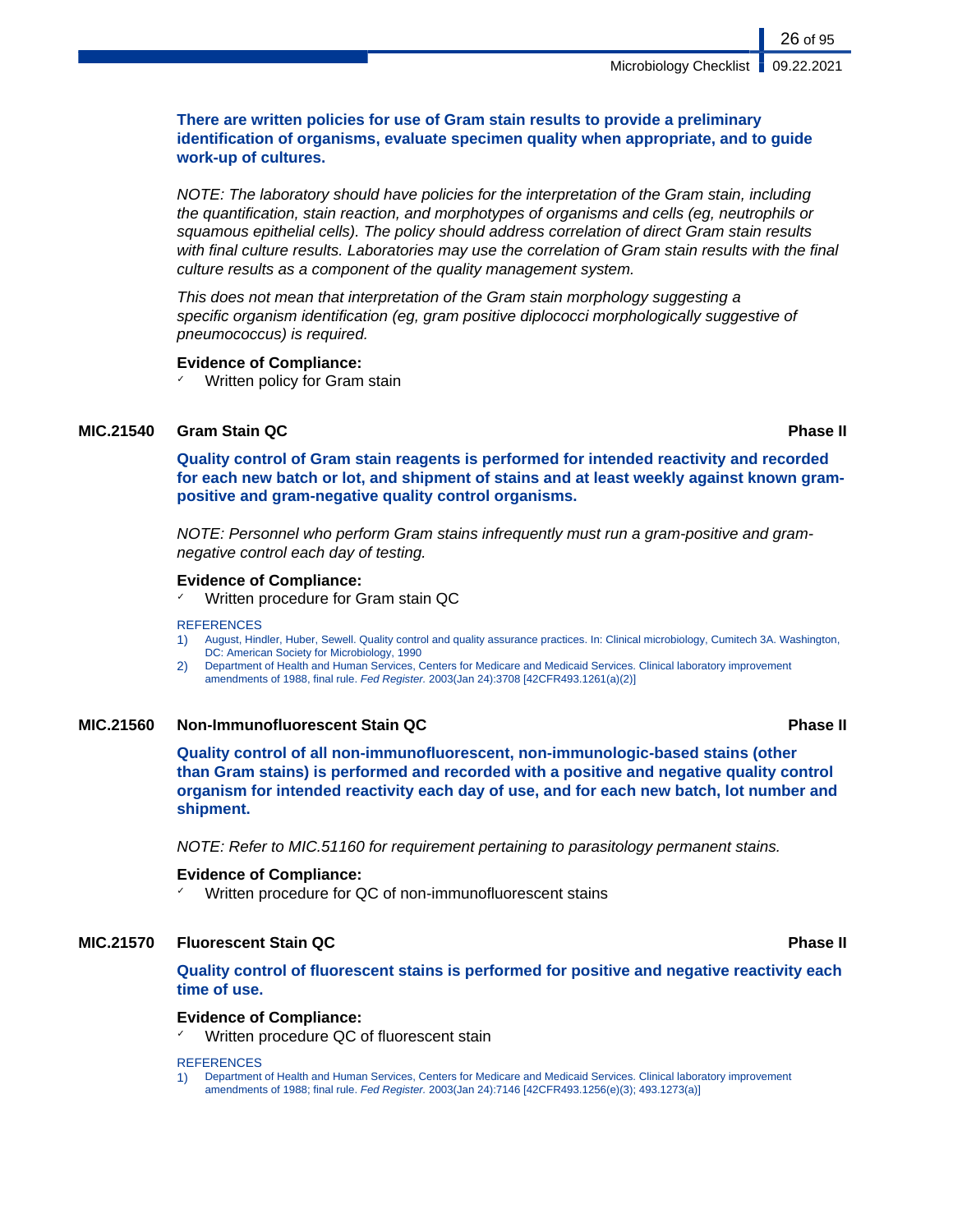**There are written policies for use of Gram stain results to provide a preliminary identification of organisms, evaluate specimen quality when appropriate, and to guide work-up of cultures.**

*NOTE: The laboratory should have policies for the interpretation of the Gram stain, including the quantification, stain reaction, and morphotypes of organisms and cells (eg, neutrophils or squamous epithelial cells). The policy should address correlation of direct Gram stain results with final culture results. Laboratories may use the correlation of Gram stain results with the final culture results as a component of the quality management system.*

*This does not mean that interpretation of the Gram stain morphology suggesting a specific organism identification (eg, gram positive diplococci morphologically suggestive of pneumococcus) is required.*

**Evidence of Compliance:**

- ✓ Written policy for Gram stain

### MIC.21540 Gram Stain QC — Phase II

**Quality control of Gram stain reagents is performed for intended reactivity and recorded for each new batch or lot, and shipment of stains and at least weekly against known gram-positive and gram-negative quality control organisms.**

*NOTE: Personnel who perform Gram stains infrequently must run a gram-positive and gram-negative control each day of testing.*

**Evidence of Compliance:**

- ✓ Written procedure for Gram stain QC

REFERENCES

1) August, Hindler, Huber, Sewell. Quality control and quality assurance practices. In: Clinical microbiology, Cumitech 3A. Washington, DC: American Society for Microbiology, 1990
2) Department of Health and Human Services, Centers for Medicare and Medicaid Services. Clinical laboratory improvement amendments of 1988, final rule. *Fed Register.* 2003(Jan 24):3708 [42CFR493.1261(a)(2)]

### MIC.21560 Non-Immunofluorescent Stain QC — Phase II

**Quality control of all non-immunofluorescent, non-immunologic-based stains (other than Gram stains) is performed and recorded with a positive and negative quality control organism for intended reactivity each day of use, and for each new batch, lot number and shipment.**

*NOTE: Refer to MIC.51160 for requirement pertaining to parasitology permanent stains.*

**Evidence of Compliance:**

- ✓ Written procedure for QC of non-immunofluorescent stains

### MIC.21570 Fluorescent Stain QC — Phase II

**Quality control of fluorescent stains is performed for positive and negative reactivity each time of use.**

**Evidence of Compliance:**

- ✓ Written procedure QC of fluorescent stain

REFERENCES

1) Department of Health and Human Services, Centers for Medicare and Medicaid Services. Clinical laboratory improvement amendments of 1988; final rule. *Fed Register.* 2003(Jan 24):7146 [42CFR493.1256(e)(3); 493.1273(a)]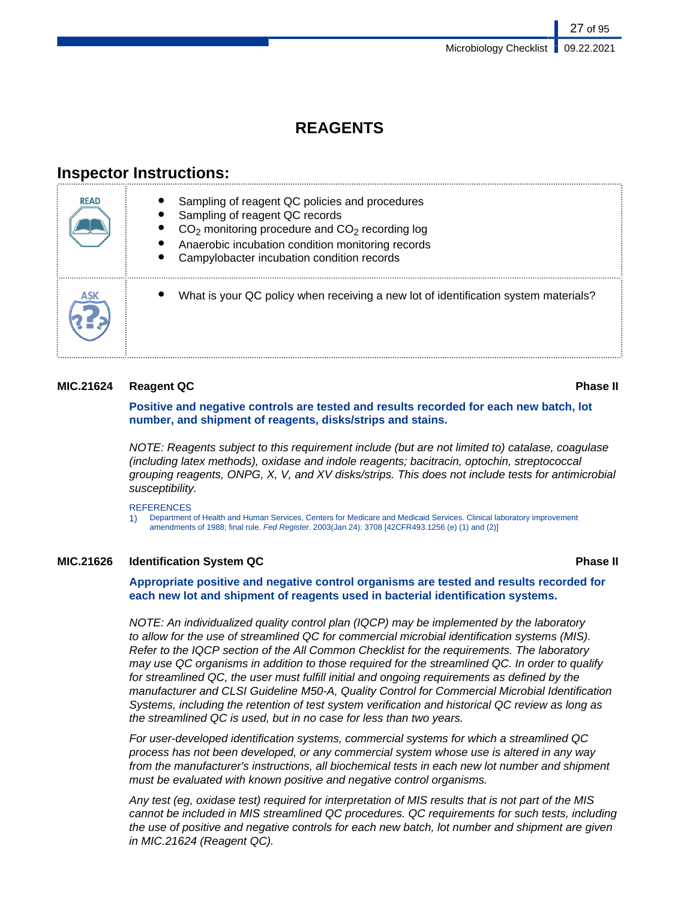# REAGENTS

## Inspector Instructions:

| | |
|---|---|
| READ | • Sampling of reagent QC policies and procedures<br>• Sampling of reagent QC records<br>• $CO_2$ monitoring procedure and $CO_2$ recording log<br>• Anaerobic incubation condition monitoring records<br>• Campylobacter incubation condition records |
| ASK | • What is your QC policy when receiving a new lot of identification system materials? |

**MIC.21624 Reagent QC — Phase II**

**Positive and negative controls are tested and results recorded for each new batch, lot number, and shipment of reagents, disks/strips and stains.**

*NOTE: Reagents subject to this requirement include (but are not limited to) catalase, coagulase (including latex methods), oxidase and indole reagents; bacitracin, optochin, streptococcal grouping reagents, ONPG, X, V, and XV disks/strips. This does not include tests for antimicrobial susceptibility.*

REFERENCES

1) Department of Health and Human Services, Centers for Medicare and Medicaid Services. Clinical laboratory improvement amendments of 1988; final rule. *Fed Register*. 2003(Jan 24): 3708 [42CFR493.1256 (e) (1) and (2)]

**MIC.21626 Identification System QC — Phase II**

**Appropriate positive and negative control organisms are tested and results recorded for each new lot and shipment of reagents used in bacterial identification systems.**

*NOTE: An individualized quality control plan (IQCP) may be implemented by the laboratory to allow for the use of streamlined QC for commercial microbial identification systems (MIS). Refer to the IQCP section of the All Common Checklist for the requirements. The laboratory may use QC organisms in addition to those required for the streamlined QC. In order to qualify for streamlined QC, the user must fulfill initial and ongoing requirements as defined by the manufacturer and CLSI Guideline M50-A, Quality Control for Commercial Microbial Identification Systems, including the retention of test system verification and historical QC review as long as the streamlined QC is used, but in no case for less than two years.*

*For user-developed identification systems, commercial systems for which a streamlined QC process has not been developed, or any commercial system whose use is altered in any way from the manufacturer's instructions, all biochemical tests in each new lot number and shipment must be evaluated with known positive and negative control organisms.*

*Any test (eg, oxidase test) required for interpretation of MIS results that is not part of the MIS cannot be included in MIS streamlined QC procedures. QC requirements for such tests, including the use of positive and negative controls for each new batch, lot number and shipment are given in MIC.21624 (Reagent QC).*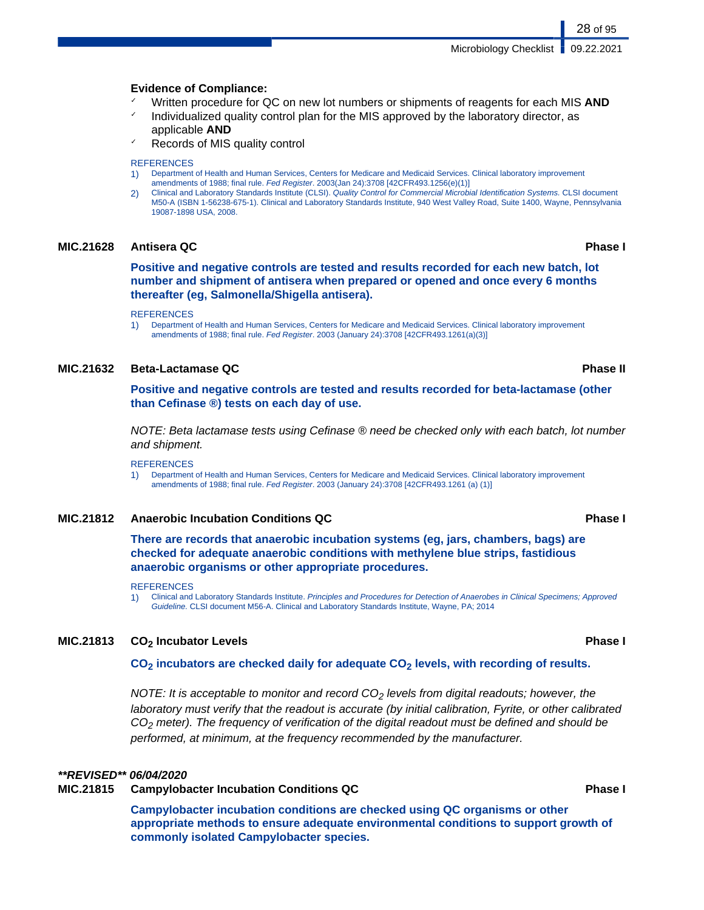**Evidence of Compliance:**

- ✓ Written procedure for QC on new lot numbers or shipments of reagents for each MIS **AND**
- ✓ Individualized quality control plan for the MIS approved by the laboratory director, as applicable **AND**
- ✓ Records of MIS quality control

REFERENCES

1) Department of Health and Human Services, Centers for Medicare and Medicaid Services. Clinical laboratory improvement amendments of 1988; final rule. *Fed Register*. 2003(Jan 24):3708 [42CFR493.1256(e)(1)]
2) Clinical and Laboratory Standards Institute (CLSI). *Quality Control for Commercial Microbial Identification Systems.* CLSI document M50-A (ISBN 1-56238-675-1). Clinical and Laboratory Standards Institute, 940 West Valley Road, Suite 1400, Wayne, Pennsylvania 19087-1898 USA, 2008.

### MIC.21628 Antisera QC — Phase I

**Positive and negative controls are tested and results recorded for each new batch, lot number and shipment of antisera when prepared or opened and once every 6 months thereafter (eg, Salmonella/Shigella antisera).**

REFERENCES

1) Department of Health and Human Services, Centers for Medicare and Medicaid Services. Clinical laboratory improvement amendments of 1988; final rule. *Fed Register*. 2003 (January 24):3708 [42CFR493.1261(a)(3)]

### MIC.21632 Beta-Lactamase QC — Phase II

**Positive and negative controls are tested and results recorded for beta-lactamase (other than Cefinase ®) tests on each day of use.**

*NOTE: Beta lactamase tests using Cefinase ® need be checked only with each batch, lot number and shipment.*

REFERENCES

1) Department of Health and Human Services, Centers for Medicare and Medicaid Services. Clinical laboratory improvement amendments of 1988; final rule. *Fed Register*. 2003 (January 24):3708 [42CFR493.1261 (a) (1)]

### MIC.21812 Anaerobic Incubation Conditions QC — Phase I

**There are records that anaerobic incubation systems (eg, jars, chambers, bags) are checked for adequate anaerobic conditions with methylene blue strips, fastidious anaerobic organisms or other appropriate procedures.**

REFERENCES

1) Clinical and Laboratory Standards Institute. *Principles and Procedures for Detection of Anaerobes in Clinical Specimens; Approved Guideline.* CLSI document M56-A. Clinical and Laboratory Standards Institute, Wayne, PA; 2014

### MIC.21813 $CO_2$ Incubator Levels — Phase I

**$CO_2$ incubators are checked daily for adequate $CO_2$ levels, with recording of results.**

*NOTE: It is acceptable to monitor and record $CO_2$ levels from digital readouts; however, the laboratory must verify that the readout is accurate (by initial calibration, Fyrite, or other calibrated $CO_2$ meter). The frequency of verification of the digital readout must be defined and should be performed, at minimum, at the frequency recommended by the manufacturer.*

***\*\*REVISED\*\* 06/04/2020***

### MIC.21815 Campylobacter Incubation Conditions QC — Phase I

**Campylobacter incubation conditions are checked using QC organisms or other appropriate methods to ensure adequate environmental conditions to support growth of commonly isolated Campylobacter species.**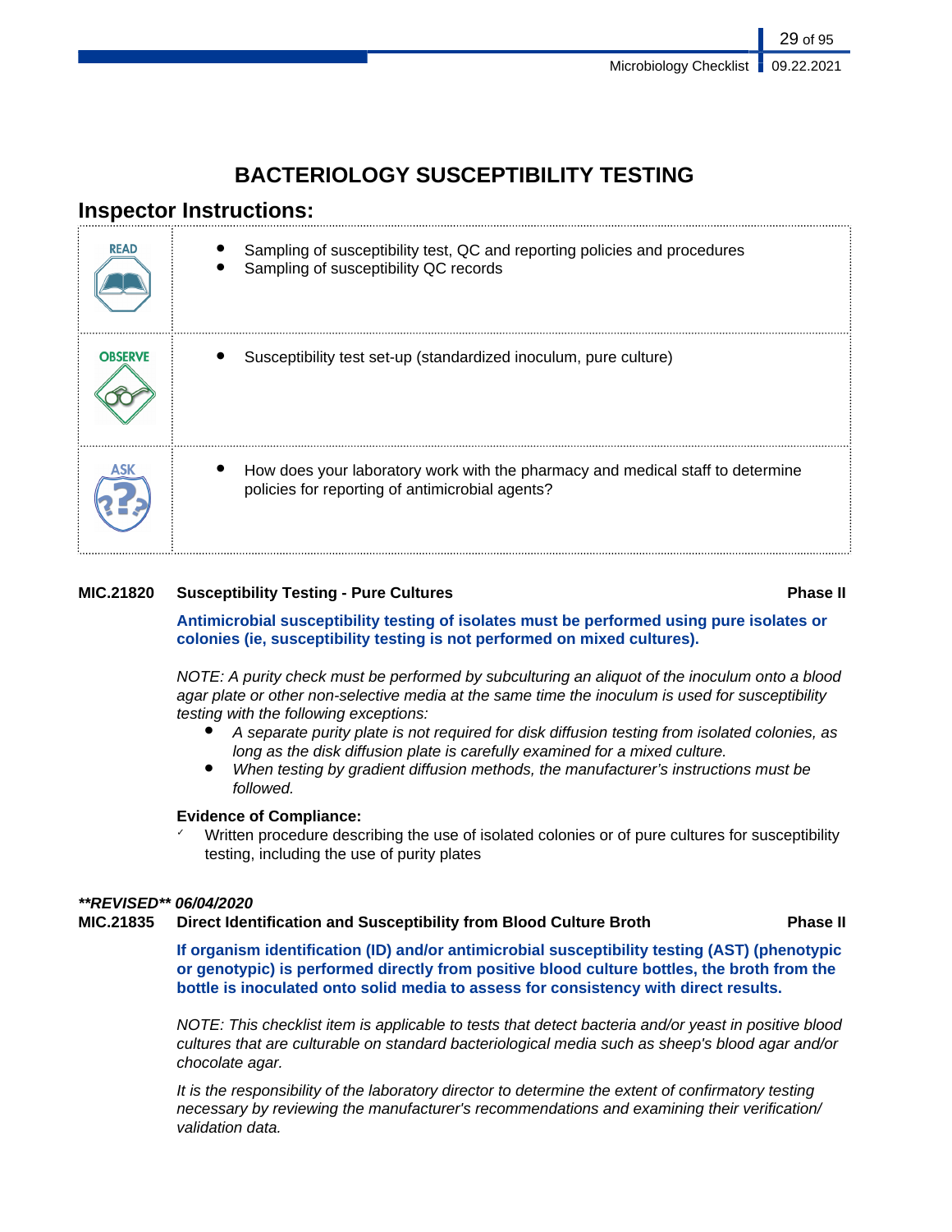# BACTERIOLOGY SUSCEPTIBILITY TESTING

## Inspector Instructions:

| | |
|---|---|
| READ | • Sampling of susceptibility test, QC and reporting policies and procedures<br>• Sampling of susceptibility QC records |
| OBSERVE | • Susceptibility test set-up (standardized inoculum, pure culture) |
| ASK | • How does your laboratory work with the pharmacy and medical staff to determine policies for reporting of antimicrobial agents? |

**MIC.21820 Susceptibility Testing - Pure Cultures** **Phase II**

**Antimicrobial susceptibility testing of isolates must be performed using pure isolates or colonies (ie, susceptibility testing is not performed on mixed cultures).**

*NOTE: A purity check must be performed by subculturing an aliquot of the inoculum onto a blood agar plate or other non-selective media at the same time the inoculum is used for susceptibility testing with the following exceptions:*

- *A separate purity plate is not required for disk diffusion testing from isolated colonies, as long as the disk diffusion plate is carefully examined for a mixed culture.*
- *When testing by gradient diffusion methods, the manufacturer's instructions must be followed.*

**Evidence of Compliance:**

✓ Written procedure describing the use of isolated colonies or of pure cultures for susceptibility testing, including the use of purity plates

***\*\*REVISED\*\* 06/04/2020***

**MIC.21835 Direct Identification and Susceptibility from Blood Culture Broth** **Phase II**

**If organism identification (ID) and/or antimicrobial susceptibility testing (AST) (phenotypic or genotypic) is performed directly from positive blood culture bottles, the broth from the bottle is inoculated onto solid media to assess for consistency with direct results.**

*NOTE: This checklist item is applicable to tests that detect bacteria and/or yeast in positive blood cultures that are culturable on standard bacteriological media such as sheep's blood agar and/or chocolate agar.*

*It is the responsibility of the laboratory director to determine the extent of confirmatory testing necessary by reviewing the manufacturer's recommendations and examining their verification/ validation data.*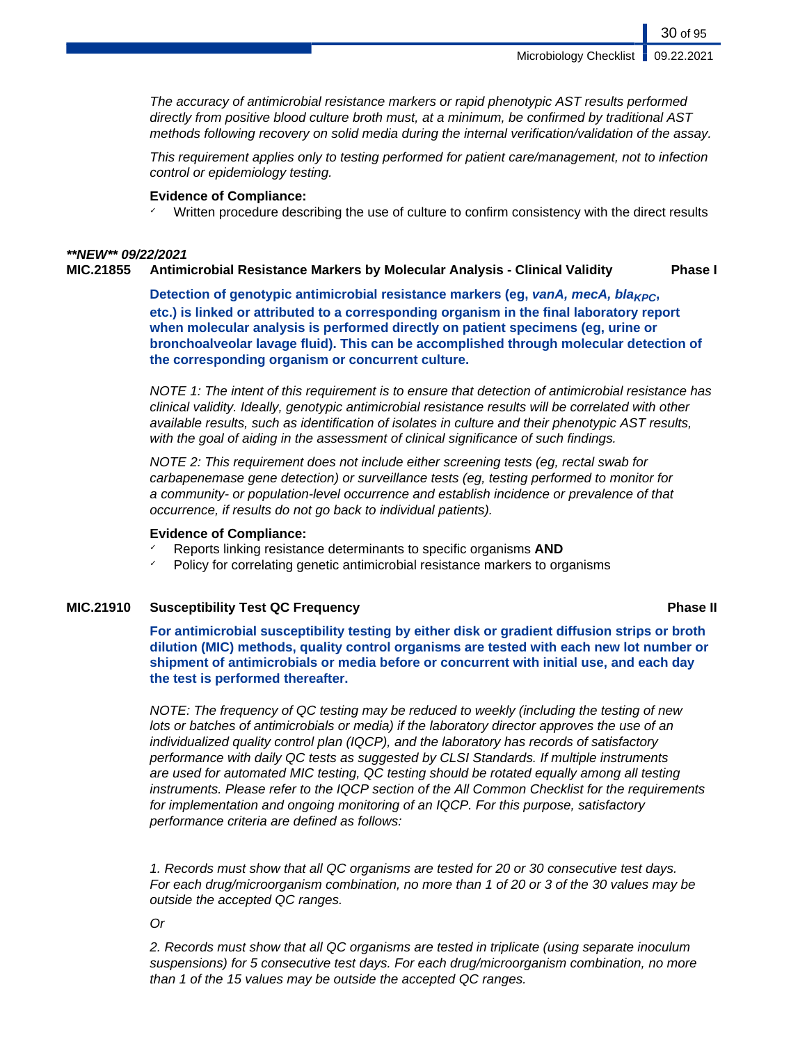*The accuracy of antimicrobial resistance markers or rapid phenotypic AST results performed directly from positive blood culture broth must, at a minimum, be confirmed by traditional AST methods following recovery on solid media during the internal verification/validation of the assay.*

*This requirement applies only to testing performed for patient care/management, not to infection control or epidemiology testing.*

**Evidence of Compliance:**

- ✓ Written procedure describing the use of culture to confirm consistency with the direct results

***\*\*NEW\*\* 09/22/2021***

**MIC.21855 Antimicrobial Resistance Markers by Molecular Analysis - Clinical Validity — Phase I**

**Detection of genotypic antimicrobial resistance markers (eg, *vanA, mecA, bla*$_{KPC}$, etc.) is linked or attributed to a corresponding organism in the final laboratory report when molecular analysis is performed directly on patient specimens (eg, urine or bronchoalveolar lavage fluid). This can be accomplished through molecular detection of the corresponding organism or concurrent culture.**

*NOTE 1: The intent of this requirement is to ensure that detection of antimicrobial resistance has clinical validity. Ideally, genotypic antimicrobial resistance results will be correlated with other available results, such as identification of isolates in culture and their phenotypic AST results, with the goal of aiding in the assessment of clinical significance of such findings.*

*NOTE 2: This requirement does not include either screening tests (eg, rectal swab for carbapenemase gene detection) or surveillance tests (eg, testing performed to monitor for a community- or population-level occurrence and establish incidence or prevalence of that occurrence, if results do not go back to individual patients).*

**Evidence of Compliance:**

- ✓ Reports linking resistance determinants to specific organisms **AND**
- ✓ Policy for correlating genetic antimicrobial resistance markers to organisms

**MIC.21910 Susceptibility Test QC Frequency — Phase II**

**For antimicrobial susceptibility testing by either disk or gradient diffusion strips or broth dilution (MIC) methods, quality control organisms are tested with each new lot number or shipment of antimicrobials or media before or concurrent with initial use, and each day the test is performed thereafter.**

*NOTE: The frequency of QC testing may be reduced to weekly (including the testing of new lots or batches of antimicrobials or media) if the laboratory director approves the use of an individualized quality control plan (IQCP), and the laboratory has records of satisfactory performance with daily QC tests as suggested by CLSI Standards. If multiple instruments are used for automated MIC testing, QC testing should be rotated equally among all testing instruments. Please refer to the IQCP section of the All Common Checklist for the requirements for implementation and ongoing monitoring of an IQCP. For this purpose, satisfactory performance criteria are defined as follows:*

*1. Records must show that all QC organisms are tested for 20 or 30 consecutive test days. For each drug/microorganism combination, no more than 1 of 20 or 3 of the 30 values may be outside the accepted QC ranges.*

*Or*

*2. Records must show that all QC organisms are tested in triplicate (using separate inoculum suspensions) for 5 consecutive test days. For each drug/microorganism combination, no more than 1 of the 15 values may be outside the accepted QC ranges.*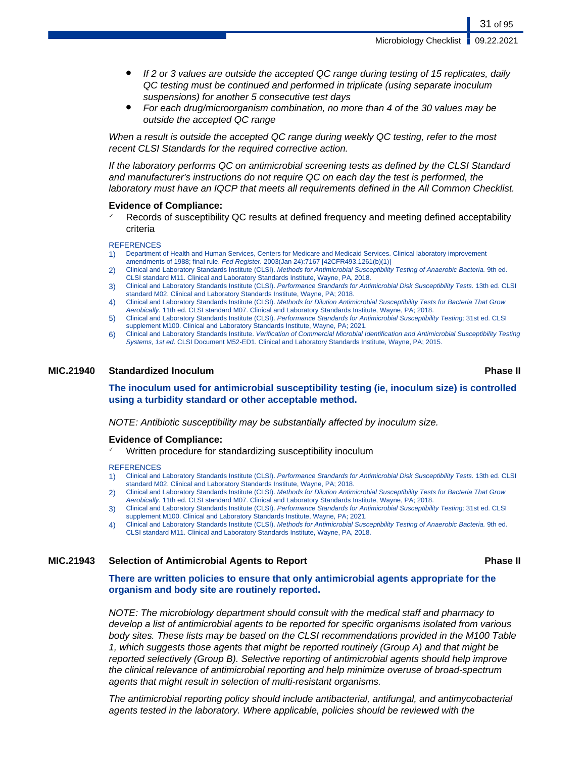- *If 2 or 3 values are outside the accepted QC range during testing of 15 replicates, daily QC testing must be continued and performed in triplicate (using separate inoculum suspensions) for another 5 consecutive test days*
- *For each drug/microorganism combination, no more than 4 of the 30 values may be outside the accepted QC range*

*When a result is outside the accepted QC range during weekly QC testing, refer to the most recent CLSI Standards for the required corrective action.*

*If the laboratory performs QC on antimicrobial screening tests as defined by the CLSI Standard and manufacturer's instructions do not require QC on each day the test is performed, the laboratory must have an IQCP that meets all requirements defined in the All Common Checklist.*

**Evidence of Compliance:**

- ✓ Records of susceptibility QC results at defined frequency and meeting defined acceptability criteria

REFERENCES

1) Department of Health and Human Services, Centers for Medicare and Medicaid Services. Clinical laboratory improvement amendments of 1988; final rule. *Fed Register.* 2003(Jan 24):7167 [42CFR493.1261(b)(1)]
2) Clinical and Laboratory Standards Institute (CLSI). *Methods for Antimicrobial Susceptibility Testing of Anaerobic Bacteria.* 9th ed. CLSI standard M11. Clinical and Laboratory Standards Institute, Wayne, PA, 2018.
3) Clinical and Laboratory Standards Institute (CLSI). *Performance Standards for Antimicrobial Disk Susceptibility Tests.* 13th ed. CLSI standard M02. Clinical and Laboratory Standards Institute, Wayne, PA; 2018.
4) Clinical and Laboratory Standards Institute (CLSI). *Methods for Dilution Antimicrobial Susceptibility Tests for Bacteria That Grow Aerobically.* 11th ed. CLSI standard M07. Clinical and Laboratory Standards Institute, Wayne, PA; 2018.
5) Clinical and Laboratory Standards Institute (CLSI). *Performance Standards for Antimicrobial Susceptibility Testing;* 31st ed. CLSI supplement M100. Clinical and Laboratory Standards Institute, Wayne, PA; 2021.
6) Clinical and Laboratory Standards Institute. *Verification of Commercial Microbial Identification and Antimicrobial Susceptibility Testing Systems, 1st ed*. CLSI Document M52-ED1. Clinical and Laboratory Standards Institute, Wayne, PA; 2015.

### MIC.21940 Standardized Inoculum — Phase II

**The inoculum used for antimicrobial susceptibility testing (ie, inoculum size) is controlled using a turbidity standard or other acceptable method.**

*NOTE: Antibiotic susceptibility may be substantially affected by inoculum size.*

**Evidence of Compliance:**

- ✓ Written procedure for standardizing susceptibility inoculum

REFERENCES

1) Clinical and Laboratory Standards Institute (CLSI). *Performance Standards for Antimicrobial Disk Susceptibility Tests.* 13th ed. CLSI standard M02. Clinical and Laboratory Standards Institute, Wayne, PA; 2018.
2) Clinical and Laboratory Standards Institute (CLSI). *Methods for Dilution Antimicrobial Susceptibility Tests for Bacteria That Grow Aerobically.* 11th ed. CLSI standard M07. Clinical and Laboratory Standards Institute, Wayne, PA; 2018.
3) Clinical and Laboratory Standards Institute (CLSI). *Performance Standards for Antimicrobial Susceptibility Testing;* 31st ed. CLSI supplement M100. Clinical and Laboratory Standards Institute, Wayne, PA; 2021.
4) Clinical and Laboratory Standards Institute (CLSI). *Methods for Antimicrobial Susceptibility Testing of Anaerobic Bacteria.* 9th ed. CLSI standard M11. Clinical and Laboratory Standards Institute, Wayne, PA, 2018.

### MIC.21943 Selection of Antimicrobial Agents to Report — Phase II

**There are written policies to ensure that only antimicrobial agents appropriate for the organism and body site are routinely reported.**

*NOTE: The microbiology department should consult with the medical staff and pharmacy to develop a list of antimicrobial agents to be reported for specific organisms isolated from various body sites. These lists may be based on the CLSI recommendations provided in the M100 Table 1, which suggests those agents that might be reported routinely (Group A) and that might be reported selectively (Group B). Selective reporting of antimicrobial agents should help improve the clinical relevance of antimicrobial reporting and help minimize overuse of broad-spectrum agents that might result in selection of multi-resistant organisms.*

*The antimicrobial reporting policy should include antibacterial, antifungal, and antimycobacterial agents tested in the laboratory. Where applicable, policies should be reviewed with the*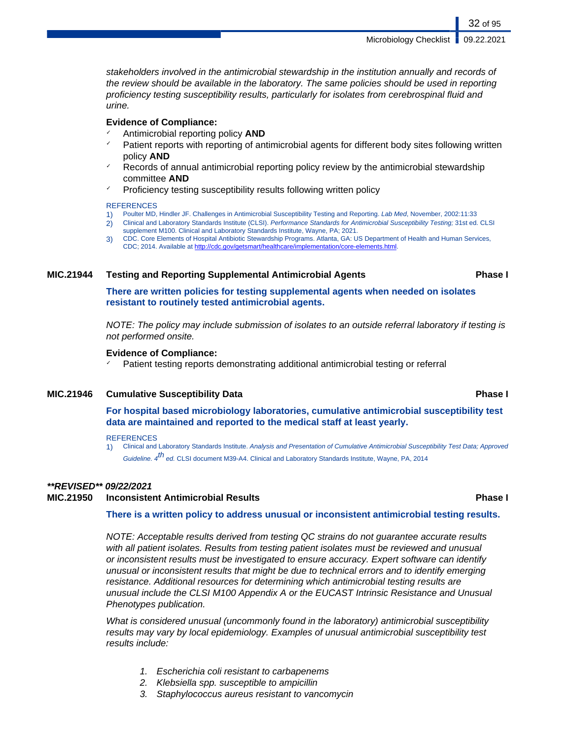*stakeholders involved in the antimicrobial stewardship in the institution annually and records of the review should be available in the laboratory. The same policies should be used in reporting proficiency testing susceptibility results, particularly for isolates from cerebrospinal fluid and urine.*

**Evidence of Compliance:**

- ✓ Antimicrobial reporting policy **AND**
- ✓ Patient reports with reporting of antimicrobial agents for different body sites following written policy **AND**
- ✓ Records of annual antimicrobial reporting policy review by the antimicrobial stewardship committee **AND**
- ✓ Proficiency testing susceptibility results following written policy

REFERENCES

1) Poulter MD, Hindler JF. Challenges in Antimicrobial Susceptibility Testing and Reporting. *Lab Med*, November, 2002:11:33
2) Clinical and Laboratory Standards Institute (CLSI). *Performance Standards for Antimicrobial Susceptibility Testing;* 31st ed. CLSI supplement M100. Clinical and Laboratory Standards Institute, Wayne, PA; 2021.
3) CDC. Core Elements of Hospital Antibiotic Stewardship Programs. Atlanta, GA: US Department of Health and Human Services, CDC; 2014. Available at http://cdc.gov/getsmart/healthcare/implementation/core-elements.html.

## MIC.21944 Testing and Reporting Supplemental Antimicrobial Agents — Phase I

**There are written policies for testing supplemental agents when needed on isolates resistant to routinely tested antimicrobial agents.**

*NOTE: The policy may include submission of isolates to an outside referral laboratory if testing is not performed onsite.*

**Evidence of Compliance:**

- ✓ Patient testing reports demonstrating additional antimicrobial testing or referral

## MIC.21946 Cumulative Susceptibility Data — Phase I

**For hospital based microbiology laboratories, cumulative antimicrobial susceptibility test data are maintained and reported to the medical staff at least yearly.**

REFERENCES

1) Clinical and Laboratory Standards Institute. *Analysis and Presentation of Cumulative Antimicrobial Susceptibility Test Data; Approved Guideline. 4th ed.* CLSI document M39-A4. Clinical and Laboratory Standards Institute, Wayne, PA, 2014

***\*\*REVISED\*\* 09/22/2021***

## MIC.21950 Inconsistent Antimicrobial Results — Phase I

**There is a written policy to address unusual or inconsistent antimicrobial testing results.**

*NOTE: Acceptable results derived from testing QC strains do not guarantee accurate results with all patient isolates. Results from testing patient isolates must be reviewed and unusual or inconsistent results must be investigated to ensure accuracy. Expert software can identify unusual or inconsistent results that might be due to technical errors and to identify emerging resistance. Additional resources for determining which antimicrobial testing results are unusual include the CLSI M100 Appendix A or the EUCAST Intrinsic Resistance and Unusual Phenotypes publication.*

*What is considered unusual (uncommonly found in the laboratory) antimicrobial susceptibility results may vary by local epidemiology. Examples of unusual antimicrobial susceptibility test results include:*

1. *Escherichia coli resistant to carbapenems*
2. *Klebsiella spp. susceptible to ampicillin*
3. *Staphylococcus aureus resistant to vancomycin*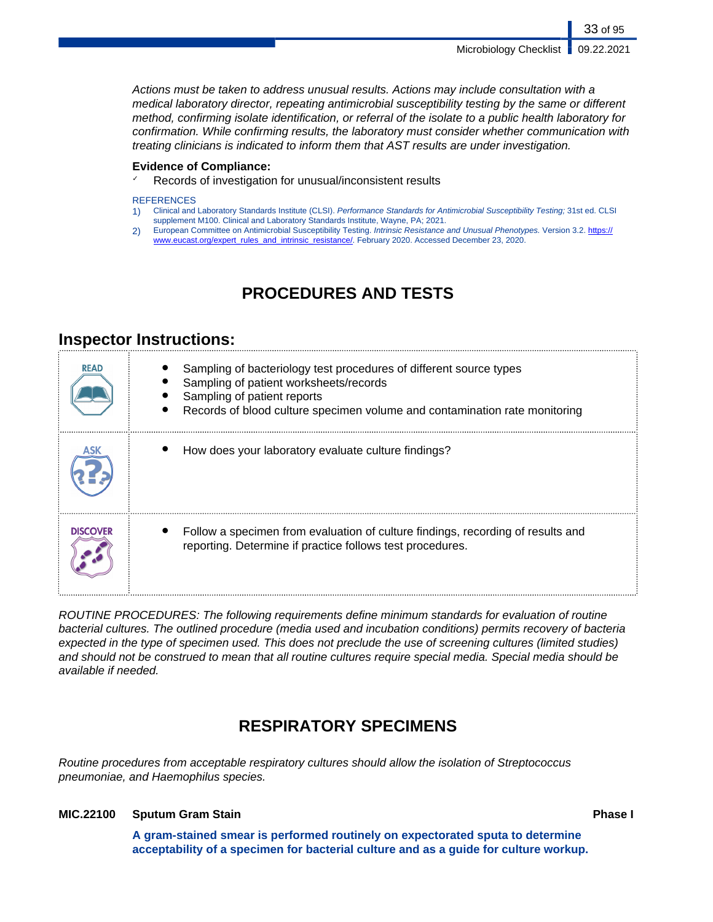*Actions must be taken to address unusual results. Actions may include consultation with a medical laboratory director, repeating antimicrobial susceptibility testing by the same or different method, confirming isolate identification, or referral of the isolate to a public health laboratory for confirmation. While confirming results, the laboratory must consider whether communication with treating clinicians is indicated to inform them that AST results are under investigation.*

**Evidence of Compliance:**

- ✓ Records of investigation for unusual/inconsistent results

REFERENCES

1) Clinical and Laboratory Standards Institute (CLSI). *Performance Standards for Antimicrobial Susceptibility Testing;* 31st ed. CLSI supplement M100. Clinical and Laboratory Standards Institute, Wayne, PA; 2021.
2) European Committee on Antimicrobial Susceptibility Testing. *Intrinsic Resistance and Unusual Phenotypes.* Version 3.2. https://www.eucast.org/expert_rules_and_intrinsic_resistance/. February 2020. Accessed December 23, 2020.

# PROCEDURES AND TESTS

## Inspector Instructions:

| | |
|---|---|
| READ | • Sampling of bacteriology test procedures of different source types<br>• Sampling of patient worksheets/records<br>• Sampling of patient reports<br>• Records of blood culture specimen volume and contamination rate monitoring |
| ASK | • How does your laboratory evaluate culture findings? |
| DISCOVER | • Follow a specimen from evaluation of culture findings, recording of results and reporting. Determine if practice follows test procedures. |

*ROUTINE PROCEDURES: The following requirements define minimum standards for evaluation of routine bacterial cultures. The outlined procedure (media used and incubation conditions) permits recovery of bacteria expected in the type of specimen used. This does not preclude the use of screening cultures (limited studies) and should not be construed to mean that all routine cultures require special media. Special media should be available if needed.*

# RESPIRATORY SPECIMENS

*Routine procedures from acceptable respiratory cultures should allow the isolation of Streptococcus pneumoniae, and Haemophilus species.*

**MIC.22100 Sputum Gram Stain** **Phase I**

**A gram-stained smear is performed routinely on expectorated sputa to determine acceptability of a specimen for bacterial culture and as a guide for culture workup.**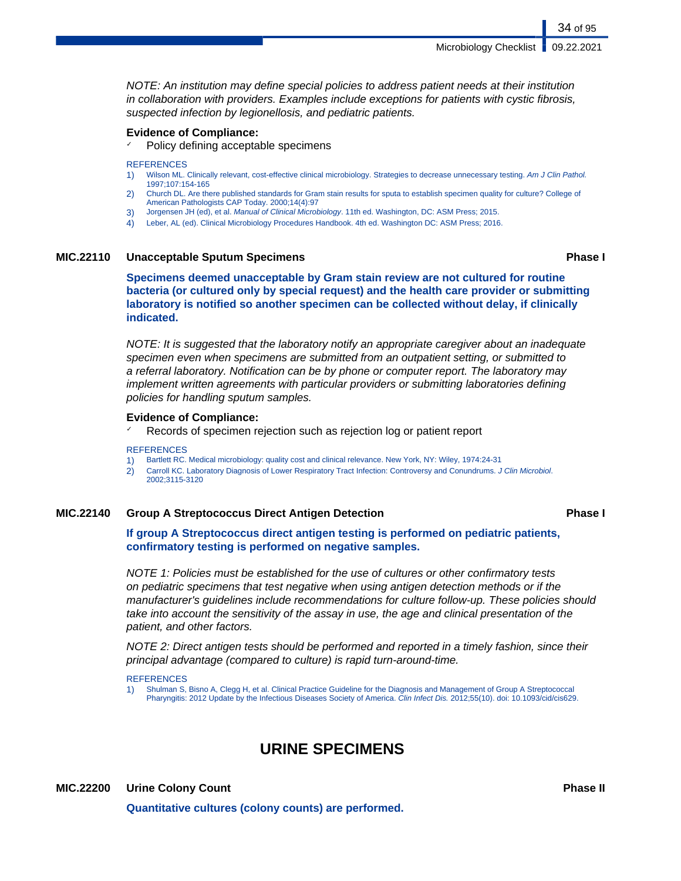*NOTE: An institution may define special policies to address patient needs at their institution in collaboration with providers. Examples include exceptions for patients with cystic fibrosis, suspected infection by legionellosis, and pediatric patients.*

**Evidence of Compliance:**

- ✓ Policy defining acceptable specimens

REFERENCES

1) Wilson ML. Clinically relevant, cost-effective clinical microbiology. Strategies to decrease unnecessary testing. *Am J Clin Pathol.* 1997;107:154-165
2) Church DL. Are there published standards for Gram stain results for sputa to establish specimen quality for culture? College of American Pathologists CAP Today. 2000;14(4):97
3) Jorgensen JH (ed), et al. *Manual of Clinical Microbiology*. 11th ed. Washington, DC: ASM Press; 2015.
4) Leber, AL (ed). Clinical Microbiology Procedures Handbook. 4th ed. Washington DC: ASM Press; 2016.

### MIC.22110 Unacceptable Sputum Specimens — Phase I

**Specimens deemed unacceptable by Gram stain review are not cultured for routine bacteria (or cultured only by special request) and the health care provider or submitting laboratory is notified so another specimen can be collected without delay, if clinically indicated.**

*NOTE: It is suggested that the laboratory notify an appropriate caregiver about an inadequate specimen even when specimens are submitted from an outpatient setting, or submitted to a referral laboratory. Notification can be by phone or computer report. The laboratory may implement written agreements with particular providers or submitting laboratories defining policies for handling sputum samples.*

**Evidence of Compliance:**

- ✓ Records of specimen rejection such as rejection log or patient report

REFERENCES

1) Bartlett RC. Medical microbiology: quality cost and clinical relevance. New York, NY: Wiley, 1974:24-31
2) Carroll KC. Laboratory Diagnosis of Lower Respiratory Tract Infection: Controversy and Conundrums. *J Clin Microbiol*. 2002;3115-3120

### MIC.22140 Group A Streptococcus Direct Antigen Detection — Phase I

**If group A Streptococcus direct antigen testing is performed on pediatric patients, confirmatory testing is performed on negative samples.**

*NOTE 1: Policies must be established for the use of cultures or other confirmatory tests on pediatric specimens that test negative when using antigen detection methods or if the manufacturer's guidelines include recommendations for culture follow-up. These policies should take into account the sensitivity of the assay in use, the age and clinical presentation of the patient, and other factors.*

*NOTE 2: Direct antigen tests should be performed and reported in a timely fashion, since their principal advantage (compared to culture) is rapid turn-around-time.*

REFERENCES

1) Shulman S, Bisno A, Clegg H, et al. Clinical Practice Guideline for the Diagnosis and Management of Group A Streptococcal Pharyngitis: 2012 Update by the Infectious Diseases Society of America. *Clin Infect Dis.* 2012;55(10). doi: 10.1093/cid/cis629.

## URINE SPECIMENS

### MIC.22200 Urine Colony Count — Phase II

**Quantitative cultures (colony counts) are performed.**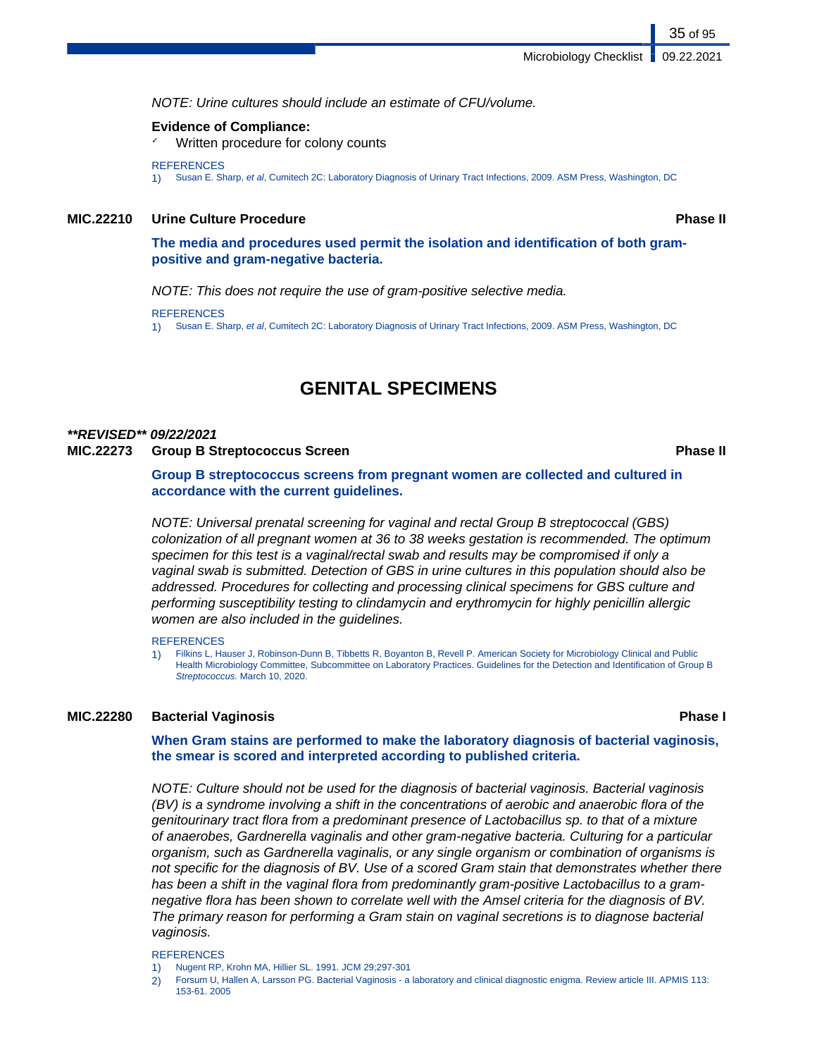*NOTE: Urine cultures should include an estimate of CFU/volume.*

**Evidence of Compliance:**

- ✓ Written procedure for colony counts

REFERENCES

1) Susan E. Sharp, *et al*, Cumitech 2C: Laboratory Diagnosis of Urinary Tract Infections, 2009. ASM Press, Washington, DC

### MIC.22210 Urine Culture Procedure — Phase II

**The media and procedures used permit the isolation and identification of both gram-positive and gram-negative bacteria.**

*NOTE: This does not require the use of gram-positive selective media.*

REFERENCES

1) Susan E. Sharp, *et al*, Cumitech 2C: Laboratory Diagnosis of Urinary Tract Infections, 2009. ASM Press, Washington, DC

## GENITAL SPECIMENS

***\*\*REVISED\*\* 09/22/2021***

### MIC.22273 Group B Streptococcus Screen — Phase II

**Group B streptococcus screens from pregnant women are collected and cultured in accordance with the current guidelines.**

*NOTE: Universal prenatal screening for vaginal and rectal Group B streptococcal (GBS) colonization of all pregnant women at 36 to 38 weeks gestation is recommended. The optimum specimen for this test is a vaginal/rectal swab and results may be compromised if only a vaginal swab is submitted. Detection of GBS in urine cultures in this population should also be addressed. Procedures for collecting and processing clinical specimens for GBS culture and performing susceptibility testing to clindamycin and erythromycin for highly penicillin allergic women are also included in the guidelines.*

REFERENCES

1) Filkins L, Hauser J, Robinson-Dunn B, Tibbetts R, Boyanton B, Revell P. American Society for Microbiology Clinical and Public Health Microbiology Committee, Subcommittee on Laboratory Practices. Guidelines for the Detection and Identification of Group B *Streptococcus.* March 10, 2020.

### MIC.22280 Bacterial Vaginosis — Phase I

**When Gram stains are performed to make the laboratory diagnosis of bacterial vaginosis, the smear is scored and interpreted according to published criteria.**

*NOTE: Culture should not be used for the diagnosis of bacterial vaginosis. Bacterial vaginosis (BV) is a syndrome involving a shift in the concentrations of aerobic and anaerobic flora of the genitourinary tract flora from a predominant presence of Lactobacillus sp. to that of a mixture of anaerobes, Gardnerella vaginalis and other gram-negative bacteria. Culturing for a particular organism, such as Gardnerella vaginalis, or any single organism or combination of organisms is not specific for the diagnosis of BV. Use of a scored Gram stain that demonstrates whether there has been a shift in the vaginal flora from predominantly gram-positive Lactobacillus to a gram-negative flora has been shown to correlate well with the Amsel criteria for the diagnosis of BV. The primary reason for performing a Gram stain on vaginal secretions is to diagnose bacterial vaginosis.*

REFERENCES

1) Nugent RP, Krohn MA, Hillier SL. 1991. JCM 29;297-301
2) Forsum U, Hallen A, Larsson PG. Bacterial Vaginosis - a laboratory and clinical diagnostic enigma. Review article III. APMIS 113: 153-61. 2005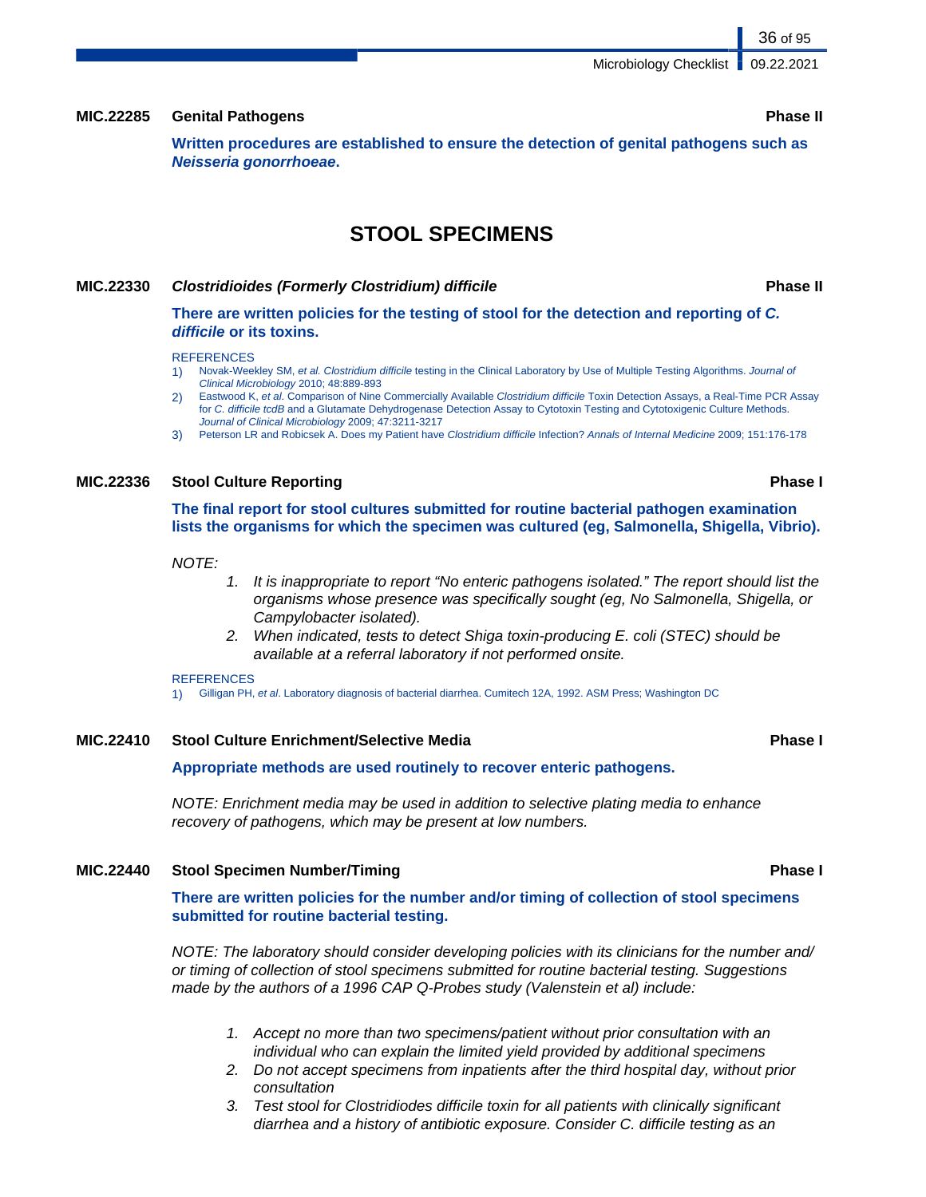**MIC.22285 Genital Pathogens** **Phase II**

**Written procedures are established to ensure the detection of genital pathogens such as *Neisseria gonorrhoeae*.**

# STOOL SPECIMENS

**MIC.22330 *Clostridioides (Formerly Clostridium) difficile*** **Phase II**

**There are written policies for the testing of stool for the detection and reporting of *C. difficile* or its toxins.**

REFERENCES

1) Novak-Weekley SM, *et al. Clostridium difficile* testing in the Clinical Laboratory by Use of Multiple Testing Algorithms. *Journal of Clinical Microbiology* 2010; 48:889-893
2) Eastwood K, *et al*. Comparison of Nine Commercially Available *Clostridium difficile* Toxin Detection Assays, a Real-Time PCR Assay for *C. difficile tcdB* and a Glutamate Dehydrogenase Detection Assay to Cytotoxin Testing and Cytotoxigenic Culture Methods. *Journal of Clinical Microbiology* 2009; 47:3211-3217
3) Peterson LR and Robicsek A. Does my Patient have *Clostridium difficile* Infection? *Annals of Internal Medicine* 2009; 151:176-178

**MIC.22336 Stool Culture Reporting** **Phase I**

**The final report for stool cultures submitted for routine bacterial pathogen examination lists the organisms for which the specimen was cultured (eg, Salmonella, Shigella, Vibrio).**

*NOTE:*

1. *It is inappropriate to report "No enteric pathogens isolated." The report should list the organisms whose presence was specifically sought (eg, No Salmonella, Shigella, or Campylobacter isolated).*
2. *When indicated, tests to detect Shiga toxin-producing E. coli (STEC) should be available at a referral laboratory if not performed onsite.*

REFERENCES

1) Gilligan PH, *et al*. Laboratory diagnosis of bacterial diarrhea. Cumitech 12A, 1992. ASM Press; Washington DC

**MIC.22410 Stool Culture Enrichment/Selective Media** **Phase I**

**Appropriate methods are used routinely to recover enteric pathogens.**

*NOTE: Enrichment media may be used in addition to selective plating media to enhance recovery of pathogens, which may be present at low numbers.*

**MIC.22440 Stool Specimen Number/Timing** **Phase I**

**There are written policies for the number and/or timing of collection of stool specimens submitted for routine bacterial testing.**

*NOTE: The laboratory should consider developing policies with its clinicians for the number and/or timing of collection of stool specimens submitted for routine bacterial testing. Suggestions made by the authors of a 1996 CAP Q-Probes study (Valenstein et al) include:*

1. *Accept no more than two specimens/patient without prior consultation with an individual who can explain the limited yield provided by additional specimens*
2. *Do not accept specimens from inpatients after the third hospital day, without prior consultation*
3. *Test stool for Clostridiodes difficile toxin for all patients with clinically significant diarrhea and a history of antibiotic exposure. Consider C. difficile testing as an*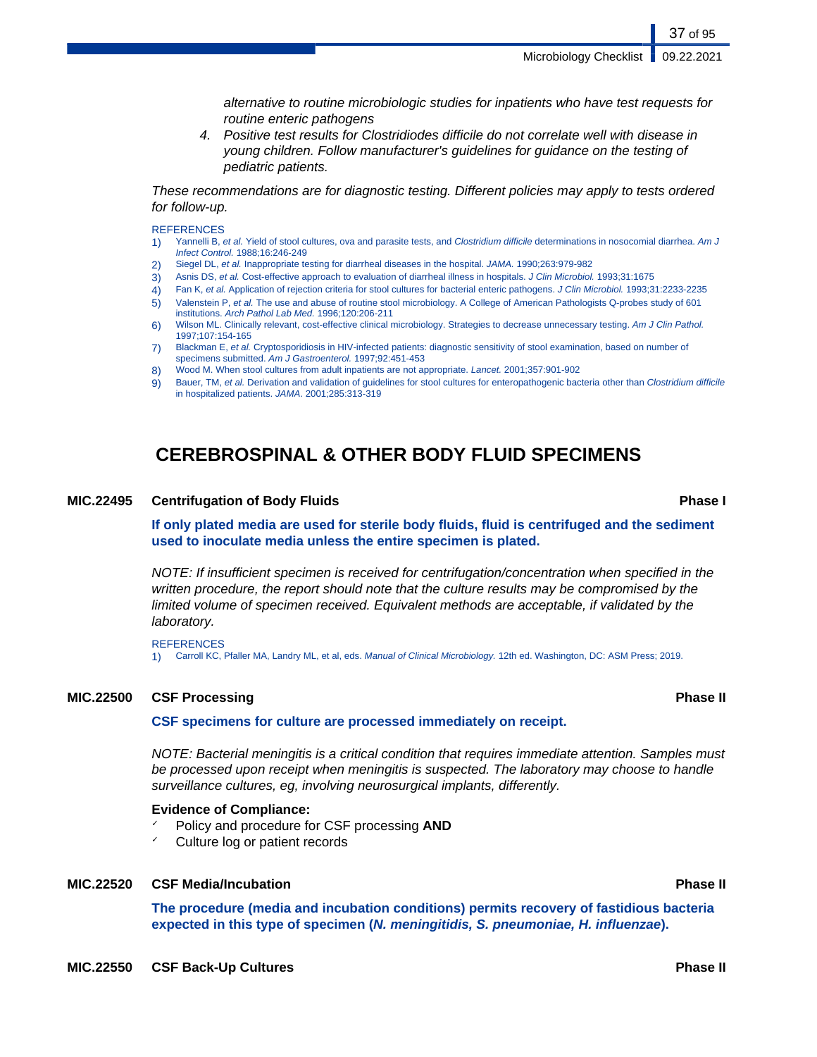*alternative to routine microbiologic studies for inpatients who have test requests for routine enteric pathogens*

4. *Positive test results for Clostridiodes difficile do not correlate well with disease in young children. Follow manufacturer's guidelines for guidance on the testing of pediatric patients.*

*These recommendations are for diagnostic testing. Different policies may apply to tests ordered for follow-up.*

REFERENCES

1) Yannelli B, *et al.* Yield of stool cultures, ova and parasite tests, and *Clostridium difficile* determinations in nosocomial diarrhea. *Am J Infect Control.* 1988;16:246-249
2) Siegel DL, *et al.* Inappropriate testing for diarrheal diseases in the hospital. *JAMA.* 1990;263:979-982
3) Asnis DS, *et al.* Cost-effective approach to evaluation of diarrheal illness in hospitals. *J Clin Microbiol.* 1993;31:1675
4) Fan K, *et al.* Application of rejection criteria for stool cultures for bacterial enteric pathogens. *J Clin Microbiol.* 1993;31:2233-2235
5) Valenstein P, *et al.* The use and abuse of routine stool microbiology. A College of American Pathologists Q-probes study of 601 institutions. *Arch Pathol Lab Med.* 1996;120:206-211
6) Wilson ML. Clinically relevant, cost-effective clinical microbiology. Strategies to decrease unnecessary testing. *Am J Clin Pathol.* 1997;107:154-165
7) Blackman E, *et al.* Cryptosporidiosis in HIV-infected patients: diagnostic sensitivity of stool examination, based on number of specimens submitted. *Am J Gastroenterol.* 1997;92:451-453
8) Wood M. When stool cultures from adult inpatients are not appropriate. *Lancet.* 2001;357:901-902
9) Bauer, TM, *et al.* Derivation and validation of guidelines for stool cultures for enteropathogenic bacteria other than *Clostridium difficile* in hospitalized patients. *JAMA.* 2001;285:313-319

# CEREBROSPINAL & OTHER BODY FLUID SPECIMENS

### MIC.22495 Centrifugation of Body Fluids — Phase I

**If only plated media are used for sterile body fluids, fluid is centrifuged and the sediment used to inoculate media unless the entire specimen is plated.**

*NOTE: If insufficient specimen is received for centrifugation/concentration when specified in the written procedure, the report should note that the culture results may be compromised by the limited volume of specimen received. Equivalent methods are acceptable, if validated by the laboratory.*

REFERENCES

1) Carroll KC, Pfaller MA, Landry ML, et al, eds. *Manual of Clinical Microbiology.* 12th ed. Washington, DC: ASM Press; 2019.

### MIC.22500 CSF Processing — Phase II

**CSF specimens for culture are processed immediately on receipt.**

*NOTE: Bacterial meningitis is a critical condition that requires immediate attention. Samples must be processed upon receipt when meningitis is suspected. The laboratory may choose to handle surveillance cultures, eg, involving neurosurgical implants, differently.*

**Evidence of Compliance:**

- Policy and procedure for CSF processing **AND**
- Culture log or patient records

### MIC.22520 CSF Media/Incubation — Phase II

**The procedure (media and incubation conditions) permits recovery of fastidious bacteria expected in this type of specimen (*N. meningitidis, S. pneumoniae, H. influenzae*).**

### MIC.22550 CSF Back-Up Cultures — Phase II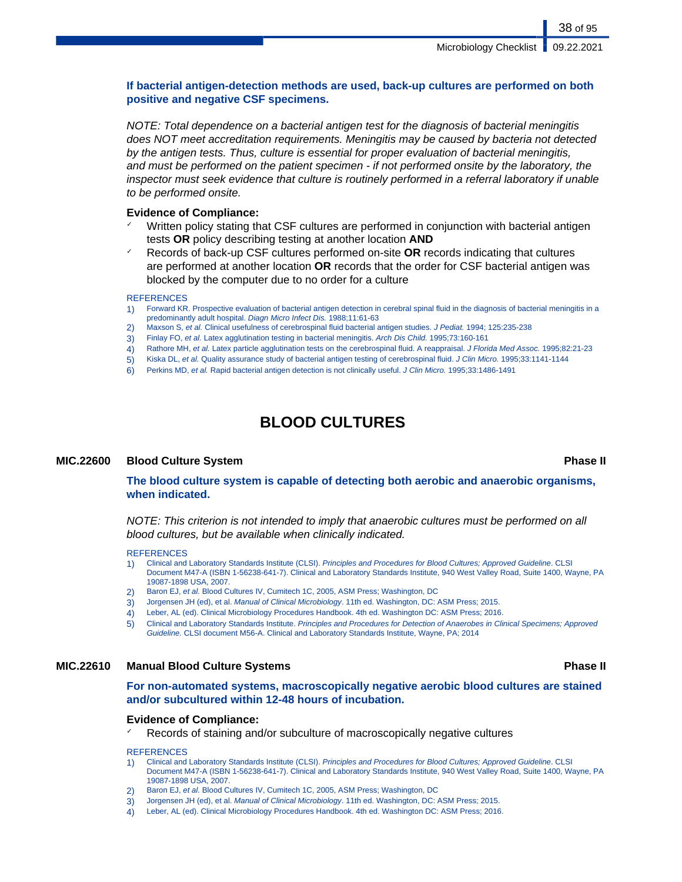**If bacterial antigen-detection methods are used, back-up cultures are performed on both positive and negative CSF specimens.**

*NOTE: Total dependence on a bacterial antigen test for the diagnosis of bacterial meningitis does NOT meet accreditation requirements. Meningitis may be caused by bacteria not detected by the antigen tests. Thus, culture is essential for proper evaluation of bacterial meningitis, and must be performed on the patient specimen - if not performed onsite by the laboratory, the inspector must seek evidence that culture is routinely performed in a referral laboratory if unable to be performed onsite.*

**Evidence of Compliance:**

- ✓ Written policy stating that CSF cultures are performed in conjunction with bacterial antigen tests **OR** policy describing testing at another location **AND**
- ✓ Records of back-up CSF cultures performed on-site **OR** records indicating that cultures are performed at another location **OR** records that the order for CSF bacterial antigen was blocked by the computer due to no order for a culture

REFERENCES

1) Forward KR. Prospective evaluation of bacterial antigen detection in cerebral spinal fluid in the diagnosis of bacterial meningitis in a predominantly adult hospital. *Diagn Micro Infect Dis.* 1988;11:61-63
2) Maxson S, *et al.* Clinical usefulness of cerebrospinal fluid bacterial antigen studies. *J Pediat.* 1994; 125:235-238
3) Finlay FO, *et al.* Latex agglutination testing in bacterial meningitis. *Arch Dis Child.* 1995;73:160-161
4) Rathore MH, *et al.* Latex particle agglutination tests on the cerebrospinal fluid. A reappraisal. *J Florida Med Assoc.* 1995;82:21-23
5) Kiska DL, *et al.* Quality assurance study of bacterial antigen testing of cerebrospinal fluid. *J Clin Micro.* 1995;33:1141-1144
6) Perkins MD, *et al.* Rapid bacterial antigen detection is not clinically useful. *J Clin Micro.* 1995;33:1486-1491

# BLOOD CULTURES

## MIC.22600 Blood Culture System — Phase II

**The blood culture system is capable of detecting both aerobic and anaerobic organisms, when indicated.**

*NOTE: This criterion is not intended to imply that anaerobic cultures must be performed on all blood cultures, but be available when clinically indicated.*

REFERENCES

1) Clinical and Laboratory Standards Institute (CLSI). *Principles and Procedures for Blood Cultures; Approved Guideline*. CLSI Document M47-A (ISBN 1-56238-641-7). Clinical and Laboratory Standards Institute, 940 West Valley Road, Suite 1400, Wayne, PA 19087-1898 USA, 2007.
2) Baron EJ, *et al.* Blood Cultures IV, Cumitech 1C, 2005, ASM Press; Washington, DC
3) Jorgensen JH (ed), et al. *Manual of Clinical Microbiology*. 11th ed. Washington, DC: ASM Press; 2015.
4) Leber, AL (ed). Clinical Microbiology Procedures Handbook. 4th ed. Washington DC: ASM Press; 2016.
5) Clinical and Laboratory Standards Institute. *Principles and Procedures for Detection of Anaerobes in Clinical Specimens; Approved Guideline.* CLSI document M56-A. Clinical and Laboratory Standards Institute, Wayne, PA; 2014

## MIC.22610 Manual Blood Culture Systems — Phase II

**For non-automated systems, macroscopically negative aerobic blood cultures are stained and/or subcultured within 12-48 hours of incubation.**

**Evidence of Compliance:**

- ✓ Records of staining and/or subculture of macroscopically negative cultures

REFERENCES

1) Clinical and Laboratory Standards Institute (CLSI). *Principles and Procedures for Blood Cultures; Approved Guideline*. CLSI Document M47-A (ISBN 1-56238-641-7). Clinical and Laboratory Standards Institute, 940 West Valley Road, Suite 1400, Wayne, PA 19087-1898 USA, 2007.
2) Baron EJ, *et al.* Blood Cultures IV, Cumitech 1C, 2005, ASM Press; Washington, DC
3) Jorgensen JH (ed), et al. *Manual of Clinical Microbiology*. 11th ed. Washington, DC: ASM Press; 2015.
4) Leber, AL (ed). Clinical Microbiology Procedures Handbook. 4th ed. Washington DC: ASM Press; 2016.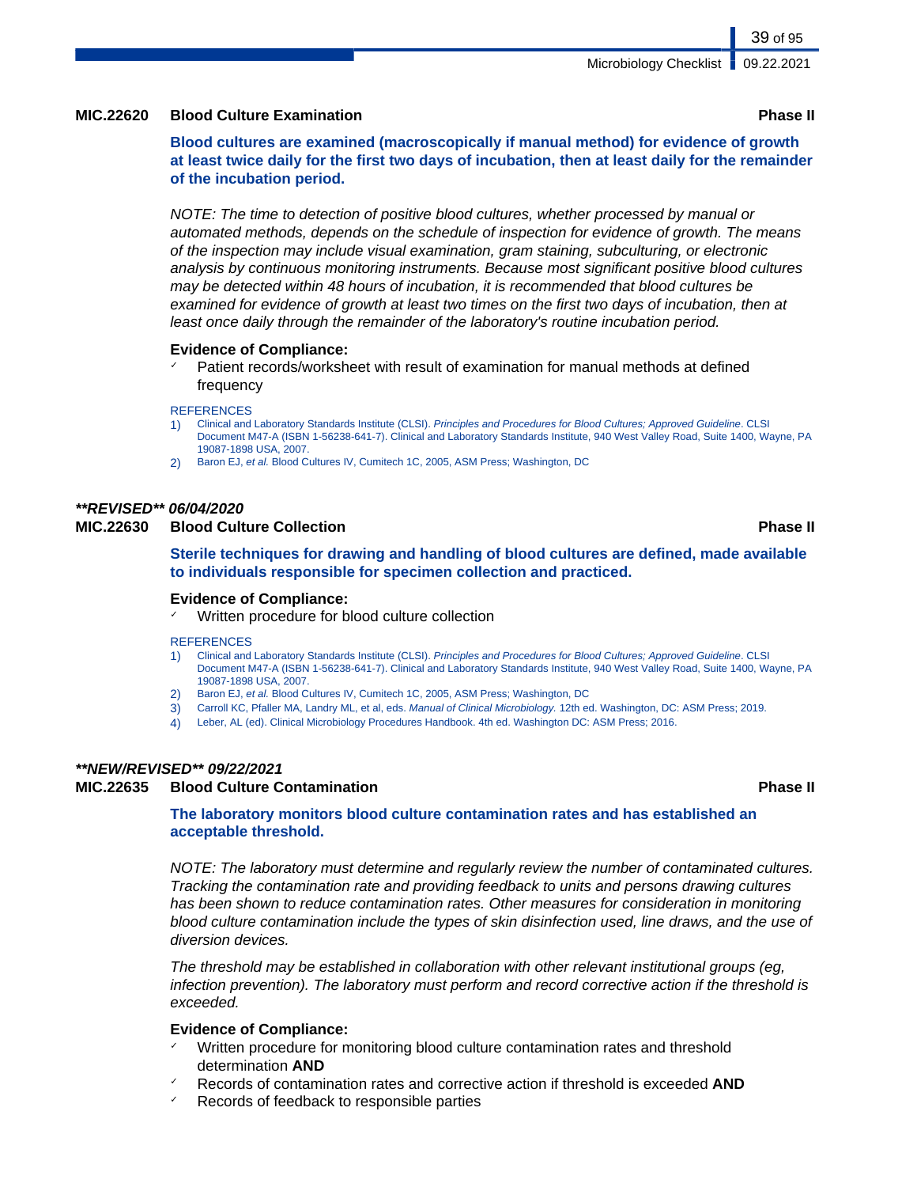### MIC.22620 Blood Culture Examination — Phase II

**Blood cultures are examined (macroscopically if manual method) for evidence of growth at least twice daily for the first two days of incubation, then at least daily for the remainder of the incubation period.**

*NOTE: The time to detection of positive blood cultures, whether processed by manual or automated methods, depends on the schedule of inspection for evidence of growth. The means of the inspection may include visual examination, gram staining, subculturing, or electronic analysis by continuous monitoring instruments. Because most significant positive blood cultures may be detected within 48 hours of incubation, it is recommended that blood cultures be examined for evidence of growth at least two times on the first two days of incubation, then at least once daily through the remainder of the laboratory's routine incubation period.*

**Evidence of Compliance:**

- ✓ Patient records/worksheet with result of examination for manual methods at defined frequency

REFERENCES

1) Clinical and Laboratory Standards Institute (CLSI). *Principles and Procedures for Blood Cultures; Approved Guideline*. CLSI Document M47-A (ISBN 1-56238-641-7). Clinical and Laboratory Standards Institute, 940 West Valley Road, Suite 1400, Wayne, PA 19087-1898 USA, 2007.
2) Baron EJ, *et al.* Blood Cultures IV, Cumitech 1C, 2005, ASM Press; Washington, DC

***\*\*REVISED\*\* 06/04/2020***

### MIC.22630 Blood Culture Collection — Phase II

**Sterile techniques for drawing and handling of blood cultures are defined, made available to individuals responsible for specimen collection and practiced.**

**Evidence of Compliance:**

- ✓ Written procedure for blood culture collection

REFERENCES

1) Clinical and Laboratory Standards Institute (CLSI). *Principles and Procedures for Blood Cultures; Approved Guideline*. CLSI Document M47-A (ISBN 1-56238-641-7). Clinical and Laboratory Standards Institute, 940 West Valley Road, Suite 1400, Wayne, PA 19087-1898 USA, 2007.
2) Baron EJ, *et al.* Blood Cultures IV, Cumitech 1C, 2005, ASM Press; Washington, DC
3) Carroll KC, Pfaller MA, Landry ML, et al, eds. *Manual of Clinical Microbiology.* 12th ed. Washington, DC: ASM Press; 2019.
4) Leber, AL (ed). Clinical Microbiology Procedures Handbook. 4th ed. Washington DC: ASM Press; 2016.

***\*\*NEW/REVISED\*\* 09/22/2021***

### MIC.22635 Blood Culture Contamination — Phase II

**The laboratory monitors blood culture contamination rates and has established an acceptable threshold.**

*NOTE: The laboratory must determine and regularly review the number of contaminated cultures. Tracking the contamination rate and providing feedback to units and persons drawing cultures has been shown to reduce contamination rates. Other measures for consideration in monitoring blood culture contamination include the types of skin disinfection used, line draws, and the use of diversion devices.*

*The threshold may be established in collaboration with other relevant institutional groups (eg, infection prevention). The laboratory must perform and record corrective action if the threshold is exceeded.*

**Evidence of Compliance:**

- ✓ Written procedure for monitoring blood culture contamination rates and threshold determination **AND**
- ✓ Records of contamination rates and corrective action if threshold is exceeded **AND**
- ✓ Records of feedback to responsible parties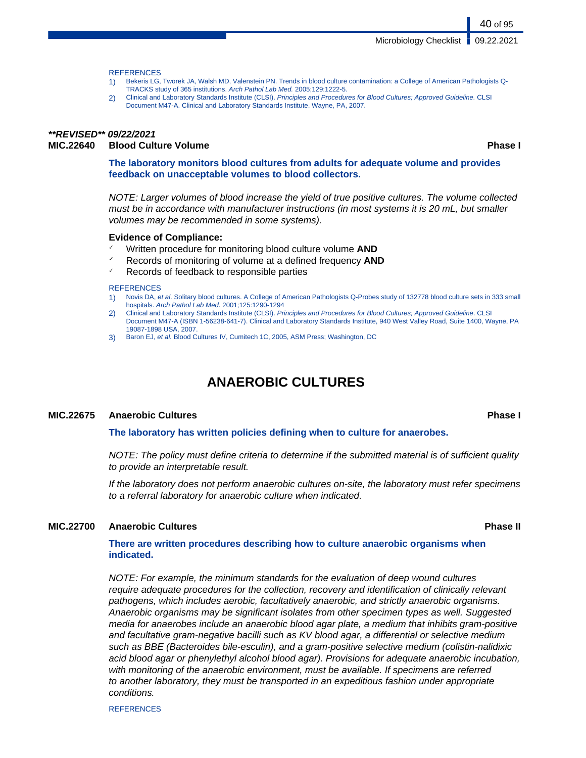REFERENCES

1) Bekeris LG, Tworek JA, Walsh MD, Valenstein PN. Trends in blood culture contamination: a College of American Pathologists Q-TRACKS study of 365 institutions. *Arch Pathol Lab Med.* 2005;129:1222-5.
2) Clinical and Laboratory Standards Institute (CLSI). *Principles and Procedures for Blood Cultures; Approved Guideline.* CLSI Document M47-A. Clinical and Laboratory Standards Institute. Wayne, PA, 2007.

***\*\*REVISED\*\* 09/22/2021***

**MIC.22640 Blood Culture Volume** **Phase I**

**The laboratory monitors blood cultures from adults for adequate volume and provides feedback on unacceptable volumes to blood collectors.**

*NOTE: Larger volumes of blood increase the yield of true positive cultures. The volume collected must be in accordance with manufacturer instructions (in most systems it is 20 mL, but smaller volumes may be recommended in some systems).*

**Evidence of Compliance:**

- ✓ Written procedure for monitoring blood culture volume **AND**
- ✓ Records of monitoring of volume at a defined frequency **AND**
- ✓ Records of feedback to responsible parties

REFERENCES

1) Novis DA, *et al.* Solitary blood cultures. A College of American Pathologists Q-Probes study of 132778 blood culture sets in 333 small hospitals. *Arch Pathol Lab Med.* 2001;125:1290-1294
2) Clinical and Laboratory Standards Institute (CLSI). *Principles and Procedures for Blood Cultures; Approved Guideline*. CLSI Document M47-A (ISBN 1-56238-641-7). Clinical and Laboratory Standards Institute, 940 West Valley Road, Suite 1400, Wayne, PA 19087-1898 USA, 2007.
3) Baron EJ, *et al.* Blood Cultures IV, Cumitech 1C, 2005, ASM Press; Washington, DC

# ANAEROBIC CULTURES

**MIC.22675 Anaerobic Cultures** **Phase I**

**The laboratory has written policies defining when to culture for anaerobes.**

*NOTE: The policy must define criteria to determine if the submitted material is of sufficient quality to provide an interpretable result.*

*If the laboratory does not perform anaerobic cultures on-site, the laboratory must refer specimens to a referral laboratory for anaerobic culture when indicated.*

**MIC.22700 Anaerobic Cultures** **Phase II**

**There are written procedures describing how to culture anaerobic organisms when indicated.**

*NOTE: For example, the minimum standards for the evaluation of deep wound cultures require adequate procedures for the collection, recovery and identification of clinically relevant pathogens, which includes aerobic, facultatively anaerobic, and strictly anaerobic organisms. Anaerobic organisms may be significant isolates from other specimen types as well. Suggested media for anaerobes include an anaerobic blood agar plate, a medium that inhibits gram-positive and facultative gram-negative bacilli such as KV blood agar, a differential or selective medium such as BBE (Bacteroides bile-esculin), and a gram-positive selective medium (colistin-nalidixic acid blood agar or phenylethyl alcohol blood agar). Provisions for adequate anaerobic incubation, with monitoring of the anaerobic environment, must be available. If specimens are referred to another laboratory, they must be transported in an expeditious fashion under appropriate conditions.*

REFERENCES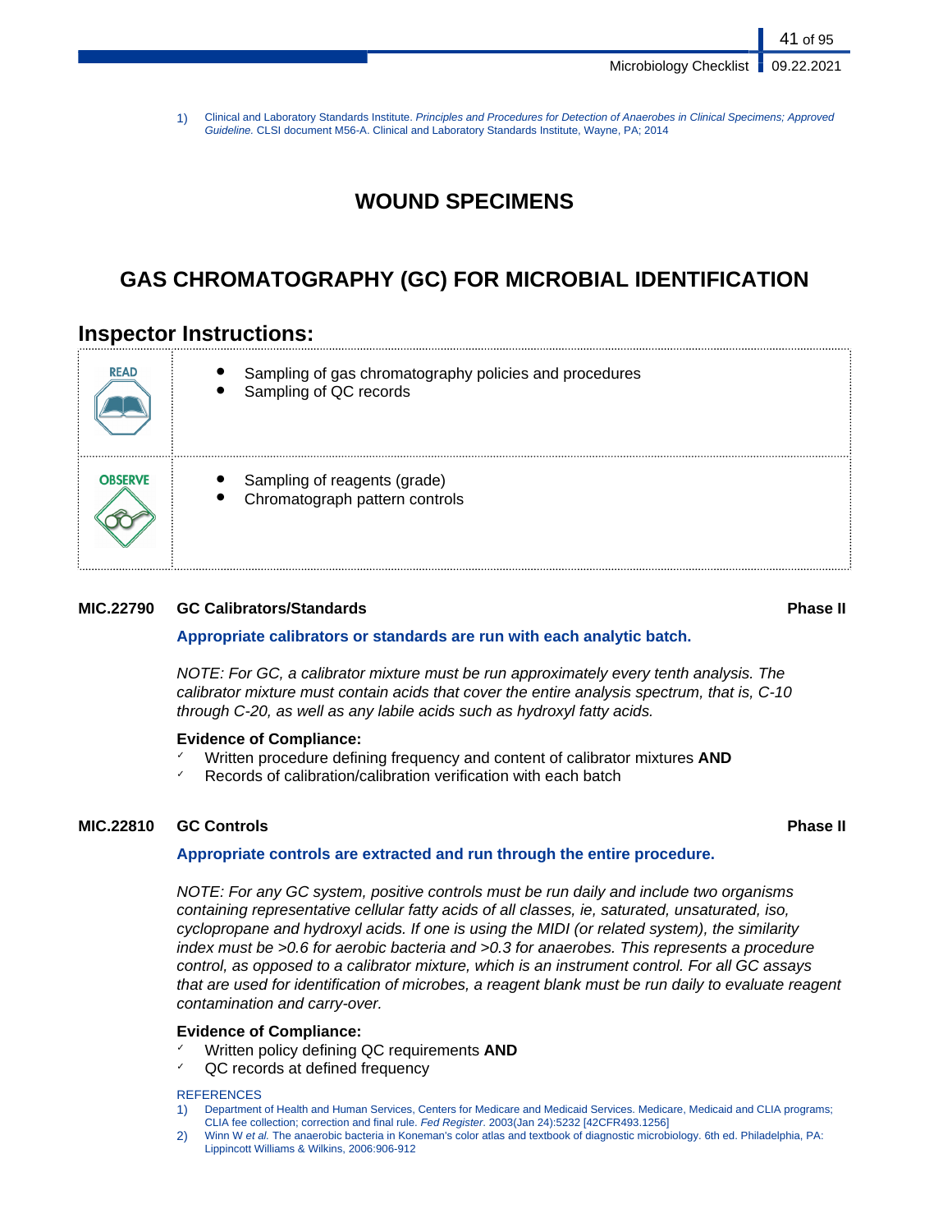1) Clinical and Laboratory Standards Institute. *Principles and Procedures for Detection of Anaerobes in Clinical Specimens; Approved Guideline.* CLSI document M56-A. Clinical and Laboratory Standards Institute, Wayne, PA; 2014

# WOUND SPECIMENS

# GAS CHROMATOGRAPHY (GC) FOR MICROBIAL IDENTIFICATION

## Inspector Instructions:

| | |
|---|---|
| READ | • Sampling of gas chromatography policies and procedures<br>• Sampling of QC records |
| OBSERVE | • Sampling of reagents (grade)<br>• Chromatograph pattern controls |

### MIC.22790 GC Calibrators/Standards — Phase II

**Appropriate calibrators or standards are run with each analytic batch.**

*NOTE: For GC, a calibrator mixture must be run approximately every tenth analysis. The calibrator mixture must contain acids that cover the entire analysis spectrum, that is, C-10 through C-20, as well as any labile acids such as hydroxyl fatty acids.*

**Evidence of Compliance:**
- Written procedure defining frequency and content of calibrator mixtures **AND**
- Records of calibration/calibration verification with each batch

### MIC.22810 GC Controls — Phase II

**Appropriate controls are extracted and run through the entire procedure.**

*NOTE: For any GC system, positive controls must be run daily and include two organisms containing representative cellular fatty acids of all classes, ie, saturated, unsaturated, iso, cyclopropane and hydroxyl acids. If one is using the MIDI (or related system), the similarity index must be >0.6 for aerobic bacteria and >0.3 for anaerobes. This represents a procedure control, as opposed to a calibrator mixture, which is an instrument control. For all GC assays that are used for identification of microbes, a reagent blank must be run daily to evaluate reagent contamination and carry-over.*

**Evidence of Compliance:**
- Written policy defining QC requirements **AND**
- QC records at defined frequency

REFERENCES

1) Department of Health and Human Services, Centers for Medicare and Medicaid Services. Medicare, Medicaid and CLIA programs; CLIA fee collection; correction and final rule. *Fed Register.* 2003(Jan 24):5232 [42CFR493.1256]
2) Winn W *et al.* The anaerobic bacteria in Koneman's color atlas and textbook of diagnostic microbiology. 6th ed. Philadelphia, PA: Lippincott Williams & Wilkins, 2006:906-912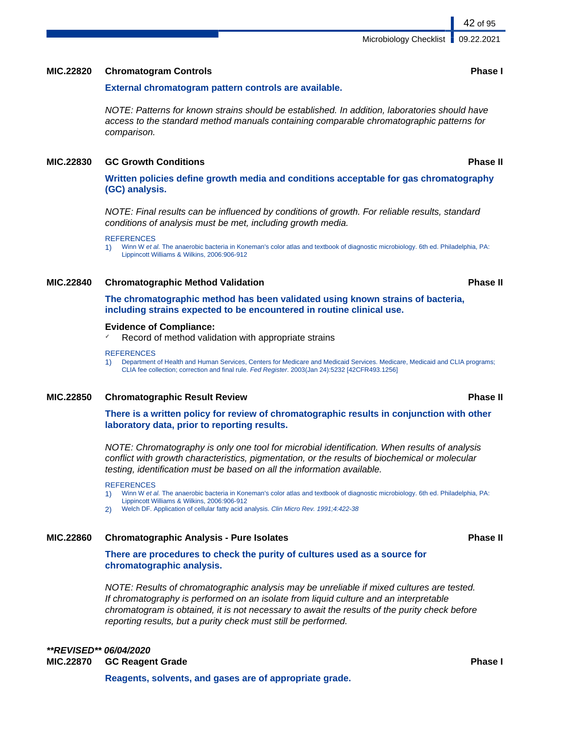### MIC.22820 Chromatogram Controls — Phase I

**External chromatogram pattern controls are available.**

*NOTE: Patterns for known strains should be established. In addition, laboratories should have access to the standard method manuals containing comparable chromatographic patterns for comparison.*

### MIC.22830 GC Growth Conditions — Phase II

**Written policies define growth media and conditions acceptable for gas chromatography (GC) analysis.**

*NOTE: Final results can be influenced by conditions of growth. For reliable results, standard conditions of analysis must be met, including growth media.*

REFERENCES

1) Winn W *et al.* The anaerobic bacteria in Koneman's color atlas and textbook of diagnostic microbiology. 6th ed. Philadelphia, PA: Lippincott Williams & Wilkins, 2006:906-912

### MIC.22840 Chromatographic Method Validation — Phase II

**The chromatographic method has been validated using known strains of bacteria, including strains expected to be encountered in routine clinical use.**

**Evidence of Compliance:**

- ✓ Record of method validation with appropriate strains

REFERENCES

1) Department of Health and Human Services, Centers for Medicare and Medicaid Services. Medicare, Medicaid and CLIA programs; CLIA fee collection; correction and final rule. *Fed Register.* 2003(Jan 24):5232 [42CFR493.1256]

### MIC.22850 Chromatographic Result Review — Phase II

**There is a written policy for review of chromatographic results in conjunction with other laboratory data, prior to reporting results.**

*NOTE: Chromatography is only one tool for microbial identification. When results of analysis conflict with growth characteristics, pigmentation, or the results of biochemical or molecular testing, identification must be based on all the information available.*

REFERENCES

1) Winn W *et al.* The anaerobic bacteria in Koneman's color atlas and textbook of diagnostic microbiology. 6th ed. Philadelphia, PA: Lippincott Williams & Wilkins, 2006:906-912
2) Welch DF. Application of cellular fatty acid analysis. *Clin Micro Rev. 1991;4:422-38*

### MIC.22860 Chromatographic Analysis - Pure Isolates — Phase II

**There are procedures to check the purity of cultures used as a source for chromatographic analysis.**

*NOTE: Results of chromatographic analysis may be unreliable if mixed cultures are tested. If chromatography is performed on an isolate from liquid culture and an interpretable chromatogram is obtained, it is not necessary to await the results of the purity check before reporting results, but a purity check must still be performed.*

***\*\*REVISED\*\* 06/04/2020***

### MIC.22870 GC Reagent Grade — Phase I

**Reagents, solvents, and gases are of appropriate grade.**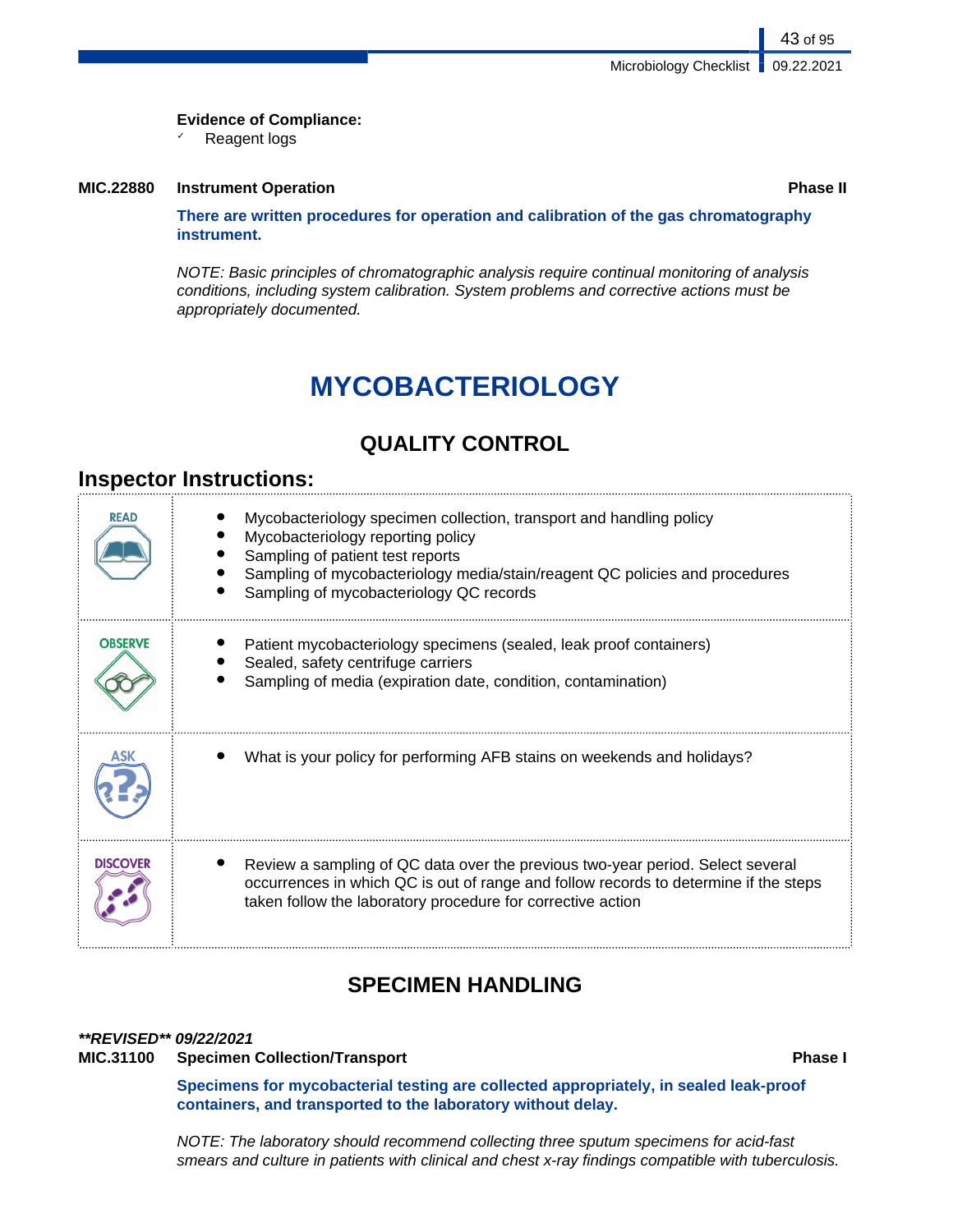**Evidence of Compliance:**

- ✓ Reagent logs

**MIC.22880 Instrument Operation** **Phase II**

**There are written procedures for operation and calibration of the gas chromatography instrument.**

*NOTE: Basic principles of chromatographic analysis require continual monitoring of analysis conditions, including system calibration. System problems and corrective actions must be appropriately documented.*

# MYCOBACTERIOLOGY

## QUALITY CONTROL

### Inspector Instructions:

| | |
|---|---|
| READ | • Mycobacteriology specimen collection, transport and handling policy<br>• Mycobacteriology reporting policy<br>• Sampling of patient test reports<br>• Sampling of mycobacteriology media/stain/reagent QC policies and procedures<br>• Sampling of mycobacteriology QC records |
| OBSERVE | • Patient mycobacteriology specimens (sealed, leak proof containers)<br>• Sealed, safety centrifuge carriers<br>• Sampling of media (expiration date, condition, contamination) |
| ASK | • What is your policy for performing AFB stains on weekends and holidays? |
| DISCOVER | • Review a sampling of QC data over the previous two-year period. Select several occurrences in which QC is out of range and follow records to determine if the steps taken follow the laboratory procedure for corrective action |

## SPECIMEN HANDLING

***REVISED** 09/22/2021***

**MIC.31100 Specimen Collection/Transport** **Phase I**

**Specimens for mycobacterial testing are collected appropriately, in sealed leak-proof containers, and transported to the laboratory without delay.**

*NOTE: The laboratory should recommend collecting three sputum specimens for acid-fast smears and culture in patients with clinical and chest x-ray findings compatible with tuberculosis.*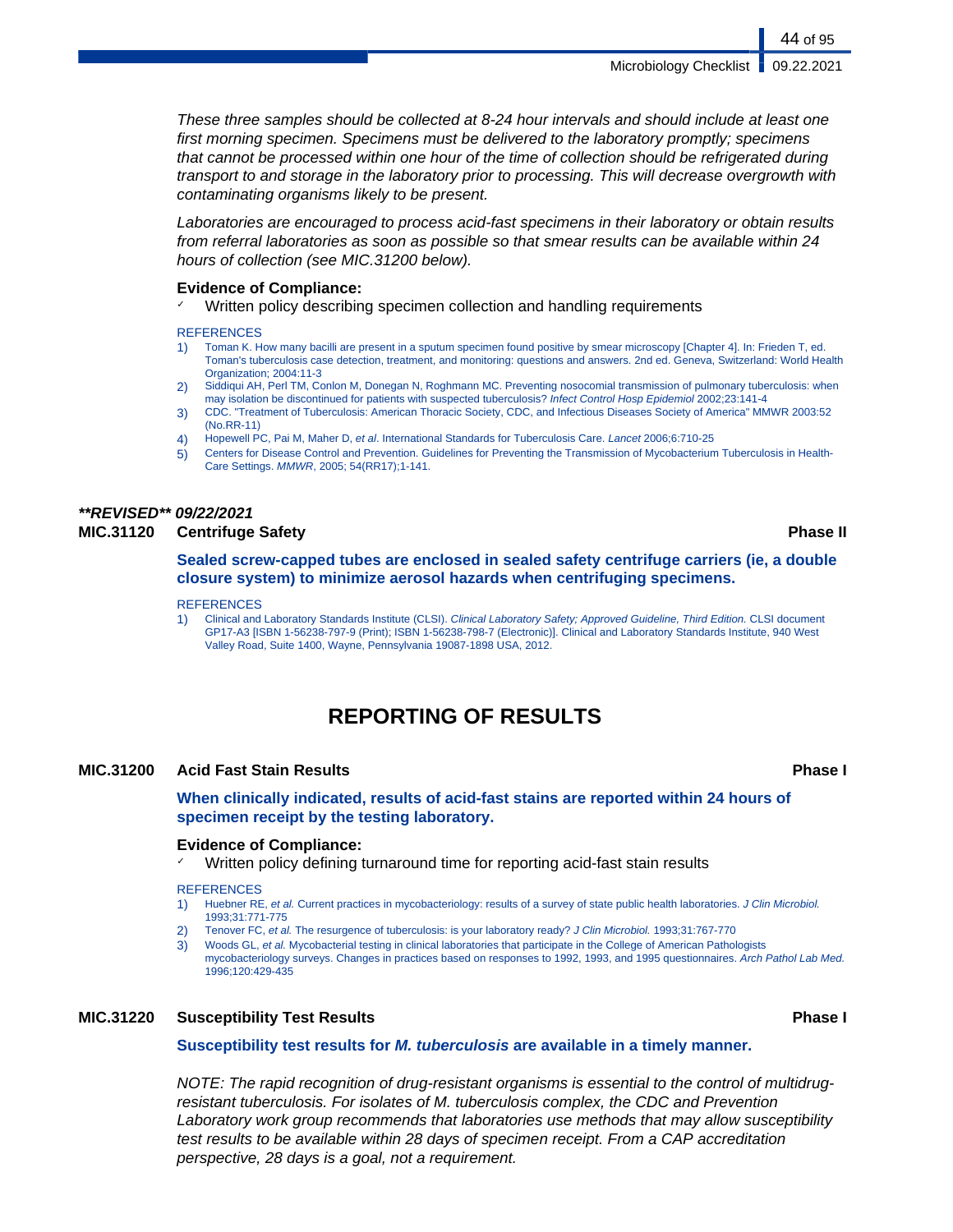*These three samples should be collected at 8-24 hour intervals and should include at least one first morning specimen. Specimens must be delivered to the laboratory promptly; specimens that cannot be processed within one hour of the time of collection should be refrigerated during transport to and storage in the laboratory prior to processing. This will decrease overgrowth with contaminating organisms likely to be present.*

*Laboratories are encouraged to process acid-fast specimens in their laboratory or obtain results from referral laboratories as soon as possible so that smear results can be available within 24 hours of collection (see MIC.31200 below).*

**Evidence of Compliance:**

- ✓ Written policy describing specimen collection and handling requirements

REFERENCES

1) Toman K. How many bacilli are present in a sputum specimen found positive by smear microscopy [Chapter 4]. In: Frieden T, ed. Toman's tuberculosis case detection, treatment, and monitoring: questions and answers. 2nd ed. Geneva, Switzerland: World Health Organization; 2004:11-3
2) Siddiqui AH, Perl TM, Conlon M, Donegan N, Roghmann MC. Preventing nosocomial transmission of pulmonary tuberculosis: when may isolation be discontinued for patients with suspected tuberculosis? *Infect Control Hosp Epidemiol* 2002;23:141-4
3) CDC. "Treatment of Tuberculosis: American Thoracic Society, CDC, and Infectious Diseases Society of America" MMWR 2003:52 (No.RR-11)
4) Hopewell PC, Pai M, Maher D, *et al*. International Standards for Tuberculosis Care. *Lancet* 2006;6:710-25
5) Centers for Disease Control and Prevention. Guidelines for Preventing the Transmission of Mycobacterium Tuberculosis in Health-Care Settings. *MMWR*, 2005; 54(RR17);1-141.

***\*\*REVISED\*\* 09/22/2021***

**MIC.31120 Centrifuge Safety** **Phase II**

**Sealed screw-capped tubes are enclosed in sealed safety centrifuge carriers (ie, a double closure system) to minimize aerosol hazards when centrifuging specimens.**

REFERENCES

1) Clinical and Laboratory Standards Institute (CLSI). *Clinical Laboratory Safety; Approved Guideline, Third Edition.* CLSI document GP17-A3 [ISBN 1-56238-797-9 (Print); ISBN 1-56238-798-7 (Electronic)]. Clinical and Laboratory Standards Institute, 940 West Valley Road, Suite 1400, Wayne, Pennsylvania 19087-1898 USA, 2012.

# REPORTING OF RESULTS

**MIC.31200 Acid Fast Stain Results** **Phase I**

**When clinically indicated, results of acid-fast stains are reported within 24 hours of specimen receipt by the testing laboratory.**

**Evidence of Compliance:**

- ✓ Written policy defining turnaround time for reporting acid-fast stain results

REFERENCES

1) Huebner RE, *et al.* Current practices in mycobacteriology: results of a survey of state public health laboratories. *J Clin Microbiol.* 1993;31:771-775
2) Tenover FC, *et al.* The resurgence of tuberculosis: is your laboratory ready? *J Clin Microbiol.* 1993;31:767-770
3) Woods GL, *et al.* Mycobacterial testing in clinical laboratories that participate in the College of American Pathologists mycobacteriology surveys. Changes in practices based on responses to 1992, 1993, and 1995 questionnaires. *Arch Pathol Lab Med.* 1996;120:429-435

**MIC.31220 Susceptibility Test Results** **Phase I**

**Susceptibility test results for *M. tuberculosis* are available in a timely manner.**

*NOTE: The rapid recognition of drug-resistant organisms is essential to the control of multidrug-resistant tuberculosis. For isolates of M. tuberculosis complex, the CDC and Prevention Laboratory work group recommends that laboratories use methods that may allow susceptibility test results to be available within 28 days of specimen receipt. From a CAP accreditation perspective, 28 days is a goal, not a requirement.*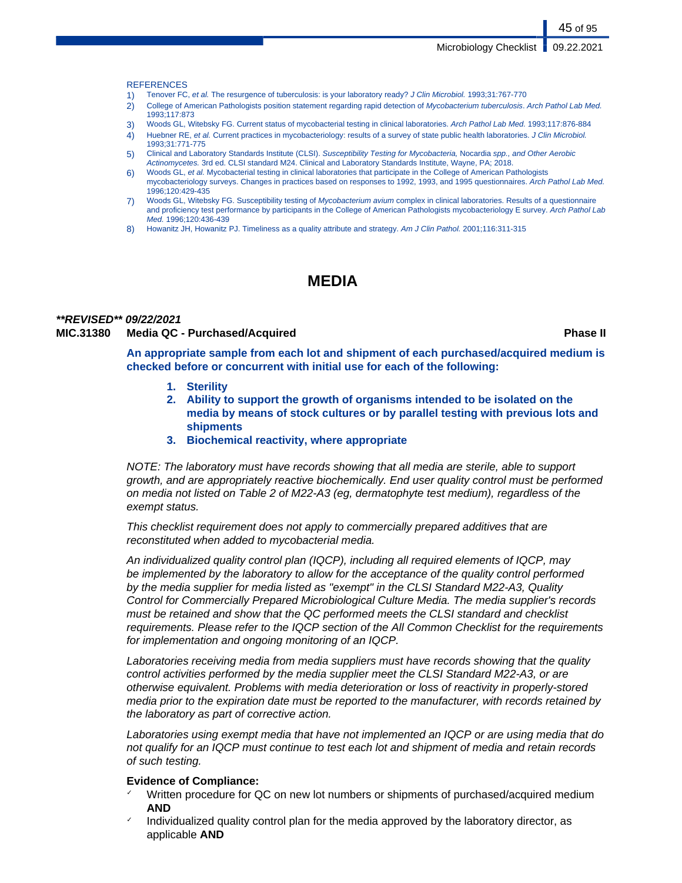REFERENCES

1) Tenover FC, *et al.* The resurgence of tuberculosis: is your laboratory ready? *J Clin Microbiol.* 1993;31:767-770
2) College of American Pathologists position statement regarding rapid detection of *Mycobacterium tuberculosis*. *Arch Pathol Lab Med.* 1993;117:873
3) Woods GL, Witebsky FG. Current status of mycobacterial testing in clinical laboratories. *Arch Pathol Lab Med.* 1993;117:876-884
4) Huebner RE, *et al.* Current practices in mycobacteriology: results of a survey of state public health laboratories. *J Clin Microbiol.* 1993;31:771-775
5) Clinical and Laboratory Standards Institute (CLSI). *Susceptibility Testing for Mycobacteria,* Nocardia *spp., and Other Aerobic Actinomycetes.* 3rd ed. CLSI standard M24. Clinical and Laboratory Standards Institute, Wayne, PA; 2018.
6) Woods GL, *et al.* Mycobacterial testing in clinical laboratories that participate in the College of American Pathologists mycobacteriology surveys. Changes in practices based on responses to 1992, 1993, and 1995 questionnaires. *Arch Pathol Lab Med.* 1996;120:429-435
7) Woods GL, Witebsky FG. Susceptibility testing of *Mycobacterium avium* complex in clinical laboratories. Results of a questionnaire and proficiency test performance by participants in the College of American Pathologists mycobacteriology E survey. *Arch Pathol Lab Med.* 1996;120:436-439
8) Howanitz JH, Howanitz PJ. Timeliness as a quality attribute and strategy. *Am J Clin Pathol.* 2001;116:311-315

# MEDIA

***\*\*REVISED\*\* 09/22/2021***

**MIC.31380 Media QC - Purchased/Acquired** **Phase II**

**An appropriate sample from each lot and shipment of each purchased/acquired medium is checked before or concurrent with initial use for each of the following:**

1. **Sterility**
2. **Ability to support the growth of organisms intended to be isolated on the media by means of stock cultures or by parallel testing with previous lots and shipments**
3. **Biochemical reactivity, where appropriate**

*NOTE: The laboratory must have records showing that all media are sterile, able to support growth, and are appropriately reactive biochemically. End user quality control must be performed on media not listed on Table 2 of M22-A3 (eg, dermatophyte test medium), regardless of the exempt status.*

*This checklist requirement does not apply to commercially prepared additives that are reconstituted when added to mycobacterial media.*

*An individualized quality control plan (IQCP), including all required elements of IQCP, may be implemented by the laboratory to allow for the acceptance of the quality control performed by the media supplier for media listed as "exempt" in the CLSI Standard M22-A3, Quality Control for Commercially Prepared Microbiological Culture Media. The media supplier's records must be retained and show that the QC performed meets the CLSI standard and checklist requirements. Please refer to the IQCP section of the All Common Checklist for the requirements for implementation and ongoing monitoring of an IQCP.*

*Laboratories receiving media from media suppliers must have records showing that the quality control activities performed by the media supplier meet the CLSI Standard M22-A3, or are otherwise equivalent. Problems with media deterioration or loss of reactivity in properly-stored media prior to the expiration date must be reported to the manufacturer, with records retained by the laboratory as part of corrective action.*

*Laboratories using exempt media that have not implemented an IQCP or are using media that do not qualify for an IQCP must continue to test each lot and shipment of media and retain records of such testing.*

**Evidence of Compliance:**

- ✓ Written procedure for QC on new lot numbers or shipments of purchased/acquired medium **AND**
- ✓ Individualized quality control plan for the media approved by the laboratory director, as applicable **AND**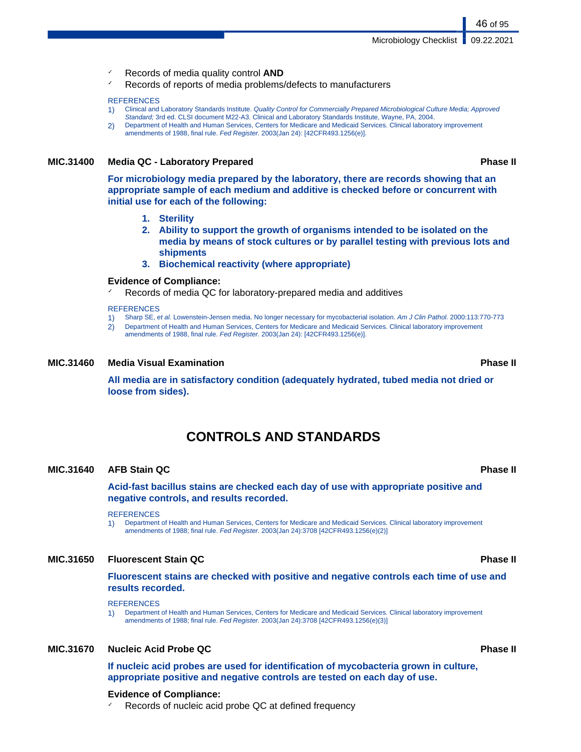- Records of media quality control **AND**
- Records of reports of media problems/defects to manufacturers

REFERENCES

1) Clinical and Laboratory Standards Institute. *Quality Control for Commercially Prepared Microbiological Culture Media; Approved Standard;* 3rd ed. CLSI document M22-A3. Clinical and Laboratory Standards Institute, Wayne, PA, 2004.
2) Department of Health and Human Services, Centers for Medicare and Medicaid Services. Clinical laboratory improvement amendments of 1988, final rule. *Fed Register.* 2003(Jan 24): [42CFR493.1256(e)].

### MIC.31400 Media QC - Laboratory Prepared — Phase II

**For microbiology media prepared by the laboratory, there are records showing that an appropriate sample of each medium and additive is checked before or concurrent with initial use for each of the following:**

1. **Sterility**
2. **Ability to support the growth of organisms intended to be isolated on the media by means of stock cultures or by parallel testing with previous lots and shipments**
3. **Biochemical reactivity (where appropriate)**

**Evidence of Compliance:**

- Records of media QC for laboratory-prepared media and additives

REFERENCES

1) Sharp SE, *et al.* Lowenstein-Jensen media. No longer necessary for mycobacterial isolation. *Am J Clin Pathol.* 2000:113:770-773
2) Department of Health and Human Services, Centers for Medicare and Medicaid Services. Clinical laboratory improvement amendments of 1988, final rule. *Fed Register.* 2003(Jan 24): [42CFR493.1256(e)].

### MIC.31460 Media Visual Examination — Phase II

**All media are in satisfactory condition (adequately hydrated, tubed media not dried or loose from sides).**

## CONTROLS AND STANDARDS

### MIC.31640 AFB Stain QC — Phase II

**Acid-fast bacillus stains are checked each day of use with appropriate positive and negative controls, and results recorded.**

REFERENCES

1) Department of Health and Human Services, Centers for Medicare and Medicaid Services. Clinical laboratory improvement amendments of 1988; final rule. *Fed Register.* 2003(Jan 24):3708 [42CFR493.1256(e)(2)]

### MIC.31650 Fluorescent Stain QC — Phase II

**Fluorescent stains are checked with positive and negative controls each time of use and results recorded.**

REFERENCES

1) Department of Health and Human Services, Centers for Medicare and Medicaid Services. Clinical laboratory improvement amendments of 1988; final rule. *Fed Register.* 2003(Jan 24):3708 [42CFR493.1256(e)(3)]

### MIC.31670 Nucleic Acid Probe QC — Phase II

**If nucleic acid probes are used for identification of mycobacteria grown in culture, appropriate positive and negative controls are tested on each day of use.**

**Evidence of Compliance:**

- Records of nucleic acid probe QC at defined frequency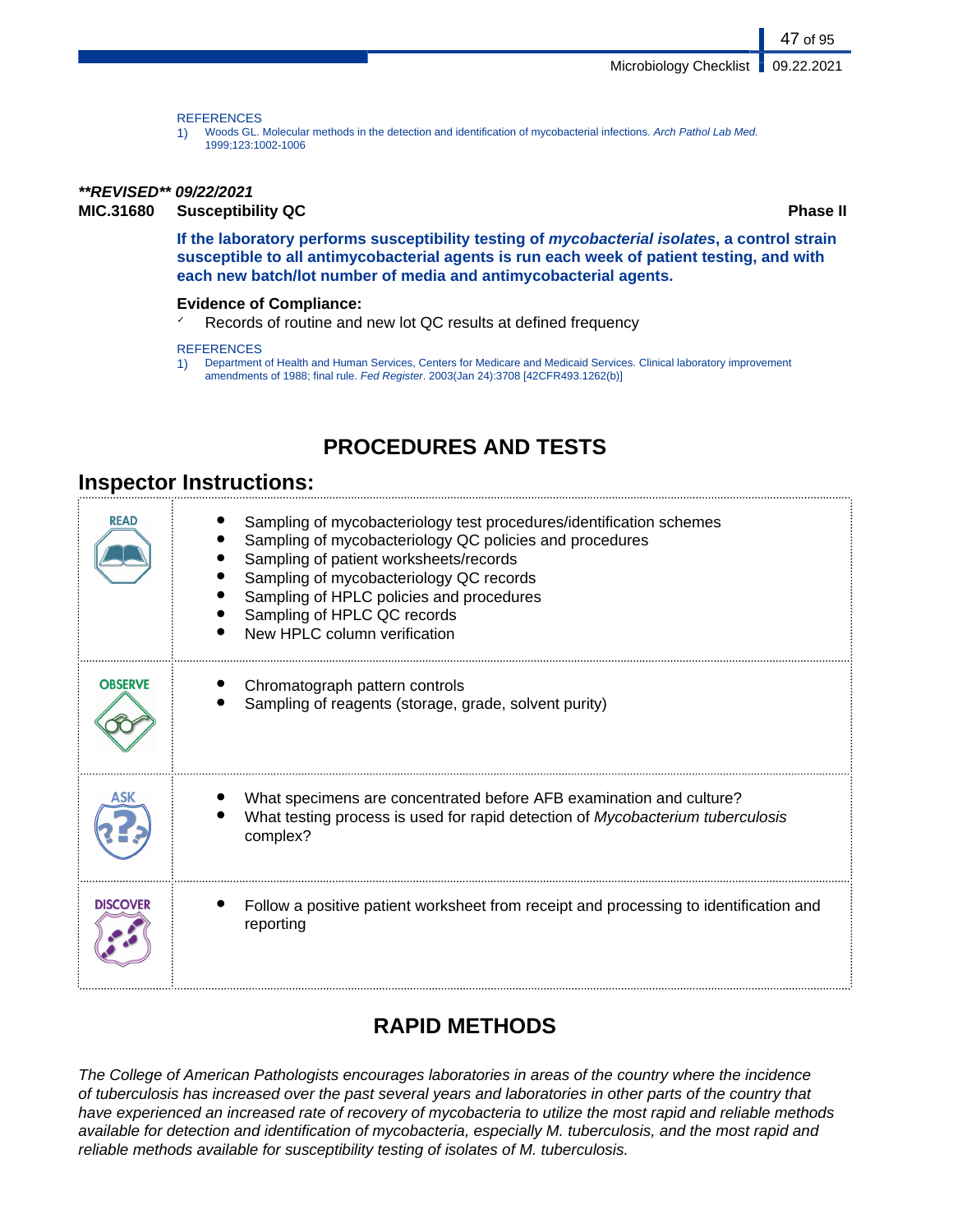REFERENCES

1) Woods GL. Molecular methods in the detection and identification of mycobacterial infections. *Arch Pathol Lab Med.* 1999;123:1002-1006

***\*\*REVISED\*\* 09/22/2021***

**MIC.31680 Susceptibility QC — Phase II**

**If the laboratory performs susceptibility testing of *mycobacterial isolates*, a control strain susceptible to all antimycobacterial agents is run each week of patient testing, and with each new batch/lot number of media and antimycobacterial agents.**

**Evidence of Compliance:**

- ✓ Records of routine and new lot QC results at defined frequency

REFERENCES

1) Department of Health and Human Services, Centers for Medicare and Medicaid Services. Clinical laboratory improvement amendments of 1988; final rule. *Fed Register*. 2003(Jan 24):3708 [42CFR493.1262(b)]

## PROCEDURES AND TESTS

### Inspector Instructions:

| | |
|---|---|
| READ | • Sampling of mycobacteriology test procedures/identification schemes<br>• Sampling of mycobacteriology QC policies and procedures<br>• Sampling of patient worksheets/records<br>• Sampling of mycobacteriology QC records<br>• Sampling of HPLC policies and procedures<br>• Sampling of HPLC QC records<br>• New HPLC column verification |
| OBSERVE | • Chromatograph pattern controls<br>• Sampling of reagents (storage, grade, solvent purity) |
| ASK | • What specimens are concentrated before AFB examination and culture?<br>• What testing process is used for rapid detection of *Mycobacterium tuberculosis* complex? |
| DISCOVER | • Follow a positive patient worksheet from receipt and processing to identification and reporting |

## RAPID METHODS

*The College of American Pathologists encourages laboratories in areas of the country where the incidence of tuberculosis has increased over the past several years and laboratories in other parts of the country that have experienced an increased rate of recovery of mycobacteria to utilize the most rapid and reliable methods available for detection and identification of mycobacteria, especially M. tuberculosis, and the most rapid and reliable methods available for susceptibility testing of isolates of M. tuberculosis.*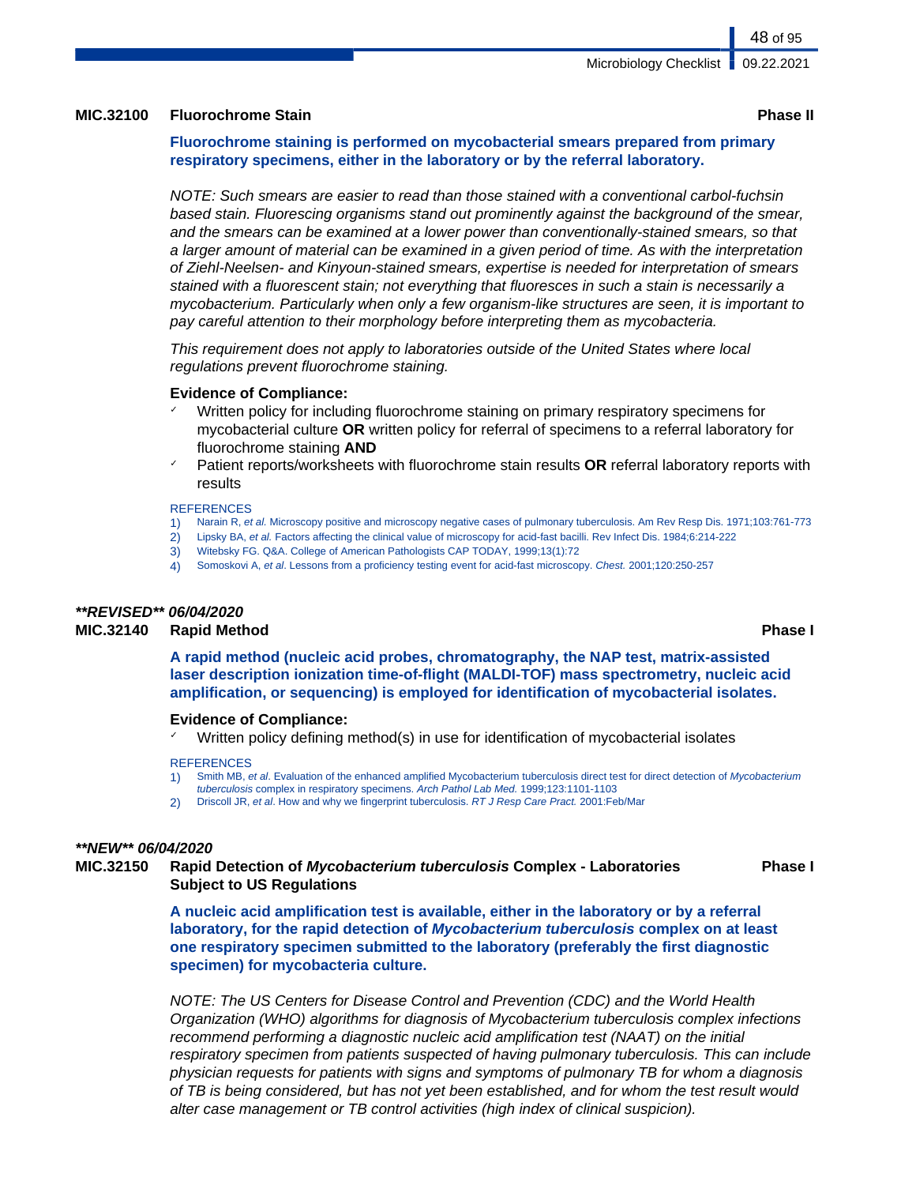### MIC.32100 Fluorochrome Stain — Phase II

**Fluorochrome staining is performed on mycobacterial smears prepared from primary respiratory specimens, either in the laboratory or by the referral laboratory.**

*NOTE: Such smears are easier to read than those stained with a conventional carbol-fuchsin based stain. Fluorescing organisms stand out prominently against the background of the smear, and the smears can be examined at a lower power than conventionally-stained smears, so that a larger amount of material can be examined in a given period of time. As with the interpretation of Ziehl-Neelsen- and Kinyoun-stained smears, expertise is needed for interpretation of smears stained with a fluorescent stain; not everything that fluoresces in such a stain is necessarily a mycobacterium. Particularly when only a few organism-like structures are seen, it is important to pay careful attention to their morphology before interpreting them as mycobacteria.*

*This requirement does not apply to laboratories outside of the United States where local regulations prevent fluorochrome staining.*

**Evidence of Compliance:**

- ✓ Written policy for including fluorochrome staining on primary respiratory specimens for mycobacterial culture **OR** written policy for referral of specimens to a referral laboratory for fluorochrome staining **AND**
- ✓ Patient reports/worksheets with fluorochrome stain results **OR** referral laboratory reports with results

REFERENCES

1) Narain R, *et al.* Microscopy positive and microscopy negative cases of pulmonary tuberculosis. Am Rev Resp Dis. 1971;103:761-773
2) Lipsky BA, *et al.* Factors affecting the clinical value of microscopy for acid-fast bacilli. Rev Infect Dis. 1984;6:214-222
3) Witebsky FG. Q&A. College of American Pathologists CAP TODAY, 1999;13(1):72
4) Somoskovi A, *et al*. Lessons from a proficiency testing event for acid-fast microscopy. *Chest.* 2001;120:250-257

***\*\*REVISED\*\* 06/04/2020***

### MIC.32140 Rapid Method — Phase I

**A rapid method (nucleic acid probes, chromatography, the NAP test, matrix-assisted laser description ionization time-of-flight (MALDI-TOF) mass spectrometry, nucleic acid amplification, or sequencing) is employed for identification of mycobacterial isolates.**

**Evidence of Compliance:**

- ✓ Written policy defining method(s) in use for identification of mycobacterial isolates

REFERENCES

1) Smith MB, *et al*. Evaluation of the enhanced amplified Mycobacterium tuberculosis direct test for direct detection of *Mycobacterium tuberculosis* complex in respiratory specimens. *Arch Pathol Lab Med.* 1999;123:1101-1103
2) Driscoll JR, *et al*. How and why we fingerprint tuberculosis. *RT J Resp Care Pract.* 2001:Feb/Mar

***\*\*NEW\*\* 06/04/2020***

### MIC.32150 Rapid Detection of *Mycobacterium tuberculosis* Complex - Laboratories Subject to US Regulations — Phase I

**A nucleic acid amplification test is available, either in the laboratory or by a referral laboratory, for the rapid detection of *Mycobacterium tuberculosis* complex on at least one respiratory specimen submitted to the laboratory (preferably the first diagnostic specimen) for mycobacteria culture.**

*NOTE: The US Centers for Disease Control and Prevention (CDC) and the World Health Organization (WHO) algorithms for diagnosis of Mycobacterium tuberculosis complex infections recommend performing a diagnostic nucleic acid amplification test (NAAT) on the initial respiratory specimen from patients suspected of having pulmonary tuberculosis. This can include physician requests for patients with signs and symptoms of pulmonary TB for whom a diagnosis of TB is being considered, but has not yet been established, and for whom the test result would alter case management or TB control activities (high index of clinical suspicion).*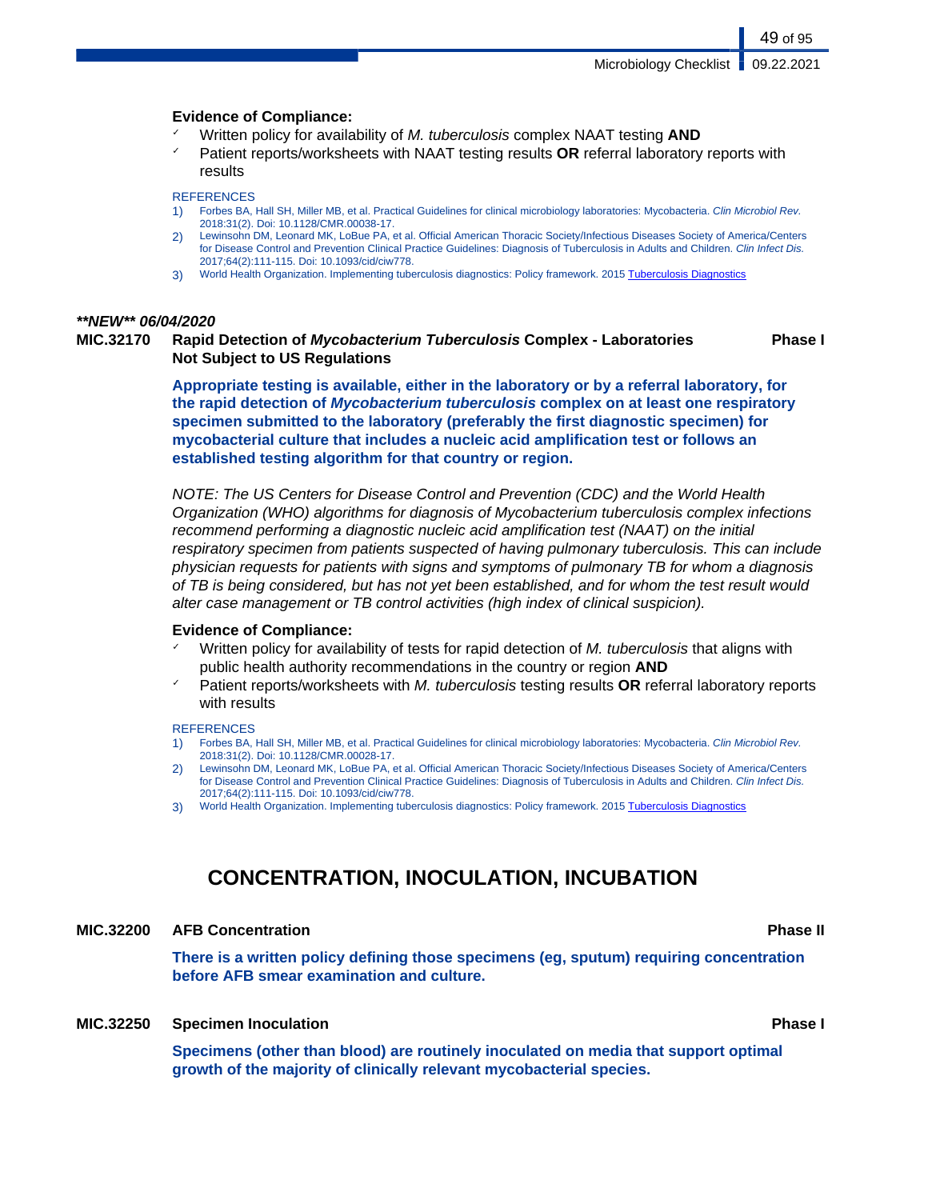**Evidence of Compliance:**

- ✓ Written policy for availability of *M. tuberculosis* complex NAAT testing **AND**
- ✓ Patient reports/worksheets with NAAT testing results **OR** referral laboratory reports with results

REFERENCES

1) Forbes BA, Hall SH, Miller MB, et al. Practical Guidelines for clinical microbiology laboratories: Mycobacteria. *Clin Microbiol Rev.* 2018:31(2). Doi: 10.1128/CMR.00038-17.
2) Lewinsohn DM, Leonard MK, LoBue PA, et al. Official American Thoracic Society/Infectious Diseases Society of America/Centers for Disease Control and Prevention Clinical Practice Guidelines: Diagnosis of Tuberculosis in Adults and Children. *Clin Infect Dis.* 2017;64(2):111-115. Doi: 10.1093/cid/ciw778.
3) World Health Organization. Implementing tuberculosis diagnostics: Policy framework. 2015 Tuberculosis Diagnostics

***NEW** 06/04/2020*

**MIC.32170 Rapid Detection of *Mycobacterium Tuberculosis* Complex - Laboratories Not Subject to US Regulations** — **Phase I**

**Appropriate testing is available, either in the laboratory or by a referral laboratory, for the rapid detection of *Mycobacterium tuberculosis* complex on at least one respiratory specimen submitted to the laboratory (preferably the first diagnostic specimen) for mycobacterial culture that includes a nucleic acid amplification test or follows an established testing algorithm for that country or region.**

*NOTE: The US Centers for Disease Control and Prevention (CDC) and the World Health Organization (WHO) algorithms for diagnosis of Mycobacterium tuberculosis complex infections recommend performing a diagnostic nucleic acid amplification test (NAAT) on the initial respiratory specimen from patients suspected of having pulmonary tuberculosis. This can include physician requests for patients with signs and symptoms of pulmonary TB for whom a diagnosis of TB is being considered, but has not yet been established, and for whom the test result would alter case management or TB control activities (high index of clinical suspicion).*

**Evidence of Compliance:**

- ✓ Written policy for availability of tests for rapid detection of *M. tuberculosis* that aligns with public health authority recommendations in the country or region **AND**
- ✓ Patient reports/worksheets with *M. tuberculosis* testing results **OR** referral laboratory reports with results

REFERENCES

1) Forbes BA, Hall SH, Miller MB, et al. Practical Guidelines for clinical microbiology laboratories: Mycobacteria. *Clin Microbiol Rev.* 2018:31(2). Doi: 10.1128/CMR.00028-17.
2) Lewinsohn DM, Leonard MK, LoBue PA, et al. Official American Thoracic Society/Infectious Diseases Society of America/Centers for Disease Control and Prevention Clinical Practice Guidelines: Diagnosis of Tuberculosis in Adults and Children. *Clin Infect Dis.* 2017;64(2):111-115. Doi: 10.1093/cid/ciw778.
3) World Health Organization. Implementing tuberculosis diagnostics: Policy framework. 2015 Tuberculosis Diagnostics

# CONCENTRATION, INOCULATION, INCUBATION

**MIC.32200 AFB Concentration** — **Phase II**

**There is a written policy defining those specimens (eg, sputum) requiring concentration before AFB smear examination and culture.**

**MIC.32250 Specimen Inoculation** — **Phase I**

**Specimens (other than blood) are routinely inoculated on media that support optimal growth of the majority of clinically relevant mycobacterial species.**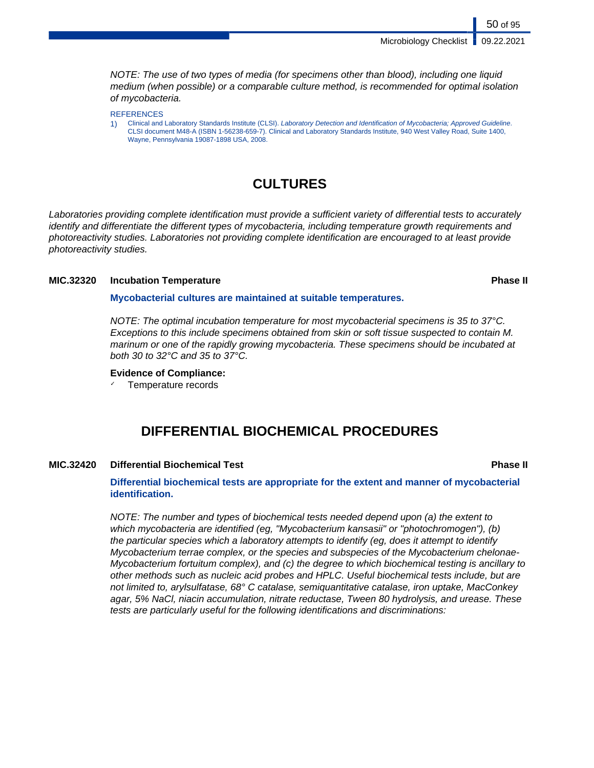*NOTE: The use of two types of media (for specimens other than blood), including one liquid medium (when possible) or a comparable culture method, is recommended for optimal isolation of mycobacteria.*

REFERENCES

1) Clinical and Laboratory Standards Institute (CLSI). *Laboratory Detection and Identification of Mycobacteria; Approved Guideline*. CLSI document M48-A (ISBN 1-56238-659-7). Clinical and Laboratory Standards Institute, 940 West Valley Road, Suite 1400, Wayne, Pennsylvania 19087-1898 USA, 2008.

## CULTURES

*Laboratories providing complete identification must provide a sufficient variety of differential tests to accurately identify and differentiate the different types of mycobacteria, including temperature growth requirements and photoreactivity studies. Laboratories not providing complete identification are encouraged to at least provide photoreactivity studies.*

### MIC.32320 Incubation Temperature — Phase II

**Mycobacterial cultures are maintained at suitable temperatures.**

*NOTE: The optimal incubation temperature for most mycobacterial specimens is 35 to 37°C. Exceptions to this include specimens obtained from skin or soft tissue suspected to contain M. marinum or one of the rapidly growing mycobacteria. These specimens should be incubated at both 30 to 32°C and 35 to 37°C.*

**Evidence of Compliance:**

- Temperature records

## DIFFERENTIAL BIOCHEMICAL PROCEDURES

### MIC.32420 Differential Biochemical Test — Phase II

**Differential biochemical tests are appropriate for the extent and manner of mycobacterial identification.**

*NOTE: The number and types of biochemical tests needed depend upon (a) the extent to which mycobacteria are identified (eg, "Mycobacterium kansasii" or "photochromogen"), (b) the particular species which a laboratory attempts to identify (eg, does it attempt to identify Mycobacterium terrae complex, or the species and subspecies of the Mycobacterium chelonae-Mycobacterium fortuitum complex), and (c) the degree to which biochemical testing is ancillary to other methods such as nucleic acid probes and HPLC. Useful biochemical tests include, but are not limited to, arylsulfatase, 68° C catalase, semiquantitative catalase, iron uptake, MacConkey agar, 5% NaCl, niacin accumulation, nitrate reductase, Tween 80 hydrolysis, and urease. These tests are particularly useful for the following identifications and discriminations:*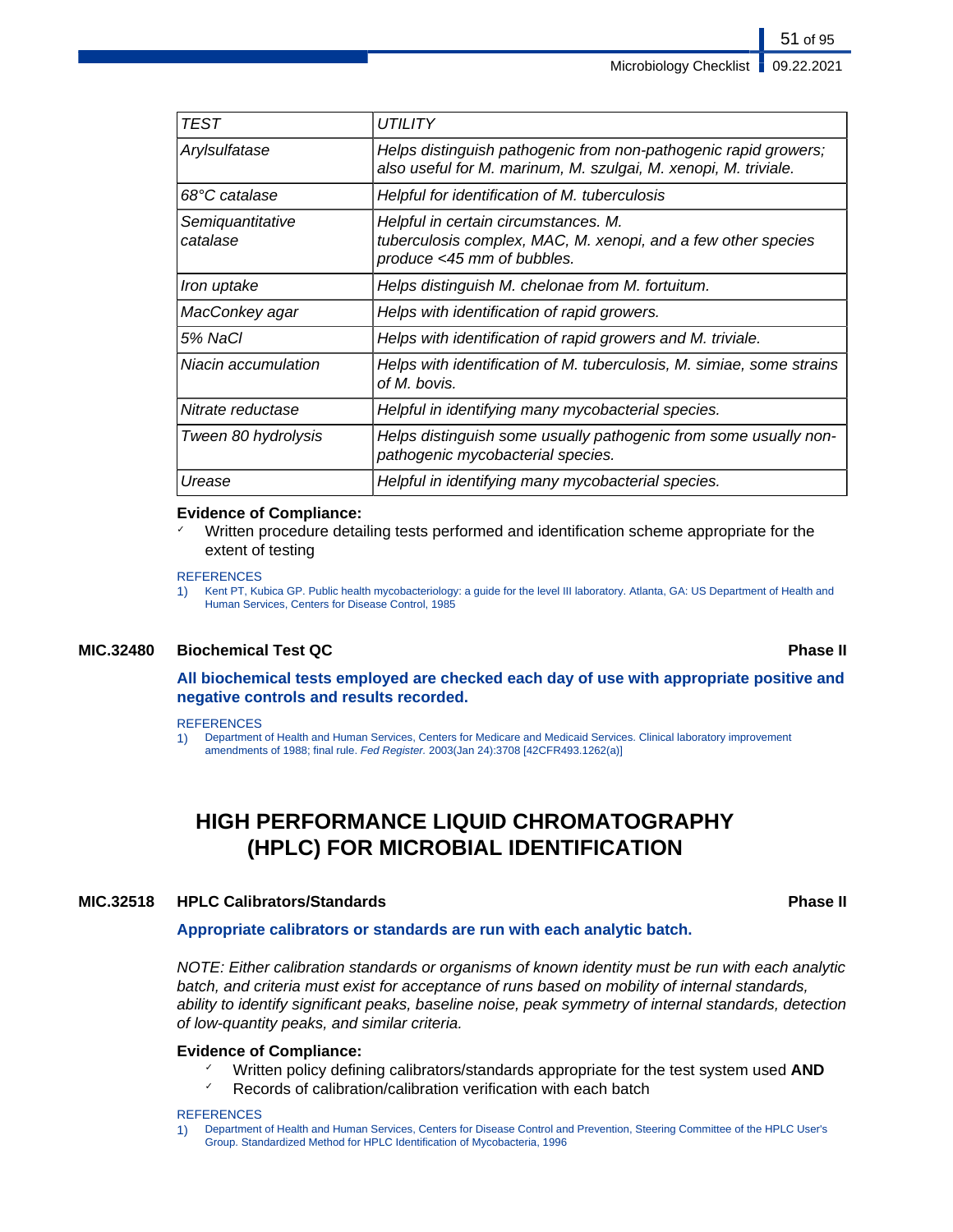| *TEST* | *UTILITY* |
|---|---|
| *Arylsulfatase* | *Helps distinguish pathogenic from non-pathogenic rapid growers; also useful for M. marinum, M. szulgai, M. xenopi, M. triviale.* |
| *68°C catalase* | *Helpful for identification of M. tuberculosis* |
| *Semiquantitative catalase* | *Helpful in certain circumstances. M. tuberculosis complex, MAC, M. xenopi, and a few other species produce <45 mm of bubbles.* |
| *Iron uptake* | *Helps distinguish M. chelonae from M. fortuitum.* |
| *MacConkey agar* | *Helps with identification of rapid growers.* |
| *5% NaCl* | *Helps with identification of rapid growers and M. triviale.* |
| *Niacin accumulation* | *Helps with identification of M. tuberculosis, M. simiae, some strains of M. bovis.* |
| *Nitrate reductase* | *Helpful in identifying many mycobacterial species.* |
| *Tween 80 hydrolysis* | *Helps distinguish some usually pathogenic from some usually non-pathogenic mycobacterial species.* |
| *Urease* | *Helpful in identifying many mycobacterial species.* |

**Evidence of Compliance:**
- ✓ Written procedure detailing tests performed and identification scheme appropriate for the extent of testing

REFERENCES
1) Kent PT, Kubica GP. Public health mycobacteriology: a guide for the level III laboratory. Atlanta, GA: US Department of Health and Human Services, Centers for Disease Control, 1985

### MIC.32480 Biochemical Test QC — Phase II

**All biochemical tests employed are checked each day of use with appropriate positive and negative controls and results recorded.**

REFERENCES
1) Department of Health and Human Services, Centers for Medicare and Medicaid Services. Clinical laboratory improvement amendments of 1988; final rule. *Fed Register.* 2003(Jan 24):3708 [42CFR493.1262(a)]

## HIGH PERFORMANCE LIQUID CHROMATOGRAPHY (HPLC) FOR MICROBIAL IDENTIFICATION

### MIC.32518 HPLC Calibrators/Standards — Phase II

**Appropriate calibrators or standards are run with each analytic batch.**

*NOTE: Either calibration standards or organisms of known identity must be run with each analytic batch, and criteria must exist for acceptance of runs based on mobility of internal standards, ability to identify significant peaks, baseline noise, peak symmetry of internal standards, detection of low-quantity peaks, and similar criteria.*

**Evidence of Compliance:**
- ✓ Written policy defining calibrators/standards appropriate for the test system used **AND**
- ✓ Records of calibration/calibration verification with each batch

REFERENCES
1) Department of Health and Human Services, Centers for Disease Control and Prevention, Steering Committee of the HPLC User's Group. Standardized Method for HPLC Identification of Mycobacteria, 1996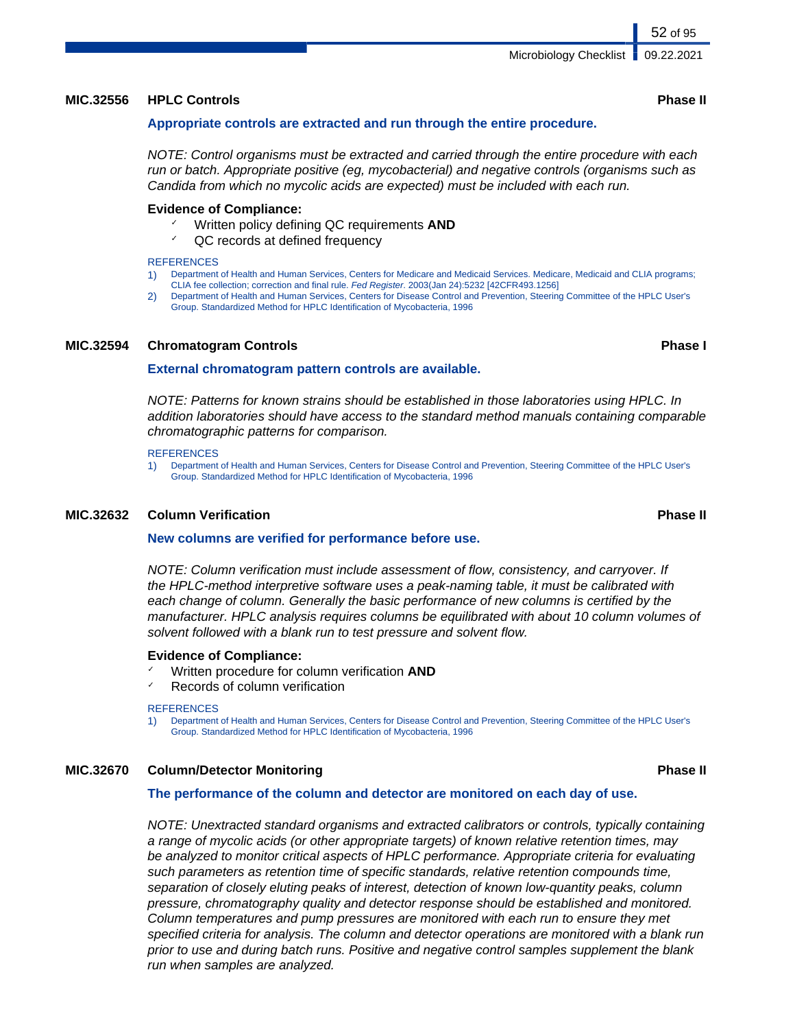### MIC.32556 HPLC Controls — Phase II

**Appropriate controls are extracted and run through the entire procedure.**

*NOTE: Control organisms must be extracted and carried through the entire procedure with each run or batch. Appropriate positive (eg, mycobacterial) and negative controls (organisms such as Candida from which no mycolic acids are expected) must be included with each run.*

**Evidence of Compliance:**
- ✓ Written policy defining QC requirements **AND**
- ✓ QC records at defined frequency

REFERENCES
1) Department of Health and Human Services, Centers for Medicare and Medicaid Services. Medicare, Medicaid and CLIA programs; CLIA fee collection; correction and final rule. *Fed Register*. 2003(Jan 24):5232 [42CFR493.1256]
2) Department of Health and Human Services, Centers for Disease Control and Prevention, Steering Committee of the HPLC User's Group. Standardized Method for HPLC Identification of Mycobacteria, 1996

### MIC.32594 Chromatogram Controls — Phase I

**External chromatogram pattern controls are available.**

*NOTE: Patterns for known strains should be established in those laboratories using HPLC. In addition laboratories should have access to the standard method manuals containing comparable chromatographic patterns for comparison.*

REFERENCES
1) Department of Health and Human Services, Centers for Disease Control and Prevention, Steering Committee of the HPLC User's Group. Standardized Method for HPLC Identification of Mycobacteria, 1996

### MIC.32632 Column Verification — Phase II

**New columns are verified for performance before use.**

*NOTE: Column verification must include assessment of flow, consistency, and carryover. If the HPLC-method interpretive software uses a peak-naming table, it must be calibrated with each change of column. Generally the basic performance of new columns is certified by the manufacturer. HPLC analysis requires columns be equilibrated with about 10 column volumes of solvent followed with a blank run to test pressure and solvent flow.*

**Evidence of Compliance:**
- ✓ Written procedure for column verification **AND**
- ✓ Records of column verification

REFERENCES
1) Department of Health and Human Services, Centers for Disease Control and Prevention, Steering Committee of the HPLC User's Group. Standardized Method for HPLC Identification of Mycobacteria, 1996

### MIC.32670 Column/Detector Monitoring — Phase II

**The performance of the column and detector are monitored on each day of use.**

*NOTE: Unextracted standard organisms and extracted calibrators or controls, typically containing a range of mycolic acids (or other appropriate targets) of known relative retention times, may be analyzed to monitor critical aspects of HPLC performance. Appropriate criteria for evaluating such parameters as retention time of specific standards, relative retention compounds time, separation of closely eluting peaks of interest, detection of known low-quantity peaks, column pressure, chromatography quality and detector response should be established and monitored. Column temperatures and pump pressures are monitored with each run to ensure they met specified criteria for analysis. The column and detector operations are monitored with a blank run prior to use and during batch runs. Positive and negative control samples supplement the blank run when samples are analyzed.*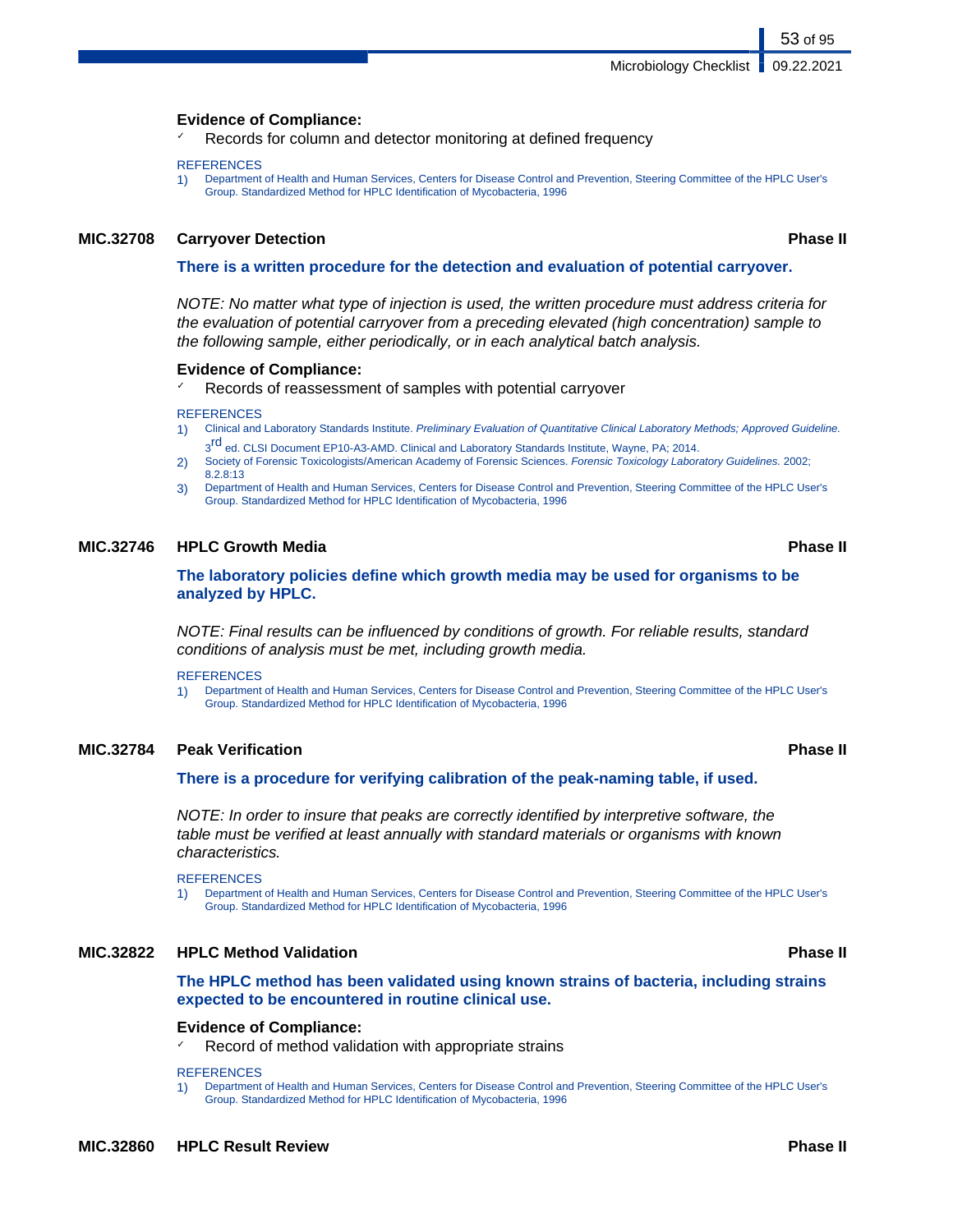**Evidence of Compliance:**

- ✓ Records for column and detector monitoring at defined frequency

REFERENCES

1) Department of Health and Human Services, Centers for Disease Control and Prevention, Steering Committee of the HPLC User's Group. Standardized Method for HPLC Identification of Mycobacteria, 1996

### MIC.32708 Carryover Detection — Phase II

**There is a written procedure for the detection and evaluation of potential carryover.**

*NOTE: No matter what type of injection is used, the written procedure must address criteria for the evaluation of potential carryover from a preceding elevated (high concentration) sample to the following sample, either periodically, or in each analytical batch analysis.*

**Evidence of Compliance:**

- ✓ Records of reassessment of samples with potential carryover

REFERENCES

1) Clinical and Laboratory Standards Institute. *Preliminary Evaluation of Quantitative Clinical Laboratory Methods; Approved Guideline.* 3rd ed. CLSI Document EP10-A3-AMD. Clinical and Laboratory Standards Institute, Wayne, PA; 2014.
2) Society of Forensic Toxicologists/American Academy of Forensic Sciences. *Forensic Toxicology Laboratory Guidelines.* 2002; 8.2.8:13
3) Department of Health and Human Services, Centers for Disease Control and Prevention, Steering Committee of the HPLC User's Group. Standardized Method for HPLC Identification of Mycobacteria, 1996

### MIC.32746 HPLC Growth Media — Phase II

**The laboratory policies define which growth media may be used for organisms to be analyzed by HPLC.**

*NOTE: Final results can be influenced by conditions of growth. For reliable results, standard conditions of analysis must be met, including growth media.*

REFERENCES

1) Department of Health and Human Services, Centers for Disease Control and Prevention, Steering Committee of the HPLC User's Group. Standardized Method for HPLC Identification of Mycobacteria, 1996

### MIC.32784 Peak Verification — Phase II

**There is a procedure for verifying calibration of the peak-naming table, if used.**

*NOTE: In order to insure that peaks are correctly identified by interpretive software, the table must be verified at least annually with standard materials or organisms with known characteristics.*

REFERENCES

1) Department of Health and Human Services, Centers for Disease Control and Prevention, Steering Committee of the HPLC User's Group. Standardized Method for HPLC Identification of Mycobacteria, 1996

### MIC.32822 HPLC Method Validation — Phase II

**The HPLC method has been validated using known strains of bacteria, including strains expected to be encountered in routine clinical use.**

**Evidence of Compliance:**

- ✓ Record of method validation with appropriate strains

REFERENCES

1) Department of Health and Human Services, Centers for Disease Control and Prevention, Steering Committee of the HPLC User's Group. Standardized Method for HPLC Identification of Mycobacteria, 1996

### MIC.32860 HPLC Result Review — Phase II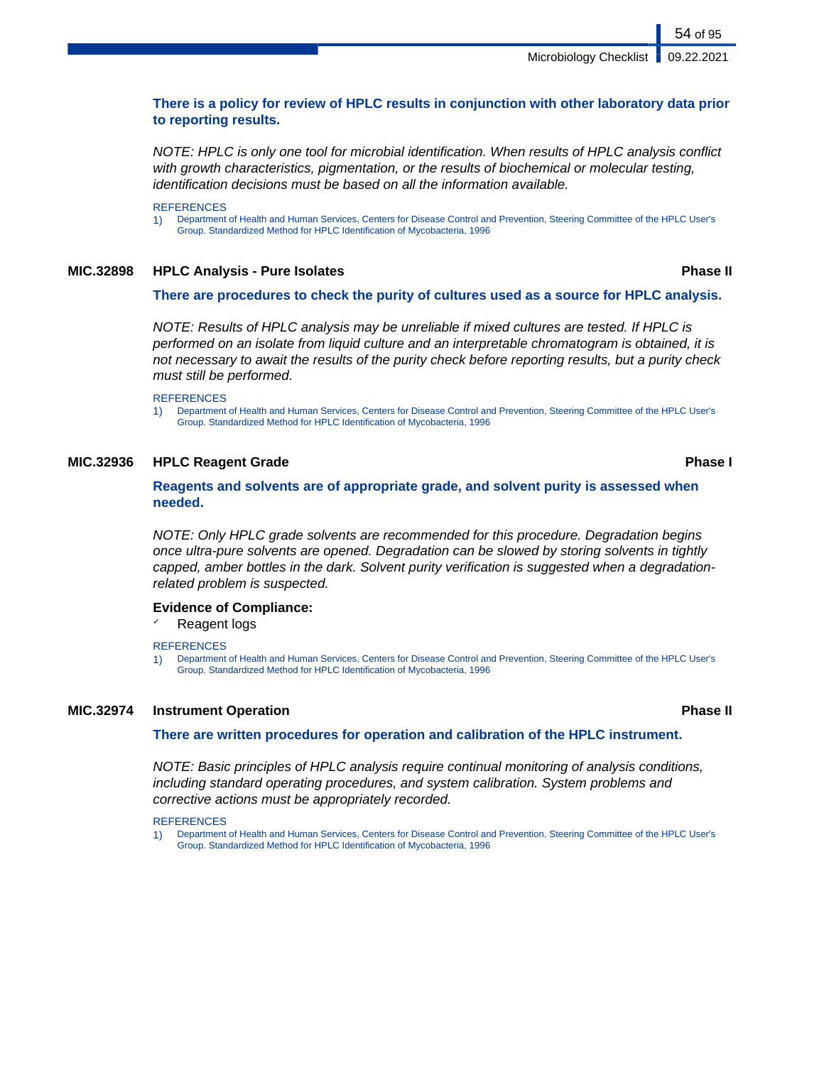**There is a policy for review of HPLC results in conjunction with other laboratory data prior to reporting results.**

*NOTE: HPLC is only one tool for microbial identification. When results of HPLC analysis conflict with growth characteristics, pigmentation, or the results of biochemical or molecular testing, identification decisions must be based on all the information available.*

REFERENCES

1) Department of Health and Human Services, Centers for Disease Control and Prevention, Steering Committee of the HPLC User's Group. Standardized Method for HPLC Identification of Mycobacteria, 1996

### MIC.32898 HPLC Analysis - Pure Isolates — Phase II

**There are procedures to check the purity of cultures used as a source for HPLC analysis.**

*NOTE: Results of HPLC analysis may be unreliable if mixed cultures are tested. If HPLC is performed on an isolate from liquid culture and an interpretable chromatogram is obtained, it is not necessary to await the results of the purity check before reporting results, but a purity check must still be performed.*

REFERENCES

1) Department of Health and Human Services, Centers for Disease Control and Prevention, Steering Committee of the HPLC User's Group. Standardized Method for HPLC Identification of Mycobacteria, 1996

### MIC.32936 HPLC Reagent Grade — Phase I

**Reagents and solvents are of appropriate grade, and solvent purity is assessed when needed.**

*NOTE: Only HPLC grade solvents are recommended for this procedure. Degradation begins once ultra-pure solvents are opened. Degradation can be slowed by storing solvents in tightly capped, amber bottles in the dark. Solvent purity verification is suggested when a degradation-related problem is suspected.*

**Evidence of Compliance:**

- ✓ Reagent logs

REFERENCES

1) Department of Health and Human Services, Centers for Disease Control and Prevention, Steering Committee of the HPLC User's Group. Standardized Method for HPLC Identification of Mycobacteria, 1996

### MIC.32974 Instrument Operation — Phase II

**There are written procedures for operation and calibration of the HPLC instrument.**

*NOTE: Basic principles of HPLC analysis require continual monitoring of analysis conditions, including standard operating procedures, and system calibration. System problems and corrective actions must be appropriately recorded.*

REFERENCES

1) Department of Health and Human Services, Centers for Disease Control and Prevention, Steering Committee of the HPLC User's Group. Standardized Method for HPLC Identification of Mycobacteria, 1996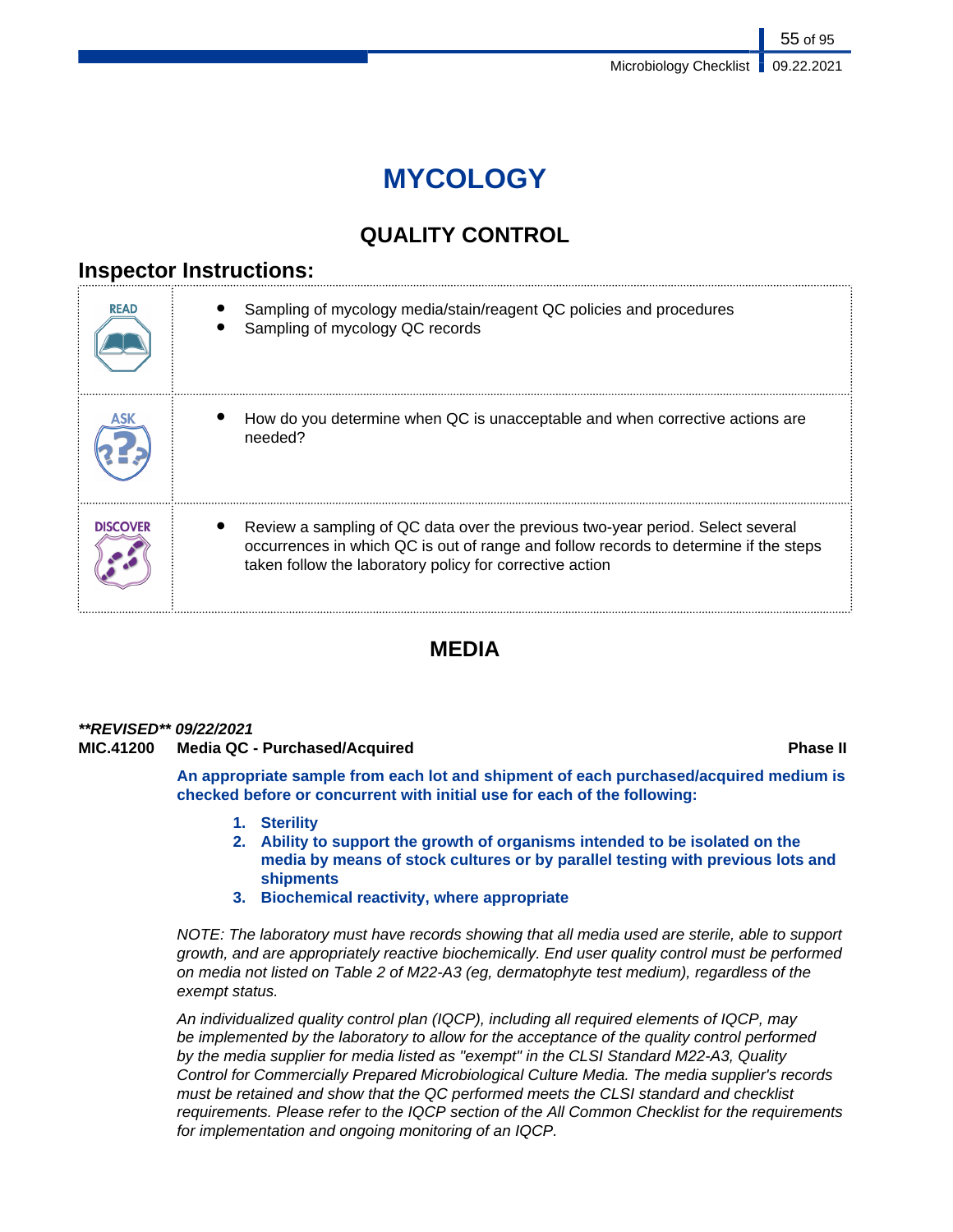# MYCOLOGY

## QUALITY CONTROL

### Inspector Instructions:

| | |
|---|---|
| READ | • Sampling of mycology media/stain/reagent QC policies and procedures<br>• Sampling of mycology QC records |
| ASK | • How do you determine when QC is unacceptable and when corrective actions are needed? |
| DISCOVER | • Review a sampling of QC data over the previous two-year period. Select several occurrences in which QC is out of range and follow records to determine if the steps taken follow the laboratory policy for corrective action |

## MEDIA

***\*\*REVISED\*\* 09/22/2021***

**MIC.41200 Media QC - Purchased/Acquired** **Phase II**

**An appropriate sample from each lot and shipment of each purchased/acquired medium is checked before or concurrent with initial use for each of the following:**

1. **Sterility**
2. **Ability to support the growth of organisms intended to be isolated on the media by means of stock cultures or by parallel testing with previous lots and shipments**
3. **Biochemical reactivity, where appropriate**

*NOTE: The laboratory must have records showing that all media used are sterile, able to support growth, and are appropriately reactive biochemically. End user quality control must be performed on media not listed on Table 2 of M22-A3 (eg, dermatophyte test medium), regardless of the exempt status.*

*An individualized quality control plan (IQCP), including all required elements of IQCP, may be implemented by the laboratory to allow for the acceptance of the quality control performed by the media supplier for media listed as "exempt" in the CLSI Standard M22-A3, Quality Control for Commercially Prepared Microbiological Culture Media. The media supplier's records must be retained and show that the QC performed meets the CLSI standard and checklist requirements. Please refer to the IQCP section of the All Common Checklist for the requirements for implementation and ongoing monitoring of an IQCP.*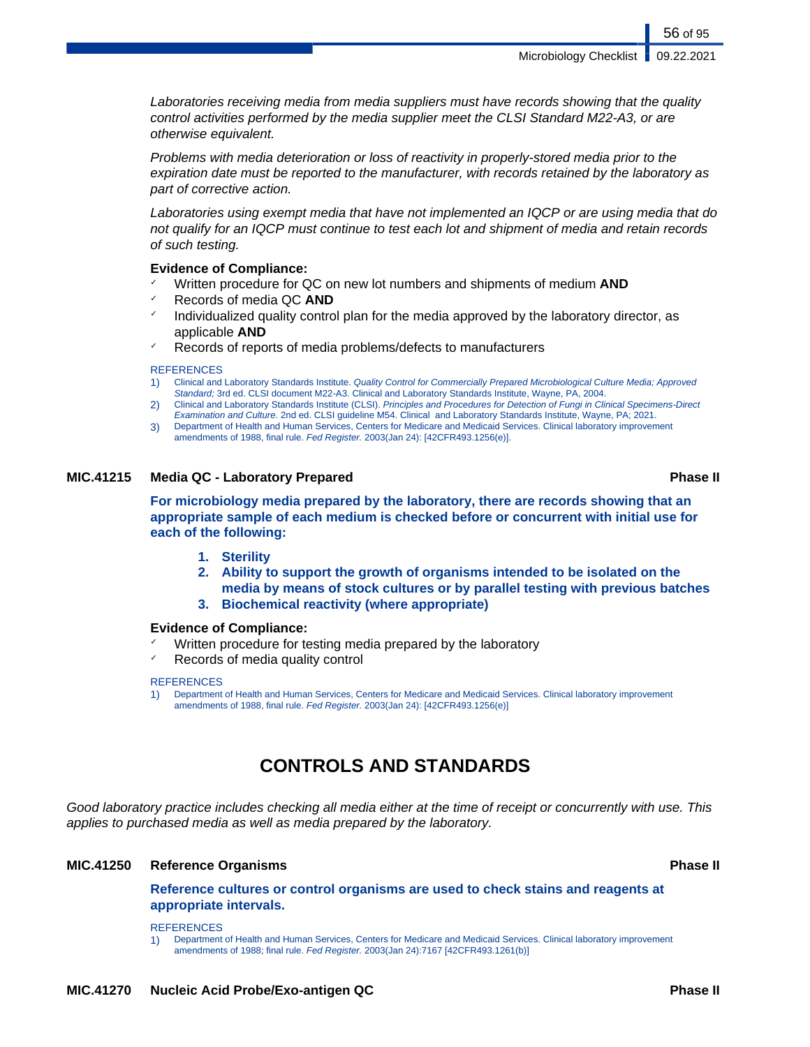*Laboratories receiving media from media suppliers must have records showing that the quality control activities performed by the media supplier meet the CLSI Standard M22-A3, or are otherwise equivalent.*

*Problems with media deterioration or loss of reactivity in properly-stored media prior to the expiration date must be reported to the manufacturer, with records retained by the laboratory as part of corrective action.*

*Laboratories using exempt media that have not implemented an IQCP or are using media that do not qualify for an IQCP must continue to test each lot and shipment of media and retain records of such testing.*

**Evidence of Compliance:**

- ✓ Written procedure for QC on new lot numbers and shipments of medium **AND**
- ✓ Records of media QC **AND**
- ✓ Individualized quality control plan for the media approved by the laboratory director, as applicable **AND**
- ✓ Records of reports of media problems/defects to manufacturers

REFERENCES

1) Clinical and Laboratory Standards Institute. *Quality Control for Commercially Prepared Microbiological Culture Media; Approved Standard;* 3rd ed. CLSI document M22-A3. Clinical and Laboratory Standards Institute, Wayne, PA, 2004.
2) Clinical and Laboratory Standards Institute (CLSI). *Principles and Procedures for Detection of Fungi in Clinical Specimens-Direct Examination and Culture.* 2nd ed. CLSI guideline M54. Clinical and Laboratory Standards Institute, Wayne, PA; 2021.
3) Department of Health and Human Services, Centers for Medicare and Medicaid Services. Clinical laboratory improvement amendments of 1988, final rule. *Fed Register.* 2003(Jan 24): [42CFR493.1256(e)].

### MIC.41215 Media QC - Laboratory Prepared — Phase II

**For microbiology media prepared by the laboratory, there are records showing that an appropriate sample of each medium is checked before or concurrent with initial use for each of the following:**

1. **Sterility**
2. **Ability to support the growth of organisms intended to be isolated on the media by means of stock cultures or by parallel testing with previous batches**
3. **Biochemical reactivity (where appropriate)**

**Evidence of Compliance:**

- ✓ Written procedure for testing media prepared by the laboratory
- ✓ Records of media quality control

REFERENCES

1) Department of Health and Human Services, Centers for Medicare and Medicaid Services. Clinical laboratory improvement amendments of 1988, final rule. *Fed Register.* 2003(Jan 24): [42CFR493.1256(e)]

## CONTROLS AND STANDARDS

*Good laboratory practice includes checking all media either at the time of receipt or concurrently with use. This applies to purchased media as well as media prepared by the laboratory.*

### MIC.41250 Reference Organisms — Phase II

**Reference cultures or control organisms are used to check stains and reagents at appropriate intervals.**

REFERENCES

1) Department of Health and Human Services, Centers for Medicare and Medicaid Services. Clinical laboratory improvement amendments of 1988; final rule. *Fed Register.* 2003(Jan 24):7167 [42CFR493.1261(b)]

### MIC.41270 Nucleic Acid Probe/Exo-antigen QC — Phase II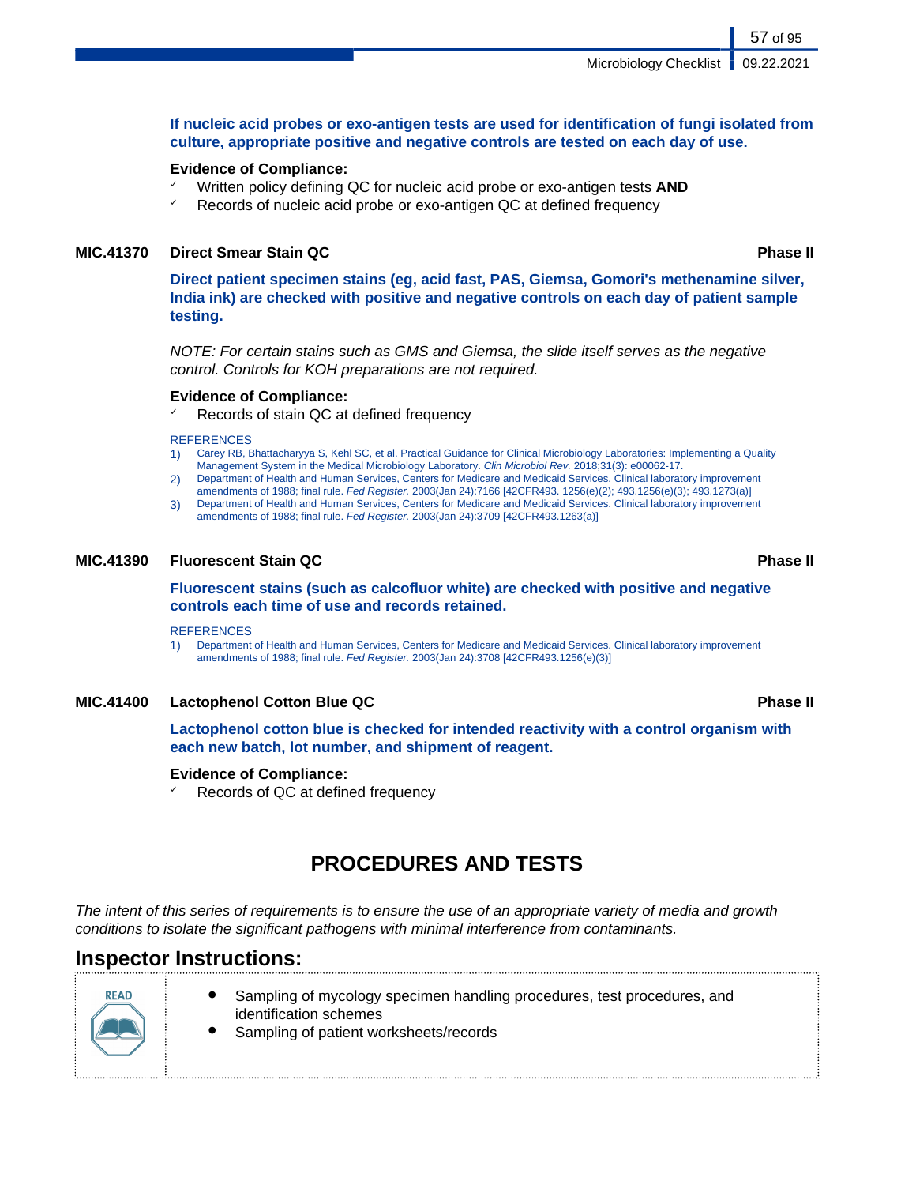**If nucleic acid probes or exo-antigen tests are used for identification of fungi isolated from culture, appropriate positive and negative controls are tested on each day of use.**

**Evidence of Compliance:**

- ✓ Written policy defining QC for nucleic acid probe or exo-antigen tests **AND**
- ✓ Records of nucleic acid probe or exo-antigen QC at defined frequency

### MIC.41370 Direct Smear Stain QC — Phase II

**Direct patient specimen stains (eg, acid fast, PAS, Giemsa, Gomori's methenamine silver, India ink) are checked with positive and negative controls on each day of patient sample testing.**

*NOTE: For certain stains such as GMS and Giemsa, the slide itself serves as the negative control. Controls for KOH preparations are not required.*

**Evidence of Compliance:**

- ✓ Records of stain QC at defined frequency

REFERENCES

1) Carey RB, Bhattacharyya S, Kehl SC, et al. Practical Guidance for Clinical Microbiology Laboratories: Implementing a Quality Management System in the Medical Microbiology Laboratory. *Clin Microbiol Rev.* 2018;31(3): e00062-17.
2) Department of Health and Human Services, Centers for Medicare and Medicaid Services. Clinical laboratory improvement amendments of 1988; final rule. *Fed Register.* 2003(Jan 24):7166 [42CFR493. 1256(e)(2); 493.1256(e)(3); 493.1273(a)]
3) Department of Health and Human Services, Centers for Medicare and Medicaid Services. Clinical laboratory improvement amendments of 1988; final rule. *Fed Register.* 2003(Jan 24):3709 [42CFR493.1263(a)]

### MIC.41390 Fluorescent Stain QC — Phase II

**Fluorescent stains (such as calcofluor white) are checked with positive and negative controls each time of use and records retained.**

REFERENCES

1) Department of Health and Human Services, Centers for Medicare and Medicaid Services. Clinical laboratory improvement amendments of 1988; final rule. *Fed Register.* 2003(Jan 24):3708 [42CFR493.1256(e)(3)]

### MIC.41400 Lactophenol Cotton Blue QC — Phase II

**Lactophenol cotton blue is checked for intended reactivity with a control organism with each new batch, lot number, and shipment of reagent.**

**Evidence of Compliance:**

- ✓ Records of QC at defined frequency

## PROCEDURES AND TESTS

*The intent of this series of requirements is to ensure the use of an appropriate variety of media and growth conditions to isolate the significant pathogens with minimal interference from contaminants.*

### Inspector Instructions:

READ

- Sampling of mycology specimen handling procedures, test procedures, and identification schemes
- Sampling of patient worksheets/records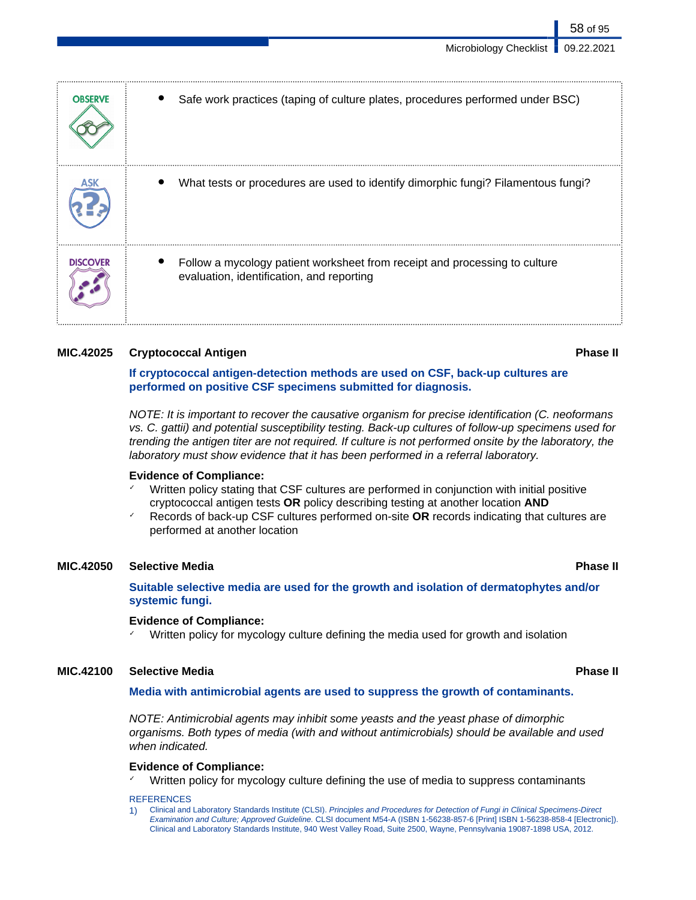| | |
|---|---|
| OBSERVE | • Safe work practices (taping of culture plates, procedures performed under BSC) |
| ASK | • What tests or procedures are used to identify dimorphic fungi? Filamentous fungi? |
| DISCOVER | • Follow a mycology patient worksheet from receipt and processing to culture evaluation, identification, and reporting |

**MIC.42025 Cryptococcal Antigen** **Phase II**

**If cryptococcal antigen-detection methods are used on CSF, back-up cultures are performed on positive CSF specimens submitted for diagnosis.**

*NOTE: It is important to recover the causative organism for precise identification (C. neoformans vs. C. gattii) and potential susceptibility testing. Back-up cultures of follow-up specimens used for trending the antigen titer are not required. If culture is not performed onsite by the laboratory, the laboratory must show evidence that it has been performed in a referral laboratory.*

**Evidence of Compliance:**

- ✓ Written policy stating that CSF cultures are performed in conjunction with initial positive cryptococcal antigen tests **OR** policy describing testing at another location **AND**
- ✓ Records of back-up CSF cultures performed on-site **OR** records indicating that cultures are performed at another location

**MIC.42050 Selective Media** **Phase II**

**Suitable selective media are used for the growth and isolation of dermatophytes and/or systemic fungi.**

**Evidence of Compliance:**

- ✓ Written policy for mycology culture defining the media used for growth and isolation

**MIC.42100 Selective Media** **Phase II**

**Media with antimicrobial agents are used to suppress the growth of contaminants.**

*NOTE: Antimicrobial agents may inhibit some yeasts and the yeast phase of dimorphic organisms. Both types of media (with and without antimicrobials) should be available and used when indicated.*

**Evidence of Compliance:**

- ✓ Written policy for mycology culture defining the use of media to suppress contaminants

REFERENCES

1) Clinical and Laboratory Standards Institute (CLSI). *Principles and Procedures for Detection of Fungi in Clinical Specimens-Direct Examination and Culture; Approved Guideline.* CLSI document M54-A (ISBN 1-56238-857-6 [Print] ISBN 1-56238-858-4 [Electronic]). Clinical and Laboratory Standards Institute, 940 West Valley Road, Suite 2500, Wayne, Pennsylvania 19087-1898 USA, 2012.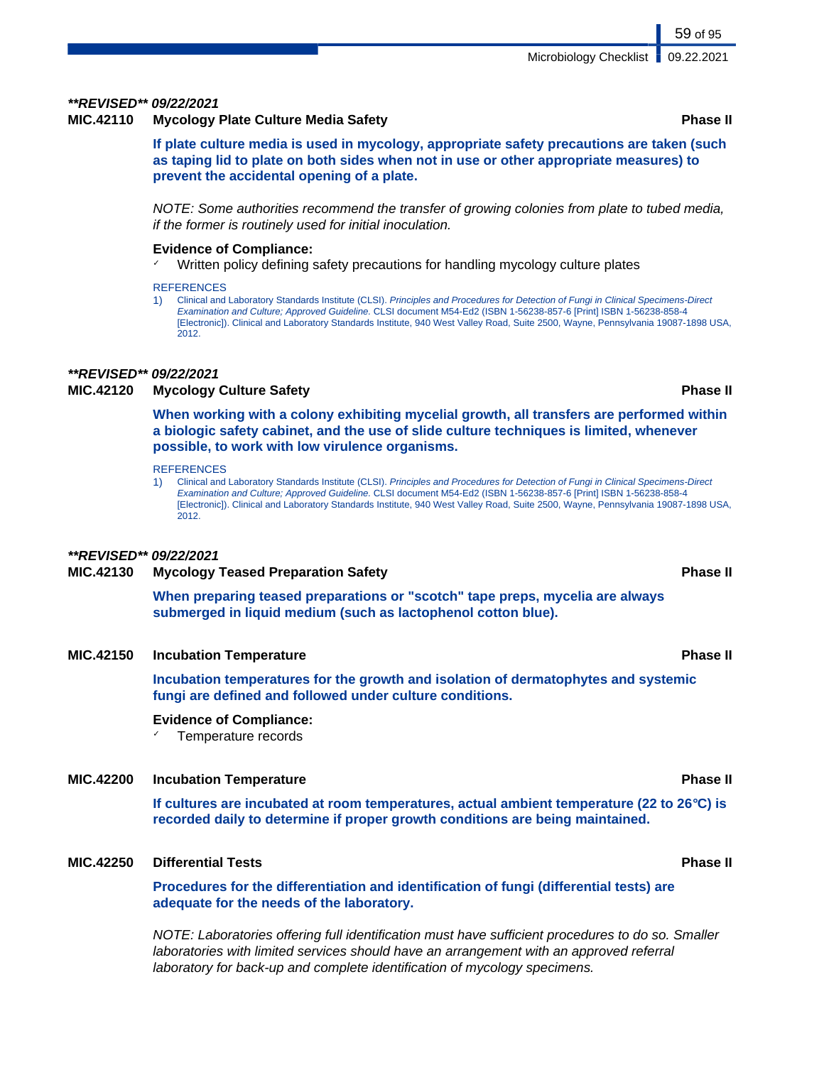***\*\*REVISED\*\* 09/22/2021***

**MIC.42110 Mycology Plate Culture Media Safety** **Phase II**

**If plate culture media is used in mycology, appropriate safety precautions are taken (such as taping lid to plate on both sides when not in use or other appropriate measures) to prevent the accidental opening of a plate.**

*NOTE: Some authorities recommend the transfer of growing colonies from plate to tubed media, if the former is routinely used for initial inoculation.*

**Evidence of Compliance:**

- ✓ Written policy defining safety precautions for handling mycology culture plates

REFERENCES

1) Clinical and Laboratory Standards Institute (CLSI). *Principles and Procedures for Detection of Fungi in Clinical Specimens-Direct Examination and Culture; Approved Guideline.* CLSI document M54-Ed2 (ISBN 1-56238-857-6 [Print] ISBN 1-56238-858-4 [Electronic]). Clinical and Laboratory Standards Institute, 940 West Valley Road, Suite 2500, Wayne, Pennsylvania 19087-1898 USA, 2012.

***\*\*REVISED\*\* 09/22/2021***

**MIC.42120 Mycology Culture Safety** **Phase II**

**When working with a colony exhibiting mycelial growth, all transfers are performed within a biologic safety cabinet, and the use of slide culture techniques is limited, whenever possible, to work with low virulence organisms.**

REFERENCES

1) Clinical and Laboratory Standards Institute (CLSI). *Principles and Procedures for Detection of Fungi in Clinical Specimens-Direct Examination and Culture; Approved Guideline.* CLSI document M54-Ed2 (ISBN 1-56238-857-6 [Print] ISBN 1-56238-858-4 [Electronic]). Clinical and Laboratory Standards Institute, 940 West Valley Road, Suite 2500, Wayne, Pennsylvania 19087-1898 USA, 2012.

***\*\*REVISED\*\* 09/22/2021***

**MIC.42130 Mycology Teased Preparation Safety** **Phase II**

**When preparing teased preparations or "scotch" tape preps, mycelia are always submerged in liquid medium (such as lactophenol cotton blue).**

**MIC.42150 Incubation Temperature** **Phase II**

**Incubation temperatures for the growth and isolation of dermatophytes and systemic fungi are defined and followed under culture conditions.**

**Evidence of Compliance:**

- ✓ Temperature records

**MIC.42200 Incubation Temperature** **Phase II**

**If cultures are incubated at room temperatures, actual ambient temperature (22 to 26°C) is recorded daily to determine if proper growth conditions are being maintained.**

**MIC.42250 Differential Tests** **Phase II**

**Procedures for the differentiation and identification of fungi (differential tests) are adequate for the needs of the laboratory.**

*NOTE: Laboratories offering full identification must have sufficient procedures to do so. Smaller laboratories with limited services should have an arrangement with an approved referral laboratory for back-up and complete identification of mycology specimens.*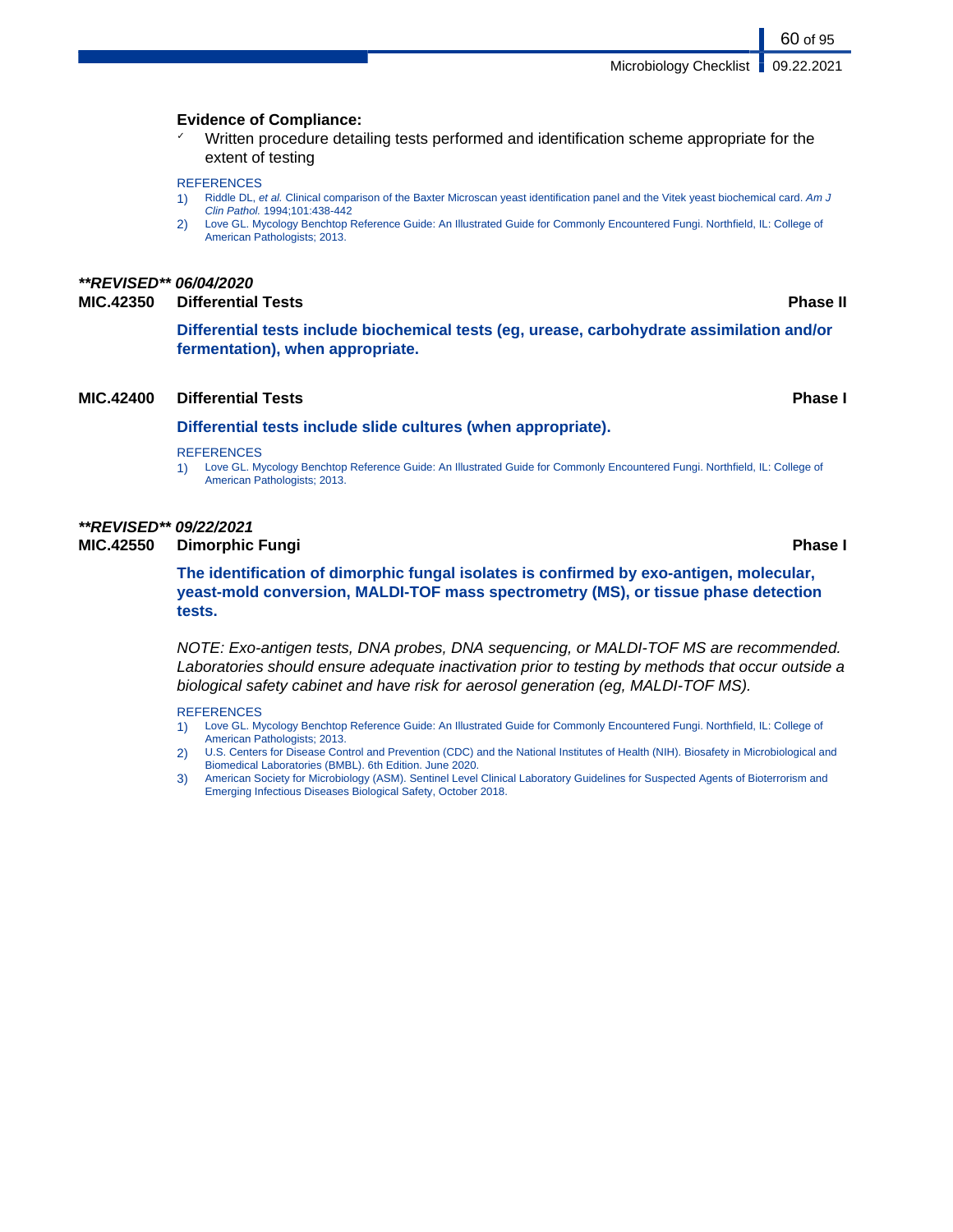**Evidence of Compliance:**

- ✓ Written procedure detailing tests performed and identification scheme appropriate for the extent of testing

REFERENCES

1) Riddle DL, *et al.* Clinical comparison of the Baxter Microscan yeast identification panel and the Vitek yeast biochemical card. *Am J Clin Pathol.* 1994;101:438-442
2) Love GL. Mycology Benchtop Reference Guide: An Illustrated Guide for Commonly Encountered Fungi. Northfield, IL: College of American Pathologists; 2013.

***\*\*REVISED\*\* 06/04/2020***

**MIC.42350 Differential Tests — Phase II**

**Differential tests include biochemical tests (eg, urease, carbohydrate assimilation and/or fermentation), when appropriate.**

**MIC.42400 Differential Tests — Phase I**

**Differential tests include slide cultures (when appropriate).**

REFERENCES

1) Love GL. Mycology Benchtop Reference Guide: An Illustrated Guide for Commonly Encountered Fungi. Northfield, IL: College of American Pathologists; 2013.

***\*\*REVISED\*\* 09/22/2021***

**MIC.42550 Dimorphic Fungi — Phase I**

**The identification of dimorphic fungal isolates is confirmed by exo-antigen, molecular, yeast-mold conversion, MALDI-TOF mass spectrometry (MS), or tissue phase detection tests.**

*NOTE: Exo-antigen tests, DNA probes, DNA sequencing, or MALDI-TOF MS are recommended. Laboratories should ensure adequate inactivation prior to testing by methods that occur outside a biological safety cabinet and have risk for aerosol generation (eg, MALDI-TOF MS).*

REFERENCES

1) Love GL. Mycology Benchtop Reference Guide: An Illustrated Guide for Commonly Encountered Fungi. Northfield, IL: College of American Pathologists; 2013.
2) U.S. Centers for Disease Control and Prevention (CDC) and the National Institutes of Health (NIH). Biosafety in Microbiological and Biomedical Laboratories (BMBL). 6th Edition. June 2020.
3) American Society for Microbiology (ASM). Sentinel Level Clinical Laboratory Guidelines for Suspected Agents of Bioterrorism and Emerging Infectious Diseases Biological Safety, October 2018.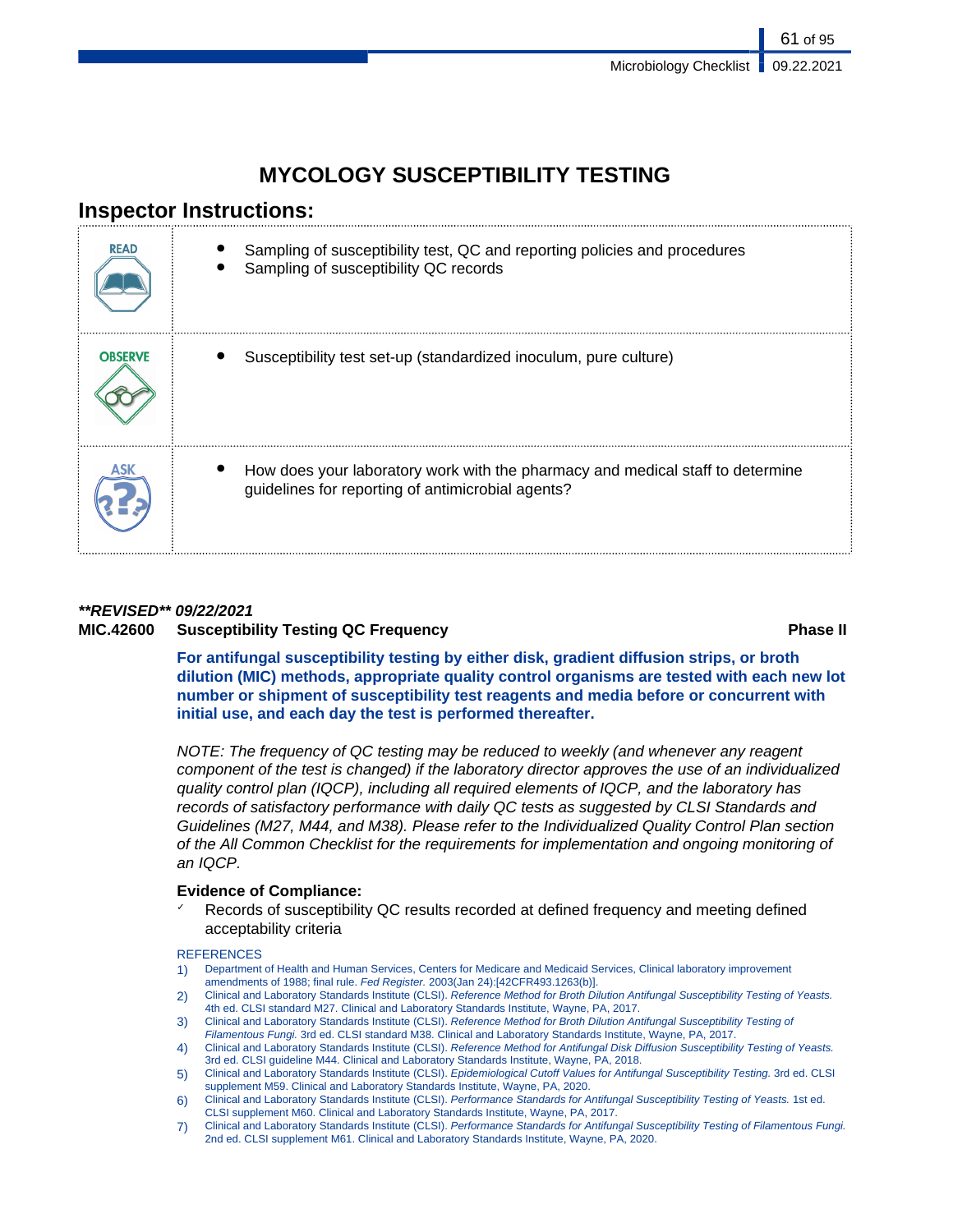# MYCOLOGY SUSCEPTIBILITY TESTING

## Inspector Instructions:

| | |
|---|---|
| READ | • Sampling of susceptibility test, QC and reporting policies and procedures<br>• Sampling of susceptibility QC records |
| OBSERVE | • Susceptibility test set-up (standardized inoculum, pure culture) |
| ASK | • How does your laboratory work with the pharmacy and medical staff to determine guidelines for reporting of antimicrobial agents? |

***\*\*REVISED\*\* 09/22/2021***

**MIC.42600 Susceptibility Testing QC Frequency** **Phase II**

**For antifungal susceptibility testing by either disk, gradient diffusion strips, or broth dilution (MIC) methods, appropriate quality control organisms are tested with each new lot number or shipment of susceptibility test reagents and media before or concurrent with initial use, and each day the test is performed thereafter.**

*NOTE: The frequency of QC testing may be reduced to weekly (and whenever any reagent component of the test is changed) if the laboratory director approves the use of an individualized quality control plan (IQCP), including all required elements of IQCP, and the laboratory has records of satisfactory performance with daily QC tests as suggested by CLSI Standards and Guidelines (M27, M44, and M38). Please refer to the Individualized Quality Control Plan section of the All Common Checklist for the requirements for implementation and ongoing monitoring of an IQCP.*

**Evidence of Compliance:**

- ✓ Records of susceptibility QC results recorded at defined frequency and meeting defined acceptability criteria

REFERENCES

1) Department of Health and Human Services, Centers for Medicare and Medicaid Services, Clinical laboratory improvement amendments of 1988; final rule. *Fed Register.* 2003(Jan 24):[42CFR493.1263(b)].
2) Clinical and Laboratory Standards Institute (CLSI). *Reference Method for Broth Dilution Antifungal Susceptibility Testing of Yeasts.* 4th ed. CLSI standard M27. Clinical and Laboratory Standards Institute, Wayne, PA, 2017.
3) Clinical and Laboratory Standards Institute (CLSI). *Reference Method for Broth Dilution Antifungal Susceptibility Testing of Filamentous Fungi.* 3rd ed. CLSI standard M38. Clinical and Laboratory Standards Institute, Wayne, PA, 2017.
4) Clinical and Laboratory Standards Institute (CLSI). *Reference Method for Antifungal Disk Diffusion Susceptibility Testing of Yeasts.* 3rd ed. CLSI guideline M44. Clinical and Laboratory Standards Institute, Wayne, PA, 2018.
5) Clinical and Laboratory Standards Institute (CLSI). *Epidemiological Cutoff Values for Antifungal Susceptibility Testing.* 3rd ed. CLSI supplement M59. Clinical and Laboratory Standards Institute, Wayne, PA, 2020.
6) Clinical and Laboratory Standards Institute (CLSI). *Performance Standards for Antifungal Susceptibility Testing of Yeasts.* 1st ed. CLSI supplement M60. Clinical and Laboratory Standards Institute, Wayne, PA, 2017.
7) Clinical and Laboratory Standards Institute (CLSI). *Performance Standards for Antifungal Susceptibility Testing of Filamentous Fungi.* 2nd ed. CLSI supplement M61. Clinical and Laboratory Standards Institute, Wayne, PA, 2020.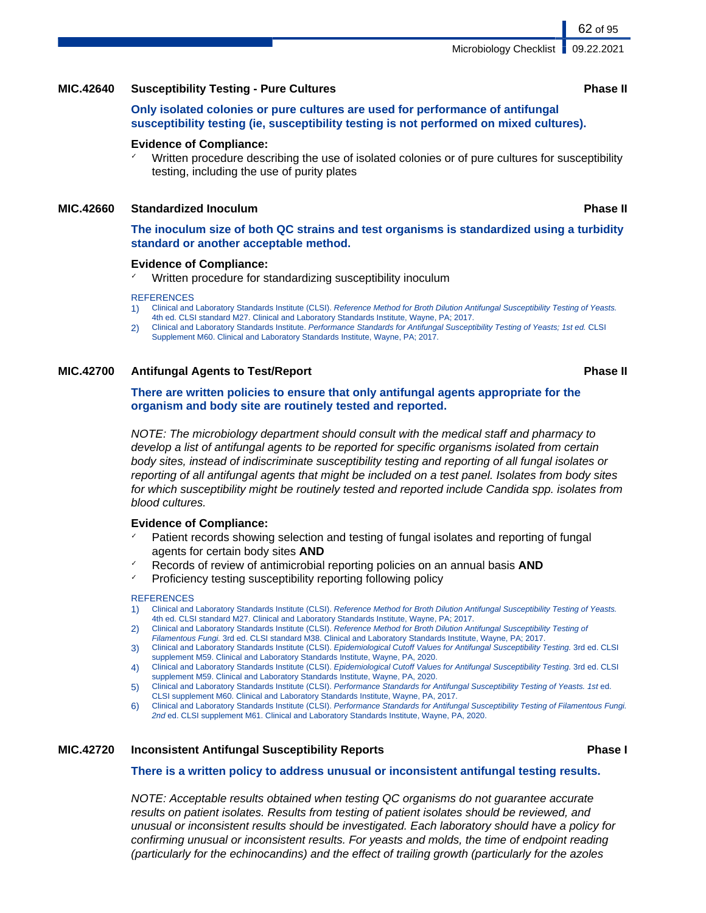### MIC.42640 Susceptibility Testing - Pure Cultures — Phase II

**Only isolated colonies or pure cultures are used for performance of antifungal susceptibility testing (ie, susceptibility testing is not performed on mixed cultures).**

**Evidence of Compliance:**

- ✓ Written procedure describing the use of isolated colonies or of pure cultures for susceptibility testing, including the use of purity plates

### MIC.42660 Standardized Inoculum — Phase II

**The inoculum size of both QC strains and test organisms is standardized using a turbidity standard or another acceptable method.**

**Evidence of Compliance:**

- ✓ Written procedure for standardizing susceptibility inoculum

REFERENCES

1) Clinical and Laboratory Standards Institute (CLSI). *Reference Method for Broth Dilution Antifungal Susceptibility Testing of Yeasts.* 4th ed. CLSI standard M27. Clinical and Laboratory Standards Institute, Wayne, PA; 2017.
2) Clinical and Laboratory Standards Institute. *Performance Standards for Antifungal Susceptibility Testing of Yeasts; 1st ed.* CLSI Supplement M60. Clinical and Laboratory Standards Institute, Wayne, PA; 2017.

### MIC.42700 Antifungal Agents to Test/Report — Phase II

**There are written policies to ensure that only antifungal agents appropriate for the organism and body site are routinely tested and reported.**

*NOTE: The microbiology department should consult with the medical staff and pharmacy to develop a list of antifungal agents to be reported for specific organisms isolated from certain body sites, instead of indiscriminate susceptibility testing and reporting of all fungal isolates or reporting of all antifungal agents that might be included on a test panel. Isolates from body sites for which susceptibility might be routinely tested and reported include Candida spp. isolates from blood cultures.*

**Evidence of Compliance:**

- ✓ Patient records showing selection and testing of fungal isolates and reporting of fungal agents for certain body sites **AND**
- ✓ Records of review of antimicrobial reporting policies on an annual basis **AND**
- ✓ Proficiency testing susceptibility reporting following policy

REFERENCES

1) Clinical and Laboratory Standards Institute (CLSI). *Reference Method for Broth Dilution Antifungal Susceptibility Testing of Yeasts.* 4th ed. CLSI standard M27. Clinical and Laboratory Standards Institute, Wayne, PA; 2017.
2) Clinical and Laboratory Standards Institute (CLSI). *Reference Method for Broth Dilution Antifungal Susceptibility Testing of Filamentous Fungi.* 3rd ed. CLSI standard M38. Clinical and Laboratory Standards Institute, Wayne, PA; 2017.
3) Clinical and Laboratory Standards Institute (CLSI). *Epidemiological Cutoff Values for Antifungal Susceptibility Testing.* 3rd ed. CLSI supplement M59. Clinical and Laboratory Standards Institute, Wayne, PA, 2020.
4) Clinical and Laboratory Standards Institute (CLSI). *Epidemiological Cutoff Values for Antifungal Susceptibility Testing.* 3rd ed. CLSI supplement M59. Clinical and Laboratory Standards Institute, Wayne, PA, 2020.
5) Clinical and Laboratory Standards Institute (CLSI). *Performance Standards for Antifungal Susceptibility Testing of Yeasts. 1st* ed. CLSI supplement M60. Clinical and Laboratory Standards Institute, Wayne, PA, 2017.
6) Clinical and Laboratory Standards Institute (CLSI). *Performance Standards for Antifungal Susceptibility Testing of Filamentous Fungi. 2nd* ed. CLSI supplement M61. Clinical and Laboratory Standards Institute, Wayne, PA, 2020.

### MIC.42720 Inconsistent Antifungal Susceptibility Reports — Phase I

**There is a written policy to address unusual or inconsistent antifungal testing results.**

*NOTE: Acceptable results obtained when testing QC organisms do not guarantee accurate results on patient isolates. Results from testing of patient isolates should be reviewed, and unusual or inconsistent results should be investigated. Each laboratory should have a policy for confirming unusual or inconsistent results. For yeasts and molds, the time of endpoint reading (particularly for the echinocandins) and the effect of trailing growth (particularly for the azoles*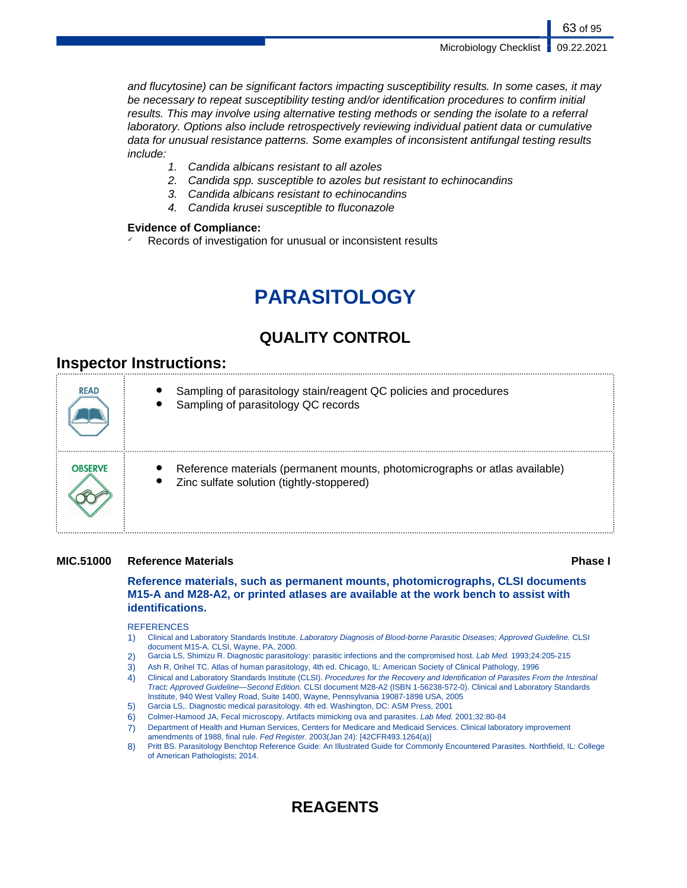*and flucytosine) can be significant factors impacting susceptibility results. In some cases, it may be necessary to repeat susceptibility testing and/or identification procedures to confirm initial results. This may involve using alternative testing methods or sending the isolate to a referral laboratory. Options also include retrospectively reviewing individual patient data or cumulative data for unusual resistance patterns. Some examples of inconsistent antifungal testing results include:*

1. *Candida albicans resistant to all azoles*
2. *Candida spp. susceptible to azoles but resistant to echinocandins*
3. *Candida albicans resistant to echinocandins*
4. *Candida krusei susceptible to fluconazole*

**Evidence of Compliance:**

- ✓ Records of investigation for unusual or inconsistent results

# PARASITOLOGY

## QUALITY CONTROL

### Inspector Instructions:

| | |
|---|---|
| READ | • Sampling of parasitology stain/reagent QC policies and procedures<br>• Sampling of parasitology QC records |
| OBSERVE | • Reference materials (permanent mounts, photomicrographs or atlas available)<br>• Zinc sulfate solution (tightly-stoppered) |

**MIC.51000 Reference Materials** **Phase I**

**Reference materials, such as permanent mounts, photomicrographs, CLSI documents M15-A and M28-A2, or printed atlases are available at the work bench to assist with identifications.**

REFERENCES

1) Clinical and Laboratory Standards Institute. *Laboratory Diagnosis of Blood-borne Parasitic Diseases; Approved Guideline.* CLSI document M15-A. CLSI, Wayne, PA, 2000.
2) Garcia LS, Shimizu R. Diagnostic parasitology: parasitic infections and the compromised host. *Lab Med.* 1993;24:205-215
3) Ash R, Orihel TC. Atlas of human parasitology, 4th ed. Chicago, IL: American Society of Clinical Pathology, 1996
4) Clinical and Laboratory Standards Institute (CLSI). *Procedures for the Recovery and Identification of Parasites From the Intestinal Tract; Approved Guideline—Second Edition.* CLSI document M28-A2 (ISBN 1-56238-572-0). Clinical and Laboratory Standards Institute, 940 West Valley Road, Suite 1400, Wayne, Pennsylvania 19087-1898 USA, 2005
5) Garcia LS,. Diagnostic medical parasitology. 4th ed. Washington, DC: ASM Press, 2001
6) Colmer-Hamood JA, Fecal microscopy. Artifacts mimicking ova and parasites. *Lab Med.* 2001;32:80-84
7) Department of Health and Human Services, Centers for Medicare and Medicaid Services. Clinical laboratory improvement amendments of 1988, final rule. *Fed Register.* 2003(Jan 24): [42CFR493.1264(a)]
8) Pritt BS. Parasitology Benchtop Reference Guide: An Illustrated Guide for Commonly Encountered Parasites. Northfield, IL: College of American Pathologists; 2014.

## REAGENTS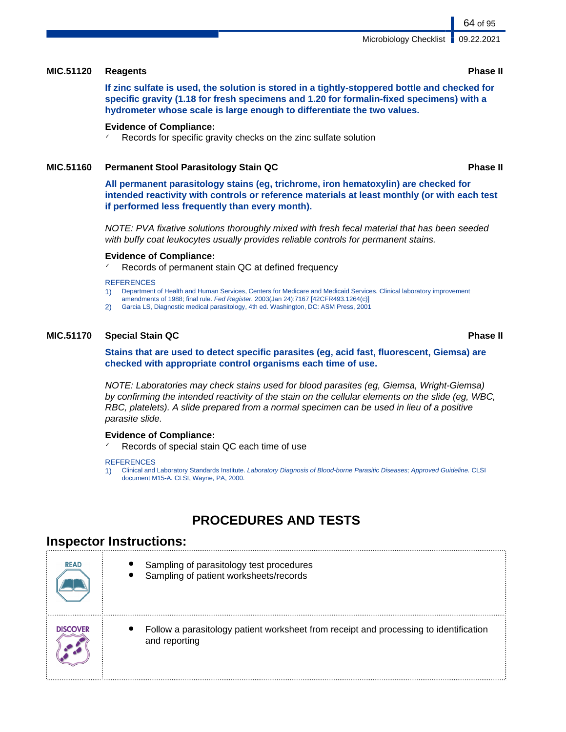### MIC.51120 Reagents — Phase II

**If zinc sulfate is used, the solution is stored in a tightly-stoppered bottle and checked for specific gravity (1.18 for fresh specimens and 1.20 for formalin-fixed specimens) with a hydrometer whose scale is large enough to differentiate the two values.**

**Evidence of Compliance:**

- ✓ Records for specific gravity checks on the zinc sulfate solution

### MIC.51160 Permanent Stool Parasitology Stain QC — Phase II

**All permanent parasitology stains (eg, trichrome, iron hematoxylin) are checked for intended reactivity with controls or reference materials at least monthly (or with each test if performed less frequently than every month).**

*NOTE: PVA fixative solutions thoroughly mixed with fresh fecal material that has been seeded with buffy coat leukocytes usually provides reliable controls for permanent stains.*

**Evidence of Compliance:**

- ✓ Records of permanent stain QC at defined frequency

REFERENCES

1) Department of Health and Human Services, Centers for Medicare and Medicaid Services. Clinical laboratory improvement amendments of 1988; final rule. *Fed Register.* 2003(Jan 24):7167 [42CFR493.1264(c)]
2) Garcia LS, Diagnostic medical parasitology, 4th ed. Washington, DC: ASM Press, 2001

### MIC.51170 Special Stain QC — Phase II

**Stains that are used to detect specific parasites (eg, acid fast, fluorescent, Giemsa) are checked with appropriate control organisms each time of use.**

*NOTE: Laboratories may check stains used for blood parasites (eg, Giemsa, Wright-Giemsa) by confirming the intended reactivity of the stain on the cellular elements on the slide (eg, WBC, RBC, platelets). A slide prepared from a normal specimen can be used in lieu of a positive parasite slide.*

**Evidence of Compliance:**

- ✓ Records of special stain QC each time of use

REFERENCES

1) Clinical and Laboratory Standards Institute. *Laboratory Diagnosis of Blood-borne Parasitic Diseases; Approved Guideline.* CLSI document M15-A. CLSI, Wayne, PA, 2000.

# PROCEDURES AND TESTS

## Inspector Instructions:

| | |
|---|---|
| READ | • Sampling of parasitology test procedures<br>• Sampling of patient worksheets/records |
| DISCOVER | • Follow a parasitology patient worksheet from receipt and processing to identification and reporting |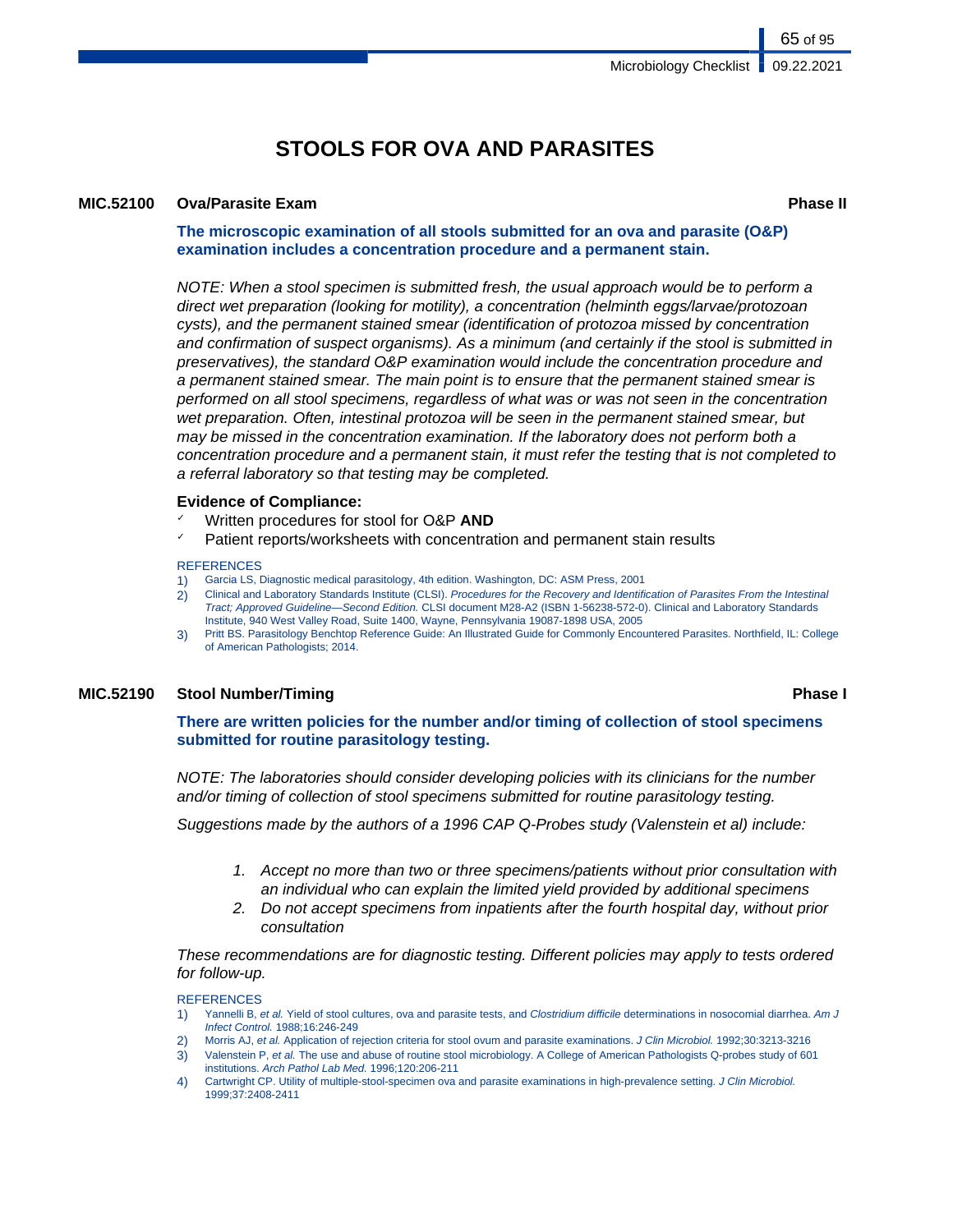# STOOLS FOR OVA AND PARASITES

### MIC.52100 Ova/Parasite Exam — Phase II

**The microscopic examination of all stools submitted for an ova and parasite (O&P) examination includes a concentration procedure and a permanent stain.**

*NOTE: When a stool specimen is submitted fresh, the usual approach would be to perform a direct wet preparation (looking for motility), a concentration (helminth eggs/larvae/protozoan cysts), and the permanent stained smear (identification of protozoa missed by concentration and confirmation of suspect organisms). As a minimum (and certainly if the stool is submitted in preservatives), the standard O&P examination would include the concentration procedure and a permanent stained smear. The main point is to ensure that the permanent stained smear is performed on all stool specimens, regardless of what was or was not seen in the concentration wet preparation. Often, intestinal protozoa will be seen in the permanent stained smear, but may be missed in the concentration examination. If the laboratory does not perform both a concentration procedure and a permanent stain, it must refer the testing that is not completed to a referral laboratory so that testing may be completed.*

**Evidence of Compliance:**

- ✓ Written procedures for stool for O&P **AND**
- ✓ Patient reports/worksheets with concentration and permanent stain results

REFERENCES

1) Garcia LS, Diagnostic medical parasitology, 4th edition. Washington, DC: ASM Press, 2001
2) Clinical and Laboratory Standards Institute (CLSI). *Procedures for the Recovery and Identification of Parasites From the Intestinal Tract; Approved Guideline—Second Edition.* CLSI document M28-A2 (ISBN 1-56238-572-0). Clinical and Laboratory Standards Institute, 940 West Valley Road, Suite 1400, Wayne, Pennsylvania 19087-1898 USA, 2005
3) Pritt BS. Parasitology Benchtop Reference Guide: An Illustrated Guide for Commonly Encountered Parasites. Northfield, IL: College of American Pathologists; 2014.

### MIC.52190 Stool Number/Timing — Phase I

**There are written policies for the number and/or timing of collection of stool specimens submitted for routine parasitology testing.**

*NOTE: The laboratories should consider developing policies with its clinicians for the number and/or timing of collection of stool specimens submitted for routine parasitology testing.*

*Suggestions made by the authors of a 1996 CAP Q-Probes study (Valenstein et al) include:*

1. *Accept no more than two or three specimens/patients without prior consultation with an individual who can explain the limited yield provided by additional specimens*
2. *Do not accept specimens from inpatients after the fourth hospital day, without prior consultation*

*These recommendations are for diagnostic testing. Different policies may apply to tests ordered for follow-up.*

REFERENCES

1) Yannelli B, *et al.* Yield of stool cultures, ova and parasite tests, and *Clostridium difficile* determinations in nosocomial diarrhea. *Am J Infect Control.* 1988;16:246-249
2) Morris AJ, *et al.* Application of rejection criteria for stool ovum and parasite examinations. *J Clin Microbiol.* 1992;30:3213-3216
3) Valenstein P, *et al.* The use and abuse of routine stool microbiology. A College of American Pathologists Q-probes study of 601 institutions. *Arch Pathol Lab Med.* 1996;120:206-211
4) Cartwright CP. Utility of multiple-stool-specimen ova and parasite examinations in high-prevalence setting. *J Clin Microbiol.* 1999;37:2408-2411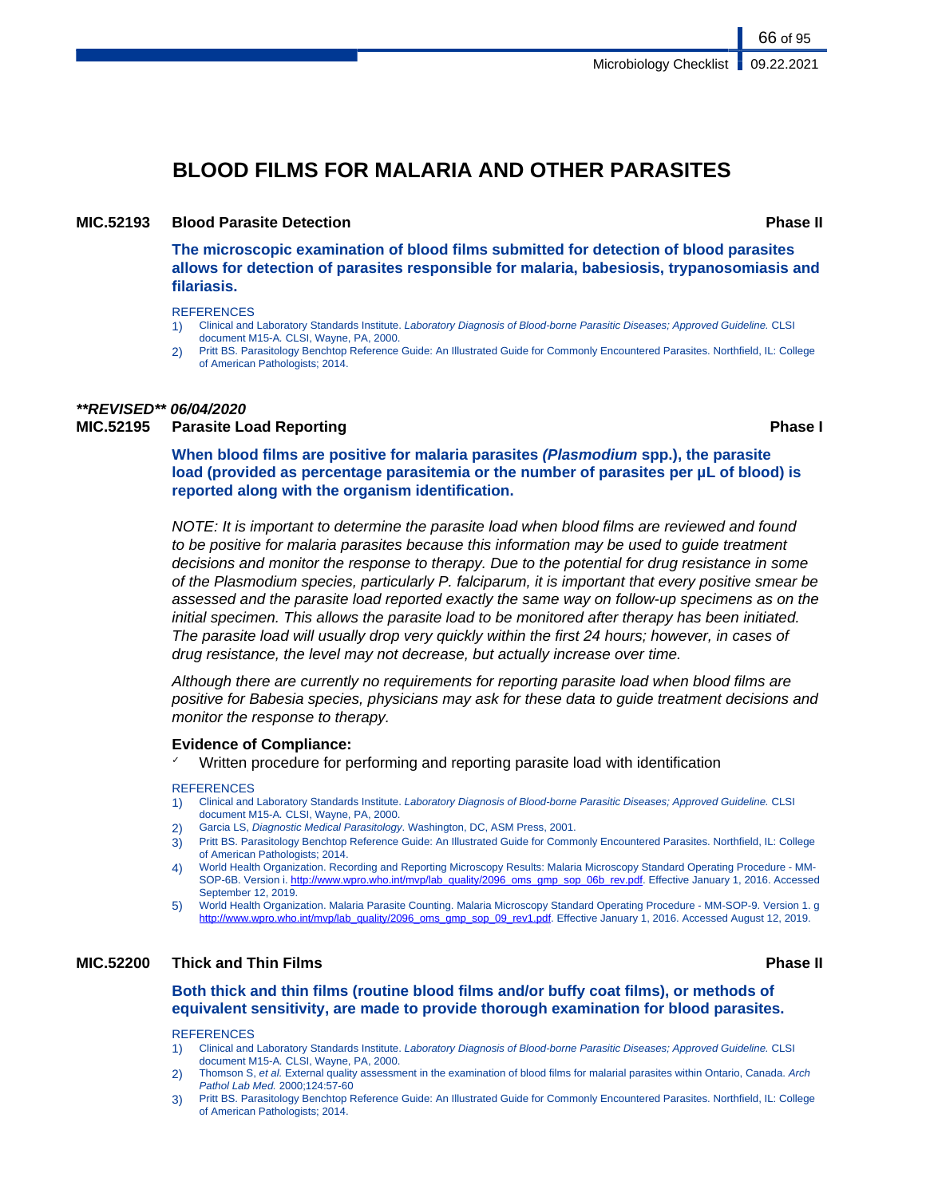# BLOOD FILMS FOR MALARIA AND OTHER PARASITES

**MIC.52193 Blood Parasite Detection** **Phase II**

**The microscopic examination of blood films submitted for detection of blood parasites allows for detection of parasites responsible for malaria, babesiosis, trypanosomiasis and filariasis.**

REFERENCES

1) Clinical and Laboratory Standards Institute. *Laboratory Diagnosis of Blood-borne Parasitic Diseases; Approved Guideline.* CLSI document M15-A. CLSI, Wayne, PA, 2000.
2) Pritt BS. Parasitology Benchtop Reference Guide: An Illustrated Guide for Commonly Encountered Parasites. Northfield, IL: College of American Pathologists; 2014.

***\*\*REVISED\*\* 06/04/2020***

**MIC.52195 Parasite Load Reporting** **Phase I**

**When blood films are positive for malaria parasites *(Plasmodium* spp.), the parasite load (provided as percentage parasitemia or the number of parasites per µL of blood) is reported along with the organism identification.**

*NOTE: It is important to determine the parasite load when blood films are reviewed and found to be positive for malaria parasites because this information may be used to guide treatment decisions and monitor the response to therapy. Due to the potential for drug resistance in some of the Plasmodium species, particularly P. falciparum, it is important that every positive smear be assessed and the parasite load reported exactly the same way on follow-up specimens as on the initial specimen. This allows the parasite load to be monitored after therapy has been initiated. The parasite load will usually drop very quickly within the first 24 hours; however, in cases of drug resistance, the level may not decrease, but actually increase over time.*

*Although there are currently no requirements for reporting parasite load when blood films are positive for Babesia species, physicians may ask for these data to guide treatment decisions and monitor the response to therapy.*

**Evidence of Compliance:**

- ✓ Written procedure for performing and reporting parasite load with identification

REFERENCES

1) Clinical and Laboratory Standards Institute. *Laboratory Diagnosis of Blood-borne Parasitic Diseases; Approved Guideline.* CLSI document M15-A. CLSI, Wayne, PA, 2000.
2) Garcia LS, *Diagnostic Medical Parasitology.* Washington, DC, ASM Press, 2001.
3) Pritt BS. Parasitology Benchtop Reference Guide: An Illustrated Guide for Commonly Encountered Parasites. Northfield, IL: College of American Pathologists; 2014.
4) World Health Organization. Recording and Reporting Microscopy Results: Malaria Microscopy Standard Operating Procedure - MM-SOP-6B. Version i. http://www.wpro.who.int/mvp/lab_quality/2096_oms_gmp_sop_06b_rev.pdf. Effective January 1, 2016. Accessed September 12, 2019.
5) World Health Organization. Malaria Parasite Counting. Malaria Microscopy Standard Operating Procedure - MM-SOP-9. Version 1. g http://www.wpro.who.int/mvp/lab_quality/2096_oms_gmp_sop_09_rev1.pdf. Effective January 1, 2016. Accessed August 12, 2019.

**MIC.52200 Thick and Thin Films** **Phase II**

**Both thick and thin films (routine blood films and/or buffy coat films), or methods of equivalent sensitivity, are made to provide thorough examination for blood parasites.**

REFERENCES

1) Clinical and Laboratory Standards Institute. *Laboratory Diagnosis of Blood-borne Parasitic Diseases; Approved Guideline.* CLSI document M15-A. CLSI, Wayne, PA, 2000.
2) Thomson S, *et al.* External quality assessment in the examination of blood films for malarial parasites within Ontario, Canada. *Arch Pathol Lab Med.* 2000;124:57-60
3) Pritt BS. Parasitology Benchtop Reference Guide: An Illustrated Guide for Commonly Encountered Parasites. Northfield, IL: College of American Pathologists; 2014.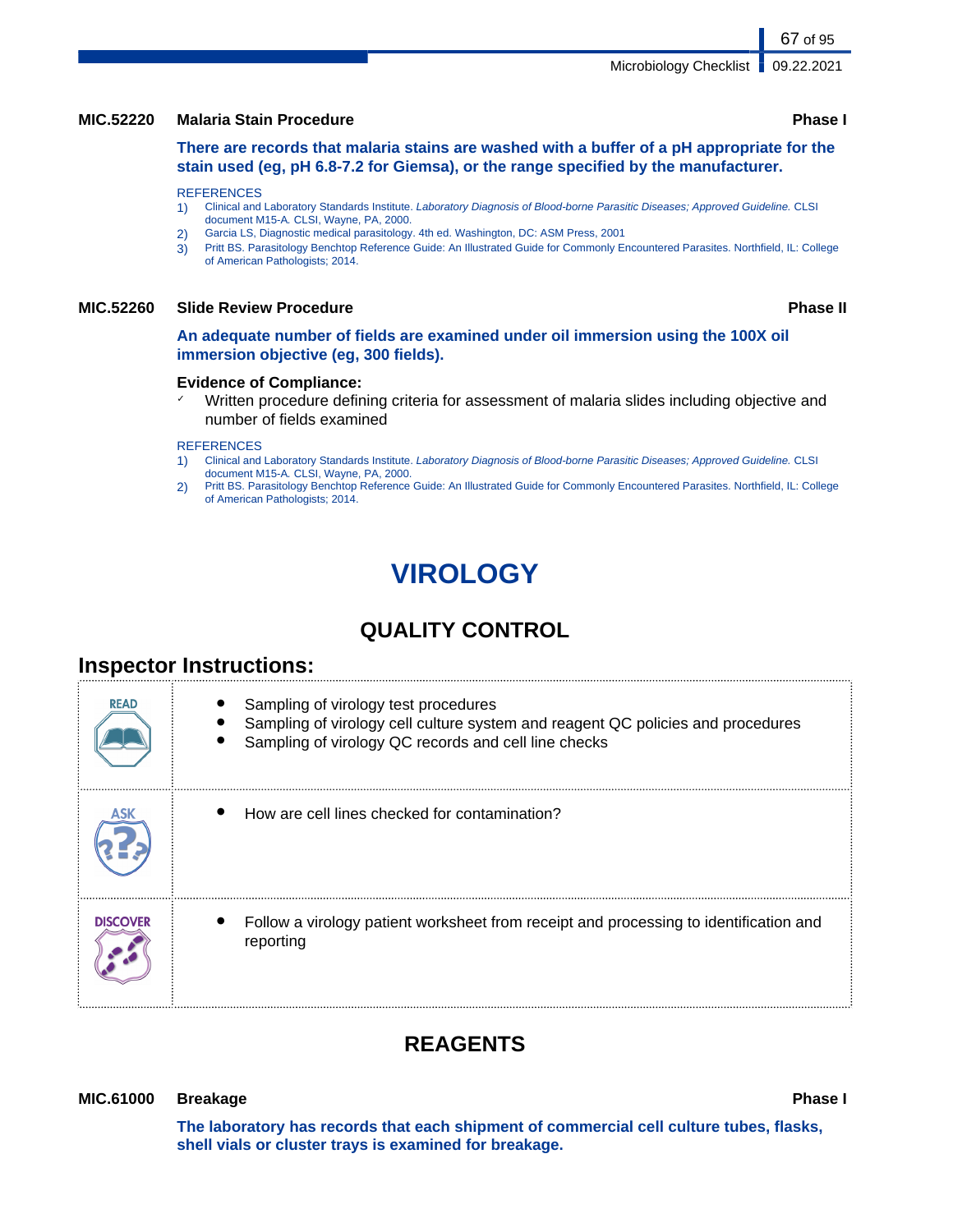**MIC.52220 Malaria Stain Procedure** **Phase I**

**There are records that malaria stains are washed with a buffer of a pH appropriate for the stain used (eg, pH 6.8-7.2 for Giemsa), or the range specified by the manufacturer.**

REFERENCES

1) Clinical and Laboratory Standards Institute. *Laboratory Diagnosis of Blood-borne Parasitic Diseases; Approved Guideline.* CLSI document M15-A. CLSI, Wayne, PA, 2000.
2) Garcia LS, Diagnostic medical parasitology. 4th ed. Washington, DC: ASM Press, 2001
3) Pritt BS. Parasitology Benchtop Reference Guide: An Illustrated Guide for Commonly Encountered Parasites. Northfield, IL: College of American Pathologists; 2014.

**MIC.52260 Slide Review Procedure** **Phase II**

**An adequate number of fields are examined under oil immersion using the 100X oil immersion objective (eg, 300 fields).**

**Evidence of Compliance:**

- ✓ Written procedure defining criteria for assessment of malaria slides including objective and number of fields examined

REFERENCES

1) Clinical and Laboratory Standards Institute. *Laboratory Diagnosis of Blood-borne Parasitic Diseases; Approved Guideline.* CLSI document M15-A. CLSI, Wayne, PA, 2000.
2) Pritt BS. Parasitology Benchtop Reference Guide: An Illustrated Guide for Commonly Encountered Parasites. Northfield, IL: College of American Pathologists; 2014.

# VIROLOGY

## QUALITY CONTROL

### Inspector Instructions:

| | |
|---|---|
| READ | • Sampling of virology test procedures<br>• Sampling of virology cell culture system and reagent QC policies and procedures<br>• Sampling of virology QC records and cell line checks |
| ASK | • How are cell lines checked for contamination? |
| DISCOVER | • Follow a virology patient worksheet from receipt and processing to identification and reporting |

## REAGENTS

**MIC.61000 Breakage** **Phase I**

**The laboratory has records that each shipment of commercial cell culture tubes, flasks, shell vials or cluster trays is examined for breakage.**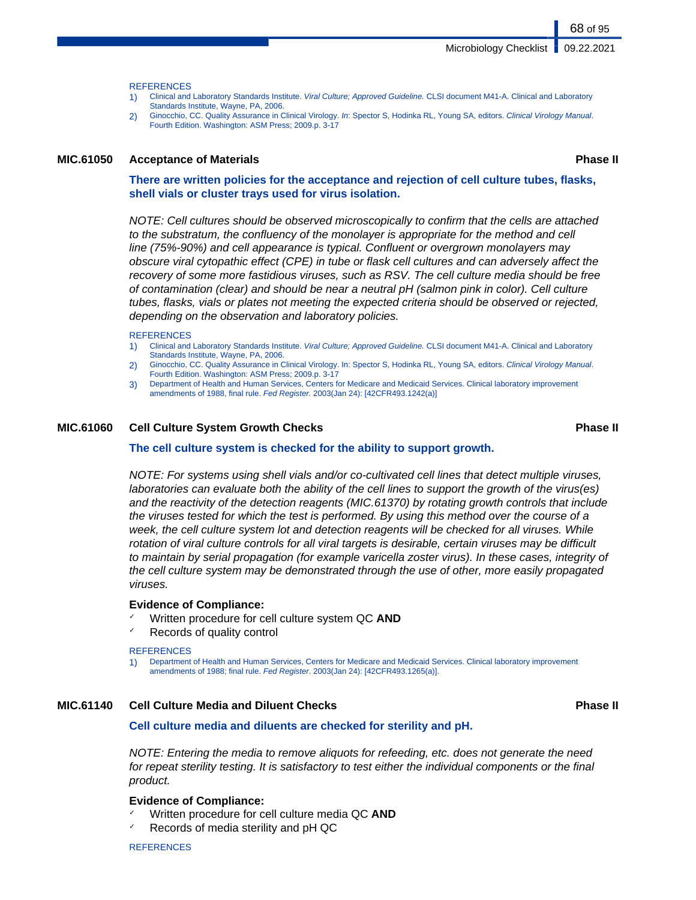REFERENCES

1) Clinical and Laboratory Standards Institute. *Viral Culture; Approved Guideline.* CLSI document M41-A. Clinical and Laboratory Standards Institute, Wayne, PA, 2006.
2) Ginocchio, CC. Quality Assurance in Clinical Virology. *In*: Spector S, Hodinka RL, Young SA, editors. *Clinical Virology Manual*. Fourth Edition. Washington: ASM Press; 2009.p. 3-17

### MIC.61050 Acceptance of Materials — Phase II

**There are written policies for the acceptance and rejection of cell culture tubes, flasks, shell vials or cluster trays used for virus isolation.**

*NOTE: Cell cultures should be observed microscopically to confirm that the cells are attached to the substratum, the confluency of the monolayer is appropriate for the method and cell line (75%-90%) and cell appearance is typical. Confluent or overgrown monolayers may obscure viral cytopathic effect (CPE) in tube or flask cell cultures and can adversely affect the recovery of some more fastidious viruses, such as RSV. The cell culture media should be free of contamination (clear) and should be near a neutral pH (salmon pink in color). Cell culture tubes, flasks, vials or plates not meeting the expected criteria should be observed or rejected, depending on the observation and laboratory policies.*

REFERENCES

1) Clinical and Laboratory Standards Institute. *Viral Culture; Approved Guideline.* CLSI document M41-A. Clinical and Laboratory Standards Institute, Wayne, PA, 2006.
2) Ginocchio, CC. Quality Assurance in Clinical Virology. In: Spector S, Hodinka RL, Young SA, editors. *Clinical Virology Manual*. Fourth Edition. Washington: ASM Press; 2009.p. 3-17
3) Department of Health and Human Services, Centers for Medicare and Medicaid Services. Clinical laboratory improvement amendments of 1988, final rule. *Fed Register.* 2003(Jan 24): [42CFR493.1242(a)]

### MIC.61060 Cell Culture System Growth Checks — Phase II

**The cell culture system is checked for the ability to support growth.**

*NOTE: For systems using shell vials and/or co-cultivated cell lines that detect multiple viruses, laboratories can evaluate both the ability of the cell lines to support the growth of the virus(es) and the reactivity of the detection reagents (MIC.61370) by rotating growth controls that include the viruses tested for which the test is performed. By using this method over the course of a week, the cell culture system lot and detection reagents will be checked for all viruses. While rotation of viral culture controls for all viral targets is desirable, certain viruses may be difficult to maintain by serial propagation (for example varicella zoster virus). In these cases, integrity of the cell culture system may be demonstrated through the use of other, more easily propagated viruses.*

**Evidence of Compliance:**

- Written procedure for cell culture system QC **AND**
- Records of quality control

REFERENCES

1) Department of Health and Human Services, Centers for Medicare and Medicaid Services. Clinical laboratory improvement amendments of 1988; final rule. *Fed Register*. 2003(Jan 24): [42CFR493.1265(a)].

### MIC.61140 Cell Culture Media and Diluent Checks — Phase II

**Cell culture media and diluents are checked for sterility and pH.**

*NOTE: Entering the media to remove aliquots for refeeding, etc. does not generate the need for repeat sterility testing. It is satisfactory to test either the individual components or the final product.*

**Evidence of Compliance:**

- Written procedure for cell culture media QC **AND**
- Records of media sterility and pH QC

REFERENCES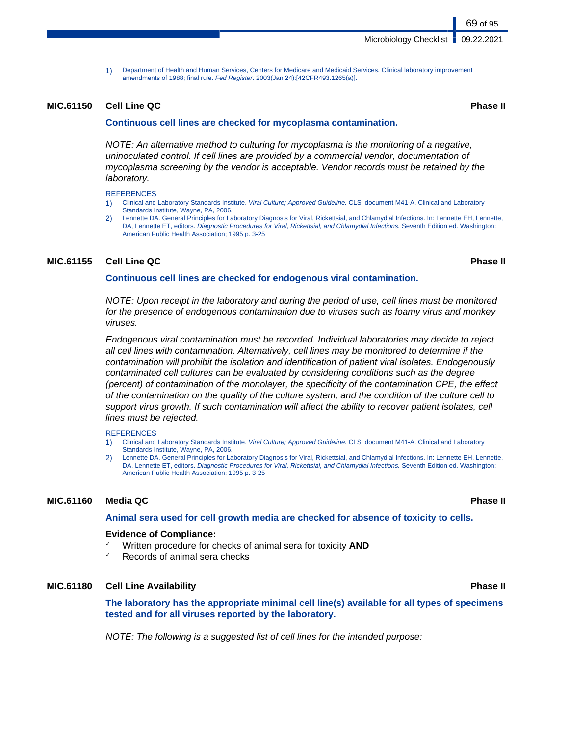1) Department of Health and Human Services, Centers for Medicare and Medicaid Services. Clinical laboratory improvement amendments of 1988; final rule. *Fed Register*. 2003(Jan 24):[42CFR493.1265(a)].

### MIC.61150 Cell Line QC — Phase II

**Continuous cell lines are checked for mycoplasma contamination.**

*NOTE: An alternative method to culturing for mycoplasma is the monitoring of a negative, uninoculated control. If cell lines are provided by a commercial vendor, documentation of mycoplasma screening by the vendor is acceptable. Vendor records must be retained by the laboratory.*

REFERENCES

1) Clinical and Laboratory Standards Institute. *Viral Culture; Approved Guideline.* CLSI document M41-A. Clinical and Laboratory Standards Institute, Wayne, PA, 2006.
2) Lennette DA. General Principles for Laboratory Diagnosis for Viral, Rickettsial, and Chlamydial Infections. In: Lennette EH, Lennette, DA, Lennette ET, editors. *Diagnostic Procedures for Viral, Rickettsial, and Chlamydial Infections.* Seventh Edition ed. Washington: American Public Health Association; 1995 p. 3-25

### MIC.61155 Cell Line QC — Phase II

**Continuous cell lines are checked for endogenous viral contamination.**

*NOTE: Upon receipt in the laboratory and during the period of use, cell lines must be monitored for the presence of endogenous contamination due to viruses such as foamy virus and monkey viruses.*

*Endogenous viral contamination must be recorded. Individual laboratories may decide to reject all cell lines with contamination. Alternatively, cell lines may be monitored to determine if the contamination will prohibit the isolation and identification of patient viral isolates. Endogenously contaminated cell cultures can be evaluated by considering conditions such as the degree (percent) of contamination of the monolayer, the specificity of the contamination CPE, the effect of the contamination on the quality of the culture system, and the condition of the culture cell to support virus growth. If such contamination will affect the ability to recover patient isolates, cell lines must be rejected.*

REFERENCES

1) Clinical and Laboratory Standards Institute. *Viral Culture; Approved Guideline.* CLSI document M41-A. Clinical and Laboratory Standards Institute, Wayne, PA, 2006.
2) Lennette DA. General Principles for Laboratory Diagnosis for Viral, Rickettsial, and Chlamydial Infections. In: Lennette EH, Lennette, DA, Lennette ET, editors. *Diagnostic Procedures for Viral, Rickettsial, and Chlamydial Infections.* Seventh Edition ed. Washington: American Public Health Association; 1995 p. 3-25

### MIC.61160 Media QC — Phase II

**Animal sera used for cell growth media are checked for absence of toxicity to cells.**

**Evidence of Compliance:**

- Written procedure for checks of animal sera for toxicity **AND**
- Records of animal sera checks

### MIC.61180 Cell Line Availability — Phase II

**The laboratory has the appropriate minimal cell line(s) available for all types of specimens tested and for all viruses reported by the laboratory.**

*NOTE: The following is a suggested list of cell lines for the intended purpose:*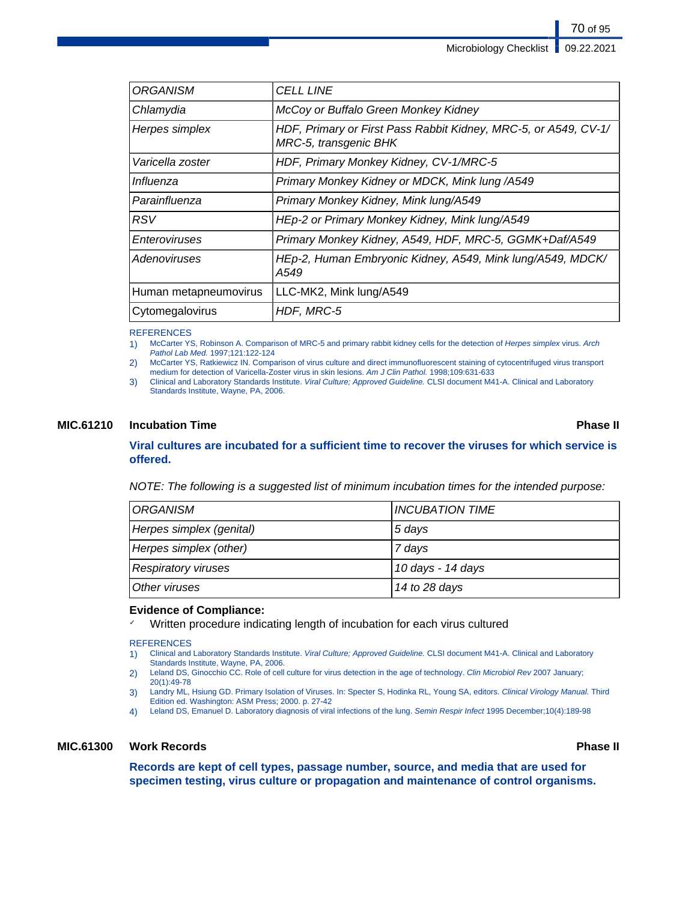| *ORGANISM* | *CELL LINE* |
| --- | --- |
| *Chlamydia* | *McCoy or Buffalo Green Monkey Kidney* |
| *Herpes simplex* | *HDF, Primary or First Pass Rabbit Kidney, MRC-5, or A549, CV-1/ MRC-5, transgenic BHK* |
| *Varicella zoster* | *HDF, Primary Monkey Kidney, CV-1/MRC-5* |
| *Influenza* | *Primary Monkey Kidney or MDCK, Mink lung /A549* |
| *Parainfluenza* | *Primary Monkey Kidney, Mink lung/A549* |
| *RSV* | *HEp-2 or Primary Monkey Kidney, Mink lung/A549* |
| *Enteroviruses* | *Primary Monkey Kidney, A549, HDF, MRC-5, GGMK+Daf/A549* |
| *Adenoviruses* | *HEp-2, Human Embryonic Kidney, A549, Mink lung/A549, MDCK/ A549* |
| Human metapneumovirus | LLC-MK2, Mink lung/A549 |
| Cytomegalovirus | *HDF, MRC-5* |

REFERENCES

1) McCarter YS, Robinson A. Comparison of MRC-5 and primary rabbit kidney cells for the detection of *Herpes simplex* virus. *Arch Pathol Lab Med.* 1997;121:122-124
2) McCarter YS, Ratkiewicz IN. Comparison of virus culture and direct immunofluorescent staining of cytocentrifuged virus transport medium for detection of Varicella-Zoster virus in skin lesions. *Am J Clin Pathol.* 1998;109:631-633
3) Clinical and Laboratory Standards Institute. *Viral Culture; Approved Guideline.* CLSI document M41-A. Clinical and Laboratory Standards Institute, Wayne, PA, 2006.

## MIC.61210 Incubation Time — Phase II

**Viral cultures are incubated for a sufficient time to recover the viruses for which service is offered.**

*NOTE: The following is a suggested list of minimum incubation times for the intended purpose:*

| *ORGANISM* | *INCUBATION TIME* |
| --- | --- |
| *Herpes simplex (genital)* | *5 days* |
| *Herpes simplex (other)* | *7 days* |
| *Respiratory viruses* | *10 days - 14 days* |
| *Other viruses* | *14 to 28 days* |

**Evidence of Compliance:**

- ✓ Written procedure indicating length of incubation for each virus cultured

REFERENCES

1) Clinical and Laboratory Standards Institute. *Viral Culture; Approved Guideline.* CLSI document M41-A. Clinical and Laboratory Standards Institute, Wayne, PA, 2006.
2) Leland DS, Ginocchio CC. Role of cell culture for virus detection in the age of technology. *Clin Microbiol Rev* 2007 January; 20(1):49-78
3) Landry ML, Hsiung GD. Primary Isolation of Viruses. In: Specter S, Hodinka RL, Young SA, editors. *Clinical Virology Manual.* Third Edition ed. Washington: ASM Press; 2000. p. 27-42
4) Leland DS, Emanuel D. Laboratory diagnosis of viral infections of the lung. *Semin Respir Infect* 1995 December;10(4):189-98

## MIC.61300 Work Records — Phase II

**Records are kept of cell types, passage number, source, and media that are used for specimen testing, virus culture or propagation and maintenance of control organisms.**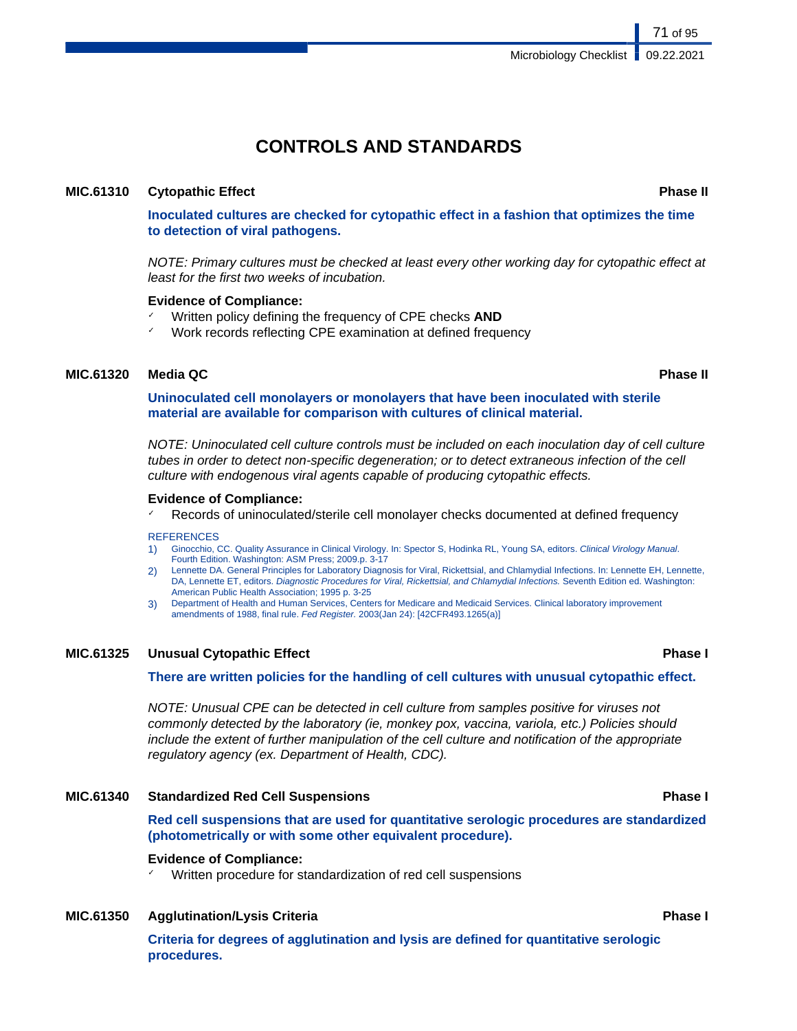# CONTROLS AND STANDARDS

**MIC.61310 Cytopathic Effect** **Phase II**

**Inoculated cultures are checked for cytopathic effect in a fashion that optimizes the time to detection of viral pathogens.**

*NOTE: Primary cultures must be checked at least every other working day for cytopathic effect at least for the first two weeks of incubation.*

**Evidence of Compliance:**

- ✓ Written policy defining the frequency of CPE checks **AND**
- ✓ Work records reflecting CPE examination at defined frequency

**MIC.61320 Media QC** **Phase II**

**Uninoculated cell monolayers or monolayers that have been inoculated with sterile material are available for comparison with cultures of clinical material.**

*NOTE: Uninoculated cell culture controls must be included on each inoculation day of cell culture tubes in order to detect non-specific degeneration; or to detect extraneous infection of the cell culture with endogenous viral agents capable of producing cytopathic effects.*

**Evidence of Compliance:**

- ✓ Records of uninoculated/sterile cell monolayer checks documented at defined frequency

REFERENCES

1) Ginocchio, CC. Quality Assurance in Clinical Virology. In: Spector S, Hodinka RL, Young SA, editors. *Clinical Virology Manual.* Fourth Edition. Washington: ASM Press; 2009.p. 3-17
2) Lennette DA. General Principles for Laboratory Diagnosis for Viral, Rickettsial, and Chlamydial Infections. In: Lennette EH, Lennette, DA, Lennette ET, editors. *Diagnostic Procedures for Viral, Rickettsial, and Chlamydial Infections.* Seventh Edition ed. Washington: American Public Health Association; 1995 p. 3-25
3) Department of Health and Human Services, Centers for Medicare and Medicaid Services. Clinical laboratory improvement amendments of 1988, final rule. *Fed Register.* 2003(Jan 24): [42CFR493.1265(a)]

**MIC.61325 Unusual Cytopathic Effect** **Phase I**

**There are written policies for the handling of cell cultures with unusual cytopathic effect.**

*NOTE: Unusual CPE can be detected in cell culture from samples positive for viruses not commonly detected by the laboratory (ie, monkey pox, vaccina, variola, etc.) Policies should include the extent of further manipulation of the cell culture and notification of the appropriate regulatory agency (ex. Department of Health, CDC).*

**MIC.61340 Standardized Red Cell Suspensions** **Phase I**

**Red cell suspensions that are used for quantitative serologic procedures are standardized (photometrically or with some other equivalent procedure).**

**Evidence of Compliance:**

- ✓ Written procedure for standardization of red cell suspensions

**MIC.61350 Agglutination/Lysis Criteria** **Phase I**

**Criteria for degrees of agglutination and lysis are defined for quantitative serologic procedures.**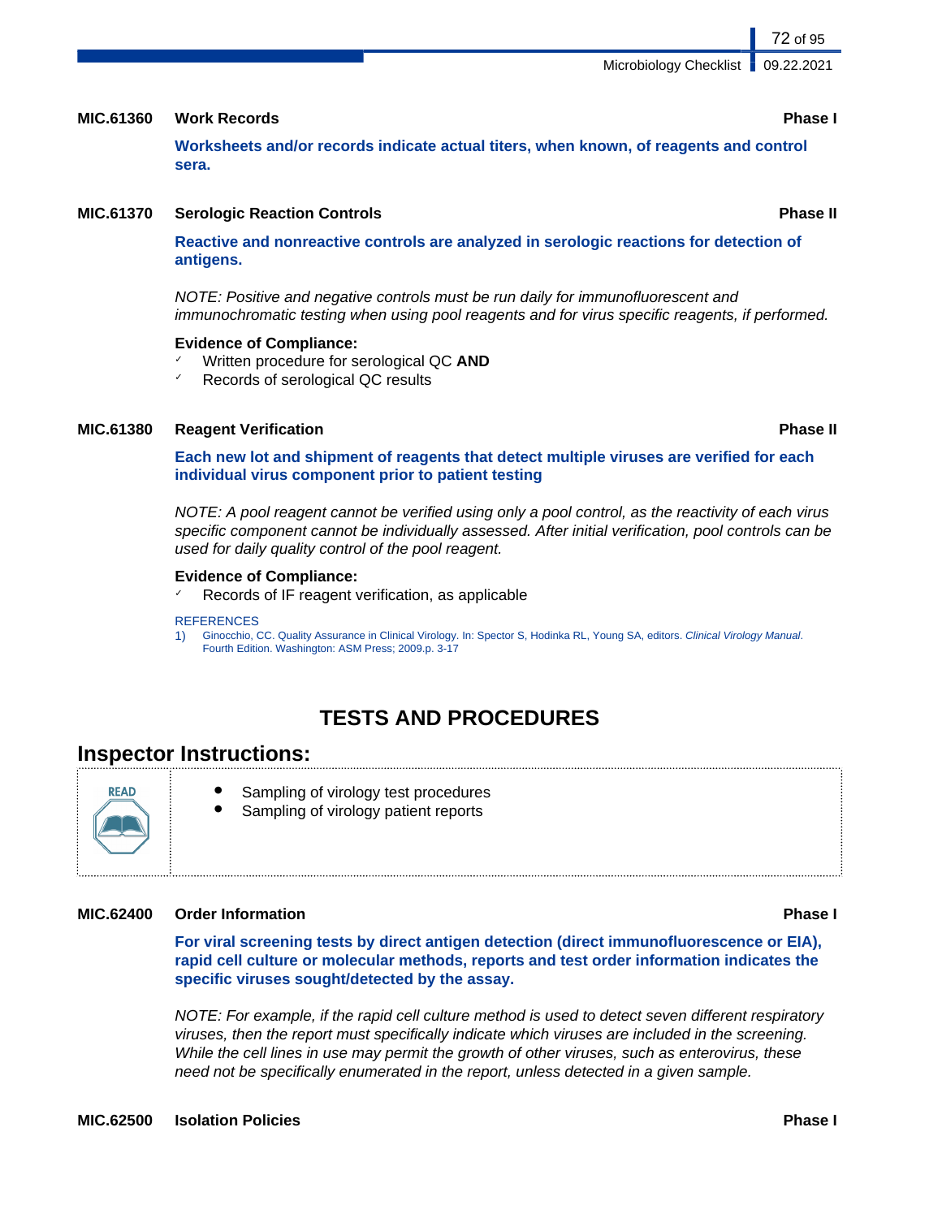**MIC.61360 Work Records** **Phase I**

**Worksheets and/or records indicate actual titers, when known, of reagents and control sera.**

**MIC.61370 Serologic Reaction Controls** **Phase II**

**Reactive and nonreactive controls are analyzed in serologic reactions for detection of antigens.**

*NOTE: Positive and negative controls must be run daily for immunofluorescent and immunochromatic testing when using pool reagents and for virus specific reagents, if performed.*

**Evidence of Compliance:**

- Written procedure for serological QC **AND**
- Records of serological QC results

**MIC.61380 Reagent Verification** **Phase II**

**Each new lot and shipment of reagents that detect multiple viruses are verified for each individual virus component prior to patient testing**

*NOTE: A pool reagent cannot be verified using only a pool control, as the reactivity of each virus specific component cannot be individually assessed. After initial verification, pool controls can be used for daily quality control of the pool reagent.*

**Evidence of Compliance:**

- Records of IF reagent verification, as applicable

REFERENCES

1) Ginocchio, CC. Quality Assurance in Clinical Virology. In: Spector S, Hodinka RL, Young SA, editors. *Clinical Virology Manual*. Fourth Edition. Washington: ASM Press; 2009.p. 3-17

# TESTS AND PROCEDURES

## Inspector Instructions:

READ

- Sampling of virology test procedures
- Sampling of virology patient reports

**MIC.62400 Order Information** **Phase I**

**For viral screening tests by direct antigen detection (direct immunofluorescence or EIA), rapid cell culture or molecular methods, reports and test order information indicates the specific viruses sought/detected by the assay.**

*NOTE: For example, if the rapid cell culture method is used to detect seven different respiratory viruses, then the report must specifically indicate which viruses are included in the screening. While the cell lines in use may permit the growth of other viruses, such as enterovirus, these need not be specifically enumerated in the report, unless detected in a given sample.*

**MIC.62500 Isolation Policies** **Phase I**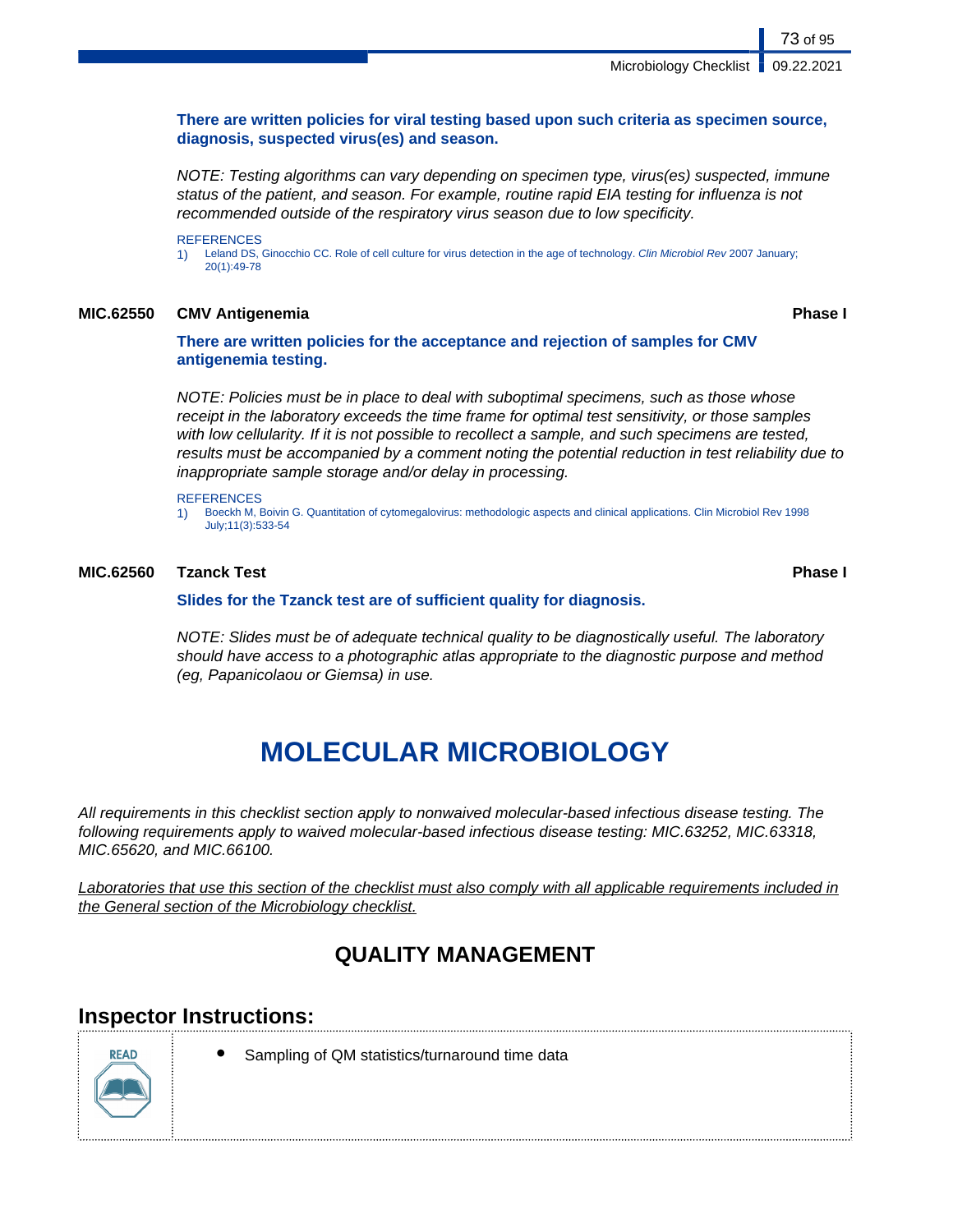**There are written policies for viral testing based upon such criteria as specimen source, diagnosis, suspected virus(es) and season.**

*NOTE: Testing algorithms can vary depending on specimen type, virus(es) suspected, immune status of the patient, and season. For example, routine rapid EIA testing for influenza is not recommended outside of the respiratory virus season due to low specificity.*

REFERENCES

1) Leland DS, Ginocchio CC. Role of cell culture for virus detection in the age of technology. *Clin Microbiol Rev* 2007 January; 20(1):49-78

**MIC.62550 CMV Antigenemia** **Phase I**

**There are written policies for the acceptance and rejection of samples for CMV antigenemia testing.**

*NOTE: Policies must be in place to deal with suboptimal specimens, such as those whose receipt in the laboratory exceeds the time frame for optimal test sensitivity, or those samples with low cellularity. If it is not possible to recollect a sample, and such specimens are tested, results must be accompanied by a comment noting the potential reduction in test reliability due to inappropriate sample storage and/or delay in processing.*

REFERENCES

1) Boeckh M, Boivin G. Quantitation of cytomegalovirus: methodologic aspects and clinical applications. Clin Microbiol Rev 1998 July;11(3):533-54

**MIC.62560 Tzanck Test** **Phase I**

**Slides for the Tzanck test are of sufficient quality for diagnosis.**

*NOTE: Slides must be of adequate technical quality to be diagnostically useful. The laboratory should have access to a photographic atlas appropriate to the diagnostic purpose and method (eg, Papanicolaou or Giemsa) in use.*

# MOLECULAR MICROBIOLOGY

*All requirements in this checklist section apply to nonwaived molecular-based infectious disease testing. The following requirements apply to waived molecular-based infectious disease testing: MIC.63252, MIC.63318, MIC.65620, and MIC.66100.*

<u>Laboratories that use this section of the checklist must also comply with all applicable requirements included in the General section of the Microbiology checklist.</u>

## QUALITY MANAGEMENT

### Inspector Instructions:

READ

- Sampling of QM statistics/turnaround time data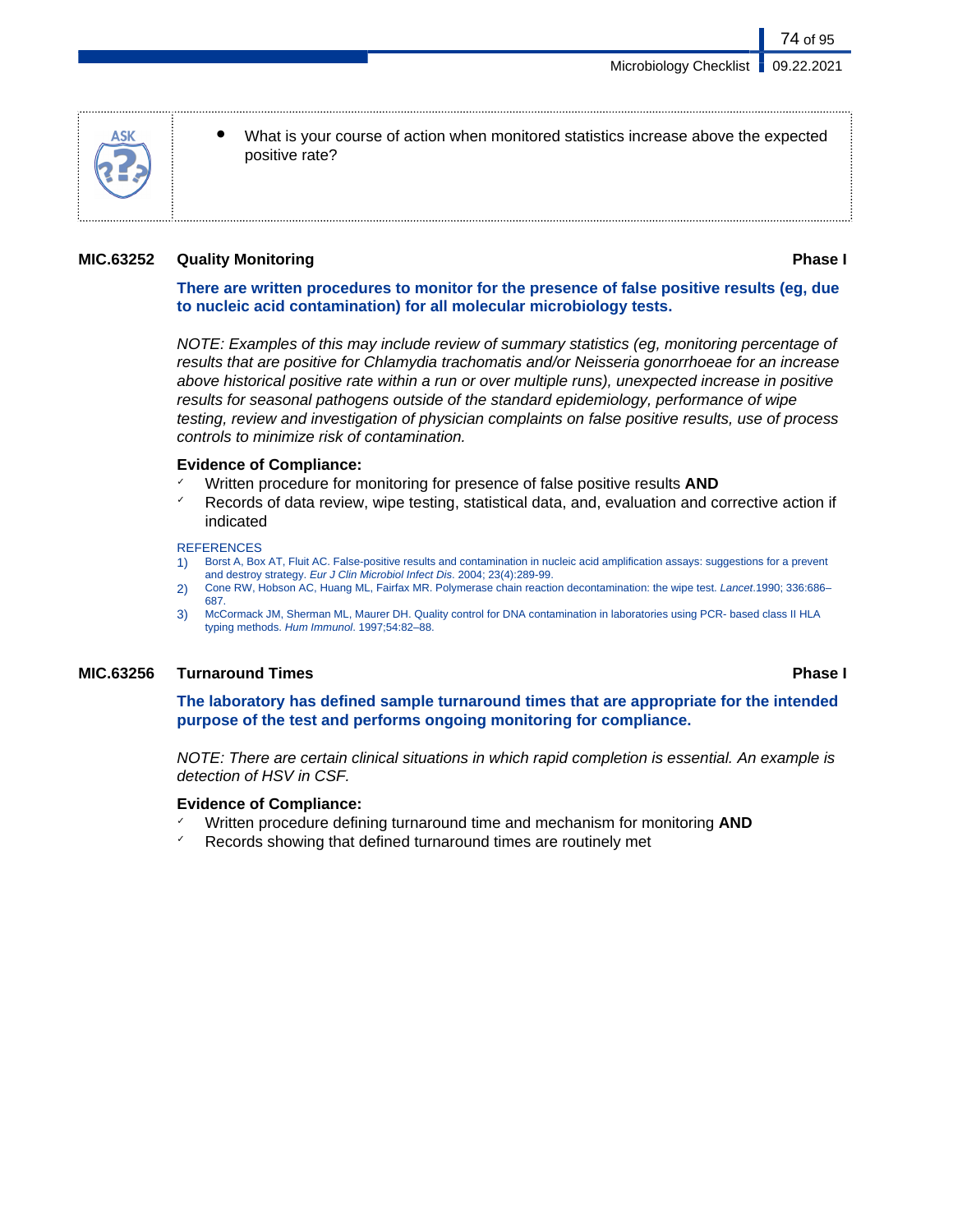- What is your course of action when monitored statistics increase above the expected positive rate?

## MIC.63252 Quality Monitoring — Phase I

**There are written procedures to monitor for the presence of false positive results (eg, due to nucleic acid contamination) for all molecular microbiology tests.**

*NOTE: Examples of this may include review of summary statistics (eg, monitoring percentage of results that are positive for Chlamydia trachomatis and/or Neisseria gonorrhoeae for an increase above historical positive rate within a run or over multiple runs), unexpected increase in positive results for seasonal pathogens outside of the standard epidemiology, performance of wipe testing, review and investigation of physician complaints on false positive results, use of process controls to minimize risk of contamination.*

**Evidence of Compliance:**

- ✓ Written procedure for monitoring for presence of false positive results **AND**
- ✓ Records of data review, wipe testing, statistical data, and, evaluation and corrective action if indicated

REFERENCES

1) Borst A, Box AT, Fluit AC. False-positive results and contamination in nucleic acid amplification assays: suggestions for a prevent and destroy strategy. *Eur J Clin Microbiol Infect Dis*. 2004; 23(4):289-99.
2) Cone RW, Hobson AC, Huang ML, Fairfax MR. Polymerase chain reaction decontamination: the wipe test. *Lancet*.1990; 336:686–687.
3) McCormack JM, Sherman ML, Maurer DH. Quality control for DNA contamination in laboratories using PCR- based class II HLA typing methods. *Hum Immunol*. 1997;54:82–88.

## MIC.63256 Turnaround Times — Phase I

**The laboratory has defined sample turnaround times that are appropriate for the intended purpose of the test and performs ongoing monitoring for compliance.**

*NOTE: There are certain clinical situations in which rapid completion is essential. An example is detection of HSV in CSF.*

**Evidence of Compliance:**

- ✓ Written procedure defining turnaround time and mechanism for monitoring **AND**
- ✓ Records showing that defined turnaround times are routinely met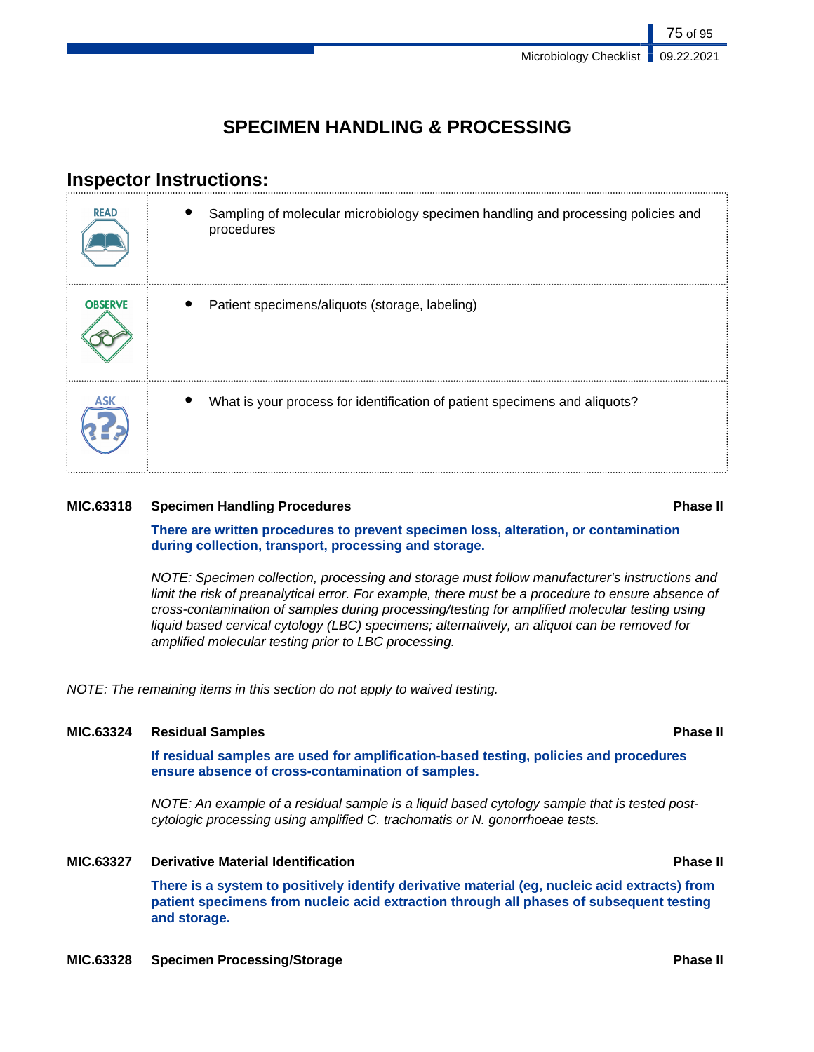# SPECIMEN HANDLING & PROCESSING

## Inspector Instructions:

| | |
|---|---|
| READ | • Sampling of molecular microbiology specimen handling and processing policies and procedures |
| OBSERVE | • Patient specimens/aliquots (storage, labeling) |
| ASK | • What is your process for identification of patient specimens and aliquots? |

**MIC.63318 Specimen Handling Procedures** **Phase II**

**There are written procedures to prevent specimen loss, alteration, or contamination during collection, transport, processing and storage.**

*NOTE: Specimen collection, processing and storage must follow manufacturer's instructions and limit the risk of preanalytical error. For example, there must be a procedure to ensure absence of cross-contamination of samples during processing/testing for amplified molecular testing using liquid based cervical cytology (LBC) specimens; alternatively, an aliquot can be removed for amplified molecular testing prior to LBC processing.*

*NOTE: The remaining items in this section do not apply to waived testing.*

**MIC.63324 Residual Samples** **Phase II**

**If residual samples are used for amplification-based testing, policies and procedures ensure absence of cross-contamination of samples.**

*NOTE: An example of a residual sample is a liquid based cytology sample that is tested post-cytologic processing using amplified C. trachomatis or N. gonorrhoeae tests.*

**MIC.63327 Derivative Material Identification** **Phase II**

**There is a system to positively identify derivative material (eg, nucleic acid extracts) from patient specimens from nucleic acid extraction through all phases of subsequent testing and storage.**

**MIC.63328 Specimen Processing/Storage** **Phase II**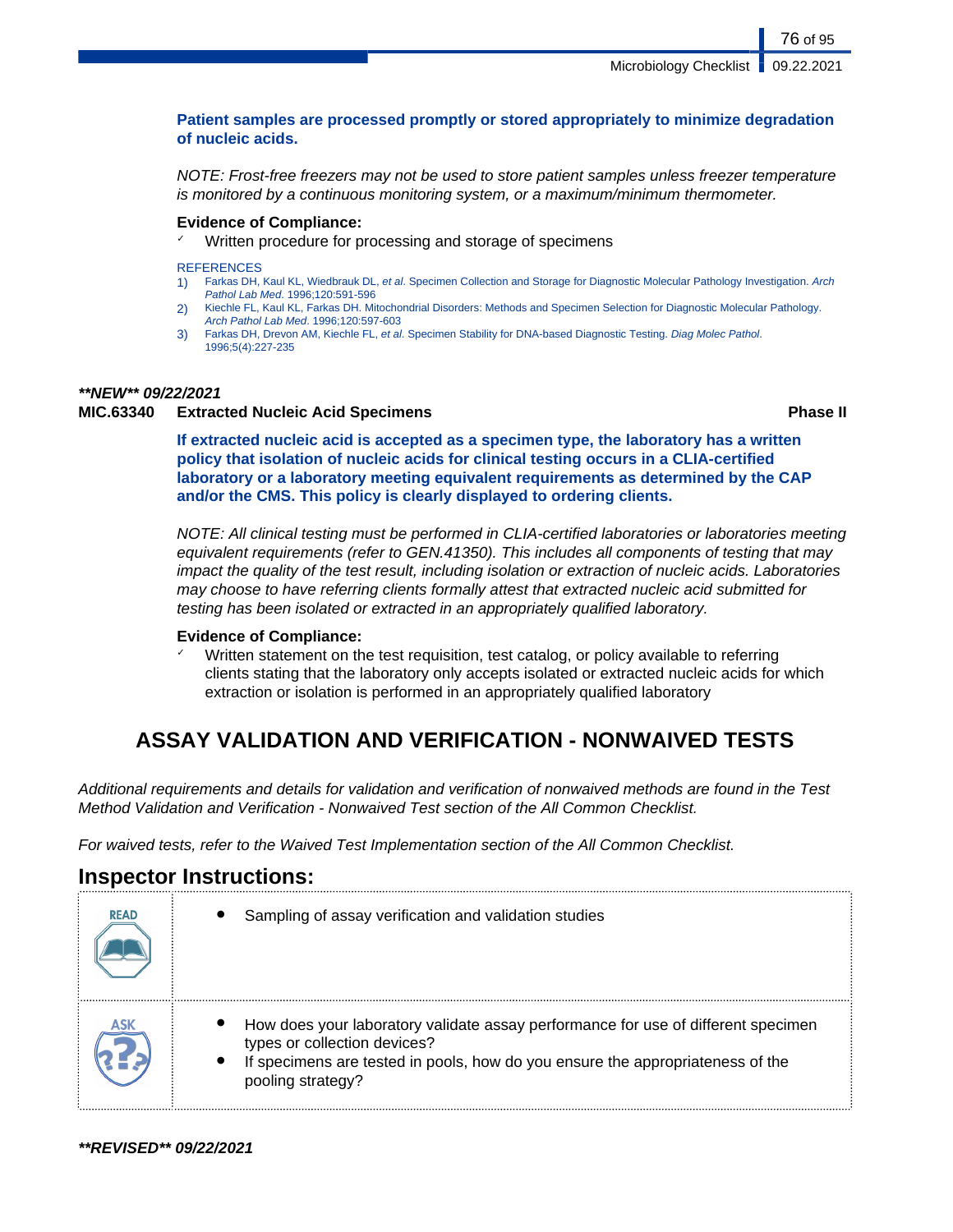**Patient samples are processed promptly or stored appropriately to minimize degradation of nucleic acids.**

*NOTE: Frost-free freezers may not be used to store patient samples unless freezer temperature is monitored by a continuous monitoring system, or a maximum/minimum thermometer.*

**Evidence of Compliance:**

- ✓ Written procedure for processing and storage of specimens

REFERENCES

1) Farkas DH, Kaul KL, Wiedbrauk DL, *et al*. Specimen Collection and Storage for Diagnostic Molecular Pathology Investigation. *Arch Pathol Lab Med*. 1996;120:591-596
2) Kiechle FL, Kaul KL, Farkas DH. Mitochondrial Disorders: Methods and Specimen Selection for Diagnostic Molecular Pathology. *Arch Pathol Lab Med*. 1996;120:597-603
3) Farkas DH, Drevon AM, Kiechle FL, *et al*. Specimen Stability for DNA-based Diagnostic Testing. *Diag Molec Pathol*. 1996;5(4):227-235

***NEW** 09/22/2021*

**MIC.63340 Extracted Nucleic Acid Specimens** **Phase II**

**If extracted nucleic acid is accepted as a specimen type, the laboratory has a written policy that isolation of nucleic acids for clinical testing occurs in a CLIA-certified laboratory or a laboratory meeting equivalent requirements as determined by the CAP and/or the CMS. This policy is clearly displayed to ordering clients.**

*NOTE: All clinical testing must be performed in CLIA-certified laboratories or laboratories meeting equivalent requirements (refer to GEN.41350). This includes all components of testing that may impact the quality of the test result, including isolation or extraction of nucleic acids. Laboratories may choose to have referring clients formally attest that extracted nucleic acid submitted for testing has been isolated or extracted in an appropriately qualified laboratory.*

**Evidence of Compliance:**

- ✓ Written statement on the test requisition, test catalog, or policy available to referring clients stating that the laboratory only accepts isolated or extracted nucleic acids for which extraction or isolation is performed in an appropriately qualified laboratory

## ASSAY VALIDATION AND VERIFICATION - NONWAIVED TESTS

*Additional requirements and details for validation and verification of nonwaived methods are found in the Test Method Validation and Verification - Nonwaived Test section of the All Common Checklist.*

*For waived tests, refer to the Waived Test Implementation section of the All Common Checklist.*

## Inspector Instructions:

| | |
|---|---|
| READ | • Sampling of assay verification and validation studies |
| ASK | • How does your laboratory validate assay performance for use of different specimen types or collection devices?<br>• If specimens are tested in pools, how do you ensure the appropriateness of the pooling strategy? |

***REVISED** 09/22/2021*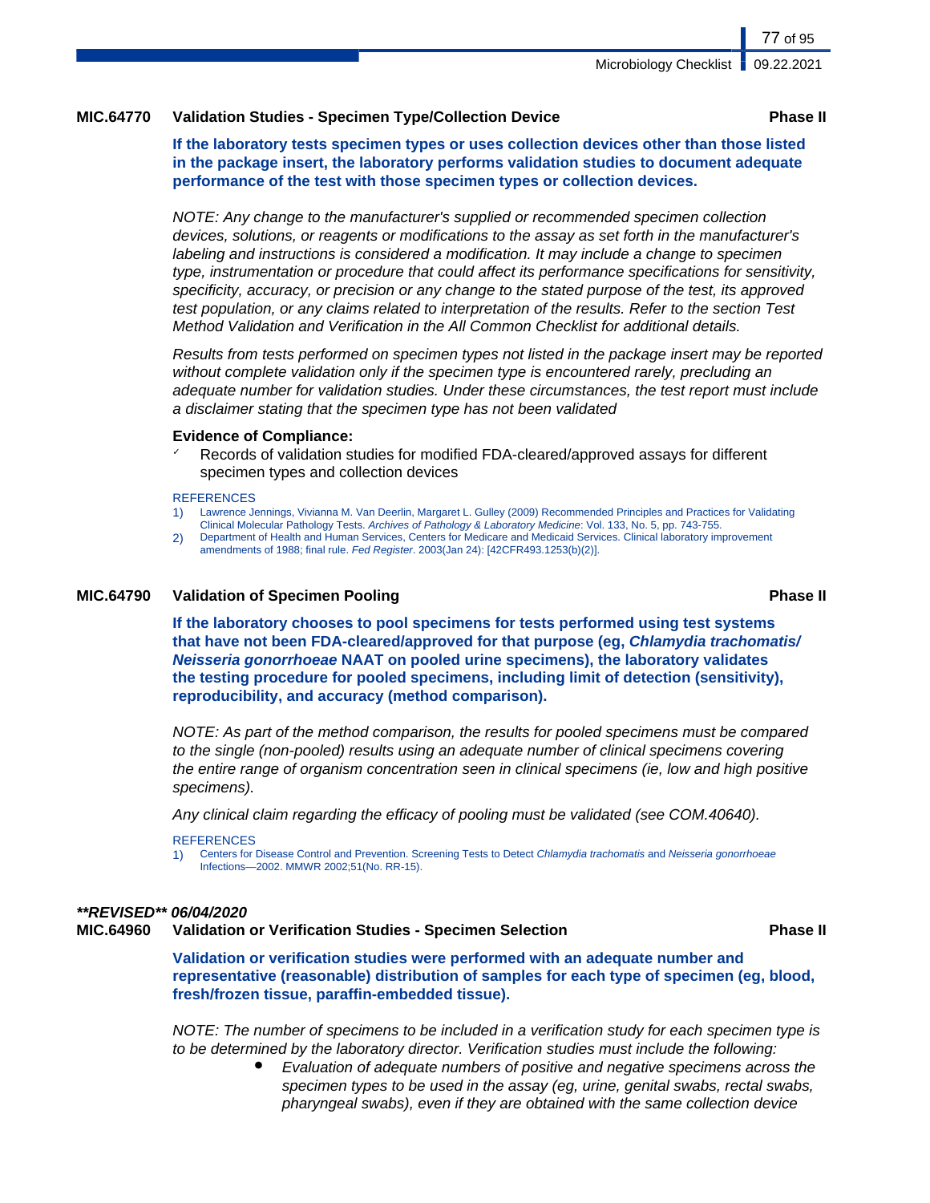### MIC.64770 Validation Studies - Specimen Type/Collection Device — Phase II

**If the laboratory tests specimen types or uses collection devices other than those listed in the package insert, the laboratory performs validation studies to document adequate performance of the test with those specimen types or collection devices.**

*NOTE: Any change to the manufacturer's supplied or recommended specimen collection devices, solutions, or reagents or modifications to the assay as set forth in the manufacturer's labeling and instructions is considered a modification. It may include a change to specimen type, instrumentation or procedure that could affect its performance specifications for sensitivity, specificity, accuracy, or precision or any change to the stated purpose of the test, its approved test population, or any claims related to interpretation of the results. Refer to the section Test Method Validation and Verification in the All Common Checklist for additional details.*

*Results from tests performed on specimen types not listed in the package insert may be reported without complete validation only if the specimen type is encountered rarely, precluding an adequate number for validation studies. Under these circumstances, the test report must include a disclaimer stating that the specimen type has not been validated*

**Evidence of Compliance:**

- ✓ Records of validation studies for modified FDA-cleared/approved assays for different specimen types and collection devices

REFERENCES

1) Lawrence Jennings, Vivianna M. Van Deerlin, Margaret L. Gulley (2009) Recommended Principles and Practices for Validating Clinical Molecular Pathology Tests. *Archives of Pathology & Laboratory Medicine*: Vol. 133, No. 5, pp. 743-755.
2) Department of Health and Human Services, Centers for Medicare and Medicaid Services. Clinical laboratory improvement amendments of 1988; final rule. *Fed Register*. 2003(Jan 24): [42CFR493.1253(b)(2)].

### MIC.64790 Validation of Specimen Pooling — Phase II

**If the laboratory chooses to pool specimens for tests performed using test systems that have not been FDA-cleared/approved for that purpose (eg, *Chlamydia trachomatis/ Neisseria gonorrhoeae* NAAT on pooled urine specimens), the laboratory validates the testing procedure for pooled specimens, including limit of detection (sensitivity), reproducibility, and accuracy (method comparison).**

*NOTE: As part of the method comparison, the results for pooled specimens must be compared to the single (non-pooled) results using an adequate number of clinical specimens covering the entire range of organism concentration seen in clinical specimens (ie, low and high positive specimens).*

*Any clinical claim regarding the efficacy of pooling must be validated (see COM.40640).*

REFERENCES

1) Centers for Disease Control and Prevention. Screening Tests to Detect *Chlamydia trachomatis* and *Neisseria gonorrhoeae* Infections—2002. MMWR 2002;51(No. RR-15).

***\*\*REVISED\*\* 06/04/2020***

### MIC.64960 Validation or Verification Studies - Specimen Selection — Phase II

**Validation or verification studies were performed with an adequate number and representative (reasonable) distribution of samples for each type of specimen (eg, blood, fresh/frozen tissue, paraffin-embedded tissue).**

*NOTE: The number of specimens to be included in a verification study for each specimen type is to be determined by the laboratory director. Verification studies must include the following:*

- *Evaluation of adequate numbers of positive and negative specimens across the specimen types to be used in the assay (eg, urine, genital swabs, rectal swabs, pharyngeal swabs), even if they are obtained with the same collection device*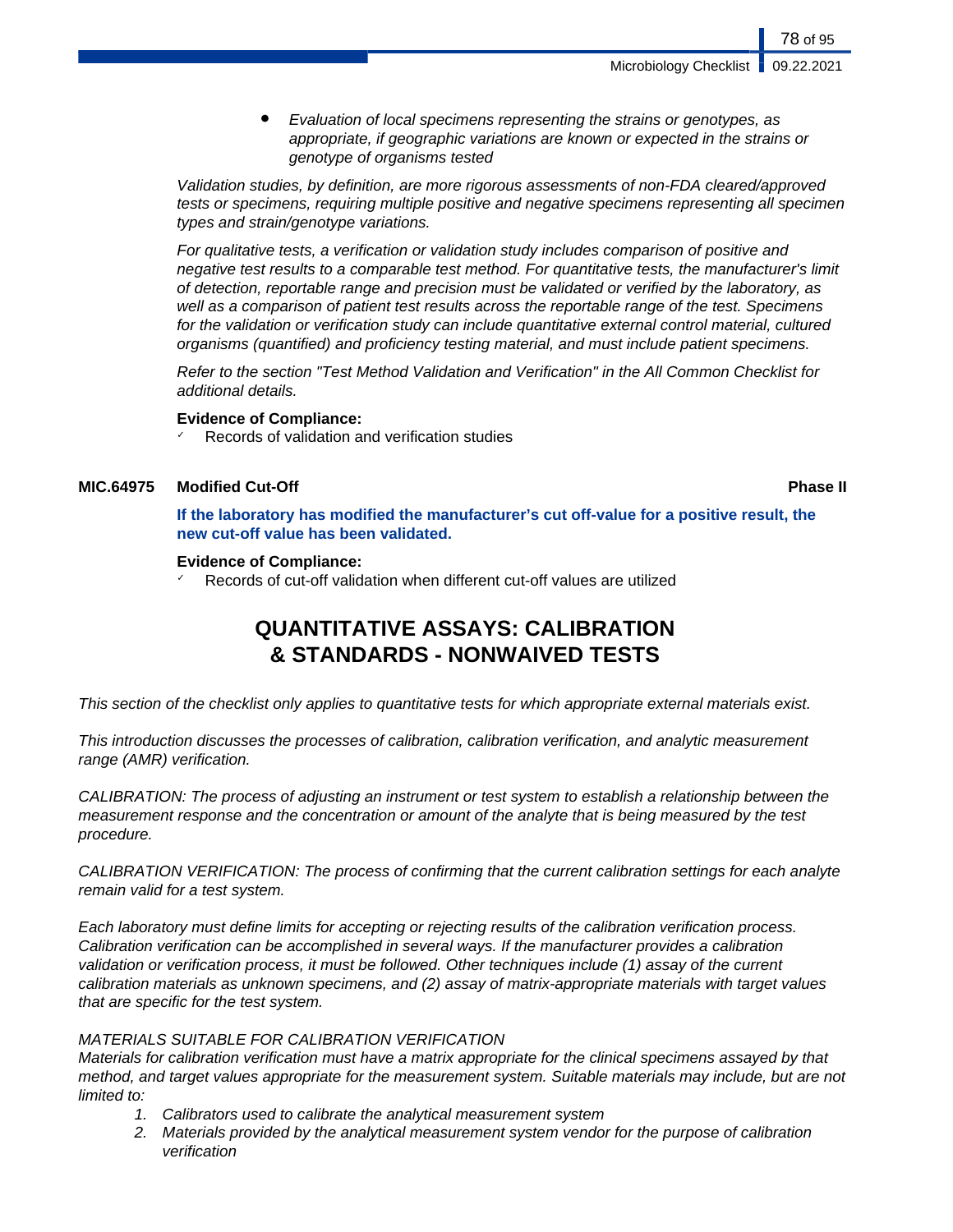- *Evaluation of local specimens representing the strains or genotypes, as appropriate, if geographic variations are known or expected in the strains or genotype of organisms tested*

*Validation studies, by definition, are more rigorous assessments of non-FDA cleared/approved tests or specimens, requiring multiple positive and negative specimens representing all specimen types and strain/genotype variations.*

*For qualitative tests, a verification or validation study includes comparison of positive and negative test results to a comparable test method. For quantitative tests, the manufacturer's limit of detection, reportable range and precision must be validated or verified by the laboratory, as well as a comparison of patient test results across the reportable range of the test. Specimens for the validation or verification study can include quantitative external control material, cultured organisms (quantified) and proficiency testing material, and must include patient specimens.*

*Refer to the section "Test Method Validation and Verification" in the All Common Checklist for additional details.*

**Evidence of Compliance:**

- ✓ Records of validation and verification studies

**MIC.64975 Modified Cut-Off** **Phase II**

**If the laboratory has modified the manufacturer's cut off-value for a positive result, the new cut-off value has been validated.**

**Evidence of Compliance:**

- ✓ Records of cut-off validation when different cut-off values are utilized

## QUANTITATIVE ASSAYS: CALIBRATION & STANDARDS - NONWAIVED TESTS

*This section of the checklist only applies to quantitative tests for which appropriate external materials exist.*

*This introduction discusses the processes of calibration, calibration verification, and analytic measurement range (AMR) verification.*

*CALIBRATION: The process of adjusting an instrument or test system to establish a relationship between the measurement response and the concentration or amount of the analyte that is being measured by the test procedure.*

*CALIBRATION VERIFICATION: The process of confirming that the current calibration settings for each analyte remain valid for a test system.*

*Each laboratory must define limits for accepting or rejecting results of the calibration verification process. Calibration verification can be accomplished in several ways. If the manufacturer provides a calibration validation or verification process, it must be followed. Other techniques include (1) assay of the current calibration materials as unknown specimens, and (2) assay of matrix-appropriate materials with target values that are specific for the test system.*

*MATERIALS SUITABLE FOR CALIBRATION VERIFICATION*
*Materials for calibration verification must have a matrix appropriate for the clinical specimens assayed by that method, and target values appropriate for the measurement system. Suitable materials may include, but are not limited to:*

1. *Calibrators used to calibrate the analytical measurement system*
2. *Materials provided by the analytical measurement system vendor for the purpose of calibration verification*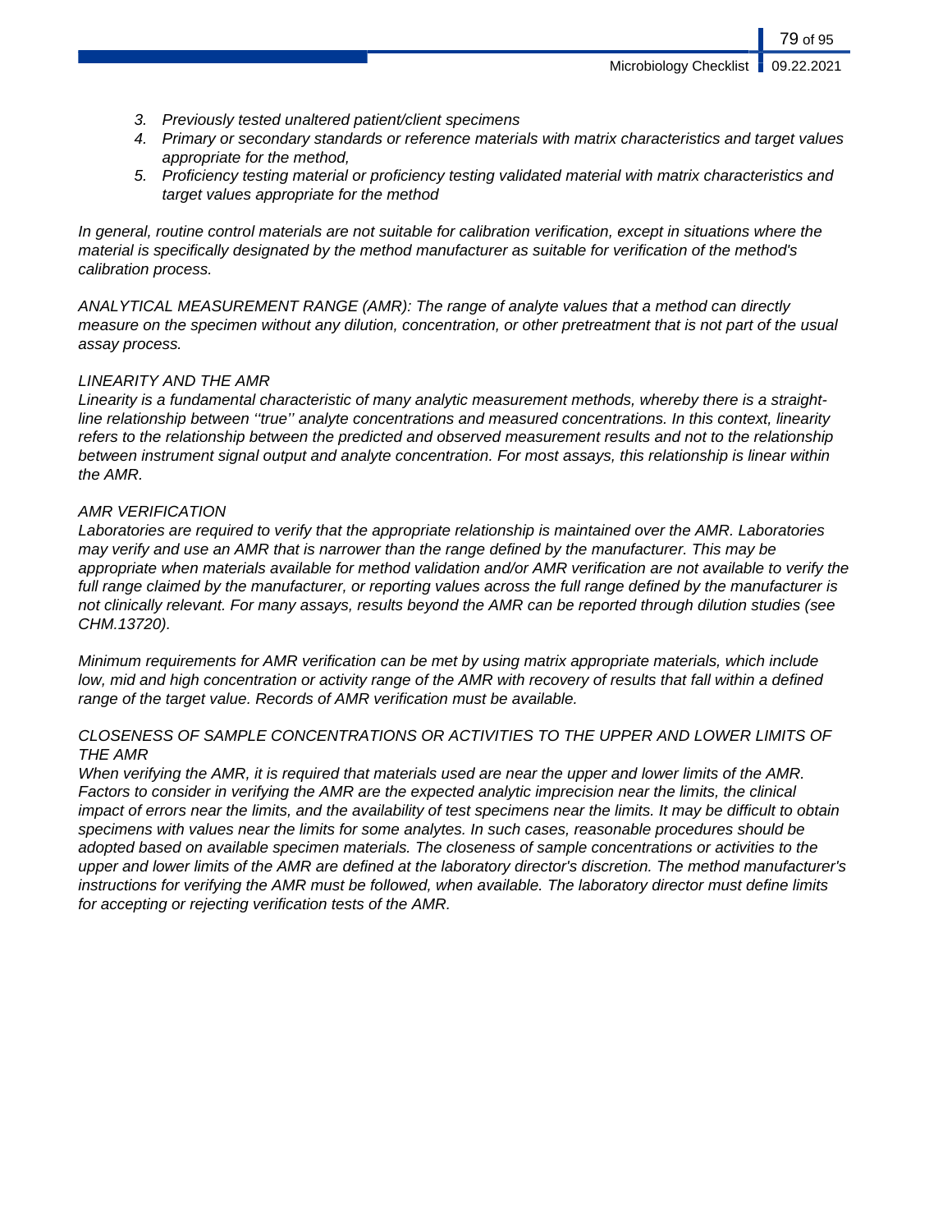3. *Previously tested unaltered patient/client specimens*
4. *Primary or secondary standards or reference materials with matrix characteristics and target values appropriate for the method,*
5. *Proficiency testing material or proficiency testing validated material with matrix characteristics and target values appropriate for the method*

*In general, routine control materials are not suitable for calibration verification, except in situations where the material is specifically designated by the method manufacturer as suitable for verification of the method's calibration process.*

*ANALYTICAL MEASUREMENT RANGE (AMR): The range of analyte values that a method can directly measure on the specimen without any dilution, concentration, or other pretreatment that is not part of the usual assay process.*

*LINEARITY AND THE AMR*
*Linearity is a fundamental characteristic of many analytic measurement methods, whereby there is a straight-line relationship between ''true'' analyte concentrations and measured concentrations. In this context, linearity refers to the relationship between the predicted and observed measurement results and not to the relationship between instrument signal output and analyte concentration. For most assays, this relationship is linear within the AMR.*

*AMR VERIFICATION*
*Laboratories are required to verify that the appropriate relationship is maintained over the AMR. Laboratories may verify and use an AMR that is narrower than the range defined by the manufacturer. This may be appropriate when materials available for method validation and/or AMR verification are not available to verify the full range claimed by the manufacturer, or reporting values across the full range defined by the manufacturer is not clinically relevant. For many assays, results beyond the AMR can be reported through dilution studies (see CHM.13720).*

*Minimum requirements for AMR verification can be met by using matrix appropriate materials, which include low, mid and high concentration or activity range of the AMR with recovery of results that fall within a defined range of the target value. Records of AMR verification must be available.*

*CLOSENESS OF SAMPLE CONCENTRATIONS OR ACTIVITIES TO THE UPPER AND LOWER LIMITS OF THE AMR*
*When verifying the AMR, it is required that materials used are near the upper and lower limits of the AMR. Factors to consider in verifying the AMR are the expected analytic imprecision near the limits, the clinical impact of errors near the limits, and the availability of test specimens near the limits. It may be difficult to obtain specimens with values near the limits for some analytes. In such cases, reasonable procedures should be adopted based on available specimen materials. The closeness of sample concentrations or activities to the upper and lower limits of the AMR are defined at the laboratory director's discretion. The method manufacturer's instructions for verifying the AMR must be followed, when available. The laboratory director must define limits for accepting or rejecting verification tests of the AMR.*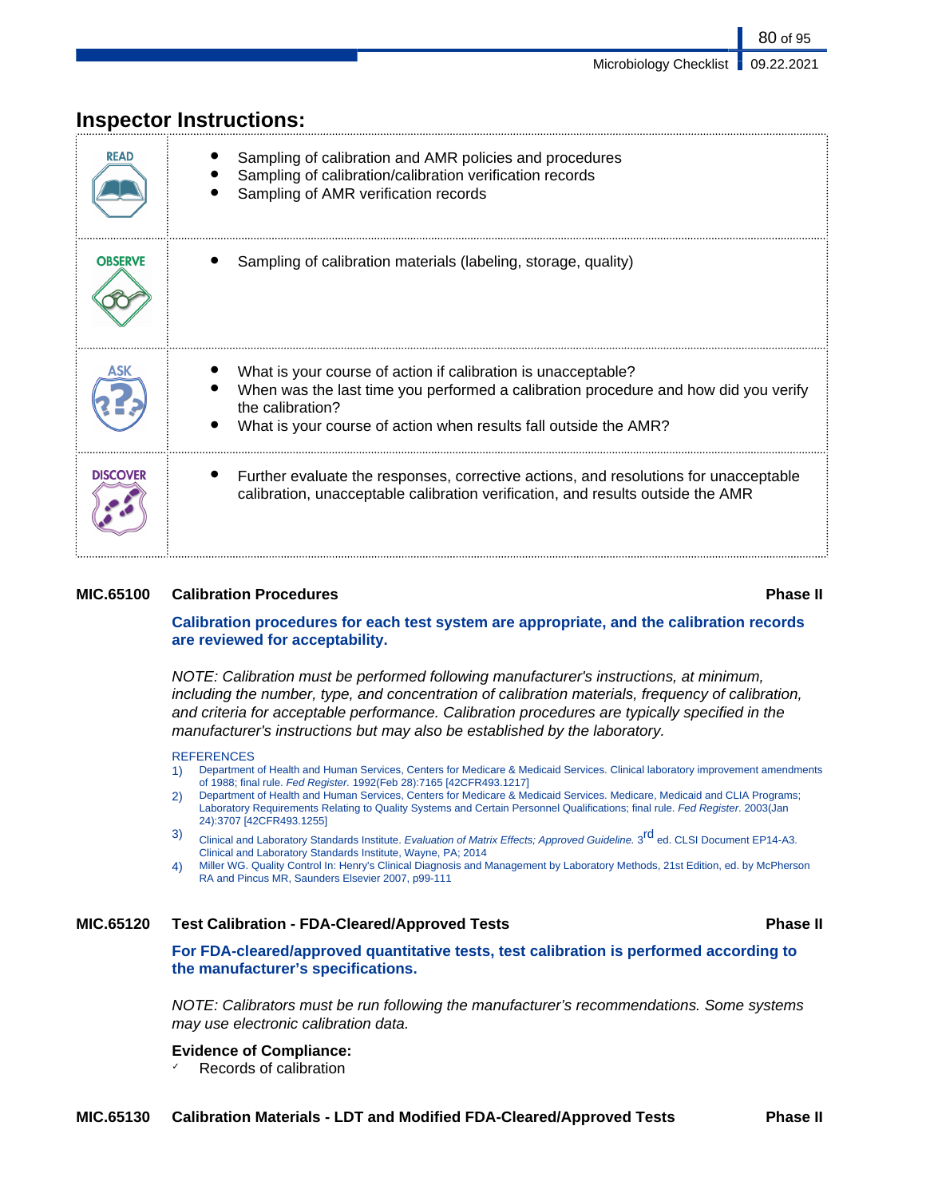## Inspector Instructions:

| | |
|---|---|
| READ | • Sampling of calibration and AMR policies and procedures<br>• Sampling of calibration/calibration verification records<br>• Sampling of AMR verification records |
| OBSERVE | • Sampling of calibration materials (labeling, storage, quality) |
| ASK | • What is your course of action if calibration is unacceptable?<br>• When was the last time you performed a calibration procedure and how did you verify the calibration?<br>• What is your course of action when results fall outside the AMR? |
| DISCOVER | • Further evaluate the responses, corrective actions, and resolutions for unacceptable calibration, unacceptable calibration verification, and results outside the AMR |

**MIC.65100 Calibration Procedures** **Phase II**

**Calibration procedures for each test system are appropriate, and the calibration records are reviewed for acceptability.**

*NOTE: Calibration must be performed following manufacturer's instructions, at minimum, including the number, type, and concentration of calibration materials, frequency of calibration, and criteria for acceptable performance. Calibration procedures are typically specified in the manufacturer's instructions but may also be established by the laboratory.*

REFERENCES

1) Department of Health and Human Services, Centers for Medicare & Medicaid Services. Clinical laboratory improvement amendments of 1988; final rule. *Fed Register.* 1992(Feb 28):7165 [42CFR493.1217]
2) Department of Health and Human Services, Centers for Medicare & Medicaid Services. Medicare, Medicaid and CLIA Programs; Laboratory Requirements Relating to Quality Systems and Certain Personnel Qualifications; final rule. *Fed Register.* 2003(Jan 24):3707 [42CFR493.1255]
3) Clinical and Laboratory Standards Institute. *Evaluation of Matrix Effects; Approved Guideline.* 3rd ed. CLSI Document EP14-A3. Clinical and Laboratory Standards Institute, Wayne, PA; 2014
4) Miller WG. Quality Control In: Henry's Clinical Diagnosis and Management by Laboratory Methods, 21st Edition, ed. by McPherson RA and Pincus MR, Saunders Elsevier 2007, p99-111

**MIC.65120 Test Calibration - FDA-Cleared/Approved Tests** **Phase II**

**For FDA-cleared/approved quantitative tests, test calibration is performed according to the manufacturer's specifications.**

*NOTE: Calibrators must be run following the manufacturer's recommendations. Some systems may use electronic calibration data.*

**Evidence of Compliance:**

✓ Records of calibration

**MIC.65130 Calibration Materials - LDT and Modified FDA-Cleared/Approved Tests** **Phase II**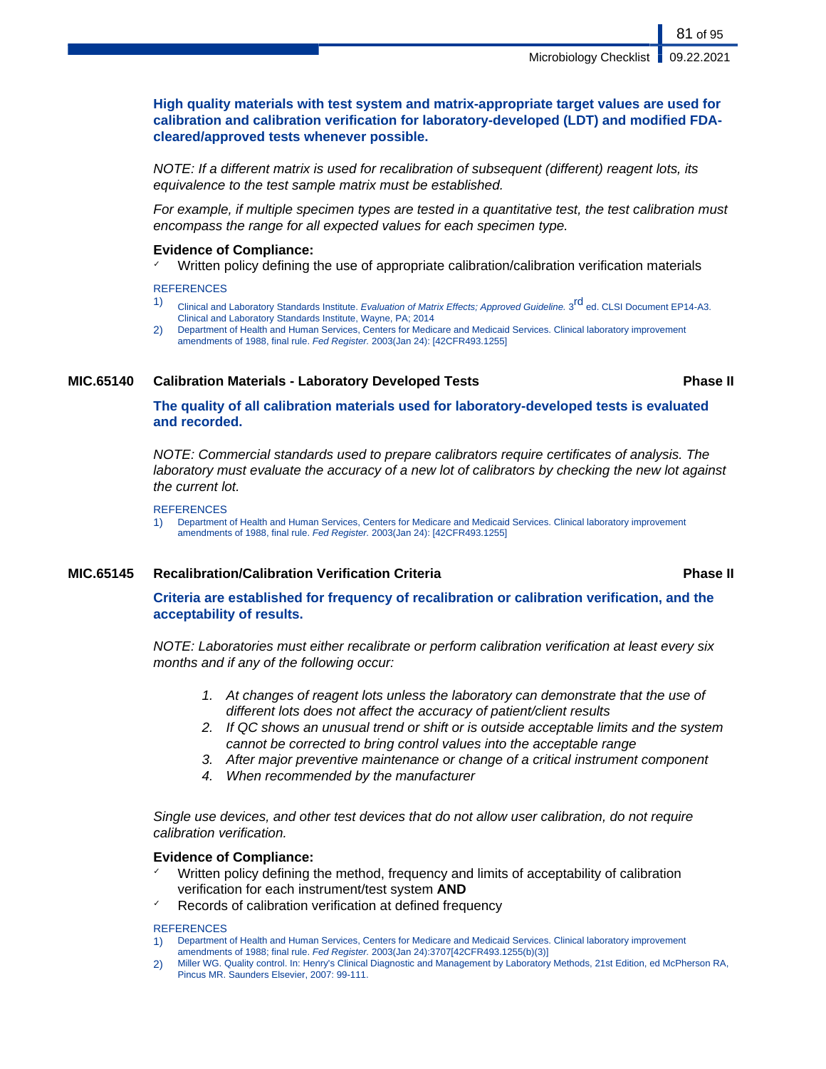**High quality materials with test system and matrix-appropriate target values are used for calibration and calibration verification for laboratory-developed (LDT) and modified FDA-cleared/approved tests whenever possible.**

*NOTE: If a different matrix is used for recalibration of subsequent (different) reagent lots, its equivalence to the test sample matrix must be established.*

*For example, if multiple specimen types are tested in a quantitative test, the test calibration must encompass the range for all expected values for each specimen type.*

**Evidence of Compliance:**

- ✓ Written policy defining the use of appropriate calibration/calibration verification materials

REFERENCES

1) Clinical and Laboratory Standards Institute. *Evaluation of Matrix Effects; Approved Guideline.* 3rd ed. CLSI Document EP14-A3. Clinical and Laboratory Standards Institute, Wayne, PA; 2014
2) Department of Health and Human Services, Centers for Medicare and Medicaid Services. Clinical laboratory improvement amendments of 1988, final rule. *Fed Register.* 2003(Jan 24): [42CFR493.1255]

### MIC.65140 Calibration Materials - Laboratory Developed Tests — Phase II

**The quality of all calibration materials used for laboratory-developed tests is evaluated and recorded.**

*NOTE: Commercial standards used to prepare calibrators require certificates of analysis. The laboratory must evaluate the accuracy of a new lot of calibrators by checking the new lot against the current lot.*

REFERENCES

1) Department of Health and Human Services, Centers for Medicare and Medicaid Services. Clinical laboratory improvement amendments of 1988, final rule. *Fed Register.* 2003(Jan 24): [42CFR493.1255]

### MIC.65145 Recalibration/Calibration Verification Criteria — Phase II

**Criteria are established for frequency of recalibration or calibration verification, and the acceptability of results.**

*NOTE: Laboratories must either recalibrate or perform calibration verification at least every six months and if any of the following occur:*

1. *At changes of reagent lots unless the laboratory can demonstrate that the use of different lots does not affect the accuracy of patient/client results*
2. *If QC shows an unusual trend or shift or is outside acceptable limits and the system cannot be corrected to bring control values into the acceptable range*
3. *After major preventive maintenance or change of a critical instrument component*
4. *When recommended by the manufacturer*

*Single use devices, and other test devices that do not allow user calibration, do not require calibration verification.*

**Evidence of Compliance:**

- ✓ Written policy defining the method, frequency and limits of acceptability of calibration verification for each instrument/test system **AND**
- ✓ Records of calibration verification at defined frequency

REFERENCES

1) Department of Health and Human Services, Centers for Medicare and Medicaid Services. Clinical laboratory improvement amendments of 1988; final rule. *Fed Register.* 2003(Jan 24):3707[42CFR493.1255(b)(3)]
2) Miller WG. Quality control. In: Henry's Clinical Diagnostic and Management by Laboratory Methods, 21st Edition, ed McPherson RA, Pincus MR. Saunders Elsevier, 2007: 99-111.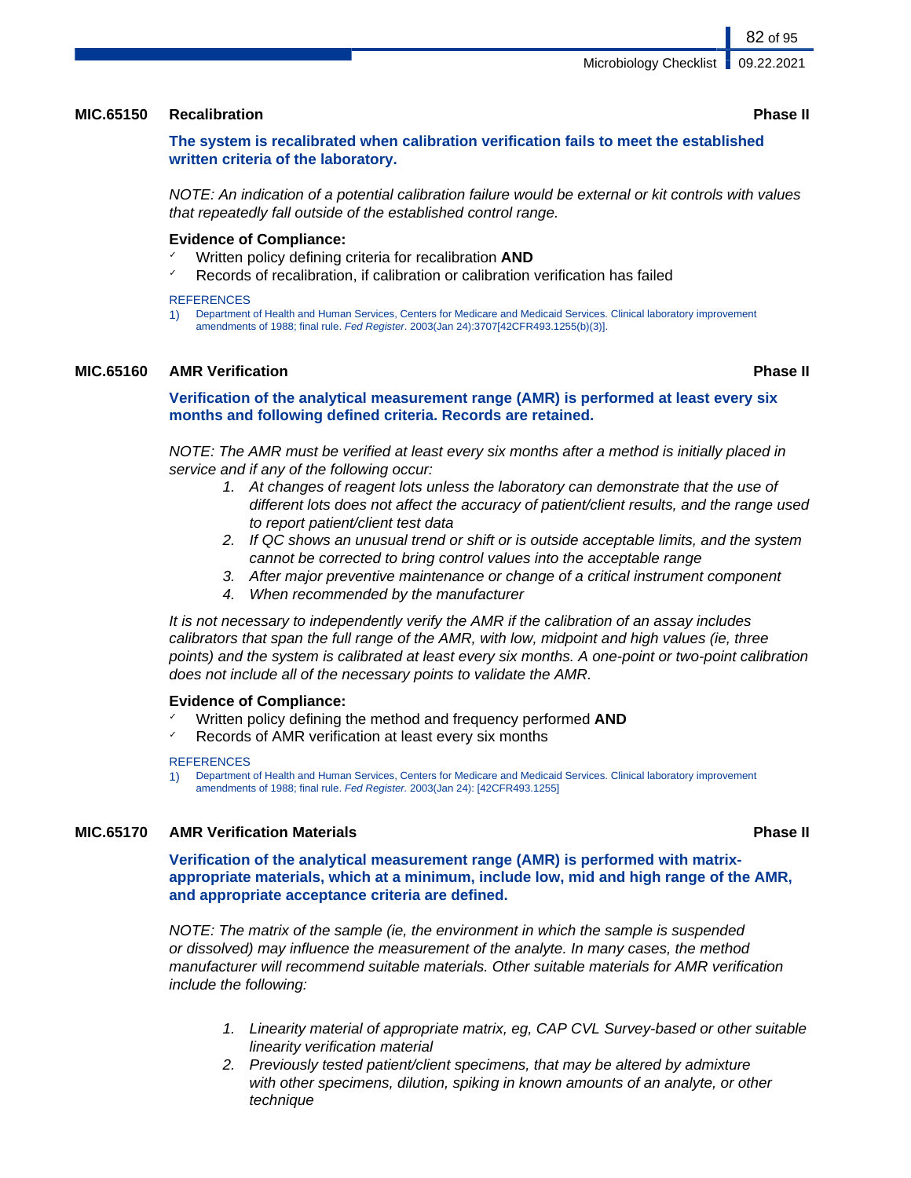### MIC.65150 Recalibration — Phase II

**The system is recalibrated when calibration verification fails to meet the established written criteria of the laboratory.**

*NOTE: An indication of a potential calibration failure would be external or kit controls with values that repeatedly fall outside of the established control range.*

**Evidence of Compliance:**

- ✓ Written policy defining criteria for recalibration **AND**
- ✓ Records of recalibration, if calibration or calibration verification has failed

REFERENCES

1) Department of Health and Human Services, Centers for Medicare and Medicaid Services. Clinical laboratory improvement amendments of 1988; final rule. *Fed Register*. 2003(Jan 24):3707[42CFR493.1255(b)(3)].

### MIC.65160 AMR Verification — Phase II

**Verification of the analytical measurement range (AMR) is performed at least every six months and following defined criteria. Records are retained.**

*NOTE: The AMR must be verified at least every six months after a method is initially placed in service and if any of the following occur:*

1. *At changes of reagent lots unless the laboratory can demonstrate that the use of different lots does not affect the accuracy of patient/client results, and the range used to report patient/client test data*
2. *If QC shows an unusual trend or shift or is outside acceptable limits, and the system cannot be corrected to bring control values into the acceptable range*
3. *After major preventive maintenance or change of a critical instrument component*
4. *When recommended by the manufacturer*

*It is not necessary to independently verify the AMR if the calibration of an assay includes calibrators that span the full range of the AMR, with low, midpoint and high values (ie, three points) and the system is calibrated at least every six months. A one-point or two-point calibration does not include all of the necessary points to validate the AMR.*

**Evidence of Compliance:**

- ✓ Written policy defining the method and frequency performed **AND**
- ✓ Records of AMR verification at least every six months

REFERENCES

1) Department of Health and Human Services, Centers for Medicare and Medicaid Services. Clinical laboratory improvement amendments of 1988; final rule. *Fed Register.* 2003(Jan 24): [42CFR493.1255]

### MIC.65170 AMR Verification Materials — Phase II

**Verification of the analytical measurement range (AMR) is performed with matrix-appropriate materials, which at a minimum, include low, mid and high range of the AMR, and appropriate acceptance criteria are defined.**

*NOTE: The matrix of the sample (ie, the environment in which the sample is suspended or dissolved) may influence the measurement of the analyte. In many cases, the method manufacturer will recommend suitable materials. Other suitable materials for AMR verification include the following:*

1. *Linearity material of appropriate matrix, eg, CAP CVL Survey-based or other suitable linearity verification material*
2. *Previously tested patient/client specimens, that may be altered by admixture with other specimens, dilution, spiking in known amounts of an analyte, or other technique*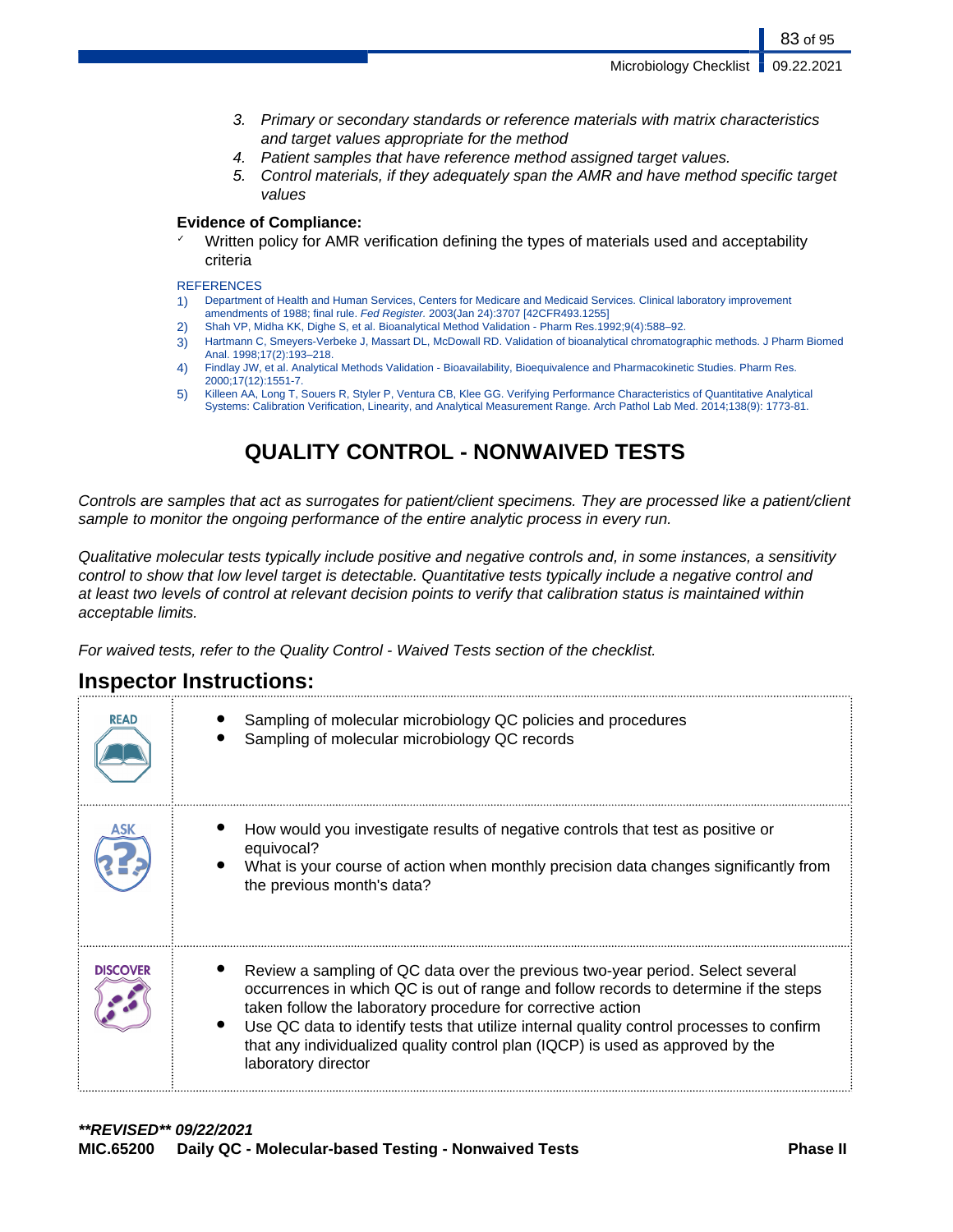3. *Primary or secondary standards or reference materials with matrix characteristics and target values appropriate for the method*
4. *Patient samples that have reference method assigned target values.*
5. *Control materials, if they adequately span the AMR and have method specific target values*

**Evidence of Compliance:**

- ✓ Written policy for AMR verification defining the types of materials used and acceptability criteria

REFERENCES

1) Department of Health and Human Services, Centers for Medicare and Medicaid Services. Clinical laboratory improvement amendments of 1988; final rule. *Fed Register.* 2003(Jan 24):3707 [42CFR493.1255]
2) Shah VP, Midha KK, Dighe S, et al. Bioanalytical Method Validation - Pharm Res.1992;9(4):588–92.
3) Hartmann C, Smeyers-Verbeke J, Massart DL, McDowall RD. Validation of bioanalytical chromatographic methods. J Pharm Biomed Anal. 1998;17(2):193–218.
4) Findlay JW, et al. Analytical Methods Validation - Bioavailability, Bioequivalence and Pharmacokinetic Studies. Pharm Res. 2000;17(12):1551-7.
5) Killeen AA, Long T, Souers R, Styler P, Ventura CB, Klee GG. Verifying Performance Characteristics of Quantitative Analytical Systems: Calibration Verification, Linearity, and Analytical Measurement Range. Arch Pathol Lab Med. 2014;138(9): 1773-81.

# QUALITY CONTROL - NONWAIVED TESTS

*Controls are samples that act as surrogates for patient/client specimens. They are processed like a patient/client sample to monitor the ongoing performance of the entire analytic process in every run.*

*Qualitative molecular tests typically include positive and negative controls and, in some instances, a sensitivity control to show that low level target is detectable. Quantitative tests typically include a negative control and at least two levels of control at relevant decision points to verify that calibration status is maintained within acceptable limits.*

*For waived tests, refer to the Quality Control - Waived Tests section of the checklist.*

## Inspector Instructions:

| | |
|---|---|
| READ | • Sampling of molecular microbiology QC policies and procedures<br>• Sampling of molecular microbiology QC records |
| ASK | • How would you investigate results of negative controls that test as positive or equivocal?<br>• What is your course of action when monthly precision data changes significantly from the previous month's data? |
| DISCOVER | • Review a sampling of QC data over the previous two-year period. Select several occurrences in which QC is out of range and follow records to determine if the steps taken follow the laboratory procedure for corrective action<br>• Use QC data to identify tests that utilize internal quality control processes to confirm that any individualized quality control plan (IQCP) is used as approved by the laboratory director |

***\*\*REVISED\*\* 09/22/2021***

**MIC.65200 Daily QC - Molecular-based Testing - Nonwaived Tests Phase II**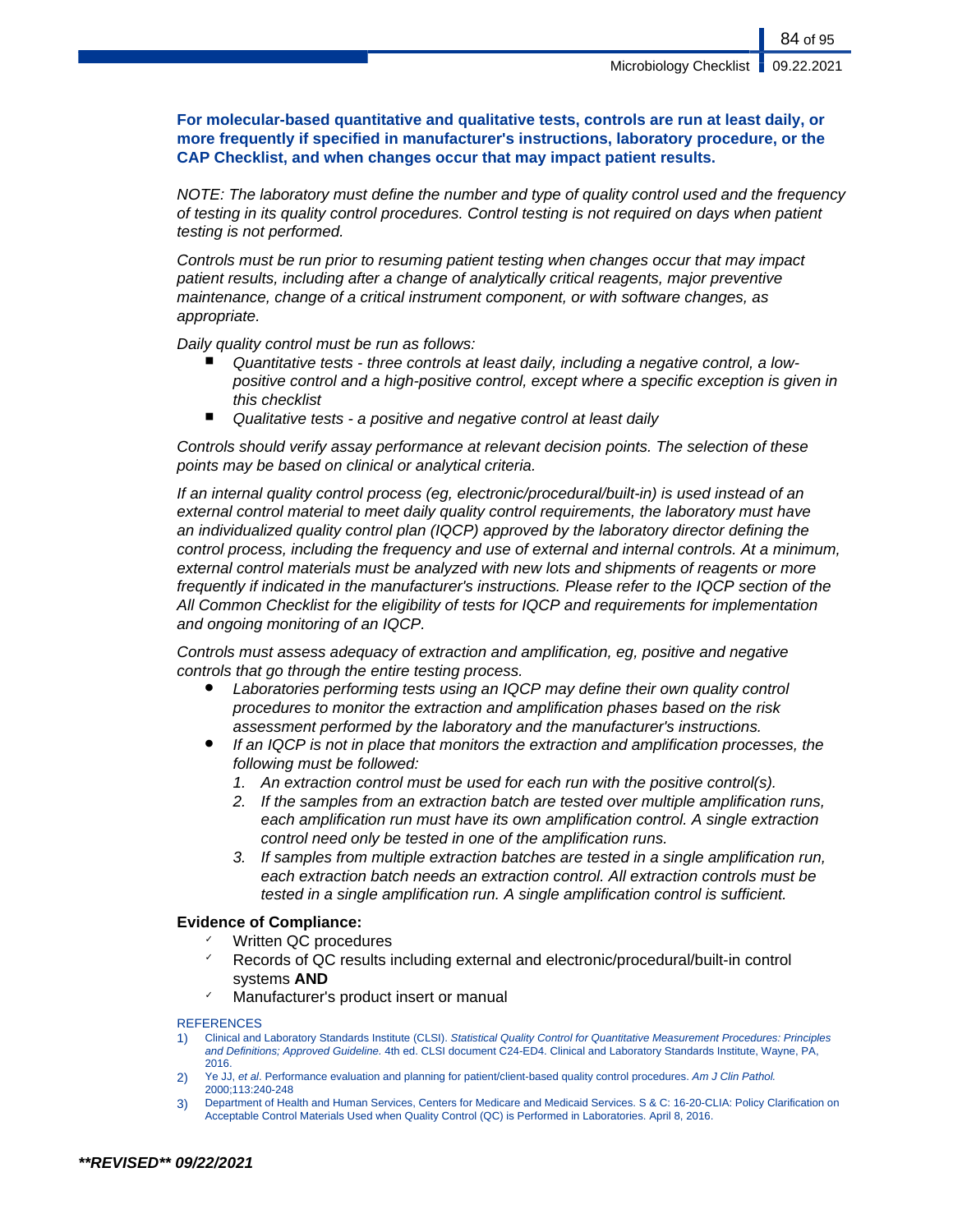**For molecular-based quantitative and qualitative tests, controls are run at least daily, or more frequently if specified in manufacturer's instructions, laboratory procedure, or the CAP Checklist, and when changes occur that may impact patient results.**

*NOTE: The laboratory must define the number and type of quality control used and the frequency of testing in its quality control procedures. Control testing is not required on days when patient testing is not performed.*

*Controls must be run prior to resuming patient testing when changes occur that may impact patient results, including after a change of analytically critical reagents, major preventive maintenance, change of a critical instrument component, or with software changes, as appropriate.*

*Daily quality control must be run as follows:*

- *Quantitative tests - three controls at least daily, including a negative control, a low-positive control and a high-positive control, except where a specific exception is given in this checklist*
- *Qualitative tests - a positive and negative control at least daily*

*Controls should verify assay performance at relevant decision points. The selection of these points may be based on clinical or analytical criteria.*

*If an internal quality control process (eg, electronic/procedural/built-in) is used instead of an external control material to meet daily quality control requirements, the laboratory must have an individualized quality control plan (IQCP) approved by the laboratory director defining the control process, including the frequency and use of external and internal controls. At a minimum, external control materials must be analyzed with new lots and shipments of reagents or more frequently if indicated in the manufacturer's instructions. Please refer to the IQCP section of the All Common Checklist for the eligibility of tests for IQCP and requirements for implementation and ongoing monitoring of an IQCP.*

*Controls must assess adequacy of extraction and amplification, eg, positive and negative controls that go through the entire testing process.*

- *Laboratories performing tests using an IQCP may define their own quality control procedures to monitor the extraction and amplification phases based on the risk assessment performed by the laboratory and the manufacturer's instructions.*
- *If an IQCP is not in place that monitors the extraction and amplification processes, the following must be followed:*
  1. *An extraction control must be used for each run with the positive control(s).*
  2. *If the samples from an extraction batch are tested over multiple amplification runs, each amplification run must have its own amplification control. A single extraction control need only be tested in one of the amplification runs.*
  3. *If samples from multiple extraction batches are tested in a single amplification run, each extraction batch needs an extraction control. All extraction controls must be tested in a single amplification run. A single amplification control is sufficient.*

**Evidence of Compliance:**

- ✓ Written QC procedures
- ✓ Records of QC results including external and electronic/procedural/built-in control systems **AND**
- ✓ Manufacturer's product insert or manual

REFERENCES

1) Clinical and Laboratory Standards Institute (CLSI). *Statistical Quality Control for Quantitative Measurement Procedures: Principles and Definitions; Approved Guideline.* 4th ed. CLSI document C24-ED4. Clinical and Laboratory Standards Institute, Wayne, PA, 2016.
2) Ye JJ, *et al*. Performance evaluation and planning for patient/client-based quality control procedures. *Am J Clin Pathol.* 2000;113:240-248
3) Department of Health and Human Services, Centers for Medicare and Medicaid Services. S & C: 16-20-CLIA: Policy Clarification on Acceptable Control Materials Used when Quality Control (QC) is Performed in Laboratories. April 8, 2016.

***\*\*REVISED\*\* 09/22/2021***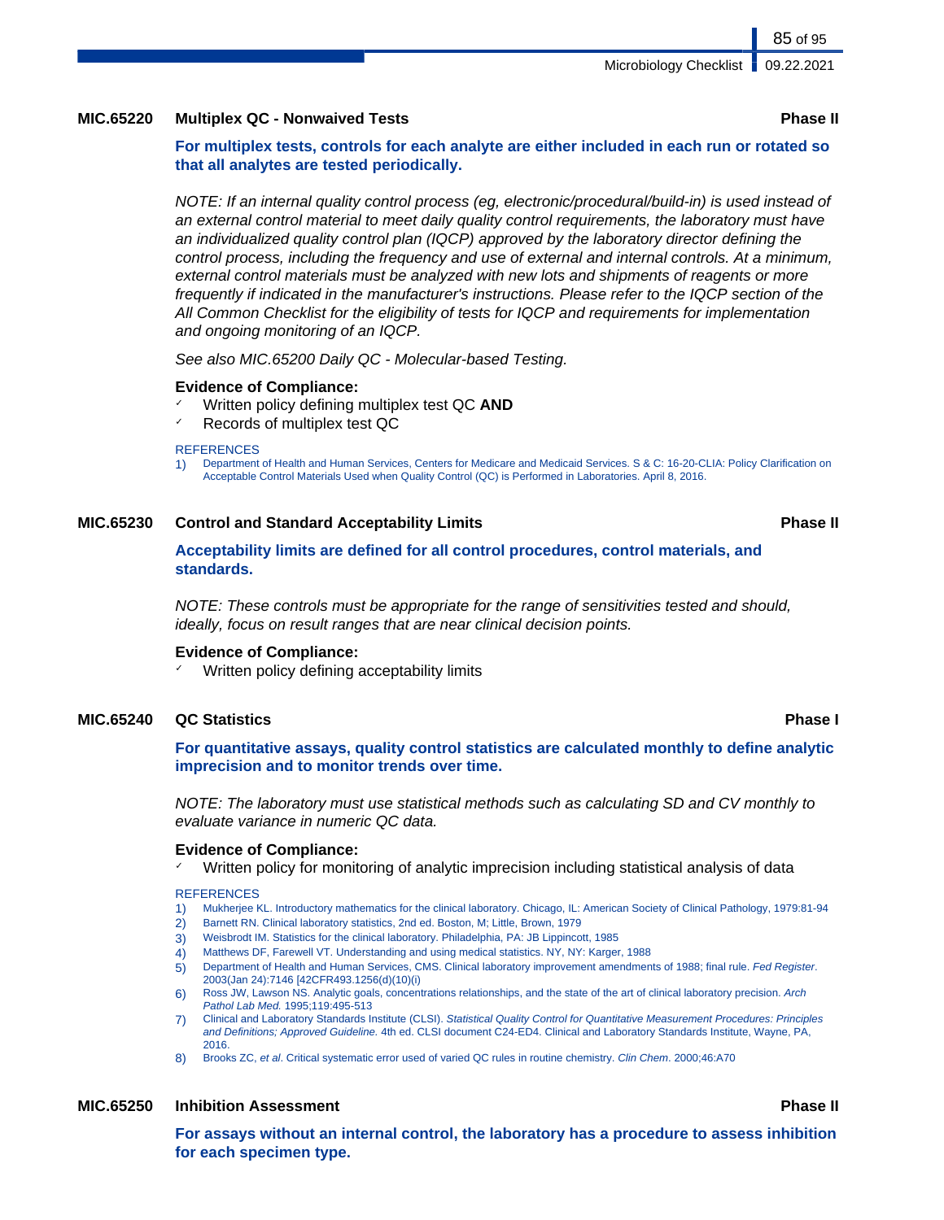### MIC.65220 Multiplex QC - Nonwaived Tests — Phase II

**For multiplex tests, controls for each analyte are either included in each run or rotated so that all analytes are tested periodically.**

*NOTE: If an internal quality control process (eg, electronic/procedural/build-in) is used instead of an external control material to meet daily quality control requirements, the laboratory must have an individualized quality control plan (IQCP) approved by the laboratory director defining the control process, including the frequency and use of external and internal controls. At a minimum, external control materials must be analyzed with new lots and shipments of reagents or more frequently if indicated in the manufacturer's instructions. Please refer to the IQCP section of the All Common Checklist for the eligibility of tests for IQCP and requirements for implementation and ongoing monitoring of an IQCP.*

*See also MIC.65200 Daily QC - Molecular-based Testing.*

**Evidence of Compliance:**

- ✓ Written policy defining multiplex test QC **AND**
- ✓ Records of multiplex test QC

REFERENCES

1) Department of Health and Human Services, Centers for Medicare and Medicaid Services. S & C: 16-20-CLIA: Policy Clarification on Acceptable Control Materials Used when Quality Control (QC) is Performed in Laboratories. April 8, 2016.

### MIC.65230 Control and Standard Acceptability Limits — Phase II

**Acceptability limits are defined for all control procedures, control materials, and standards.**

*NOTE: These controls must be appropriate for the range of sensitivities tested and should, ideally, focus on result ranges that are near clinical decision points.*

**Evidence of Compliance:**

- ✓ Written policy defining acceptability limits

### MIC.65240 QC Statistics — Phase I

**For quantitative assays, quality control statistics are calculated monthly to define analytic imprecision and to monitor trends over time.**

*NOTE: The laboratory must use statistical methods such as calculating SD and CV monthly to evaluate variance in numeric QC data.*

**Evidence of Compliance:**

- ✓ Written policy for monitoring of analytic imprecision including statistical analysis of data

REFERENCES

1) Mukherjee KL. Introductory mathematics for the clinical laboratory. Chicago, IL: American Society of Clinical Pathology, 1979:81-94
2) Barnett RN. Clinical laboratory statistics, 2nd ed. Boston, M; Little, Brown, 1979
3) Weisbrodt IM. Statistics for the clinical laboratory. Philadelphia, PA: JB Lippincott, 1985
4) Matthews DF, Farewell VT. Understanding and using medical statistics. NY, NY: Karger, 1988
5) Department of Health and Human Services, CMS. Clinical laboratory improvement amendments of 1988; final rule. *Fed Register*. 2003(Jan 24):7146 [42CFR493.1256(d)(10)(i)
6) Ross JW, Lawson NS. Analytic goals, concentrations relationships, and the state of the art of clinical laboratory precision. *Arch Pathol Lab Med.* 1995;119:495-513
7) Clinical and Laboratory Standards Institute (CLSI). *Statistical Quality Control for Quantitative Measurement Procedures: Principles and Definitions; Approved Guideline.* 4th ed. CLSI document C24-ED4. Clinical and Laboratory Standards Institute, Wayne, PA, 2016.
8) Brooks ZC, *et al*. Critical systematic error used of varied QC rules in routine chemistry. *Clin Chem*. 2000;46:A70

### MIC.65250 Inhibition Assessment — Phase II

**For assays without an internal control, the laboratory has a procedure to assess inhibition for each specimen type.**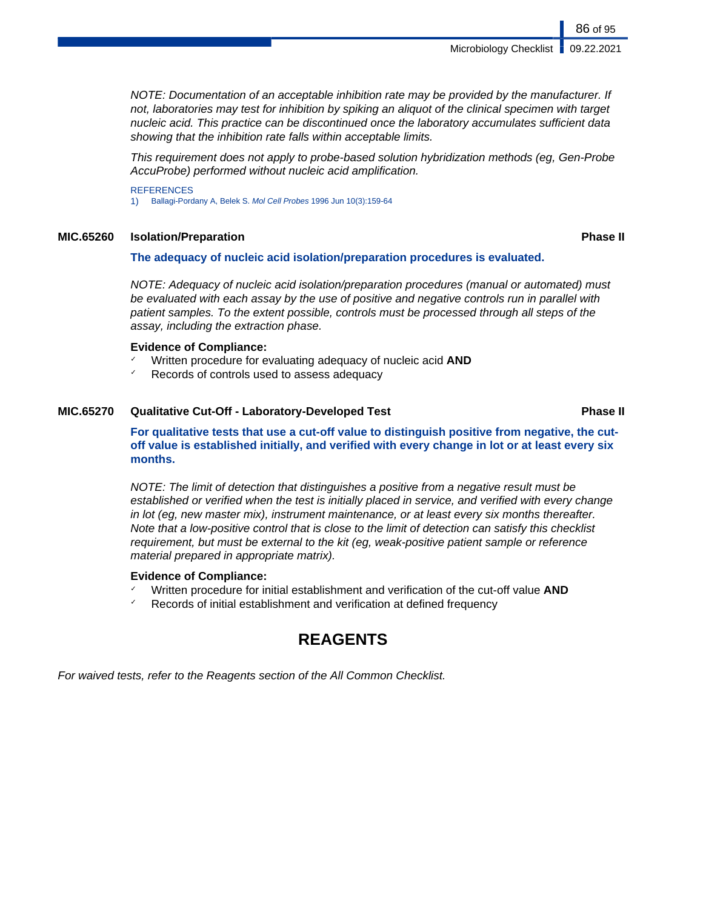*NOTE: Documentation of an acceptable inhibition rate may be provided by the manufacturer. If not, laboratories may test for inhibition by spiking an aliquot of the clinical specimen with target nucleic acid. This practice can be discontinued once the laboratory accumulates sufficient data showing that the inhibition rate falls within acceptable limits.*

*This requirement does not apply to probe-based solution hybridization methods (eg, Gen-Probe AccuProbe) performed without nucleic acid amplification.*

REFERENCES

1) Ballagi-Pordany A, Belek S. *Mol Cell Probes* 1996 Jun 10(3):159-64

### MIC.65260 Isolation/Preparation — Phase II

**The adequacy of nucleic acid isolation/preparation procedures is evaluated.**

*NOTE: Adequacy of nucleic acid isolation/preparation procedures (manual or automated) must be evaluated with each assay by the use of positive and negative controls run in parallel with patient samples. To the extent possible, controls must be processed through all steps of the assay, including the extraction phase.*

**Evidence of Compliance:**

- ✓ Written procedure for evaluating adequacy of nucleic acid **AND**
- ✓ Records of controls used to assess adequacy

### MIC.65270 Qualitative Cut-Off - Laboratory-Developed Test — Phase II

**For qualitative tests that use a cut-off value to distinguish positive from negative, the cut-off value is established initially, and verified with every change in lot or at least every six months.**

*NOTE: The limit of detection that distinguishes a positive from a negative result must be established or verified when the test is initially placed in service, and verified with every change in lot (eg, new master mix), instrument maintenance, or at least every six months thereafter. Note that a low-positive control that is close to the limit of detection can satisfy this checklist requirement, but must be external to the kit (eg, weak-positive patient sample or reference material prepared in appropriate matrix).*

**Evidence of Compliance:**

- ✓ Written procedure for initial establishment and verification of the cut-off value **AND**
- ✓ Records of initial establishment and verification at defined frequency

## REAGENTS

*For waived tests, refer to the Reagents section of the All Common Checklist.*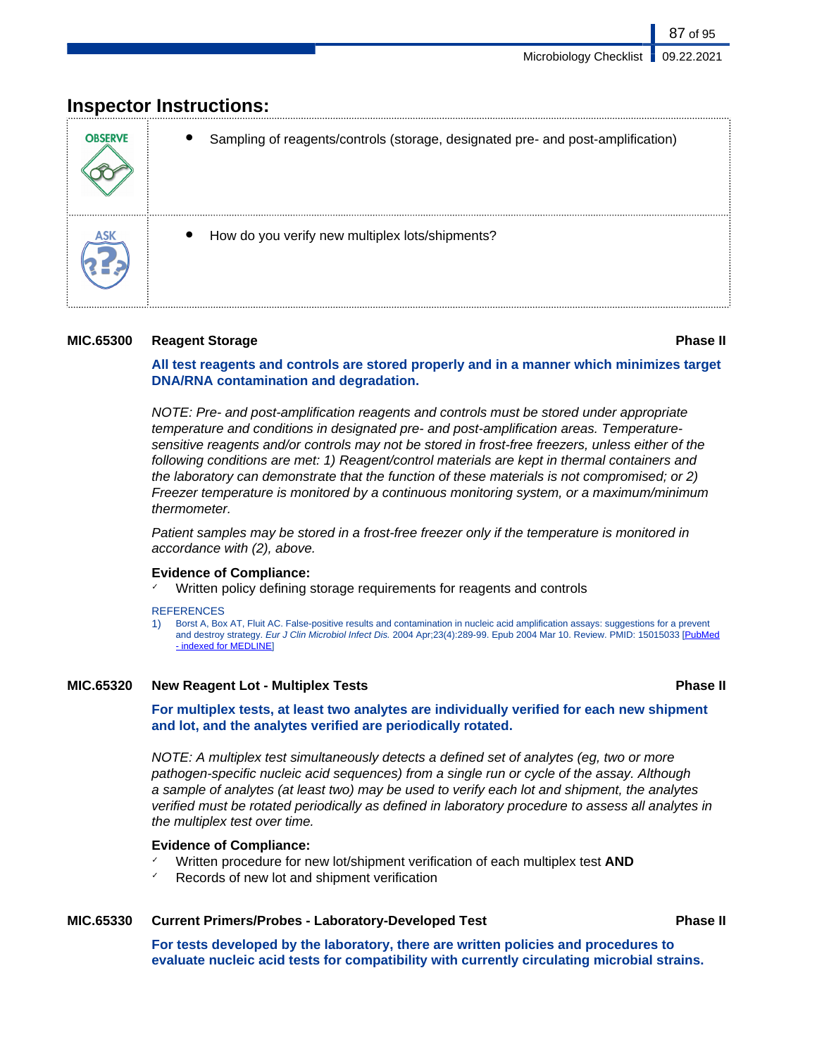## Inspector Instructions:

| | |
|---|---|
| OBSERVE | • Sampling of reagents/controls (storage, designated pre- and post-amplification) |
| ASK | • How do you verify new multiplex lots/shipments? |

### MIC.65300 Reagent Storage — Phase II

**All test reagents and controls are stored properly and in a manner which minimizes target DNA/RNA contamination and degradation.**

*NOTE: Pre- and post-amplification reagents and controls must be stored under appropriate temperature and conditions in designated pre- and post-amplification areas. Temperature-sensitive reagents and/or controls may not be stored in frost-free freezers, unless either of the following conditions are met: 1) Reagent/control materials are kept in thermal containers and the laboratory can demonstrate that the function of these materials is not compromised; or 2) Freezer temperature is monitored by a continuous monitoring system, or a maximum/minimum thermometer.*

*Patient samples may be stored in a frost-free freezer only if the temperature is monitored in accordance with (2), above.*

**Evidence of Compliance:**

- ✓ Written policy defining storage requirements for reagents and controls

REFERENCES

1) Borst A, Box AT, Fluit AC. False-positive results and contamination in nucleic acid amplification assays: suggestions for a prevent and destroy strategy. *Eur J Clin Microbiol Infect Dis.* 2004 Apr;23(4):289-99. Epub 2004 Mar 10. Review. PMID: 15015033 [PubMed - indexed for MEDLINE]

### MIC.65320 New Reagent Lot - Multiplex Tests — Phase II

**For multiplex tests, at least two analytes are individually verified for each new shipment and lot, and the analytes verified are periodically rotated.**

*NOTE: A multiplex test simultaneously detects a defined set of analytes (eg, two or more pathogen-specific nucleic acid sequences) from a single run or cycle of the assay. Although a sample of analytes (at least two) may be used to verify each lot and shipment, the analytes verified must be rotated periodically as defined in laboratory procedure to assess all analytes in the multiplex test over time.*

**Evidence of Compliance:**

- ✓ Written procedure for new lot/shipment verification of each multiplex test **AND**
- ✓ Records of new lot and shipment verification

### MIC.65330 Current Primers/Probes - Laboratory-Developed Test — Phase II

**For tests developed by the laboratory, there are written policies and procedures to evaluate nucleic acid tests for compatibility with currently circulating microbial strains.**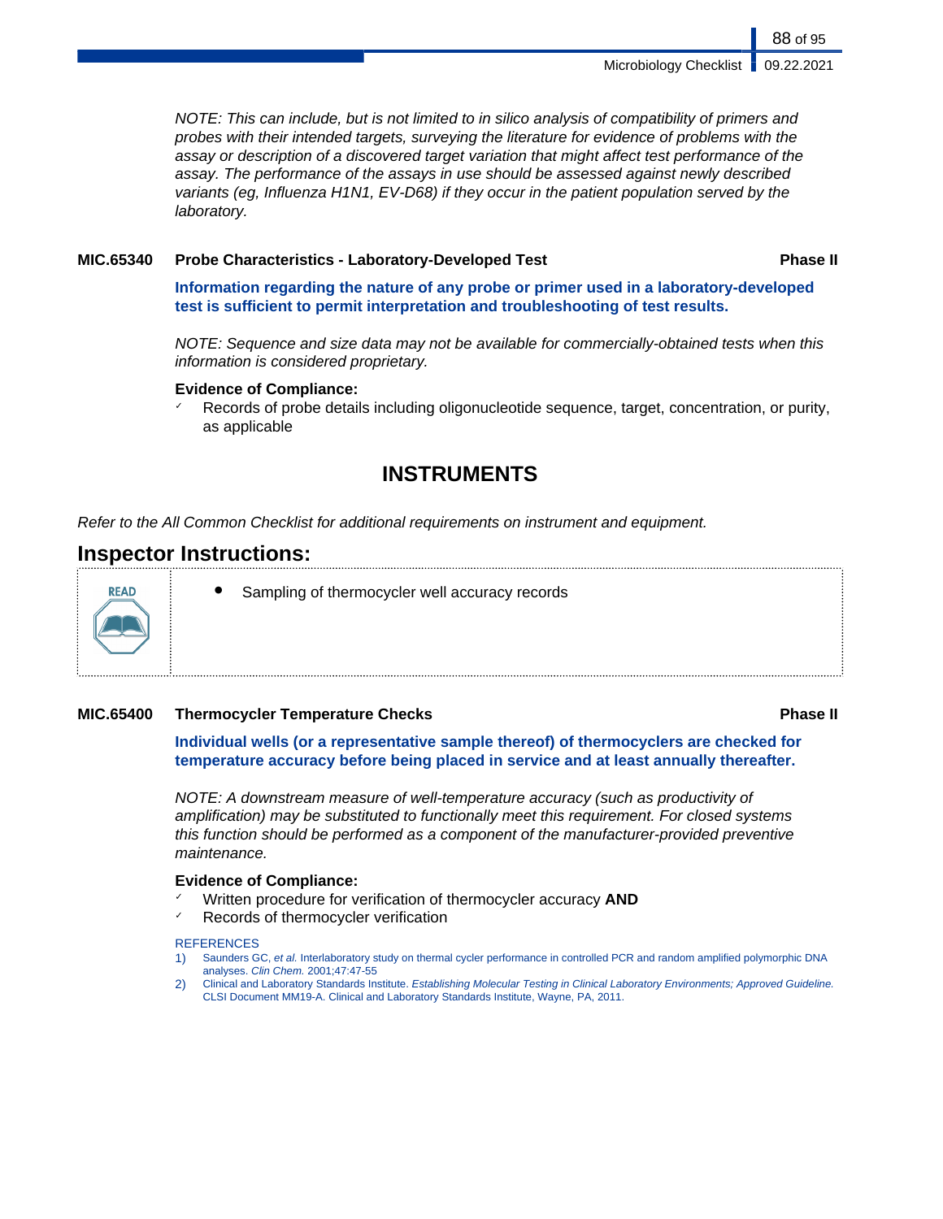*NOTE: This can include, but is not limited to in silico analysis of compatibility of primers and probes with their intended targets, surveying the literature for evidence of problems with the assay or description of a discovered target variation that might affect test performance of the assay. The performance of the assays in use should be assessed against newly described variants (eg, Influenza H1N1, EV-D68) if they occur in the patient population served by the laboratory.*

**MIC.65340 Probe Characteristics - Laboratory-Developed Test — Phase II**

**Information regarding the nature of any probe or primer used in a laboratory-developed test is sufficient to permit interpretation and troubleshooting of test results.**

*NOTE: Sequence and size data may not be available for commercially-obtained tests when this information is considered proprietary.*

**Evidence of Compliance:**
- ✓ Records of probe details including oligonucleotide sequence, target, concentration, or purity, as applicable

## INSTRUMENTS

*Refer to the All Common Checklist for additional requirements on instrument and equipment.*

## Inspector Instructions:

READ

- Sampling of thermocycler well accuracy records

**MIC.65400 Thermocycler Temperature Checks — Phase II**

**Individual wells (or a representative sample thereof) of thermocyclers are checked for temperature accuracy before being placed in service and at least annually thereafter.**

*NOTE: A downstream measure of well-temperature accuracy (such as productivity of amplification) may be substituted to functionally meet this requirement. For closed systems this function should be performed as a component of the manufacturer-provided preventive maintenance.*

**Evidence of Compliance:**
- ✓ Written procedure for verification of thermocycler accuracy **AND**
- ✓ Records of thermocycler verification

REFERENCES

1) Saunders GC, *et al.* Interlaboratory study on thermal cycler performance in controlled PCR and random amplified polymorphic DNA analyses. *Clin Chem.* 2001;47:47-55
2) Clinical and Laboratory Standards Institute. *Establishing Molecular Testing in Clinical Laboratory Environments; Approved Guideline.* CLSI Document MM19-A. Clinical and Laboratory Standards Institute, Wayne, PA, 2011.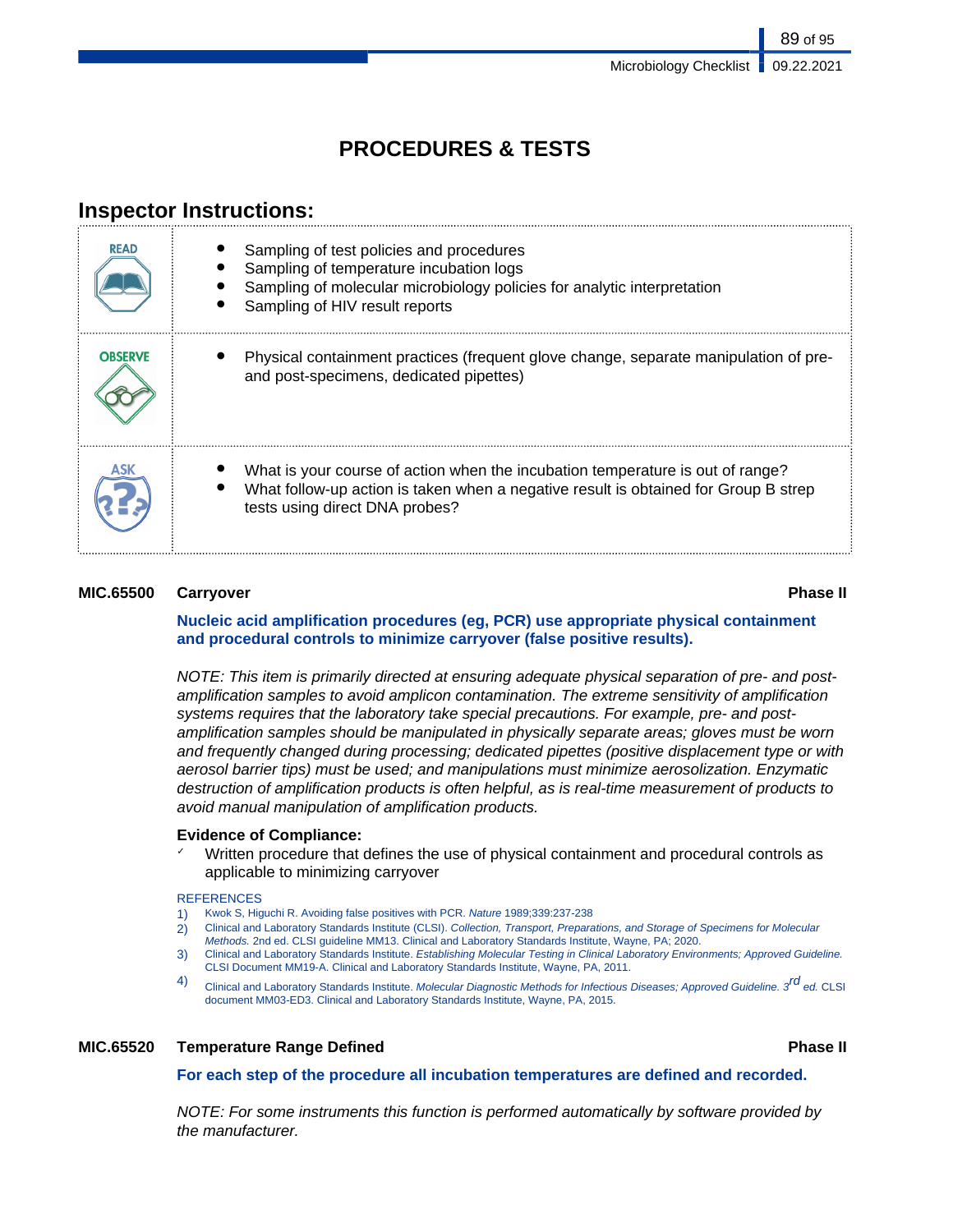# PROCEDURES & TESTS

## Inspector Instructions:

| | |
|---|---|
| READ | • Sampling of test policies and procedures<br>• Sampling of temperature incubation logs<br>• Sampling of molecular microbiology policies for analytic interpretation<br>• Sampling of HIV result reports |
| OBSERVE | • Physical containment practices (frequent glove change, separate manipulation of pre- and post-specimens, dedicated pipettes) |
| ASK | • What is your course of action when the incubation temperature is out of range?<br>• What follow-up action is taken when a negative result is obtained for Group B strep tests using direct DNA probes? |

**MIC.65500 Carryover** **Phase II**

**Nucleic acid amplification procedures (eg, PCR) use appropriate physical containment and procedural controls to minimize carryover (false positive results).**

*NOTE: This item is primarily directed at ensuring adequate physical separation of pre- and post-amplification samples to avoid amplicon contamination. The extreme sensitivity of amplification systems requires that the laboratory take special precautions. For example, pre- and post-amplification samples should be manipulated in physically separate areas; gloves must be worn and frequently changed during processing; dedicated pipettes (positive displacement type or with aerosol barrier tips) must be used; and manipulations must minimize aerosolization. Enzymatic destruction of amplification products is often helpful, as is real-time measurement of products to avoid manual manipulation of amplification products.*

**Evidence of Compliance:**

✓ Written procedure that defines the use of physical containment and procedural controls as applicable to minimizing carryover

REFERENCES

1) Kwok S, Higuchi R. Avoiding false positives with PCR. *Nature* 1989;339:237-238
2) Clinical and Laboratory Standards Institute (CLSI). *Collection, Transport, Preparations, and Storage of Specimens for Molecular Methods.* 2nd ed. CLSI guideline MM13. Clinical and Laboratory Standards Institute, Wayne, PA; 2020.
3) Clinical and Laboratory Standards Institute. *Establishing Molecular Testing in Clinical Laboratory Environments; Approved Guideline.* CLSI Document MM19-A. Clinical and Laboratory Standards Institute, Wayne, PA, 2011.
4) Clinical and Laboratory Standards Institute. *Molecular Diagnostic Methods for Infectious Diseases; Approved Guideline. 3rd ed.* CLSI document MM03-ED3. Clinical and Laboratory Standards Institute, Wayne, PA, 2015.

**MIC.65520 Temperature Range Defined** **Phase II**

**For each step of the procedure all incubation temperatures are defined and recorded.**

*NOTE: For some instruments this function is performed automatically by software provided by the manufacturer.*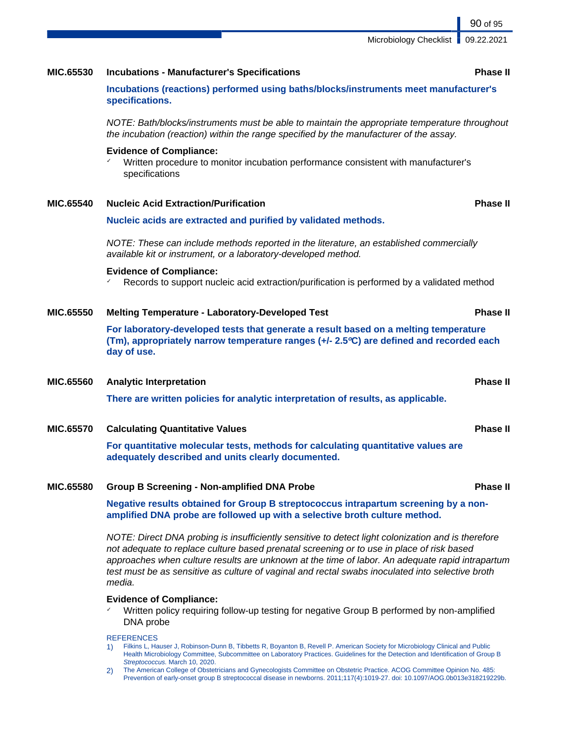### MIC.65530 Incubations - Manufacturer's Specifications — Phase II

**Incubations (reactions) performed using baths/blocks/instruments meet manufacturer's specifications.**

*NOTE: Bath/blocks/instruments must be able to maintain the appropriate temperature throughout the incubation (reaction) within the range specified by the manufacturer of the assay.*

**Evidence of Compliance:**

- ✓ Written procedure to monitor incubation performance consistent with manufacturer's specifications

### MIC.65540 Nucleic Acid Extraction/Purification — Phase II

**Nucleic acids are extracted and purified by validated methods.**

*NOTE: These can include methods reported in the literature, an established commercially available kit or instrument, or a laboratory-developed method.*

**Evidence of Compliance:**

- ✓ Records to support nucleic acid extraction/purification is performed by a validated method

### MIC.65550 Melting Temperature - Laboratory-Developed Test — Phase II

**For laboratory-developed tests that generate a result based on a melting temperature (Tm), appropriately narrow temperature ranges (+/- 2.5ºC) are defined and recorded each day of use.**

### MIC.65560 Analytic Interpretation — Phase II

**There are written policies for analytic interpretation of results, as applicable.**

### MIC.65570 Calculating Quantitative Values — Phase II

**For quantitative molecular tests, methods for calculating quantitative values are adequately described and units clearly documented.**

### MIC.65580 Group B Screening - Non-amplified DNA Probe — Phase II

**Negative results obtained for Group B streptococcus intrapartum screening by a non-amplified DNA probe are followed up with a selective broth culture method.**

*NOTE: Direct DNA probing is insufficiently sensitive to detect light colonization and is therefore not adequate to replace culture based prenatal screening or to use in place of risk based approaches when culture results are unknown at the time of labor. An adequate rapid intrapartum test must be as sensitive as culture of vaginal and rectal swabs inoculated into selective broth media.*

**Evidence of Compliance:**

- ✓ Written policy requiring follow-up testing for negative Group B performed by non-amplified DNA probe

REFERENCES

1) Filkins L, Hauser J, Robinson-Dunn B, Tibbetts R, Boyanton B, Revell P. American Society for Microbiology Clinical and Public Health Microbiology Committee, Subcommittee on Laboratory Practices. Guidelines for the Detection and Identification of Group B *Streptococcus.* March 10, 2020.
2) The American College of Obstetricians and Gynecologists Committee on Obstetric Practice. ACOG Committee Opinion No. 485: Prevention of early-onset group B streptococcal disease in newborns. 2011;117(4):1019-27. doi: 10.1097/AOG.0b013e318219229b.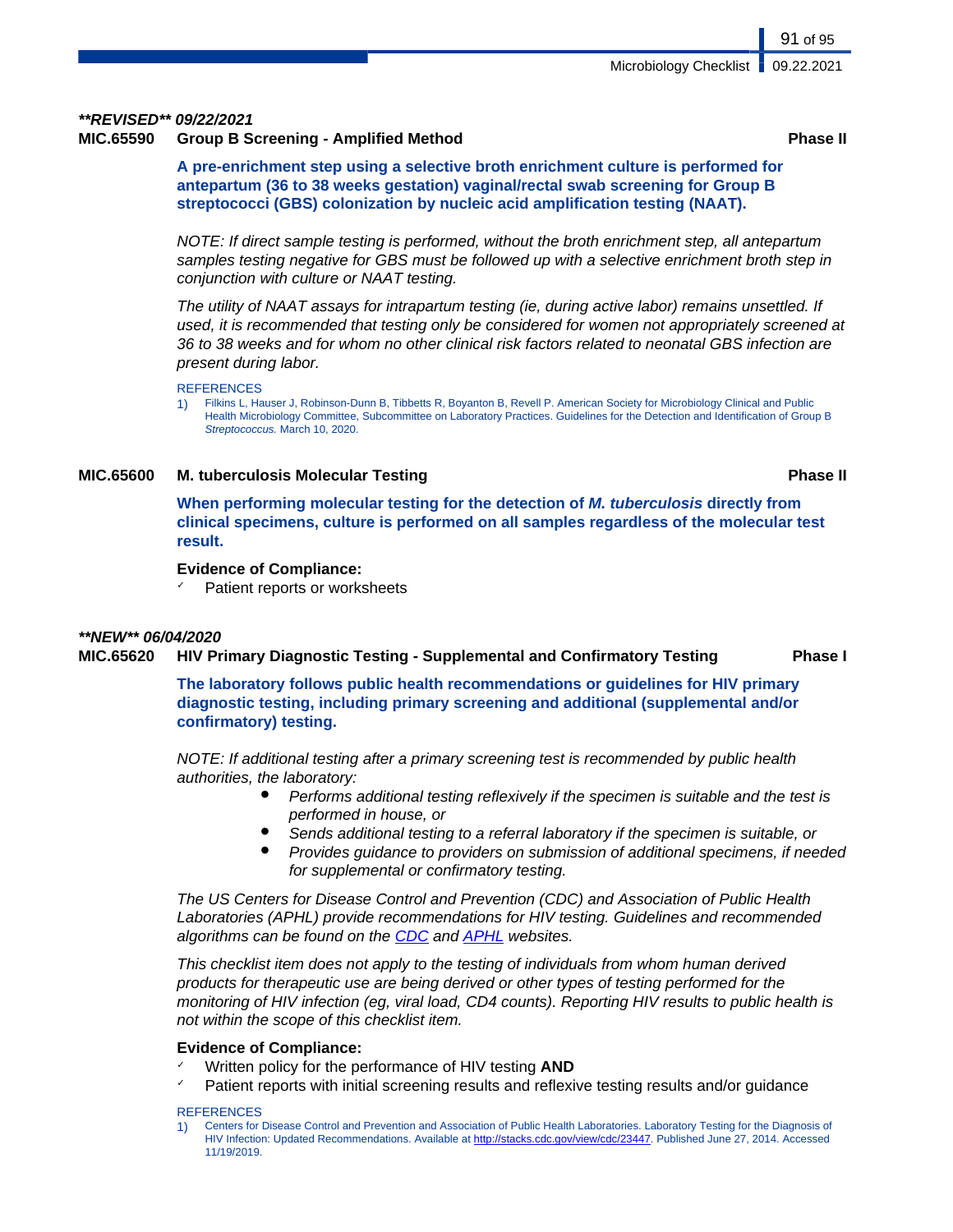***\*\*REVISED\*\* 09/22/2021***

**MIC.65590 Group B Screening - Amplified Method** **Phase II**

**A pre-enrichment step using a selective broth enrichment culture is performed for antepartum (36 to 38 weeks gestation) vaginal/rectal swab screening for Group B streptococci (GBS) colonization by nucleic acid amplification testing (NAAT).**

*NOTE: If direct sample testing is performed, without the broth enrichment step, all antepartum samples testing negative for GBS must be followed up with a selective enrichment broth step in conjunction with culture or NAAT testing.*

*The utility of NAAT assays for intrapartum testing (ie, during active labor) remains unsettled. If used, it is recommended that testing only be considered for women not appropriately screened at 36 to 38 weeks and for whom no other clinical risk factors related to neonatal GBS infection are present during labor.*

REFERENCES

1) Filkins L, Hauser J, Robinson-Dunn B, Tibbetts R, Boyanton B, Revell P. American Society for Microbiology Clinical and Public Health Microbiology Committee, Subcommittee on Laboratory Practices. Guidelines for the Detection and Identification of Group B *Streptococcus.* March 10, 2020.

**MIC.65600 M. tuberculosis Molecular Testing** **Phase II**

**When performing molecular testing for the detection of *M. tuberculosis* directly from clinical specimens, culture is performed on all samples regardless of the molecular test result.**

**Evidence of Compliance:**

- ✓ Patient reports or worksheets

***\*\*NEW\*\* 06/04/2020***

**MIC.65620 HIV Primary Diagnostic Testing - Supplemental and Confirmatory Testing** **Phase I**

**The laboratory follows public health recommendations or guidelines for HIV primary diagnostic testing, including primary screening and additional (supplemental and/or confirmatory) testing.**

*NOTE: If additional testing after a primary screening test is recommended by public health authorities, the laboratory:*

- *Performs additional testing reflexively if the specimen is suitable and the test is performed in house, or*
- *Sends additional testing to a referral laboratory if the specimen is suitable, or*
- *Provides guidance to providers on submission of additional specimens, if needed for supplemental or confirmatory testing.*

*The US Centers for Disease Control and Prevention (CDC) and Association of Public Health Laboratories (APHL) provide recommendations for HIV testing. Guidelines and recommended algorithms can be found on the CDC and APHL websites.*

*This checklist item does not apply to the testing of individuals from whom human derived products for therapeutic use are being derived or other types of testing performed for the monitoring of HIV infection (eg, viral load, CD4 counts). Reporting HIV results to public health is not within the scope of this checklist item.*

**Evidence of Compliance:**

- ✓ Written policy for the performance of HIV testing **AND**
- ✓ Patient reports with initial screening results and reflexive testing results and/or guidance

REFERENCES

1) Centers for Disease Control and Prevention and Association of Public Health Laboratories. Laboratory Testing for the Diagnosis of HIV Infection: Updated Recommendations. Available at http://stacks.cdc.gov/view/cdc/23447. Published June 27, 2014. Accessed 11/19/2019.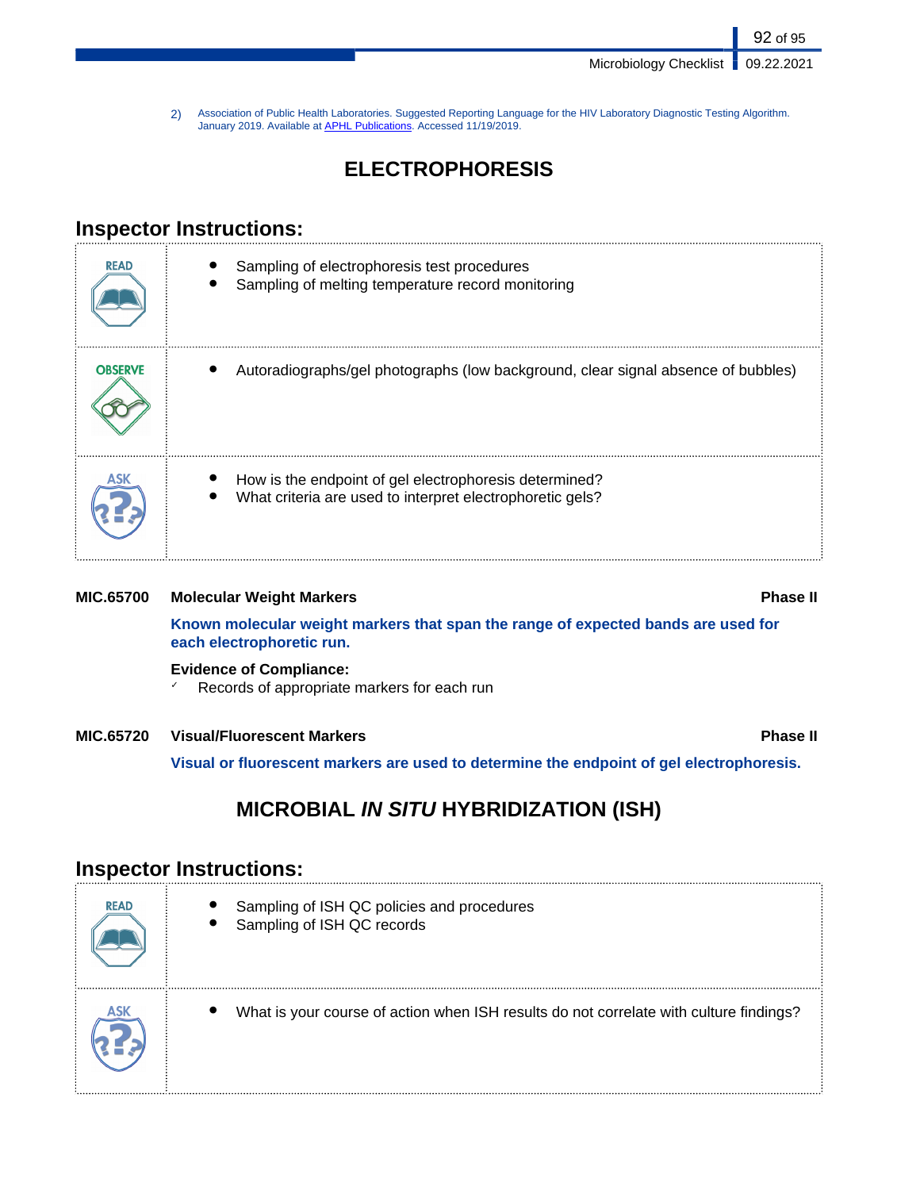2) Association of Public Health Laboratories. Suggested Reporting Language for the HIV Laboratory Diagnostic Testing Algorithm. January 2019. Available at APHL Publications. Accessed 11/19/2019.

# ELECTROPHORESIS

## Inspector Instructions:

| | |
|---|---|
| READ | • Sampling of electrophoresis test procedures<br>• Sampling of melting temperature record monitoring |
| OBSERVE | • Autoradiographs/gel photographs (low background, clear signal absence of bubbles) |
| ASK | • How is the endpoint of gel electrophoresis determined?<br>• What criteria are used to interpret electrophoretic gels? |

**MIC.65700 Molecular Weight Markers** **Phase II**

**Known molecular weight markers that span the range of expected bands are used for each electrophoretic run.**

**Evidence of Compliance:**

✓ Records of appropriate markers for each run

**MIC.65720 Visual/Fluorescent Markers** **Phase II**

**Visual or fluorescent markers are used to determine the endpoint of gel electrophoresis.**

# MICROBIAL *IN SITU* HYBRIDIZATION (ISH)

## Inspector Instructions:

| | |
|---|---|
| READ | • Sampling of ISH QC policies and procedures<br>• Sampling of ISH QC records |
| ASK | • What is your course of action when ISH results do not correlate with culture findings? |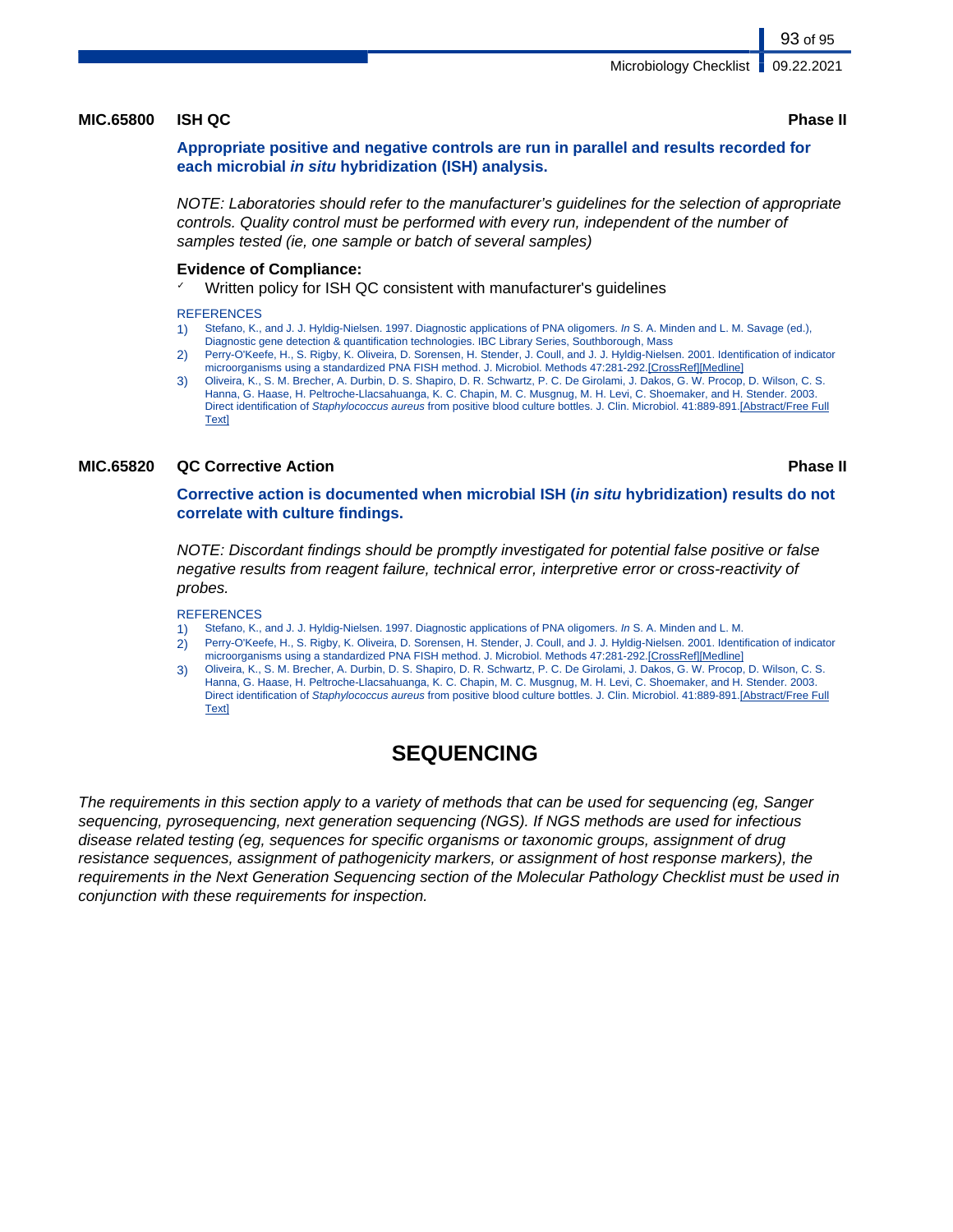**MIC.65800 ISH QC** **Phase II**

**Appropriate positive and negative controls are run in parallel and results recorded for each microbial *in situ* hybridization (ISH) analysis.**

*NOTE: Laboratories should refer to the manufacturer's guidelines for the selection of appropriate controls. Quality control must be performed with every run, independent of the number of samples tested (ie, one sample or batch of several samples)*

**Evidence of Compliance:**

- ✓ Written policy for ISH QC consistent with manufacturer's guidelines

REFERENCES

1) Stefano, K., and J. J. Hyldig-Nielsen. 1997. Diagnostic applications of PNA oligomers. *In* S. A. Minden and L. M. Savage (ed.), Diagnostic gene detection & quantification technologies. IBC Library Series, Southborough, Mass
2) Perry-O'Keefe, H., S. Rigby, K. Oliveira, D. Sorensen, H. Stender, J. Coull, and J. J. Hyldig-Nielsen. 2001. Identification of indicator microorganisms using a standardized PNA FISH method. J. Microbiol. Methods 47:281-292.[CrossRef][Medline]
3) Oliveira, K., S. M. Brecher, A. Durbin, D. S. Shapiro, D. R. Schwartz, P. C. De Girolami, J. Dakos, G. W. Procop, D. Wilson, C. S. Hanna, G. Haase, H. Peltroche-Llacsahuanga, K. C. Chapin, M. C. Musgnug, M. H. Levi, C. Shoemaker, and H. Stender. 2003. Direct identification of *Staphylococcus aureus* from positive blood culture bottles. J. Clin. Microbiol. 41:889-891.[Abstract/Free Full Text]

**MIC.65820 QC Corrective Action** **Phase II**

**Corrective action is documented when microbial ISH (*in situ* hybridization) results do not correlate with culture findings.**

*NOTE: Discordant findings should be promptly investigated for potential false positive or false negative results from reagent failure, technical error, interpretive error or cross-reactivity of probes.*

REFERENCES

1) Stefano, K., and J. J. Hyldig-Nielsen. 1997. Diagnostic applications of PNA oligomers. *In* S. A. Minden and L. M.
2) Perry-O'Keefe, H., S. Rigby, K. Oliveira, D. Sorensen, H. Stender, J. Coull, and J. J. Hyldig-Nielsen. 2001. Identification of indicator microorganisms using a standardized PNA FISH method. J. Microbiol. Methods 47:281-292.[CrossRef][Medline]
3) Oliveira, K., S. M. Brecher, A. Durbin, D. S. Shapiro, D. R. Schwartz, P. C. De Girolami, J. Dakos, G. W. Procop, D. Wilson, C. S. Hanna, G. Haase, H. Peltroche-Llacsahuanga, K. C. Chapin, M. C. Musgnug, M. H. Levi, C. Shoemaker, and H. Stender. 2003. Direct identification of *Staphylococcus aureus* from positive blood culture bottles. J. Clin. Microbiol. 41:889-891.[Abstract/Free Full Text]

# SEQUENCING

*The requirements in this section apply to a variety of methods that can be used for sequencing (eg, Sanger sequencing, pyrosequencing, next generation sequencing (NGS). If NGS methods are used for infectious disease related testing (eg, sequences for specific organisms or taxonomic groups, assignment of drug resistance sequences, assignment of pathogenicity markers, or assignment of host response markers), the requirements in the Next Generation Sequencing section of the Molecular Pathology Checklist must be used in conjunction with these requirements for inspection.*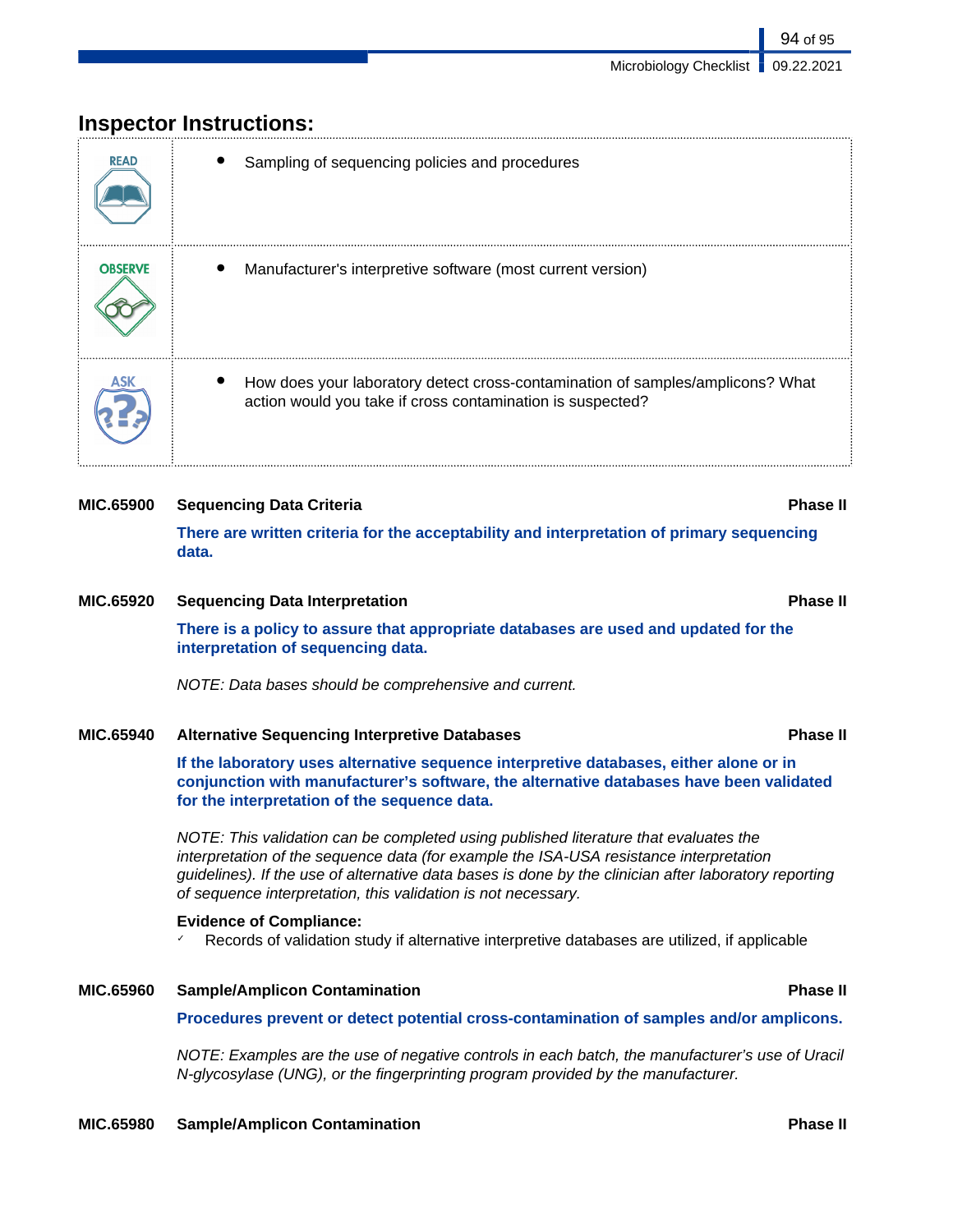## Inspector Instructions:

| | |
|---|---|
| READ | • Sampling of sequencing policies and procedures |
| OBSERVE | • Manufacturer's interpretive software (most current version) |
| ASK | • How does your laboratory detect cross-contamination of samples/amplicons? What action would you take if cross contamination is suspected? |

**MIC.65900 Sequencing Data Criteria** **Phase II**

**There are written criteria for the acceptability and interpretation of primary sequencing data.**

**MIC.65920 Sequencing Data Interpretation** **Phase II**

**There is a policy to assure that appropriate databases are used and updated for the interpretation of sequencing data.**

*NOTE: Data bases should be comprehensive and current.*

**MIC.65940 Alternative Sequencing Interpretive Databases** **Phase II**

**If the laboratory uses alternative sequence interpretive databases, either alone or in conjunction with manufacturer's software, the alternative databases have been validated for the interpretation of the sequence data.**

*NOTE: This validation can be completed using published literature that evaluates the interpretation of the sequence data (for example the ISA-USA resistance interpretation guidelines). If the use of alternative data bases is done by the clinician after laboratory reporting of sequence interpretation, this validation is not necessary.*

**Evidence of Compliance:**
- ✓ Records of validation study if alternative interpretive databases are utilized, if applicable

**MIC.65960 Sample/Amplicon Contamination** **Phase II**

**Procedures prevent or detect potential cross-contamination of samples and/or amplicons.**

*NOTE: Examples are the use of negative controls in each batch, the manufacturer's use of Uracil N-glycosylase (UNG), or the fingerprinting program provided by the manufacturer.*

**MIC.65980 Sample/Amplicon Contamination** **Phase II**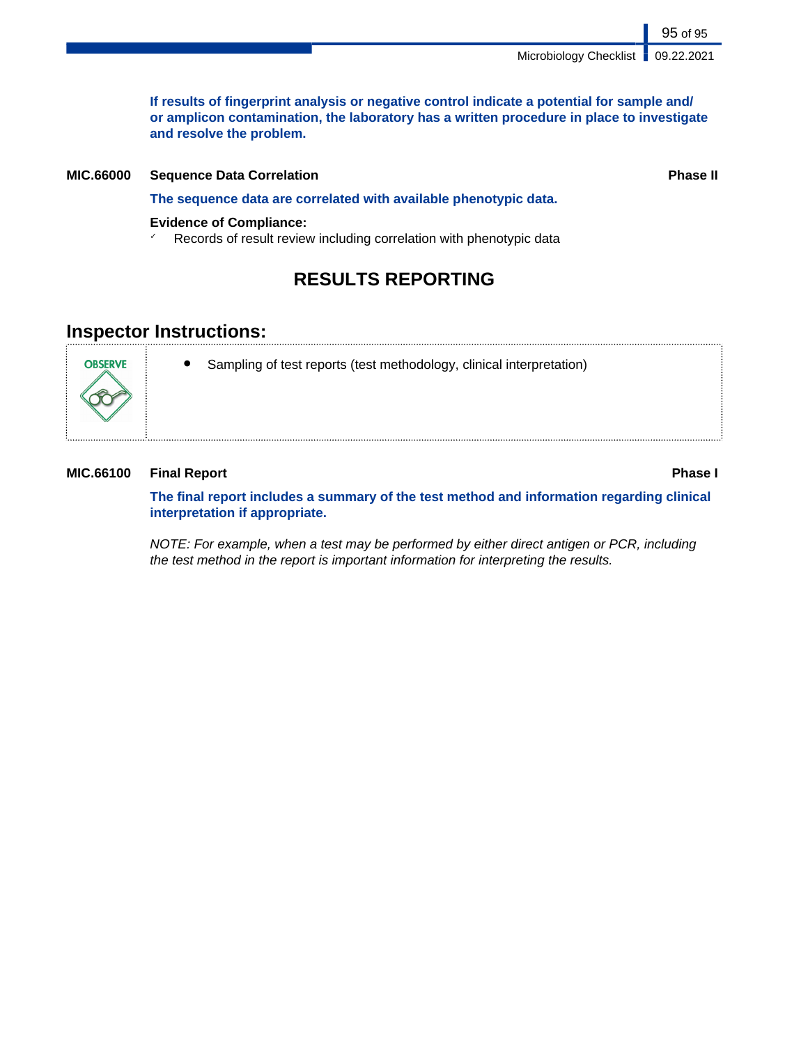**If results of fingerprint analysis or negative control indicate a potential for sample and/ or amplicon contamination, the laboratory has a written procedure in place to investigate and resolve the problem.**

**MIC.66000 Sequence Data Correlation** **Phase II**

**The sequence data are correlated with available phenotypic data.**

**Evidence of Compliance:**

- ✓ Records of result review including correlation with phenotypic data

## RESULTS REPORTING

### Inspector Instructions:

OBSERVE

- Sampling of test reports (test methodology, clinical interpretation)

**MIC.66100 Final Report** **Phase I**

**The final report includes a summary of the test method and information regarding clinical interpretation if appropriate.**

*NOTE: For example, when a test may be performed by either direct antigen or PCR, including the test method in the report is important information for interpreting the results.*